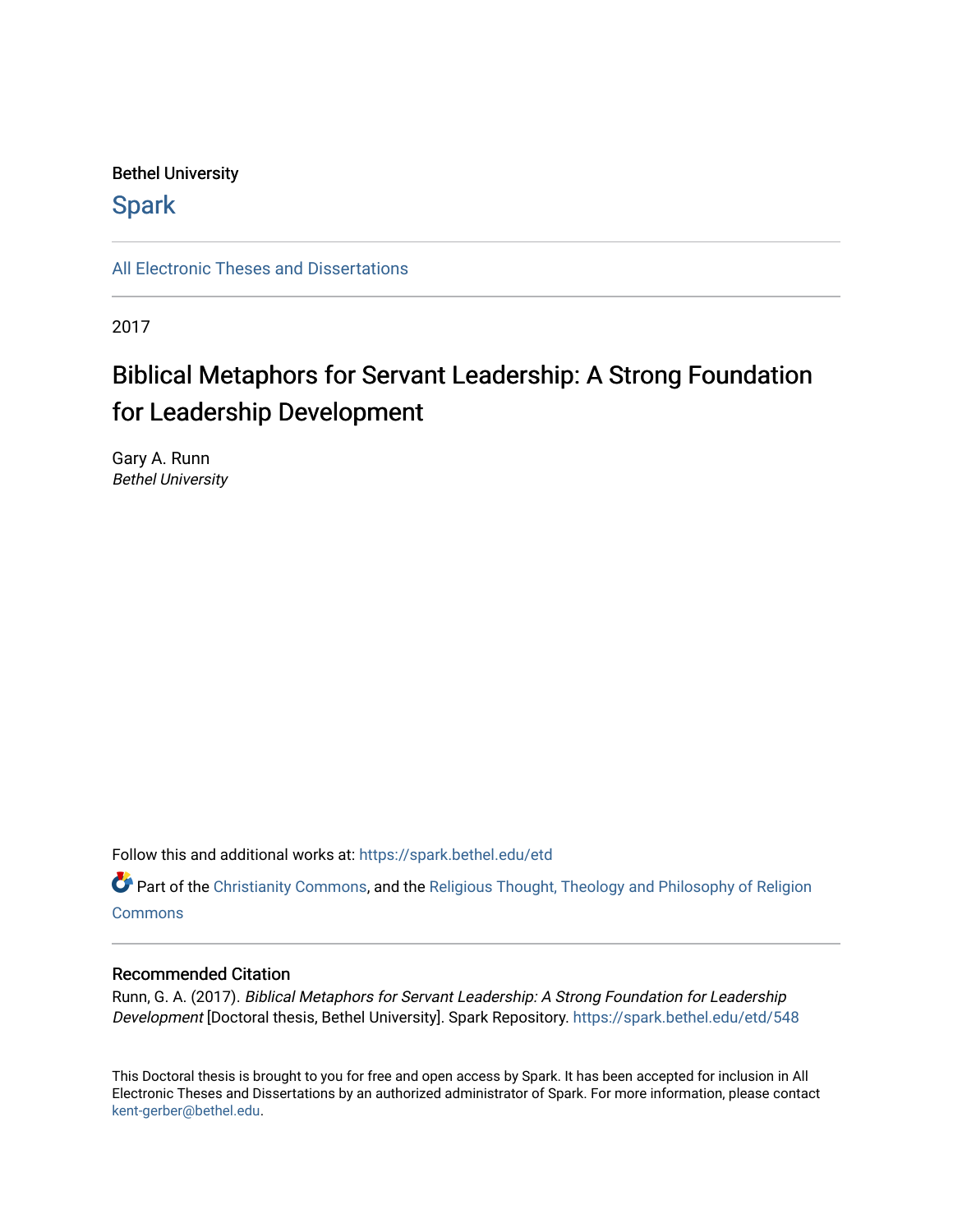Bethel University

## Spark

All Electronic Theses and Dissertations

2017

# Biblical Metaphors for Servant Leadership: A Strong Foundation for Leadership Development

Gary A. Runn
*Bethel University*

Follow this and additional works at: https://spark.bethel.edu/etd

Part of the Christianity Commons, and the Religious Thought, Theology and Philosophy of Religion Commons

### Recommended Citation

Runn, G. A. (2017). *Biblical Metaphors for Servant Leadership: A Strong Foundation for Leadership Development* [Doctoral thesis, Bethel University]. Spark Repository. https://spark.bethel.edu/etd/548

This Doctoral thesis is brought to you for free and open access by Spark. It has been accepted for inclusion in All Electronic Theses and Dissertations by an authorized administrator of Spark. For more information, please contact kent-gerber@bethel.edu.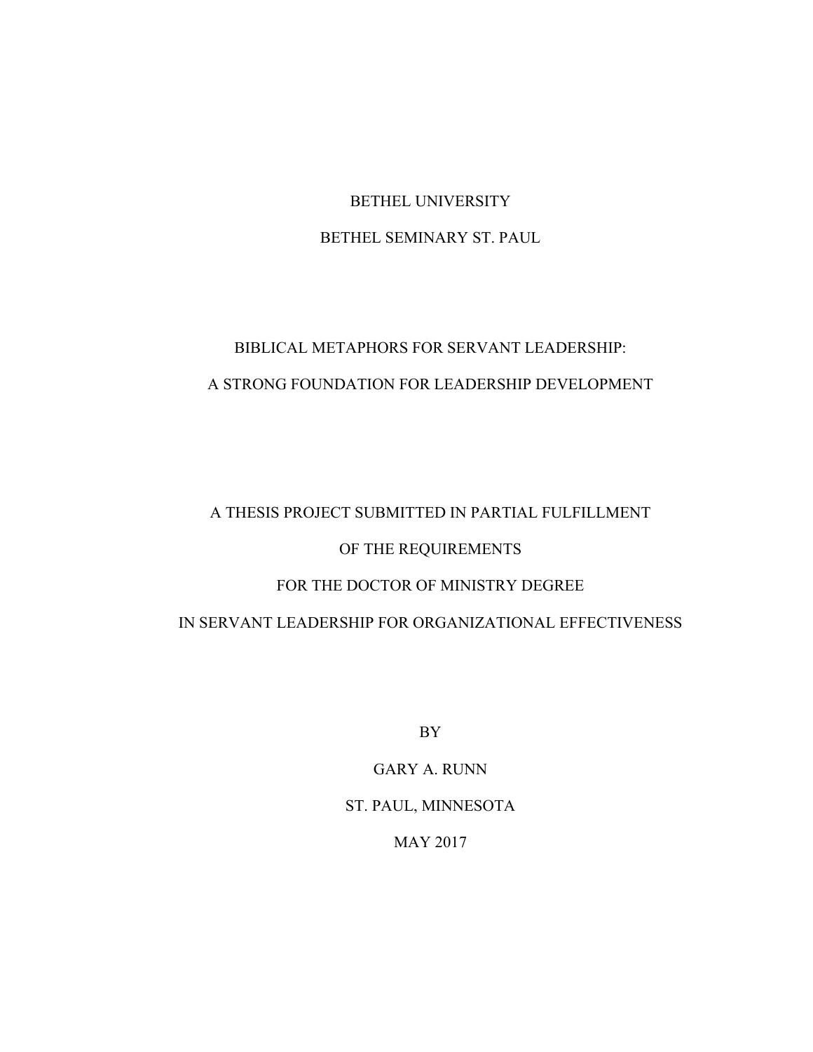BETHEL UNIVERSITY

BETHEL SEMINARY ST. PAUL

BIBLICAL METAPHORS FOR SERVANT LEADERSHIP:

A STRONG FOUNDATION FOR LEADERSHIP DEVELOPMENT

A THESIS PROJECT SUBMITTED IN PARTIAL FULFILLMENT

OF THE REQUIREMENTS

FOR THE DOCTOR OF MINISTRY DEGREE

IN SERVANT LEADERSHIP FOR ORGANIZATIONAL EFFECTIVENESS

BY

GARY A. RUNN

ST. PAUL, MINNESOTA

MAY 2017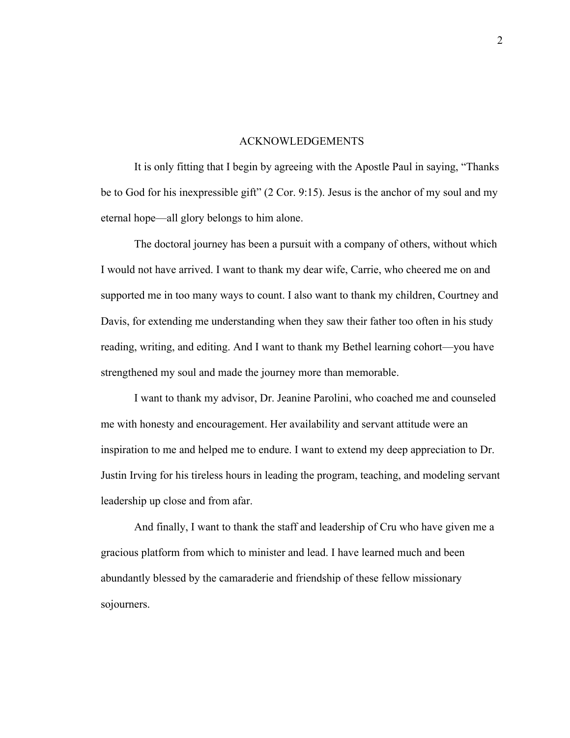# ACKNOWLEDGEMENTS

It is only fitting that I begin by agreeing with the Apostle Paul in saying, "Thanks be to God for his inexpressible gift" (2 Cor. 9:15). Jesus is the anchor of my soul and my eternal hope—all glory belongs to him alone.

The doctoral journey has been a pursuit with a company of others, without which I would not have arrived. I want to thank my dear wife, Carrie, who cheered me on and supported me in too many ways to count. I also want to thank my children, Courtney and Davis, for extending me understanding when they saw their father too often in his study reading, writing, and editing. And I want to thank my Bethel learning cohort—you have strengthened my soul and made the journey more than memorable.

I want to thank my advisor, Dr. Jeanine Parolini, who coached me and counseled me with honesty and encouragement. Her availability and servant attitude were an inspiration to me and helped me to endure. I want to extend my deep appreciation to Dr. Justin Irving for his tireless hours in leading the program, teaching, and modeling servant leadership up close and from afar.

And finally, I want to thank the staff and leadership of Cru who have given me a gracious platform from which to minister and lead. I have learned much and been abundantly blessed by the camaraderie and friendship of these fellow missionary sojourners.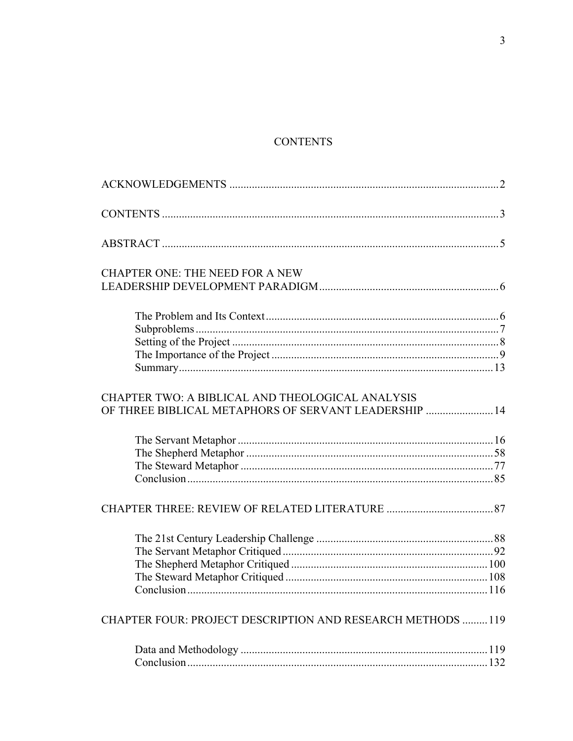# CONTENTS

ACKNOWLEDGEMENTS ..... 2

CONTENTS ..... 3

ABSTRACT ..... 5

CHAPTER ONE: THE NEED FOR A NEW LEADERSHIP DEVELOPMENT PARADIGM ..... 6

- The Problem and Its Context ..... 6
- Subproblems ..... 7
- Setting of the Project ..... 8
- The Importance of the Project ..... 9
- Summary ..... 13

CHAPTER TWO: A BIBLICAL AND THEOLOGICAL ANALYSIS OF THREE BIBLICAL METAPHORS OF SERVANT LEADERSHIP ..... 14

- The Servant Metaphor ..... 16
- The Shepherd Metaphor ..... 58
- The Steward Metaphor ..... 77
- Conclusion ..... 85

CHAPTER THREE: REVIEW OF RELATED LITERATURE ..... 87

- The 21st Century Leadership Challenge ..... 88
- The Servant Metaphor Critiqued ..... 92
- The Shepherd Metaphor Critiqued ..... 100
- The Steward Metaphor Critiqued ..... 108
- Conclusion ..... 116

CHAPTER FOUR: PROJECT DESCRIPTION AND RESEARCH METHODS ..... 119

- Data and Methodology ..... 119
- Conclusion ..... 132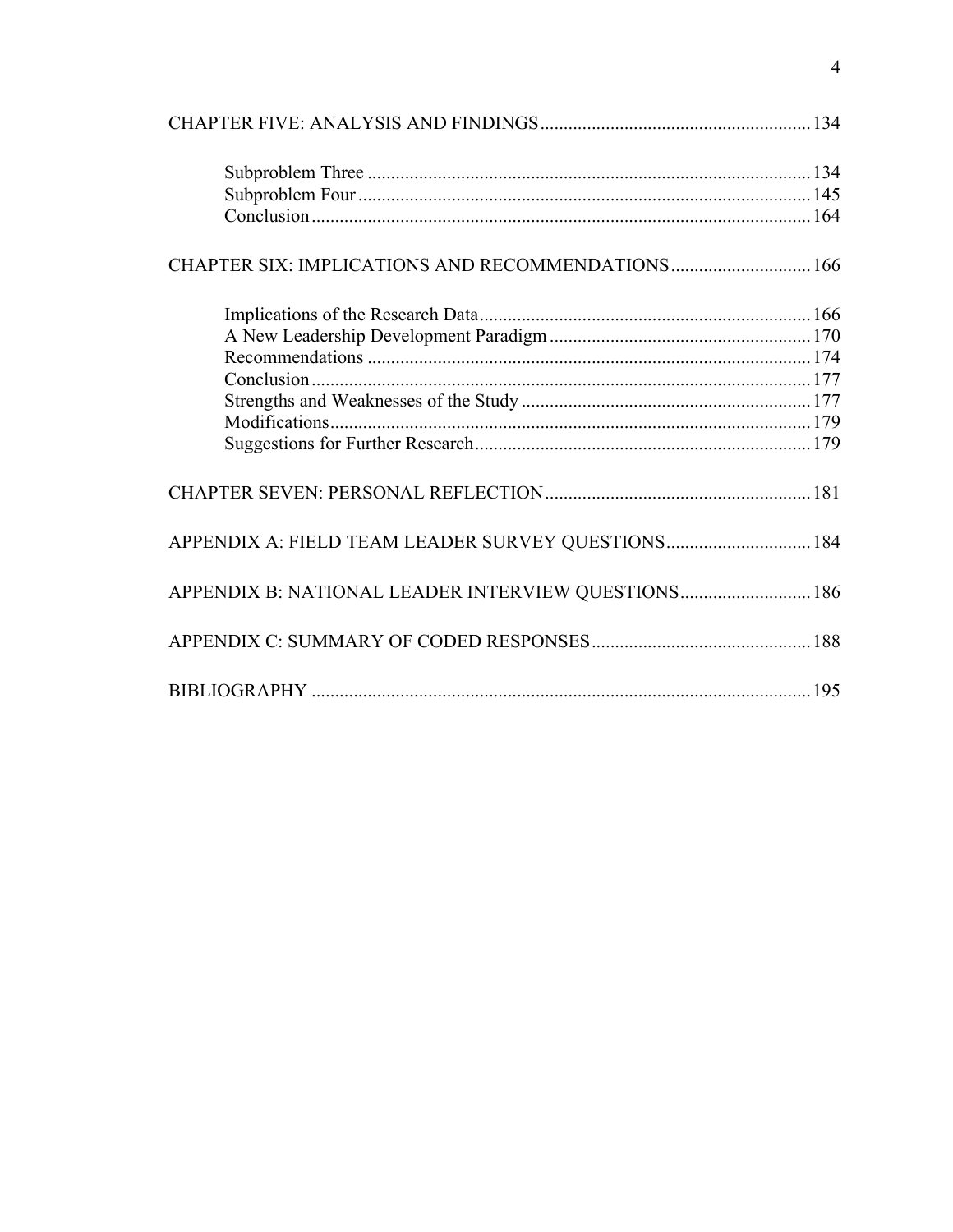CHAPTER FIVE: ANALYSIS AND FINDINGS .......... 134

- Subproblem Three .......... 134
- Subproblem Four .......... 145
- Conclusion .......... 164

CHAPTER SIX: IMPLICATIONS AND RECOMMENDATIONS .......... 166

- Implications of the Research Data .......... 166
- A New Leadership Development Paradigm .......... 170
- Recommendations .......... 174
- Conclusion .......... 177
- Strengths and Weaknesses of the Study .......... 177
- Modifications .......... 179
- Suggestions for Further Research .......... 179

CHAPTER SEVEN: PERSONAL REFLECTION .......... 181

APPENDIX A: FIELD TEAM LEADER SURVEY QUESTIONS .......... 184

APPENDIX B: NATIONAL LEADER INTERVIEW QUESTIONS .......... 186

APPENDIX C: SUMMARY OF CODED RESPONSES .......... 188

BIBLIOGRAPHY .......... 195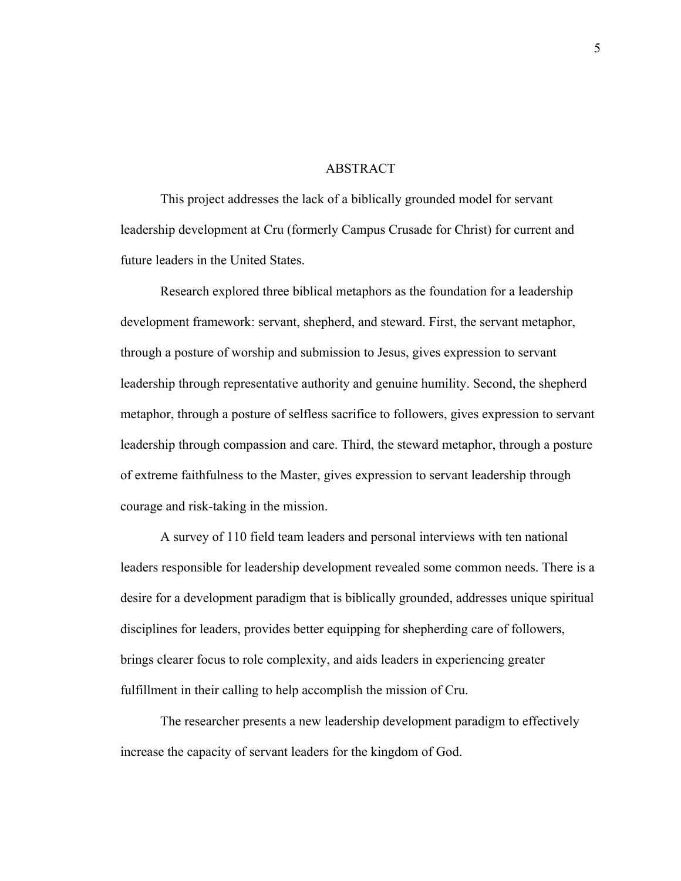# ABSTRACT

This project addresses the lack of a biblically grounded model for servant leadership development at Cru (formerly Campus Crusade for Christ) for current and future leaders in the United States.

Research explored three biblical metaphors as the foundation for a leadership development framework: servant, shepherd, and steward. First, the servant metaphor, through a posture of worship and submission to Jesus, gives expression to servant leadership through representative authority and genuine humility. Second, the shepherd metaphor, through a posture of selfless sacrifice to followers, gives expression to servant leadership through compassion and care. Third, the steward metaphor, through a posture of extreme faithfulness to the Master, gives expression to servant leadership through courage and risk-taking in the mission.

A survey of 110 field team leaders and personal interviews with ten national leaders responsible for leadership development revealed some common needs. There is a desire for a development paradigm that is biblically grounded, addresses unique spiritual disciplines for leaders, provides better equipping for shepherding care of followers, brings clearer focus to role complexity, and aids leaders in experiencing greater fulfillment in their calling to help accomplish the mission of Cru.

The researcher presents a new leadership development paradigm to effectively increase the capacity of servant leaders for the kingdom of God.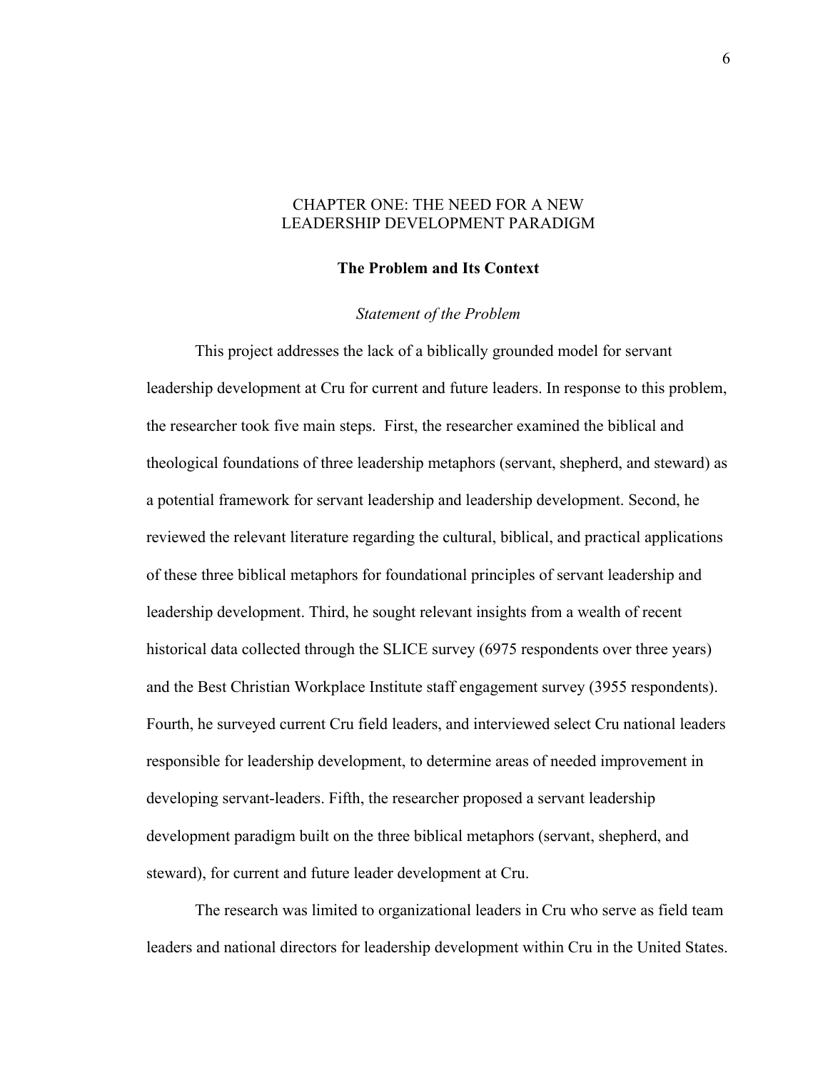# CHAPTER ONE: THE NEED FOR A NEW LEADERSHIP DEVELOPMENT PARADIGM

## The Problem and Its Context

### *Statement of the Problem*

This project addresses the lack of a biblically grounded model for servant leadership development at Cru for current and future leaders. In response to this problem, the researcher took five main steps. First, the researcher examined the biblical and theological foundations of three leadership metaphors (servant, shepherd, and steward) as a potential framework for servant leadership and leadership development. Second, he reviewed the relevant literature regarding the cultural, biblical, and practical applications of these three biblical metaphors for foundational principles of servant leadership and leadership development. Third, he sought relevant insights from a wealth of recent historical data collected through the SLICE survey (6975 respondents over three years) and the Best Christian Workplace Institute staff engagement survey (3955 respondents). Fourth, he surveyed current Cru field leaders, and interviewed select Cru national leaders responsible for leadership development, to determine areas of needed improvement in developing servant-leaders. Fifth, the researcher proposed a servant leadership development paradigm built on the three biblical metaphors (servant, shepherd, and steward), for current and future leader development at Cru.

The research was limited to organizational leaders in Cru who serve as field team leaders and national directors for leadership development within Cru in the United States.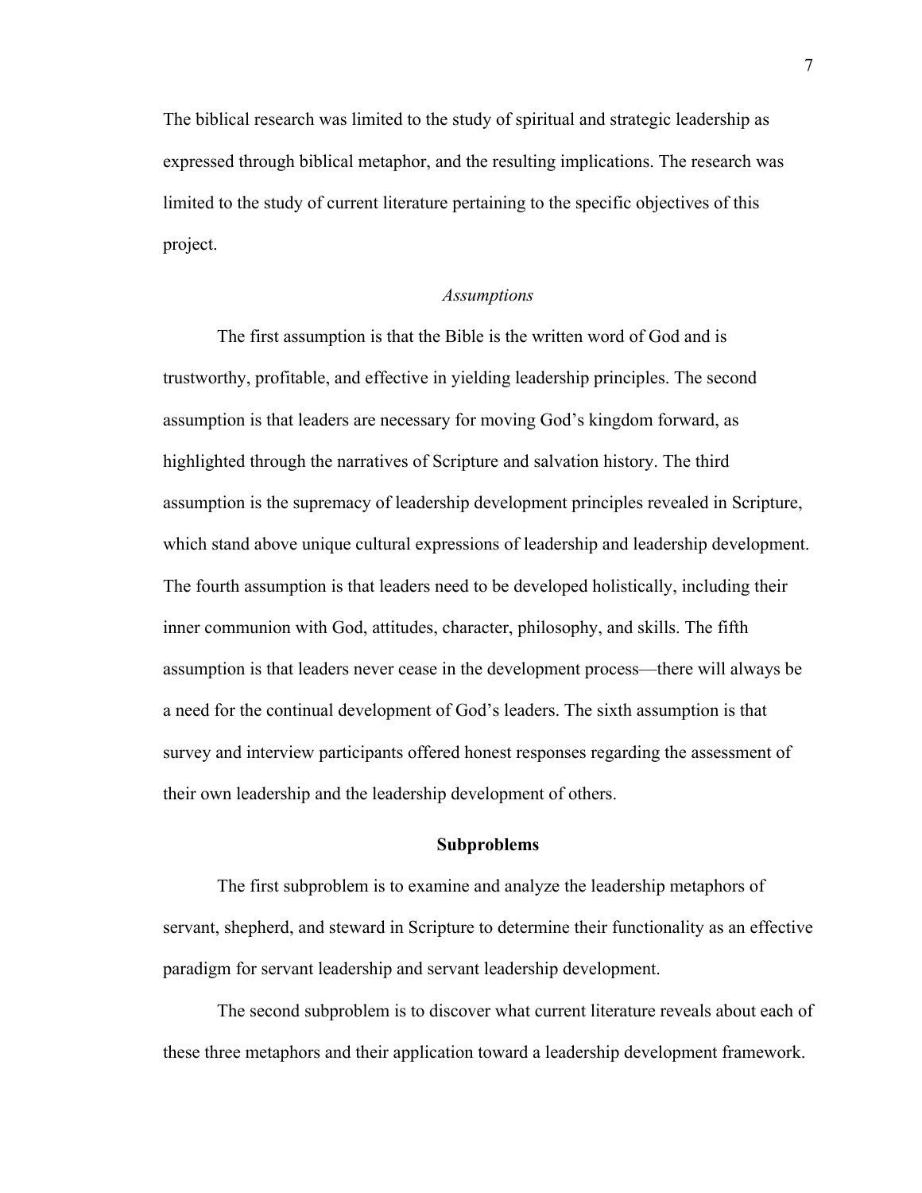The biblical research was limited to the study of spiritual and strategic leadership as expressed through biblical metaphor, and the resulting implications. The research was limited to the study of current literature pertaining to the specific objectives of this project.

### *Assumptions*

The first assumption is that the Bible is the written word of God and is trustworthy, profitable, and effective in yielding leadership principles. The second assumption is that leaders are necessary for moving God's kingdom forward, as highlighted through the narratives of Scripture and salvation history. The third assumption is the supremacy of leadership development principles revealed in Scripture, which stand above unique cultural expressions of leadership and leadership development. The fourth assumption is that leaders need to be developed holistically, including their inner communion with God, attitudes, character, philosophy, and skills. The fifth assumption is that leaders never cease in the development process—there will always be a need for the continual development of God's leaders. The sixth assumption is that survey and interview participants offered honest responses regarding the assessment of their own leadership and the leadership development of others.

## Subproblems

The first subproblem is to examine and analyze the leadership metaphors of servant, shepherd, and steward in Scripture to determine their functionality as an effective paradigm for servant leadership and servant leadership development.

The second subproblem is to discover what current literature reveals about each of these three metaphors and their application toward a leadership development framework.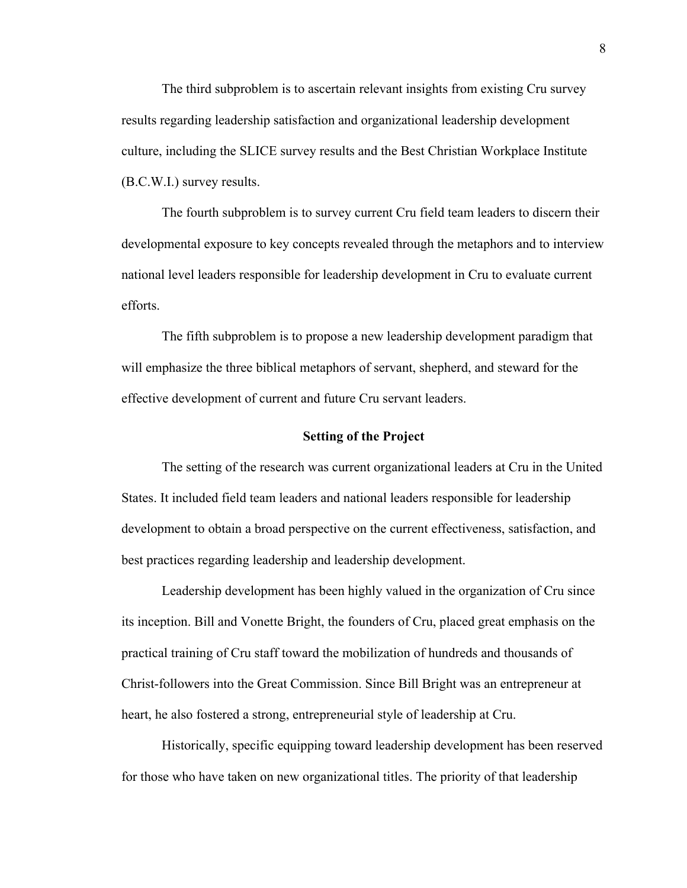The third subproblem is to ascertain relevant insights from existing Cru survey results regarding leadership satisfaction and organizational leadership development culture, including the SLICE survey results and the Best Christian Workplace Institute (B.C.W.I.) survey results.

The fourth subproblem is to survey current Cru field team leaders to discern their developmental exposure to key concepts revealed through the metaphors and to interview national level leaders responsible for leadership development in Cru to evaluate current efforts.

The fifth subproblem is to propose a new leadership development paradigm that will emphasize the three biblical metaphors of servant, shepherd, and steward for the effective development of current and future Cru servant leaders.

## Setting of the Project

The setting of the research was current organizational leaders at Cru in the United States. It included field team leaders and national leaders responsible for leadership development to obtain a broad perspective on the current effectiveness, satisfaction, and best practices regarding leadership and leadership development.

Leadership development has been highly valued in the organization of Cru since its inception. Bill and Vonette Bright, the founders of Cru, placed great emphasis on the practical training of Cru staff toward the mobilization of hundreds and thousands of Christ-followers into the Great Commission. Since Bill Bright was an entrepreneur at heart, he also fostered a strong, entrepreneurial style of leadership at Cru.

Historically, specific equipping toward leadership development has been reserved for those who have taken on new organizational titles. The priority of that leadership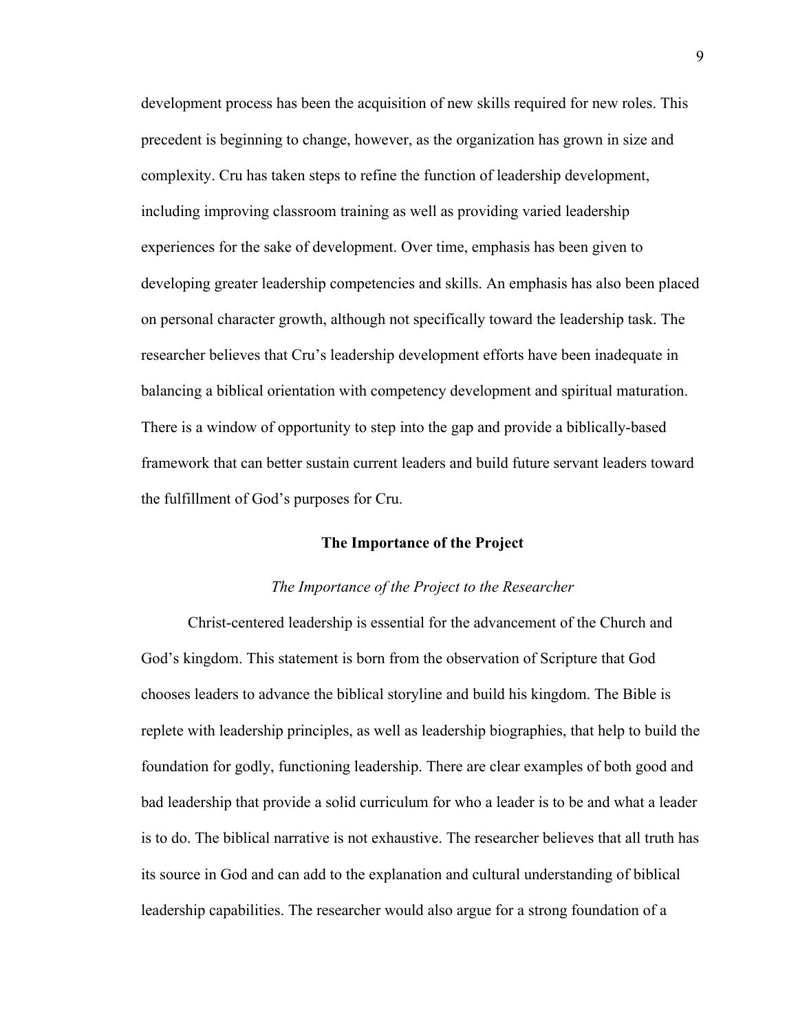development process has been the acquisition of new skills required for new roles. This precedent is beginning to change, however, as the organization has grown in size and complexity. Cru has taken steps to refine the function of leadership development, including improving classroom training as well as providing varied leadership experiences for the sake of development. Over time, emphasis has been given to developing greater leadership competencies and skills. An emphasis has also been placed on personal character growth, although not specifically toward the leadership task. The researcher believes that Cru's leadership development efforts have been inadequate in balancing a biblical orientation with competency development and spiritual maturation. There is a window of opportunity to step into the gap and provide a biblically-based framework that can better sustain current leaders and build future servant leaders toward the fulfillment of God's purposes for Cru.

## The Importance of the Project

### *The Importance of the Project to the Researcher*

Christ-centered leadership is essential for the advancement of the Church and God's kingdom. This statement is born from the observation of Scripture that God chooses leaders to advance the biblical storyline and build his kingdom. The Bible is replete with leadership principles, as well as leadership biographies, that help to build the foundation for godly, functioning leadership. There are clear examples of both good and bad leadership that provide a solid curriculum for who a leader is to be and what a leader is to do. The biblical narrative is not exhaustive. The researcher believes that all truth has its source in God and can add to the explanation and cultural understanding of biblical leadership capabilities. The researcher would also argue for a strong foundation of a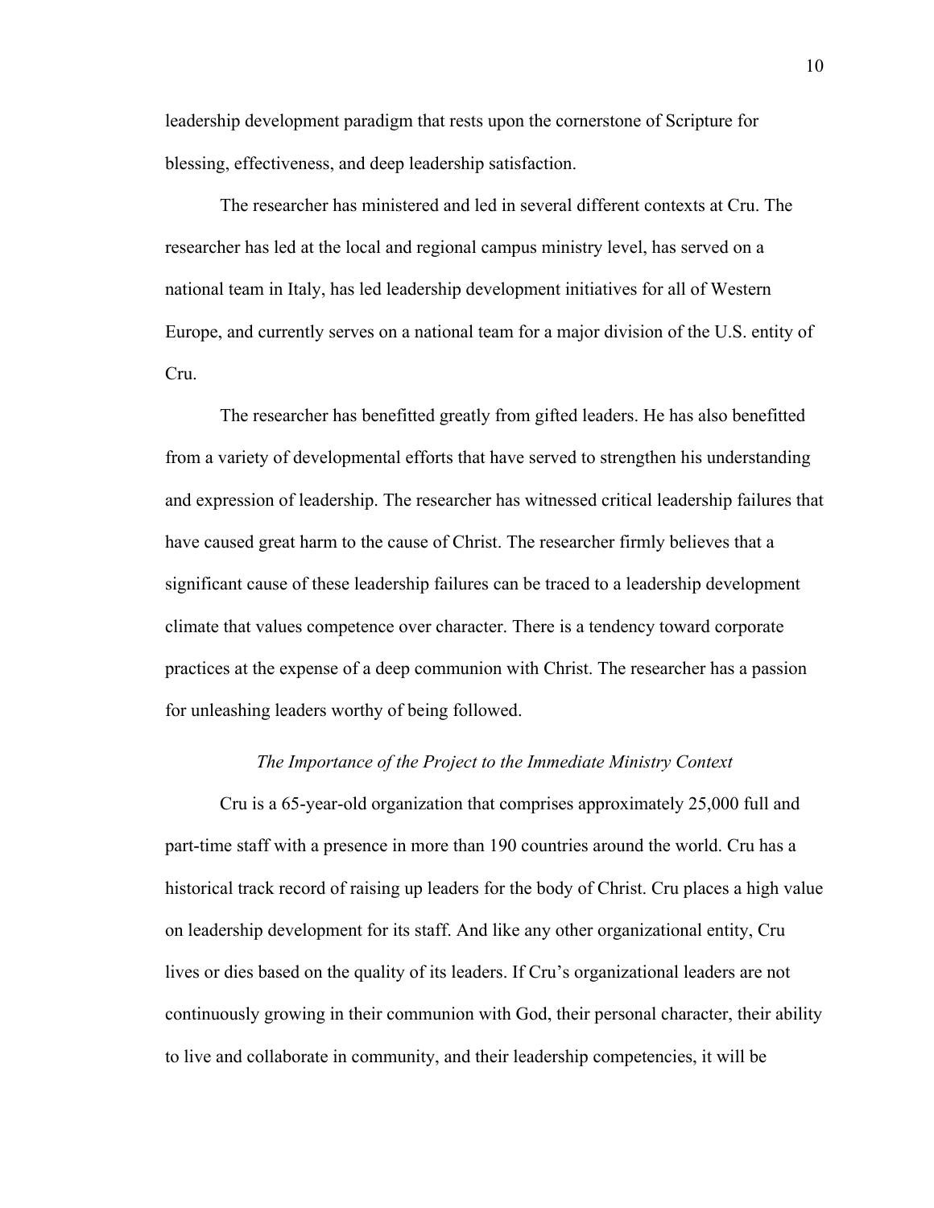leadership development paradigm that rests upon the cornerstone of Scripture for blessing, effectiveness, and deep leadership satisfaction.

The researcher has ministered and led in several different contexts at Cru. The researcher has led at the local and regional campus ministry level, has served on a national team in Italy, has led leadership development initiatives for all of Western Europe, and currently serves on a national team for a major division of the U.S. entity of Cru.

The researcher has benefitted greatly from gifted leaders. He has also benefitted from a variety of developmental efforts that have served to strengthen his understanding and expression of leadership. The researcher has witnessed critical leadership failures that have caused great harm to the cause of Christ. The researcher firmly believes that a significant cause of these leadership failures can be traced to a leadership development climate that values competence over character. There is a tendency toward corporate practices at the expense of a deep communion with Christ. The researcher has a passion for unleashing leaders worthy of being followed.

### *The Importance of the Project to the Immediate Ministry Context*

Cru is a 65-year-old organization that comprises approximately 25,000 full and part-time staff with a presence in more than 190 countries around the world. Cru has a historical track record of raising up leaders for the body of Christ. Cru places a high value on leadership development for its staff. And like any other organizational entity, Cru lives or dies based on the quality of its leaders. If Cru's organizational leaders are not continuously growing in their communion with God, their personal character, their ability to live and collaborate in community, and their leadership competencies, it will be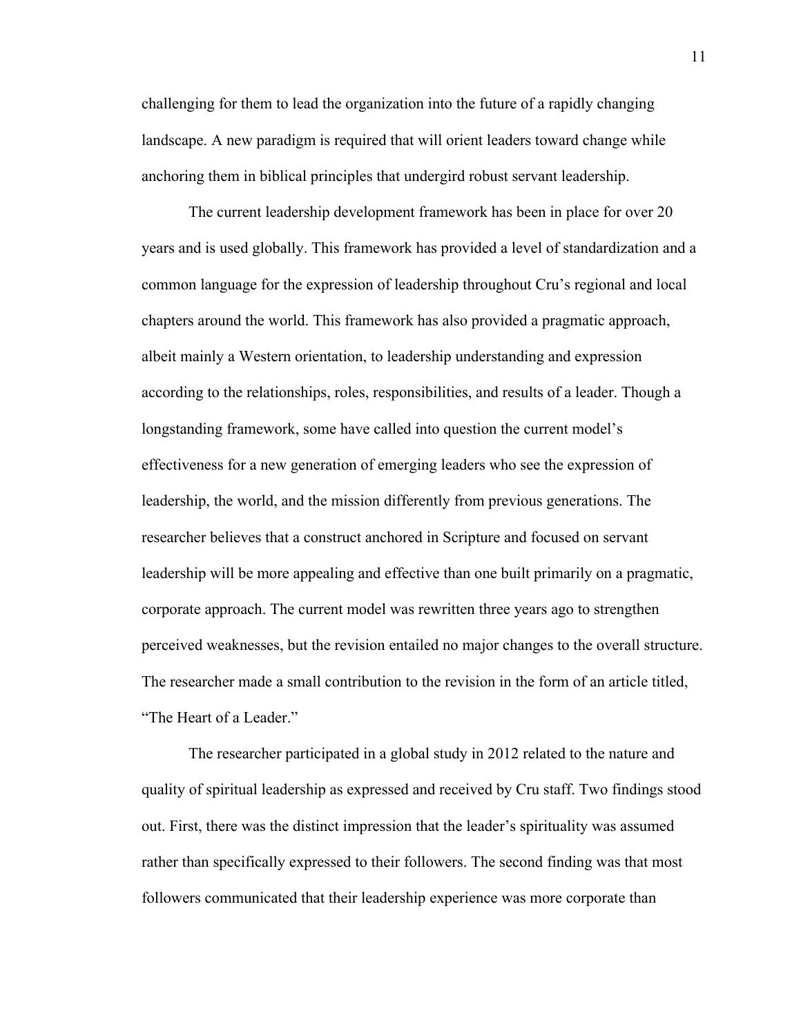challenging for them to lead the organization into the future of a rapidly changing landscape. A new paradigm is required that will orient leaders toward change while anchoring them in biblical principles that undergird robust servant leadership.

The current leadership development framework has been in place for over 20 years and is used globally. This framework has provided a level of standardization and a common language for the expression of leadership throughout Cru's regional and local chapters around the world. This framework has also provided a pragmatic approach, albeit mainly a Western orientation, to leadership understanding and expression according to the relationships, roles, responsibilities, and results of a leader. Though a longstanding framework, some have called into question the current model's effectiveness for a new generation of emerging leaders who see the expression of leadership, the world, and the mission differently from previous generations. The researcher believes that a construct anchored in Scripture and focused on servant leadership will be more appealing and effective than one built primarily on a pragmatic, corporate approach. The current model was rewritten three years ago to strengthen perceived weaknesses, but the revision entailed no major changes to the overall structure. The researcher made a small contribution to the revision in the form of an article titled, "The Heart of a Leader."

The researcher participated in a global study in 2012 related to the nature and quality of spiritual leadership as expressed and received by Cru staff. Two findings stood out. First, there was the distinct impression that the leader's spirituality was assumed rather than specifically expressed to their followers. The second finding was that most followers communicated that their leadership experience was more corporate than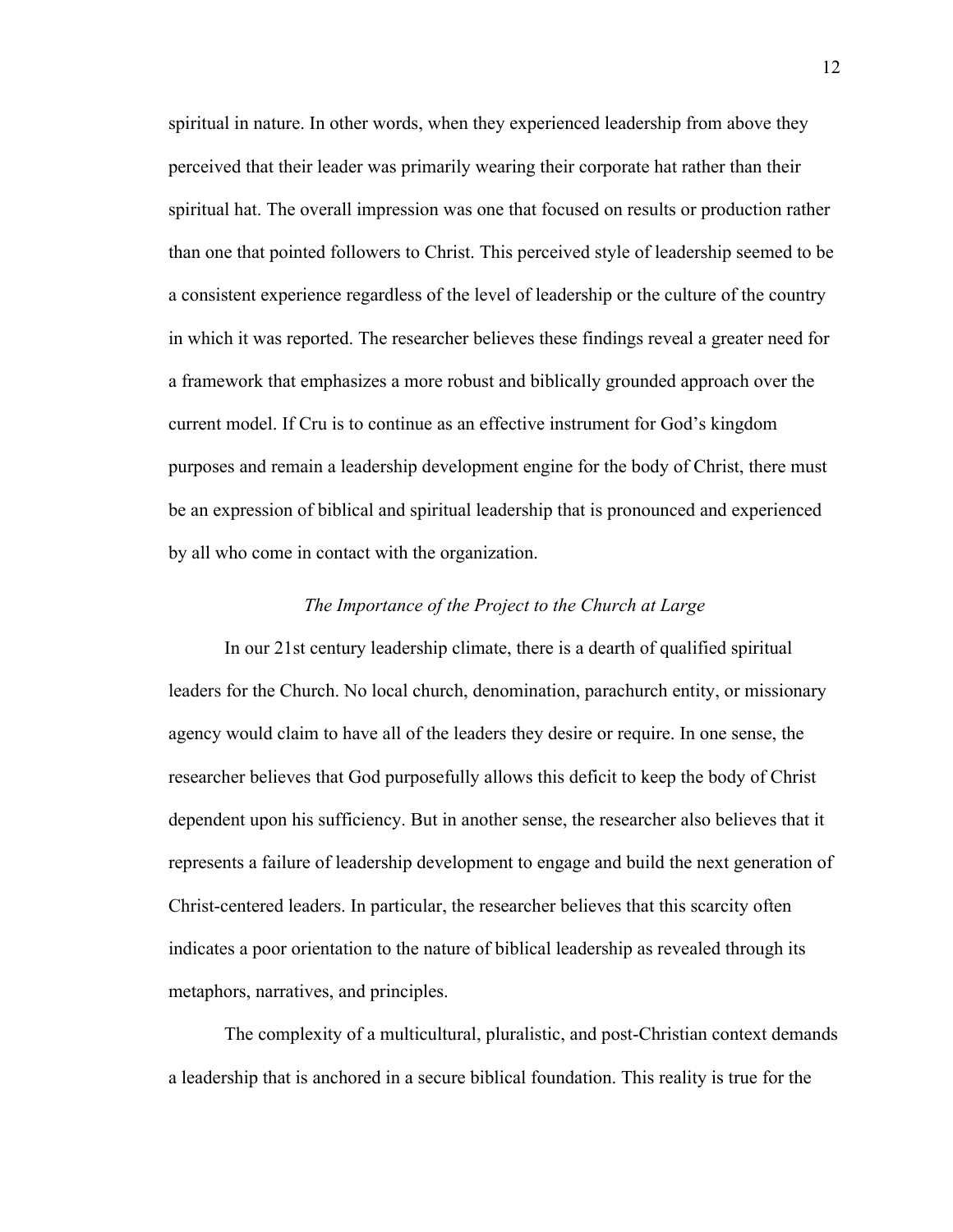spiritual in nature. In other words, when they experienced leadership from above they perceived that their leader was primarily wearing their corporate hat rather than their spiritual hat. The overall impression was one that focused on results or production rather than one that pointed followers to Christ. This perceived style of leadership seemed to be a consistent experience regardless of the level of leadership or the culture of the country in which it was reported. The researcher believes these findings reveal a greater need for a framework that emphasizes a more robust and biblically grounded approach over the current model. If Cru is to continue as an effective instrument for God's kingdom purposes and remain a leadership development engine for the body of Christ, there must be an expression of biblical and spiritual leadership that is pronounced and experienced by all who come in contact with the organization.

### *The Importance of the Project to the Church at Large*

In our 21st century leadership climate, there is a dearth of qualified spiritual leaders for the Church. No local church, denomination, parachurch entity, or missionary agency would claim to have all of the leaders they desire or require. In one sense, the researcher believes that God purposefully allows this deficit to keep the body of Christ dependent upon his sufficiency. But in another sense, the researcher also believes that it represents a failure of leadership development to engage and build the next generation of Christ-centered leaders. In particular, the researcher believes that this scarcity often indicates a poor orientation to the nature of biblical leadership as revealed through its metaphors, narratives, and principles.

The complexity of a multicultural, pluralistic, and post-Christian context demands a leadership that is anchored in a secure biblical foundation. This reality is true for the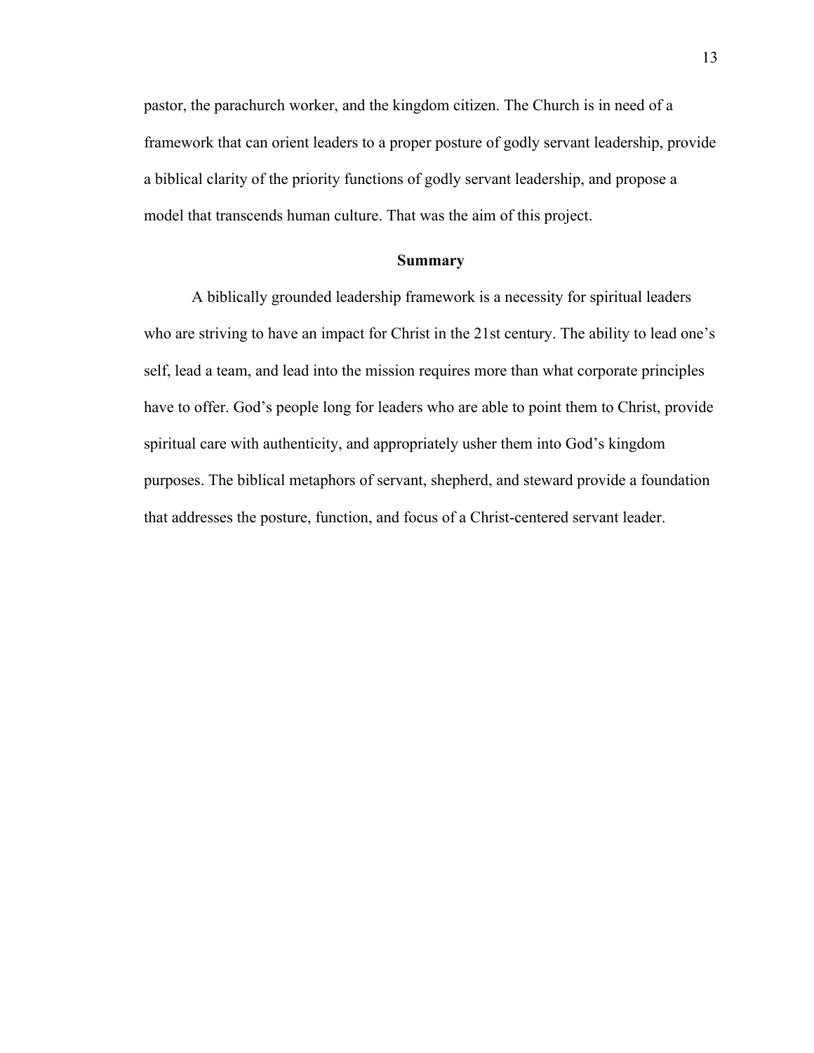pastor, the parachurch worker, and the kingdom citizen. The Church is in need of a framework that can orient leaders to a proper posture of godly servant leadership, provide a biblical clarity of the priority functions of godly servant leadership, and propose a model that transcends human culture. That was the aim of this project.

## Summary

A biblically grounded leadership framework is a necessity for spiritual leaders who are striving to have an impact for Christ in the 21st century. The ability to lead one's self, lead a team, and lead into the mission requires more than what corporate principles have to offer. God's people long for leaders who are able to point them to Christ, provide spiritual care with authenticity, and appropriately usher them into God's kingdom purposes. The biblical metaphors of servant, shepherd, and steward provide a foundation that addresses the posture, function, and focus of a Christ-centered servant leader.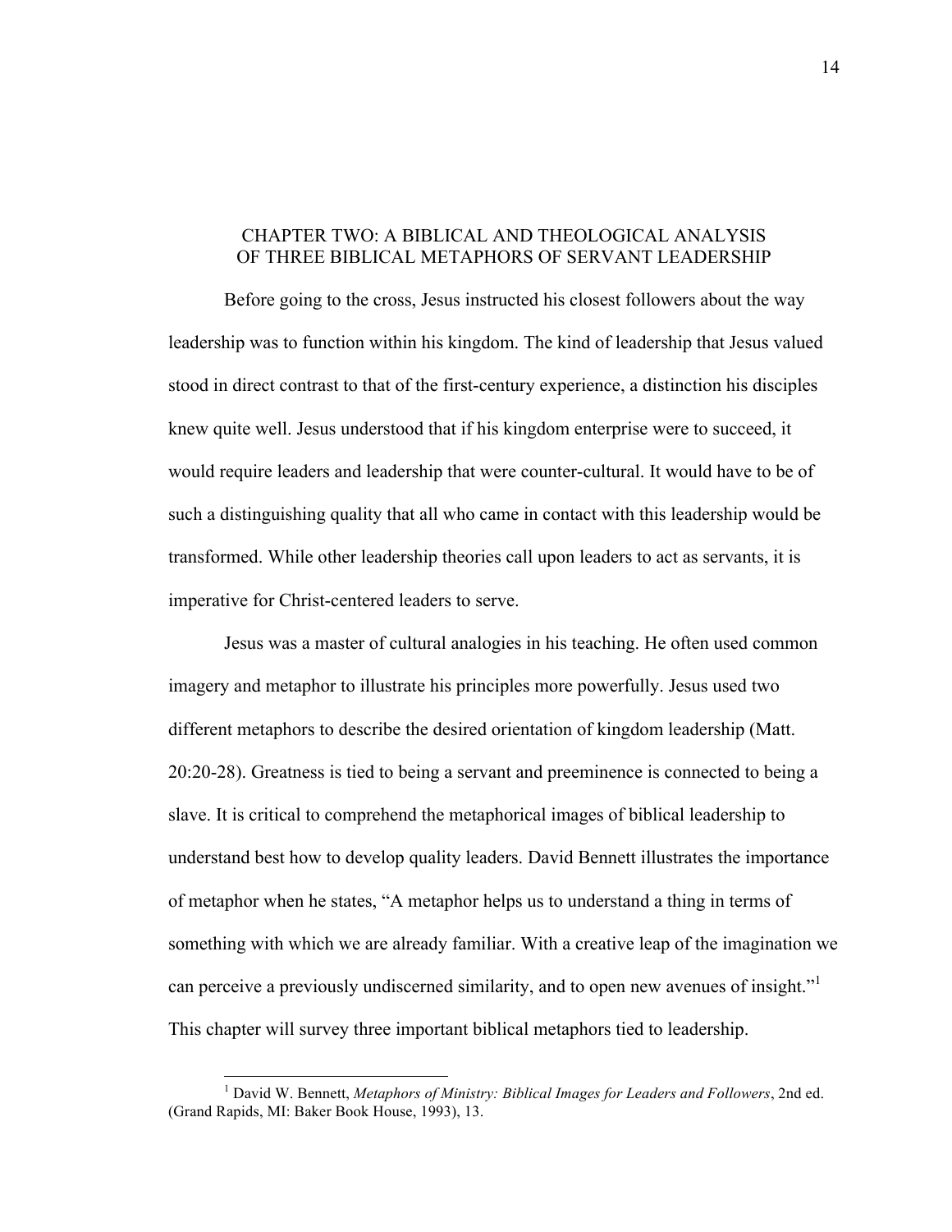# CHAPTER TWO: A BIBLICAL AND THEOLOGICAL ANALYSIS OF THREE BIBLICAL METAPHORS OF SERVANT LEADERSHIP

Before going to the cross, Jesus instructed his closest followers about the way leadership was to function within his kingdom. The kind of leadership that Jesus valued stood in direct contrast to that of the first-century experience, a distinction his disciples knew quite well. Jesus understood that if his kingdom enterprise were to succeed, it would require leaders and leadership that were counter-cultural. It would have to be of such a distinguishing quality that all who came in contact with this leadership would be transformed. While other leadership theories call upon leaders to act as servants, it is imperative for Christ-centered leaders to serve.

Jesus was a master of cultural analogies in his teaching. He often used common imagery and metaphor to illustrate his principles more powerfully. Jesus used two different metaphors to describe the desired orientation of kingdom leadership (Matt. 20:20-28). Greatness is tied to being a servant and preeminence is connected to being a slave. It is critical to comprehend the metaphorical images of biblical leadership to understand best how to develop quality leaders. David Bennett illustrates the importance of metaphor when he states, "A metaphor helps us to understand a thing in terms of something with which we are already familiar. With a creative leap of the imagination we can perceive a previously undiscerned similarity, and to open new avenues of insight."[1] This chapter will survey three important biblical metaphors tied to leadership.

---

[1] David W. Bennett, *Metaphors of Ministry: Biblical Images for Leaders and Followers*, 2nd ed. (Grand Rapids, MI: Baker Book House, 1993), 13.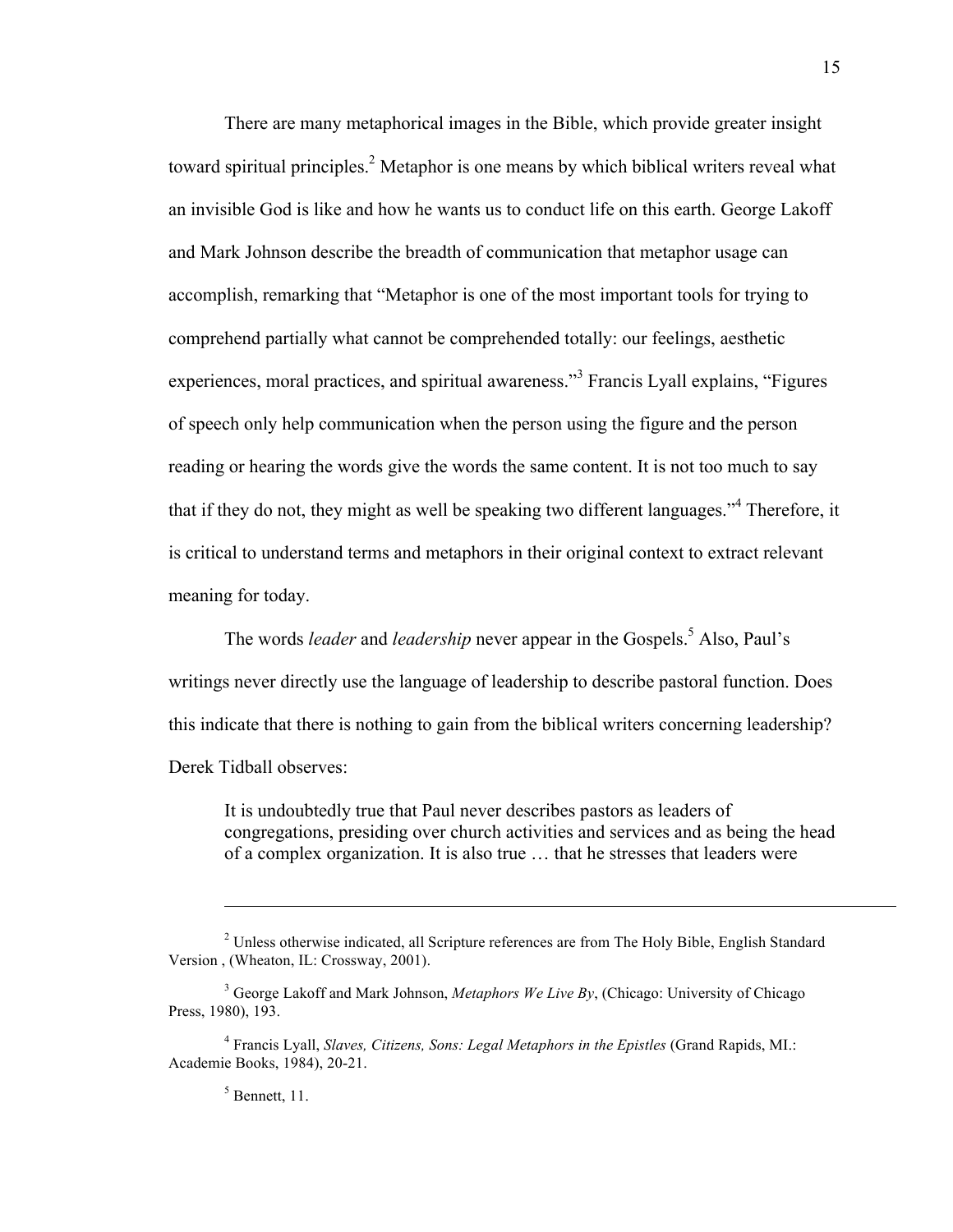There are many metaphorical images in the Bible, which provide greater insight toward spiritual principles.[2] Metaphor is one means by which biblical writers reveal what an invisible God is like and how he wants us to conduct life on this earth. George Lakoff and Mark Johnson describe the breadth of communication that metaphor usage can accomplish, remarking that "Metaphor is one of the most important tools for trying to comprehend partially what cannot be comprehended totally: our feelings, aesthetic experiences, moral practices, and spiritual awareness."[3] Francis Lyall explains, "Figures of speech only help communication when the person using the figure and the person reading or hearing the words give the words the same content. It is not too much to say that if they do not, they might as well be speaking two different languages."[4] Therefore, it is critical to understand terms and metaphors in their original context to extract relevant meaning for today.

The words *leader* and *leadership* never appear in the Gospels.[5] Also, Paul's writings never directly use the language of leadership to describe pastoral function. Does this indicate that there is nothing to gain from the biblical writers concerning leadership? Derek Tidball observes:

> It is undoubtedly true that Paul never describes pastors as leaders of congregations, presiding over church activities and services and as being the head of a complex organization. It is also true … that he stresses that leaders were

---

[2] Unless otherwise indicated, all Scripture references are from The Holy Bible, English Standard Version , (Wheaton, IL: Crossway, 2001).

[3] George Lakoff and Mark Johnson, *Metaphors We Live By*, (Chicago: University of Chicago Press, 1980), 193.

[4] Francis Lyall, *Slaves, Citizens, Sons: Legal Metaphors in the Epistles* (Grand Rapids, MI.: Academie Books, 1984), 20-21.

[5] Bennett, 11.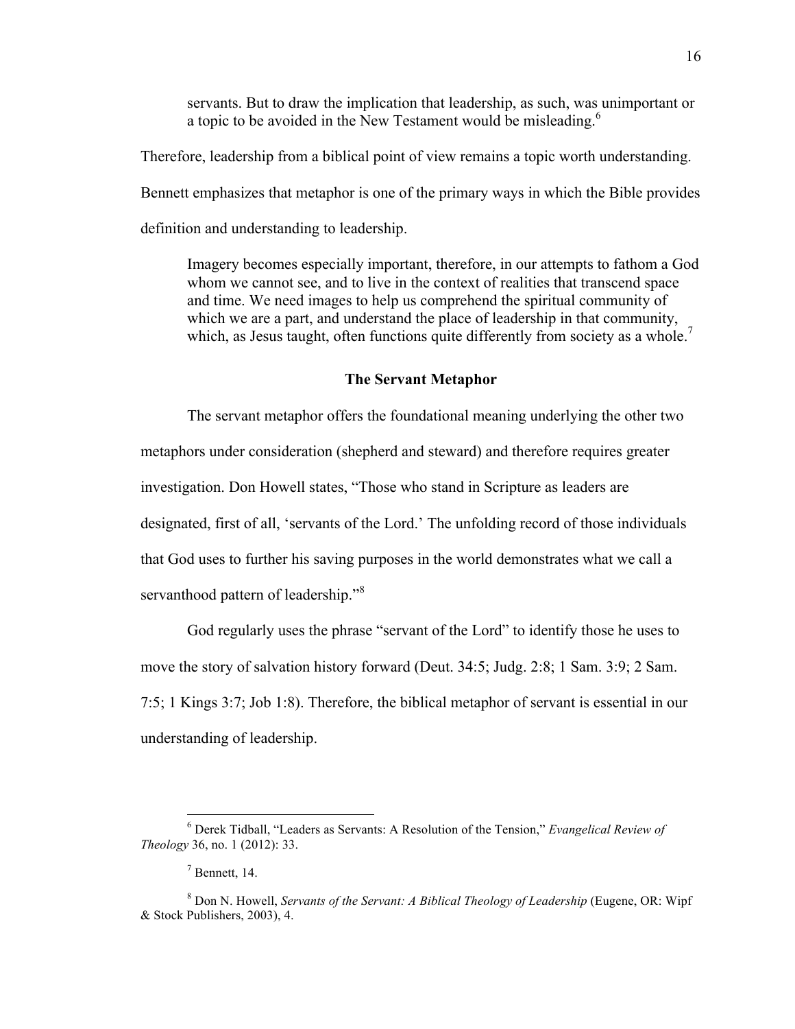> servants. But to draw the implication that leadership, as such, was unimportant or a topic to be avoided in the New Testament would be misleading.[6]

Therefore, leadership from a biblical point of view remains a topic worth understanding. Bennett emphasizes that metaphor is one of the primary ways in which the Bible provides definition and understanding to leadership.

> Imagery becomes especially important, therefore, in our attempts to fathom a God whom we cannot see, and to live in the context of realities that transcend space and time. We need images to help us comprehend the spiritual community of which we are a part, and understand the place of leadership in that community, which, as Jesus taught, often functions quite differently from society as a whole.[7]

## The Servant Metaphor

The servant metaphor offers the foundational meaning underlying the other two metaphors under consideration (shepherd and steward) and therefore requires greater investigation. Don Howell states, "Those who stand in Scripture as leaders are designated, first of all, 'servants of the Lord.' The unfolding record of those individuals that God uses to further his saving purposes in the world demonstrates what we call a servanthood pattern of leadership."[8]

God regularly uses the phrase "servant of the Lord" to identify those he uses to move the story of salvation history forward (Deut. 34:5; Judg. 2:8; 1 Sam. 3:9; 2 Sam. 7:5; 1 Kings 3:7; Job 1:8). Therefore, the biblical metaphor of servant is essential in our understanding of leadership.

---

[6] Derek Tidball, "Leaders as Servants: A Resolution of the Tension," *Evangelical Review of Theology* 36, no. 1 (2012): 33.

[7] Bennett, 14.

[8] Don N. Howell, *Servants of the Servant: A Biblical Theology of Leadership* (Eugene, OR: Wipf & Stock Publishers, 2003), 4.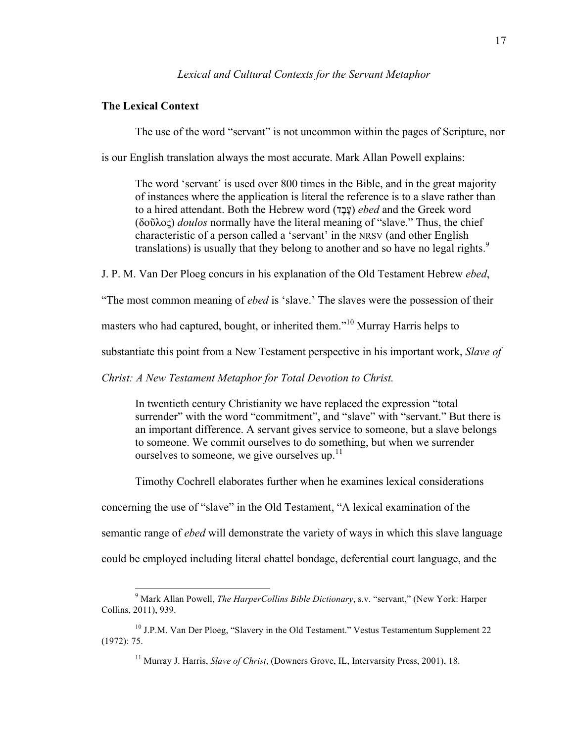*Lexical and Cultural Contexts for the Servant Metaphor*

**The Lexical Context**

The use of the word "servant" is not uncommon within the pages of Scripture, nor is our English translation always the most accurate. Mark Allan Powell explains:

> The word 'servant' is used over 800 times in the Bible, and in the great majority of instances where the application is literal the reference is to a slave rather than to a hired attendant. Both the Hebrew word (עֶבֶד) *ebed* and the Greek word (δοῦλος) *doulos* normally have the literal meaning of "slave." Thus, the chief characteristic of a person called a 'servant' in the NRSV (and other English translations) is usually that they belong to another and so have no legal rights.[9]

J. P. M. Van Der Ploeg concurs in his explanation of the Old Testament Hebrew *ebed*, "The most common meaning of *ebed* is 'slave.' The slaves were the possession of their masters who had captured, bought, or inherited them."[10] Murray Harris helps to substantiate this point from a New Testament perspective in his important work, *Slave of Christ: A New Testament Metaphor for Total Devotion to Christ.*

> In twentieth century Christianity we have replaced the expression "total surrender" with the word "commitment", and "slave" with "servant." But there is an important difference. A servant gives service to someone, but a slave belongs to someone. We commit ourselves to do something, but when we surrender ourselves to someone, we give ourselves up.[11]

Timothy Cochrell elaborates further when he examines lexical considerations concerning the use of "slave" in the Old Testament, "A lexical examination of the semantic range of *ebed* will demonstrate the variety of ways in which this slave language could be employed including literal chattel bondage, deferential court language, and the

---

[9] Mark Allan Powell, *The HarperCollins Bible Dictionary*, s.v. "servant," (New York: Harper Collins, 2011), 939.

[10] J.P.M. Van Der Ploeg, "Slavery in the Old Testament." Vestus Testamentum Supplement 22 (1972): 75.

[11] Murray J. Harris, *Slave of Christ*, (Downers Grove, IL, Intervarsity Press, 2001), 18.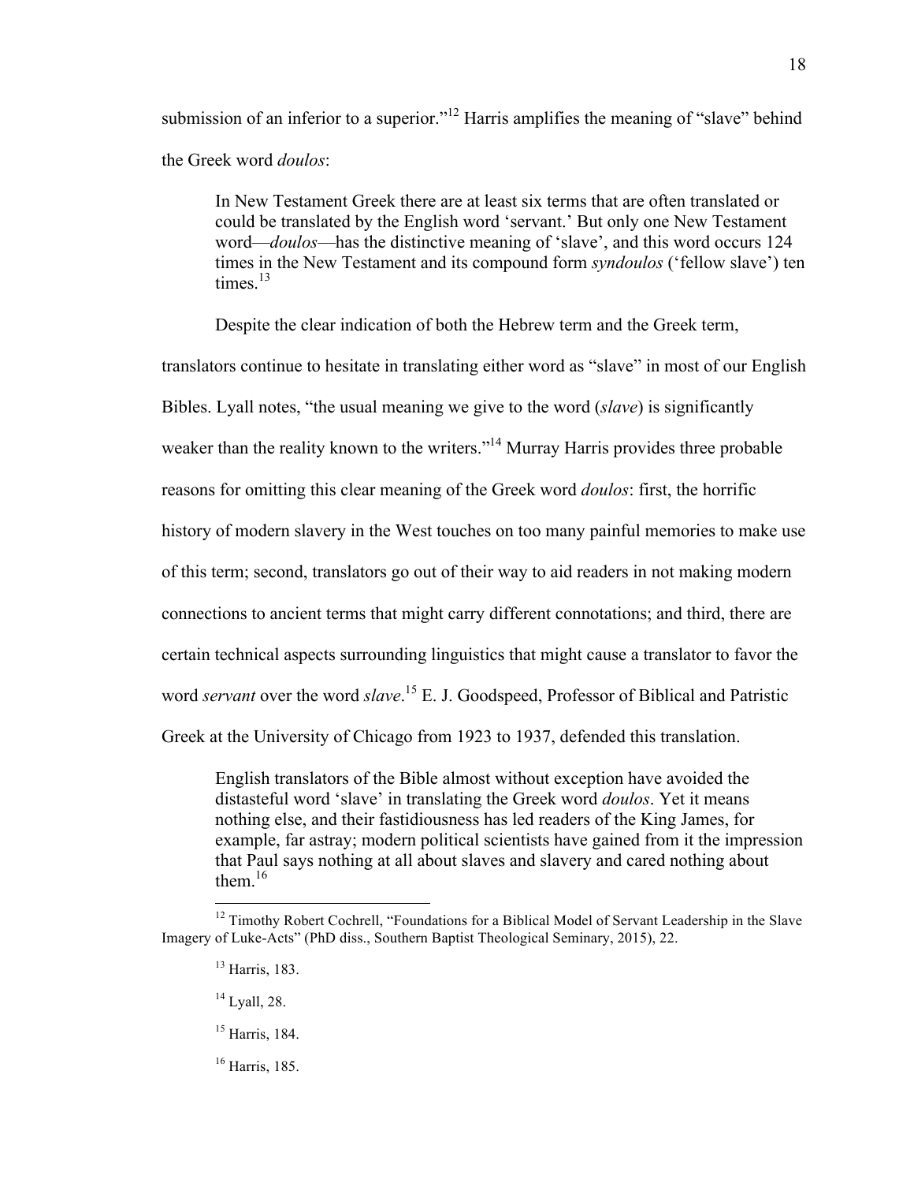submission of an inferior to a superior."[12] Harris amplifies the meaning of "slave" behind the Greek word *doulos*:

> In New Testament Greek there are at least six terms that are often translated or could be translated by the English word 'servant.' But only one New Testament word—*doulos*—has the distinctive meaning of 'slave', and this word occurs 124 times in the New Testament and its compound form *syndoulos* ('fellow slave') ten times.[13]

Despite the clear indication of both the Hebrew term and the Greek term, translators continue to hesitate in translating either word as "slave" in most of our English Bibles. Lyall notes, "the usual meaning we give to the word (*slave*) is significantly weaker than the reality known to the writers."[14] Murray Harris provides three probable reasons for omitting this clear meaning of the Greek word *doulos*: first, the horrific history of modern slavery in the West touches on too many painful memories to make use of this term; second, translators go out of their way to aid readers in not making modern connections to ancient terms that might carry different connotations; and third, there are certain technical aspects surrounding linguistics that might cause a translator to favor the word *servant* over the word *slave*.[15] E. J. Goodspeed, Professor of Biblical and Patristic Greek at the University of Chicago from 1923 to 1937, defended this translation.

> English translators of the Bible almost without exception have avoided the distasteful word 'slave' in translating the Greek word *doulos*. Yet it means nothing else, and their fastidiousness has led readers of the King James, for example, far astray; modern political scientists have gained from it the impression that Paul says nothing at all about slaves and slavery and cared nothing about them.[16]

---

[12] Timothy Robert Cochrell, "Foundations for a Biblical Model of Servant Leadership in the Slave Imagery of Luke-Acts" (PhD diss., Southern Baptist Theological Seminary, 2015), 22.

[13] Harris, 183.

[14] Lyall, 28.

[15] Harris, 184.

[16] Harris, 185.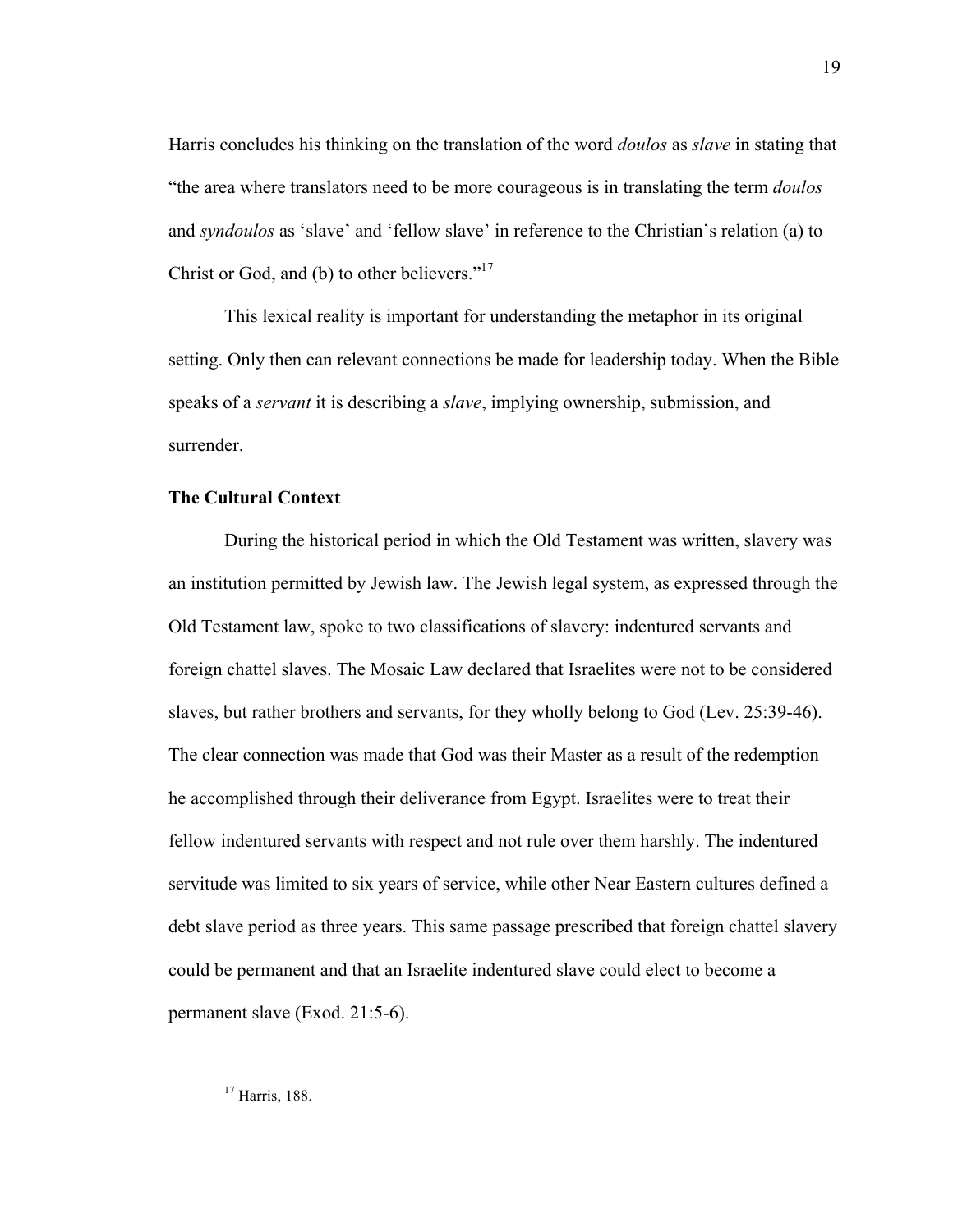Harris concludes his thinking on the translation of the word *doulos* as *slave* in stating that "the area where translators need to be more courageous is in translating the term *doulos* and *syndoulos* as 'slave' and 'fellow slave' in reference to the Christian's relation (a) to Christ or God, and (b) to other believers."[17]

This lexical reality is important for understanding the metaphor in its original setting. Only then can relevant connections be made for leadership today. When the Bible speaks of a *servant* it is describing a *slave*, implying ownership, submission, and surrender.

### The Cultural Context

During the historical period in which the Old Testament was written, slavery was an institution permitted by Jewish law. The Jewish legal system, as expressed through the Old Testament law, spoke to two classifications of slavery: indentured servants and foreign chattel slaves. The Mosaic Law declared that Israelites were not to be considered slaves, but rather brothers and servants, for they wholly belong to God (Lev. 25:39-46). The clear connection was made that God was their Master as a result of the redemption he accomplished through their deliverance from Egypt. Israelites were to treat their fellow indentured servants with respect and not rule over them harshly. The indentured servitude was limited to six years of service, while other Near Eastern cultures defined a debt slave period as three years. This same passage prescribed that foreign chattel slavery could be permanent and that an Israelite indentured slave could elect to become a permanent slave (Exod. 21:5-6).

---

[17] Harris, 188.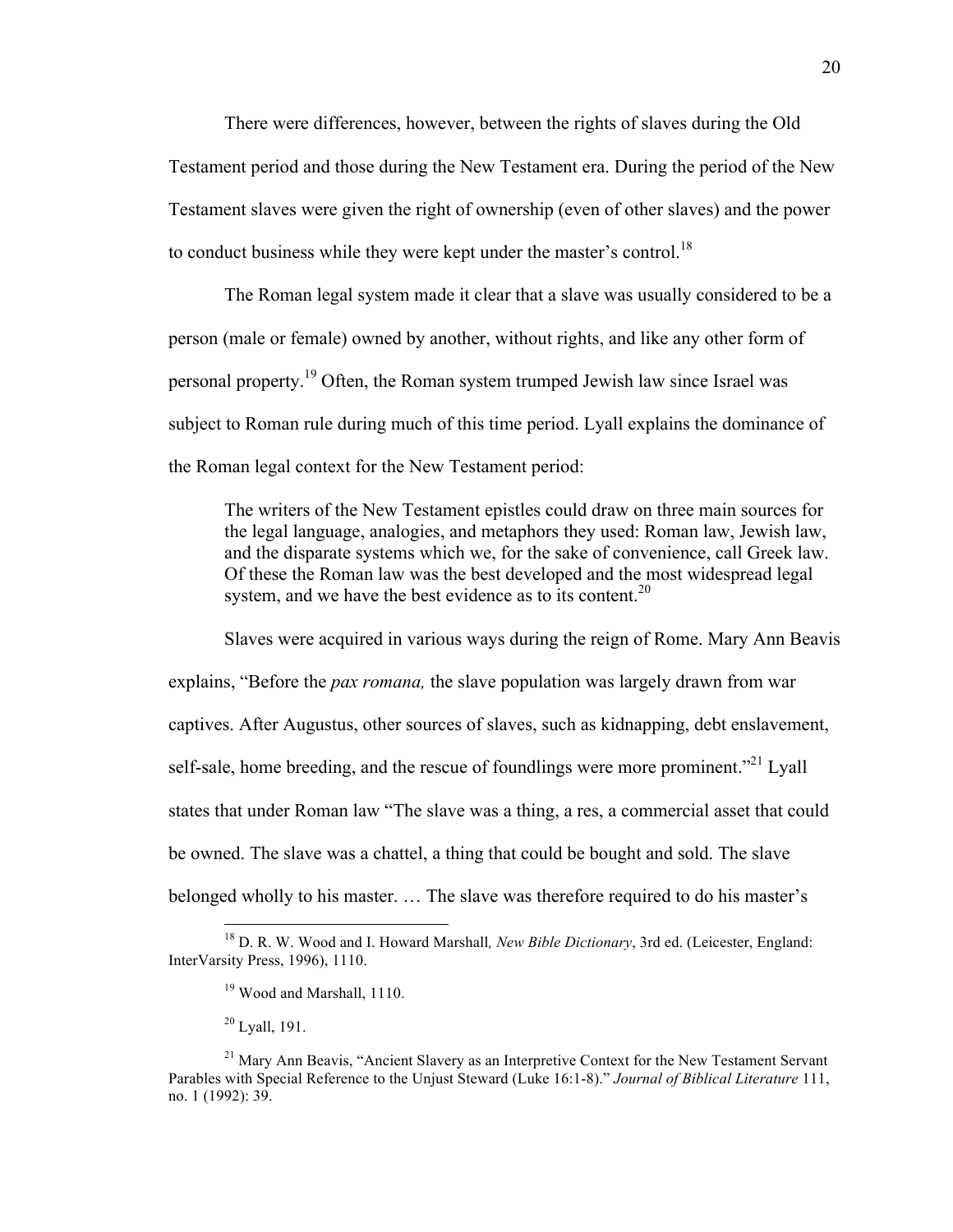There were differences, however, between the rights of slaves during the Old Testament period and those during the New Testament era. During the period of the New Testament slaves were given the right of ownership (even of other slaves) and the power to conduct business while they were kept under the master's control.[18]

The Roman legal system made it clear that a slave was usually considered to be a person (male or female) owned by another, without rights, and like any other form of personal property.[19] Often, the Roman system trumped Jewish law since Israel was subject to Roman rule during much of this time period. Lyall explains the dominance of the Roman legal context for the New Testament period:

> The writers of the New Testament epistles could draw on three main sources for the legal language, analogies, and metaphors they used: Roman law, Jewish law, and the disparate systems which we, for the sake of convenience, call Greek law. Of these the Roman law was the best developed and the most widespread legal system, and we have the best evidence as to its content.[20]

Slaves were acquired in various ways during the reign of Rome. Mary Ann Beavis explains, "Before the *pax romana,* the slave population was largely drawn from war captives. After Augustus, other sources of slaves, such as kidnapping, debt enslavement, self-sale, home breeding, and the rescue of foundlings were more prominent."[21] Lyall states that under Roman law "The slave was a thing, a res, a commercial asset that could be owned. The slave was a chattel, a thing that could be bought and sold. The slave belonged wholly to his master. … The slave was therefore required to do his master's

---

[18] D. R. W. Wood and I. Howard Marshall*, New Bible Dictionary*, 3rd ed. (Leicester, England: InterVarsity Press, 1996), 1110.

[19] Wood and Marshall, 1110.

[20] Lyall, 191.

[21] Mary Ann Beavis, "Ancient Slavery as an Interpretive Context for the New Testament Servant Parables with Special Reference to the Unjust Steward (Luke 16:1-8)." *Journal of Biblical Literature* 111, no. 1 (1992): 39.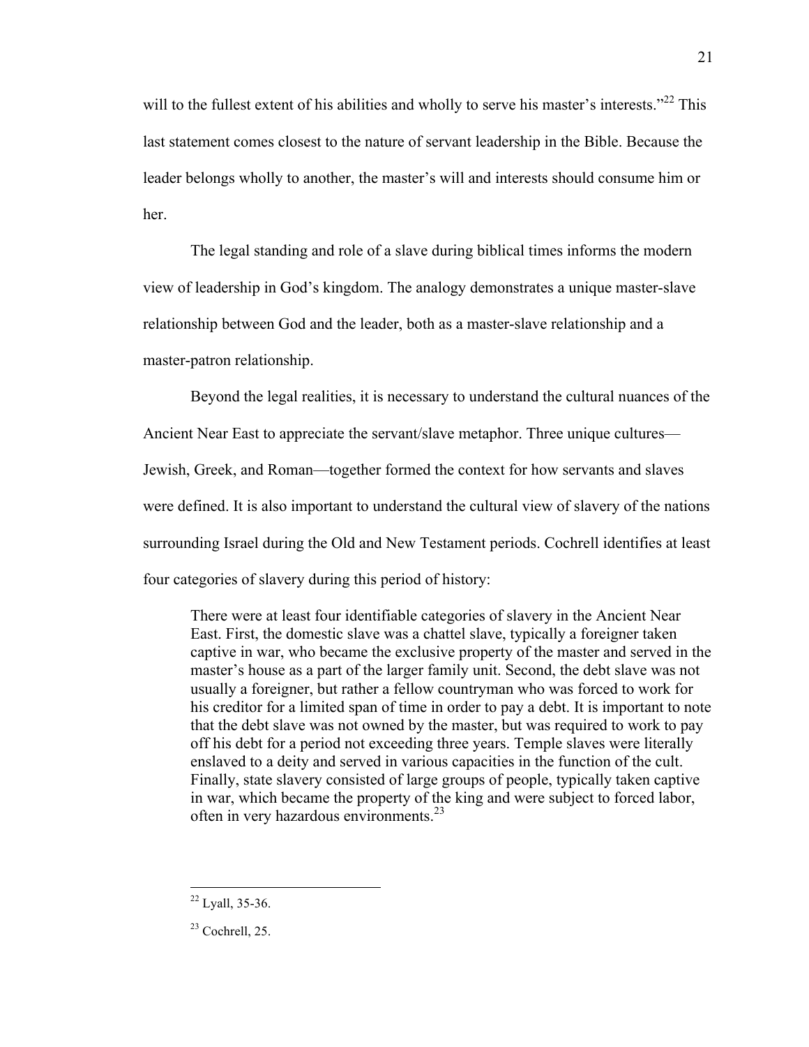will to the fullest extent of his abilities and wholly to serve his master's interests."[22] This last statement comes closest to the nature of servant leadership in the Bible. Because the leader belongs wholly to another, the master's will and interests should consume him or her.

The legal standing and role of a slave during biblical times informs the modern view of leadership in God's kingdom. The analogy demonstrates a unique master-slave relationship between God and the leader, both as a master-slave relationship and a master-patron relationship.

Beyond the legal realities, it is necessary to understand the cultural nuances of the Ancient Near East to appreciate the servant/slave metaphor. Three unique cultures—Jewish, Greek, and Roman—together formed the context for how servants and slaves were defined. It is also important to understand the cultural view of slavery of the nations surrounding Israel during the Old and New Testament periods. Cochrell identifies at least four categories of slavery during this period of history:

> There were at least four identifiable categories of slavery in the Ancient Near East. First, the domestic slave was a chattel slave, typically a foreigner taken captive in war, who became the exclusive property of the master and served in the master's house as a part of the larger family unit. Second, the debt slave was not usually a foreigner, but rather a fellow countryman who was forced to work for his creditor for a limited span of time in order to pay a debt. It is important to note that the debt slave was not owned by the master, but was required to work to pay off his debt for a period not exceeding three years. Temple slaves were literally enslaved to a deity and served in various capacities in the function of the cult. Finally, state slavery consisted of large groups of people, typically taken captive in war, which became the property of the king and were subject to forced labor, often in very hazardous environments.[23]

---

[22] Lyall, 35-36.

[23] Cochrell, 25.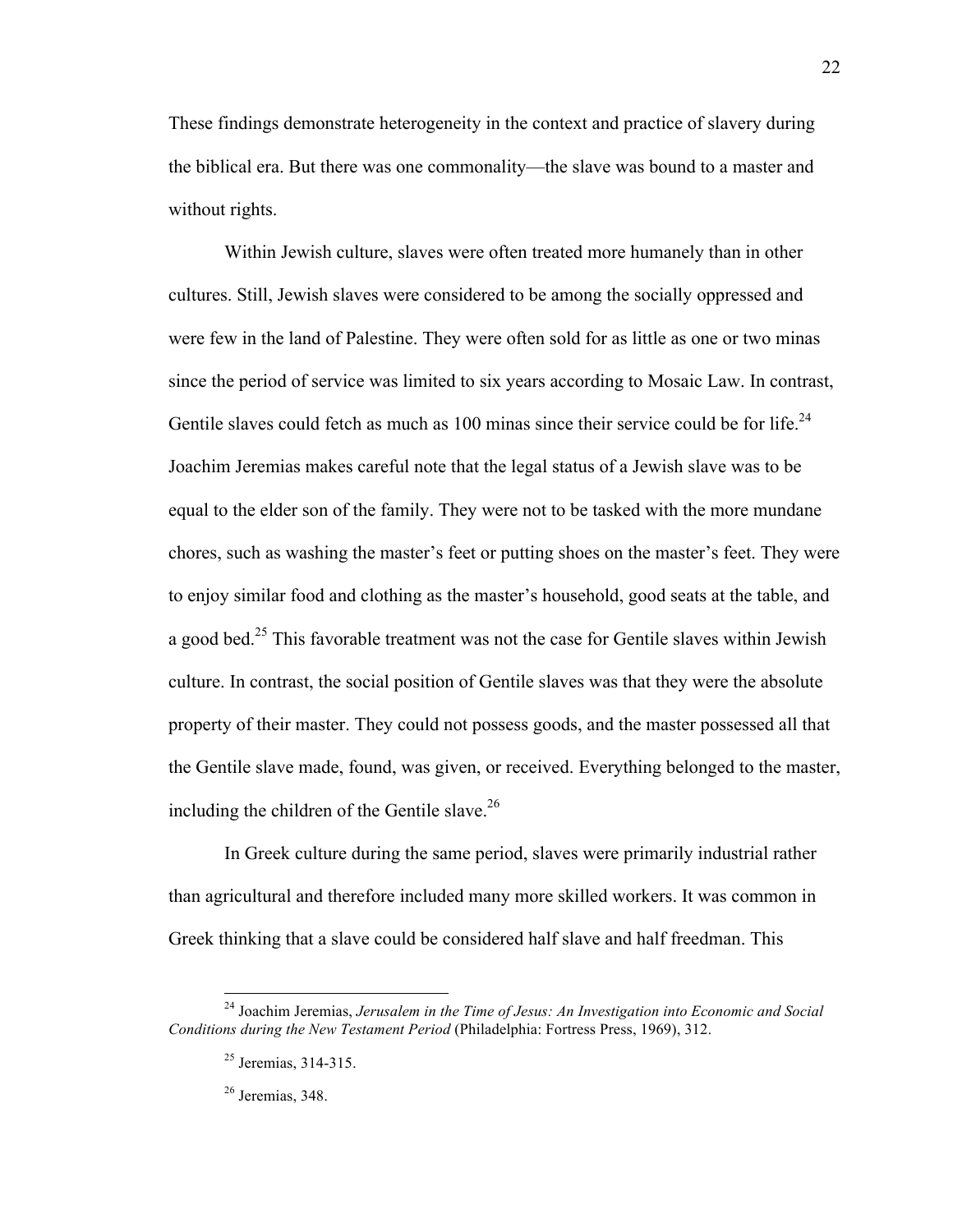These findings demonstrate heterogeneity in the context and practice of slavery during the biblical era. But there was one commonality—the slave was bound to a master and without rights.

Within Jewish culture, slaves were often treated more humanely than in other cultures. Still, Jewish slaves were considered to be among the socially oppressed and were few in the land of Palestine. They were often sold for as little as one or two minas since the period of service was limited to six years according to Mosaic Law. In contrast, Gentile slaves could fetch as much as 100 minas since their service could be for life.[24] Joachim Jeremias makes careful note that the legal status of a Jewish slave was to be equal to the elder son of the family. They were not to be tasked with the more mundane chores, such as washing the master's feet or putting shoes on the master's feet. They were to enjoy similar food and clothing as the master's household, good seats at the table, and a good bed.[25] This favorable treatment was not the case for Gentile slaves within Jewish culture. In contrast, the social position of Gentile slaves was that they were the absolute property of their master. They could not possess goods, and the master possessed all that the Gentile slave made, found, was given, or received. Everything belonged to the master, including the children of the Gentile slave.[26]

In Greek culture during the same period, slaves were primarily industrial rather than agricultural and therefore included many more skilled workers. It was common in Greek thinking that a slave could be considered half slave and half freedman. This

---

[24] Joachim Jeremias, *Jerusalem in the Time of Jesus: An Investigation into Economic and Social Conditions during the New Testament Period* (Philadelphia: Fortress Press, 1969), 312.

[25] Jeremias, 314-315.

[26] Jeremias, 348.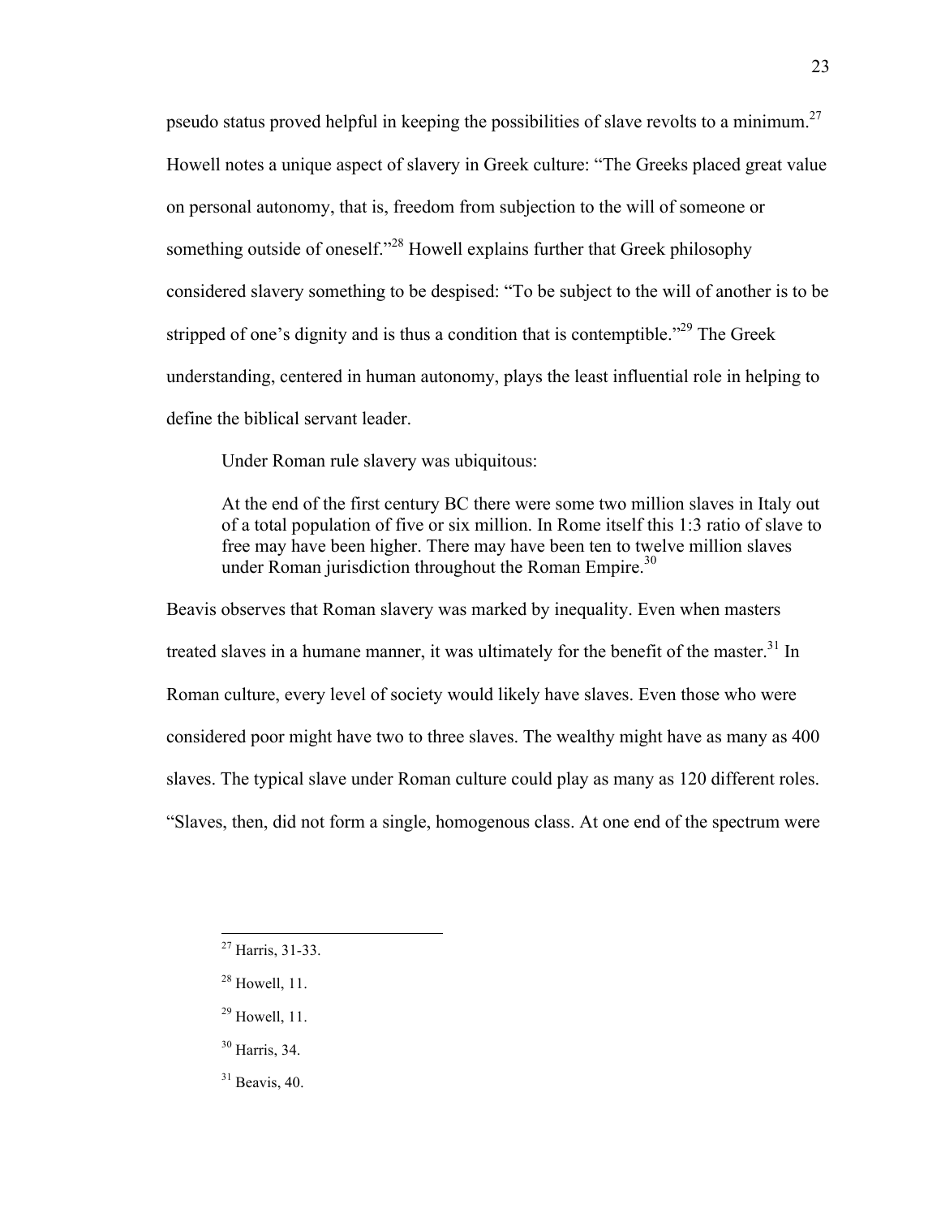pseudo status proved helpful in keeping the possibilities of slave revolts to a minimum.[27] Howell notes a unique aspect of slavery in Greek culture: "The Greeks placed great value on personal autonomy, that is, freedom from subjection to the will of someone or something outside of oneself."[28] Howell explains further that Greek philosophy considered slavery something to be despised: "To be subject to the will of another is to be stripped of one's dignity and is thus a condition that is contemptible."[29] The Greek understanding, centered in human autonomy, plays the least influential role in helping to define the biblical servant leader.

Under Roman rule slavery was ubiquitous:

> At the end of the first century BC there were some two million slaves in Italy out of a total population of five or six million. In Rome itself this 1:3 ratio of slave to free may have been higher. There may have been ten to twelve million slaves under Roman jurisdiction throughout the Roman Empire.[30]

Beavis observes that Roman slavery was marked by inequality. Even when masters treated slaves in a humane manner, it was ultimately for the benefit of the master.[31] In Roman culture, every level of society would likely have slaves. Even those who were considered poor might have two to three slaves. The wealthy might have as many as 400 slaves. The typical slave under Roman culture could play as many as 120 different roles. "Slaves, then, did not form a single, homogenous class. At one end of the spectrum were

---

[27] Harris, 31-33.

[28] Howell, 11.

[29] Howell, 11.

[30] Harris, 34.

[31] Beavis, 40.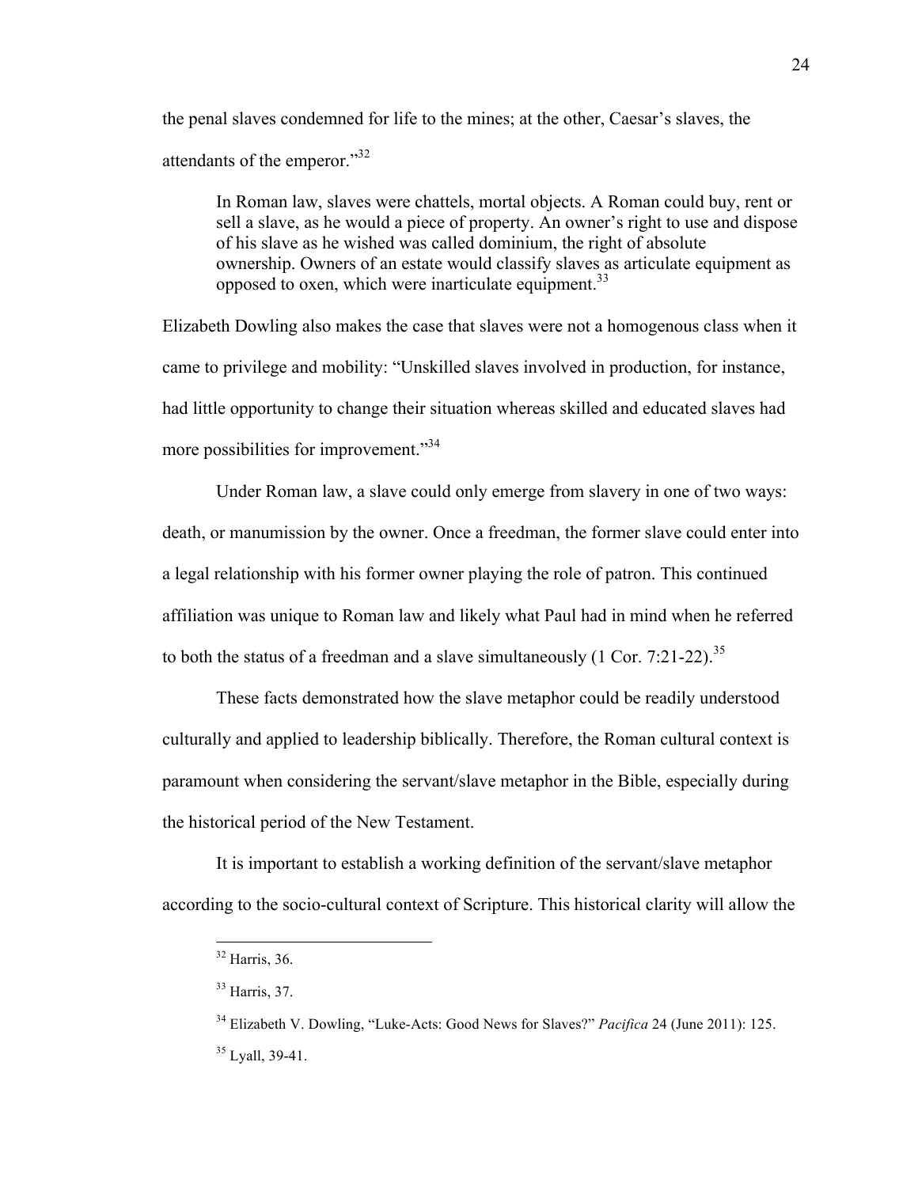the penal slaves condemned for life to the mines; at the other, Caesar's slaves, the attendants of the emperor."[32]

> In Roman law, slaves were chattels, mortal objects. A Roman could buy, rent or sell a slave, as he would a piece of property. An owner's right to use and dispose of his slave as he wished was called dominium, the right of absolute ownership. Owners of an estate would classify slaves as articulate equipment as opposed to oxen, which were inarticulate equipment.[33]

Elizabeth Dowling also makes the case that slaves were not a homogenous class when it came to privilege and mobility: "Unskilled slaves involved in production, for instance, had little opportunity to change their situation whereas skilled and educated slaves had more possibilities for improvement."[34]

Under Roman law, a slave could only emerge from slavery in one of two ways: death, or manumission by the owner. Once a freedman, the former slave could enter into a legal relationship with his former owner playing the role of patron. This continued affiliation was unique to Roman law and likely what Paul had in mind when he referred to both the status of a freedman and a slave simultaneously (1 Cor. 7:21-22).[35]

These facts demonstrated how the slave metaphor could be readily understood culturally and applied to leadership biblically. Therefore, the Roman cultural context is paramount when considering the servant/slave metaphor in the Bible, especially during the historical period of the New Testament.

It is important to establish a working definition of the servant/slave metaphor according to the socio-cultural context of Scripture. This historical clarity will allow the

---

[32] Harris, 36.

[33] Harris, 37.

[34] Elizabeth V. Dowling, "Luke-Acts: Good News for Slaves?" *Pacifica* 24 (June 2011): 125.

[35] Lyall, 39-41.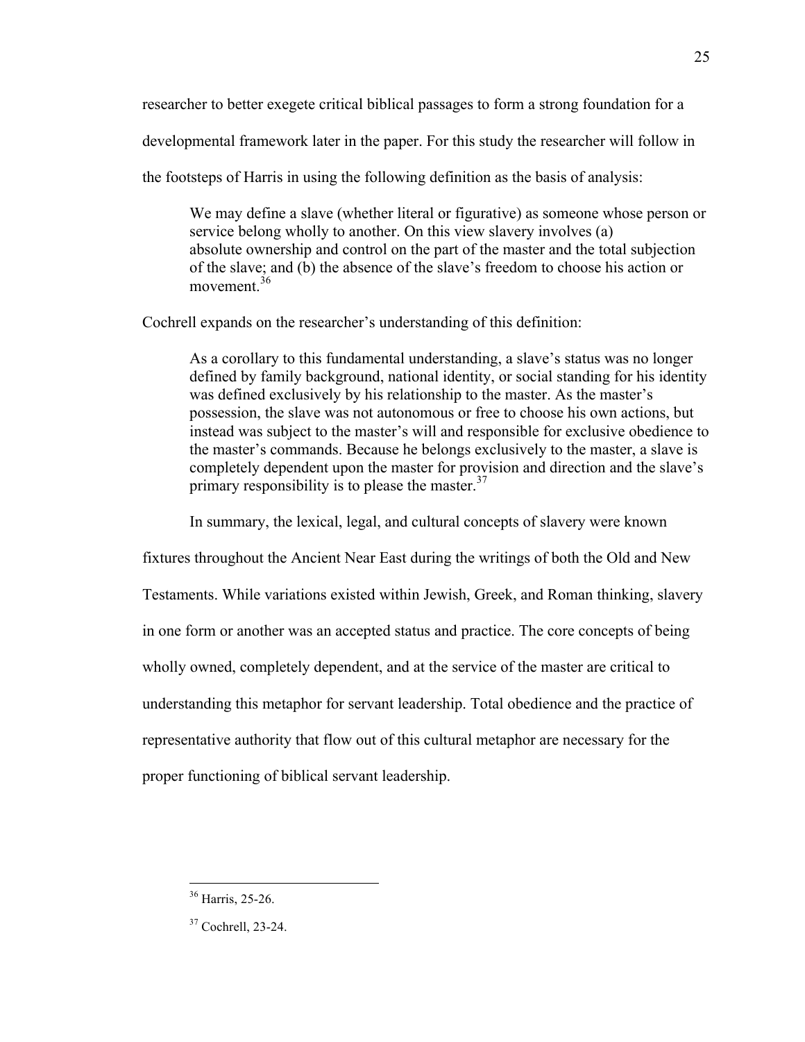researcher to better exegete critical biblical passages to form a strong foundation for a developmental framework later in the paper. For this study the researcher will follow in the footsteps of Harris in using the following definition as the basis of analysis:

> We may define a slave (whether literal or figurative) as someone whose person or service belong wholly to another. On this view slavery involves (a) absolute ownership and control on the part of the master and the total subjection of the slave; and (b) the absence of the slave's freedom to choose his action or movement.[36]

Cochrell expands on the researcher's understanding of this definition:

> As a corollary to this fundamental understanding, a slave's status was no longer defined by family background, national identity, or social standing for his identity was defined exclusively by his relationship to the master. As the master's possession, the slave was not autonomous or free to choose his own actions, but instead was subject to the master's will and responsible for exclusive obedience to the master's commands. Because he belongs exclusively to the master, a slave is completely dependent upon the master for provision and direction and the slave's primary responsibility is to please the master.[37]

In summary, the lexical, legal, and cultural concepts of slavery were known fixtures throughout the Ancient Near East during the writings of both the Old and New Testaments. While variations existed within Jewish, Greek, and Roman thinking, slavery in one form or another was an accepted status and practice. The core concepts of being wholly owned, completely dependent, and at the service of the master are critical to understanding this metaphor for servant leadership. Total obedience and the practice of representative authority that flow out of this cultural metaphor are necessary for the proper functioning of biblical servant leadership.

---

[36] Harris, 25-26.

[37] Cochrell, 23-24.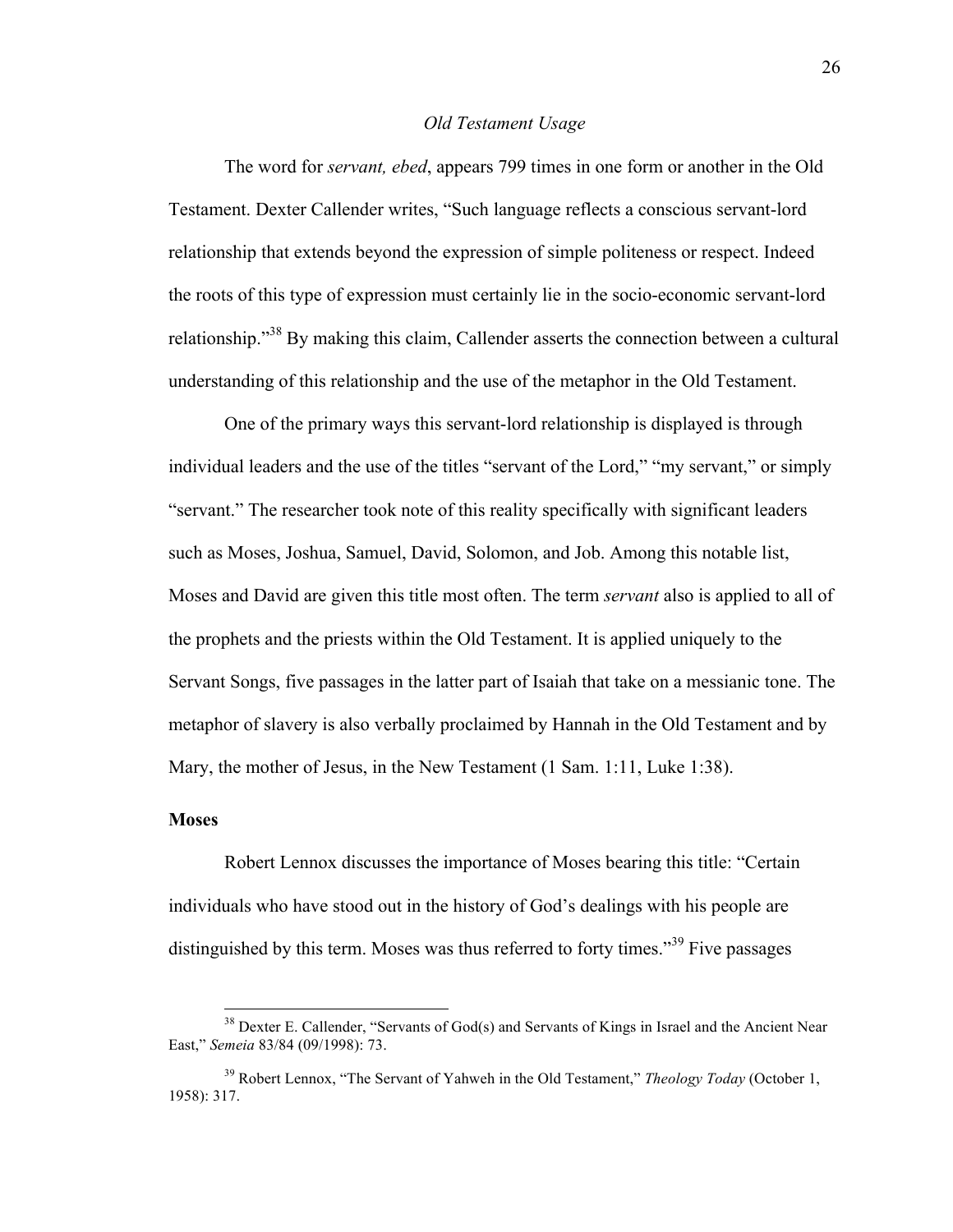*Old Testament Usage*

The word for *servant, ebed*, appears 799 times in one form or another in the Old Testament. Dexter Callender writes, "Such language reflects a conscious servant-lord relationship that extends beyond the expression of simple politeness or respect. Indeed the roots of this type of expression must certainly lie in the socio-economic servant-lord relationship."[38] By making this claim, Callender asserts the connection between a cultural understanding of this relationship and the use of the metaphor in the Old Testament.

One of the primary ways this servant-lord relationship is displayed is through individual leaders and the use of the titles "servant of the Lord," "my servant," or simply "servant." The researcher took note of this reality specifically with significant leaders such as Moses, Joshua, Samuel, David, Solomon, and Job. Among this notable list, Moses and David are given this title most often. The term *servant* also is applied to all of the prophets and the priests within the Old Testament. It is applied uniquely to the Servant Songs, five passages in the latter part of Isaiah that take on a messianic tone. The metaphor of slavery is also verbally proclaimed by Hannah in the Old Testament and by Mary, the mother of Jesus, in the New Testament (1 Sam. 1:11, Luke 1:38).

**Moses**

Robert Lennox discusses the importance of Moses bearing this title: "Certain individuals who have stood out in the history of God's dealings with his people are distinguished by this term. Moses was thus referred to forty times."[39] Five passages

---

[38] Dexter E. Callender, "Servants of God(s) and Servants of Kings in Israel and the Ancient Near East," *Semeia* 83/84 (09/1998): 73.

[39] Robert Lennox, "The Servant of Yahweh in the Old Testament," *Theology Today* (October 1, 1958): 317.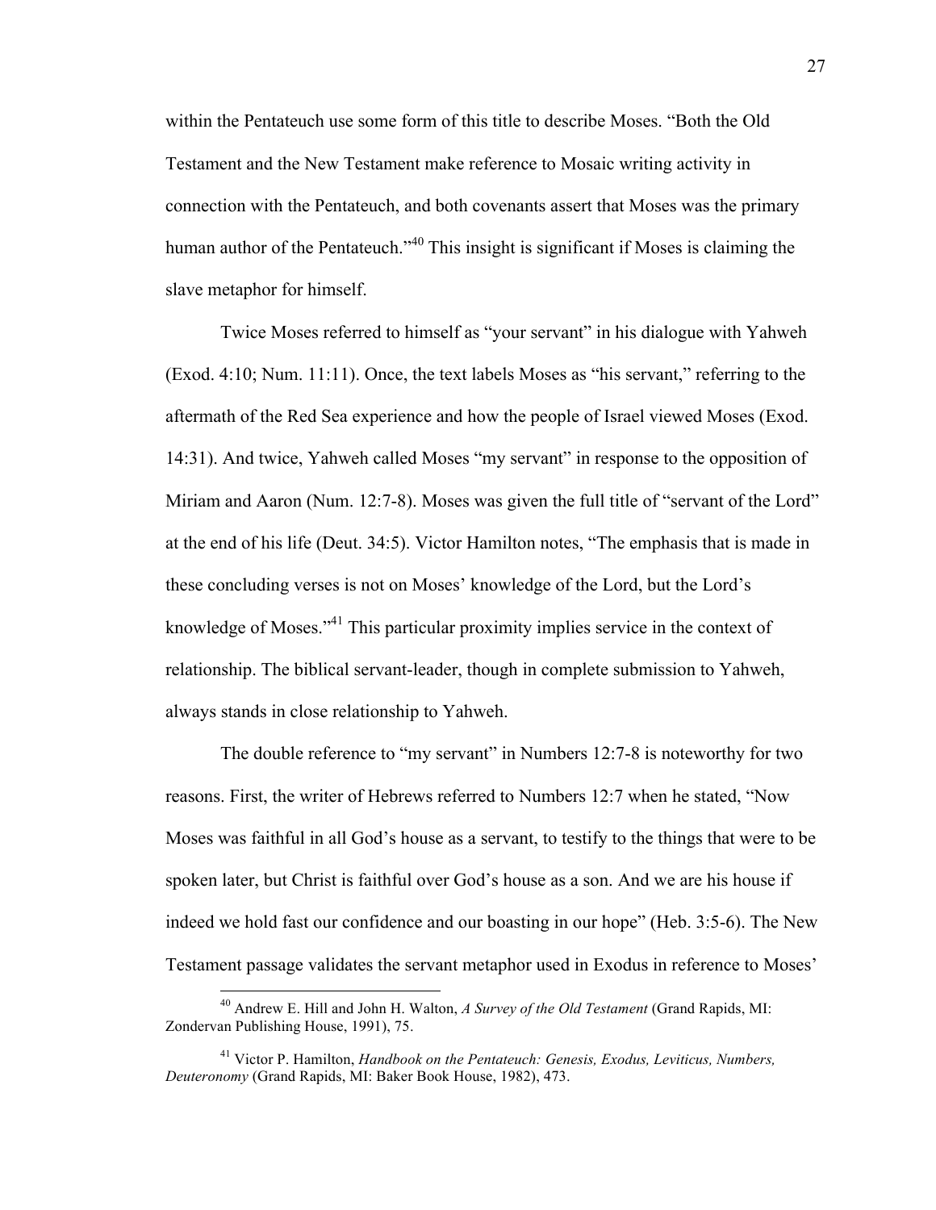within the Pentateuch use some form of this title to describe Moses. "Both the Old Testament and the New Testament make reference to Mosaic writing activity in connection with the Pentateuch, and both covenants assert that Moses was the primary human author of the Pentateuch."[40] This insight is significant if Moses is claiming the slave metaphor for himself.

Twice Moses referred to himself as "your servant" in his dialogue with Yahweh (Exod. 4:10; Num. 11:11). Once, the text labels Moses as "his servant," referring to the aftermath of the Red Sea experience and how the people of Israel viewed Moses (Exod. 14:31). And twice, Yahweh called Moses "my servant" in response to the opposition of Miriam and Aaron (Num. 12:7-8). Moses was given the full title of "servant of the Lord" at the end of his life (Deut. 34:5). Victor Hamilton notes, "The emphasis that is made in these concluding verses is not on Moses' knowledge of the Lord, but the Lord's knowledge of Moses."[41] This particular proximity implies service in the context of relationship. The biblical servant-leader, though in complete submission to Yahweh, always stands in close relationship to Yahweh.

The double reference to "my servant" in Numbers 12:7-8 is noteworthy for two reasons. First, the writer of Hebrews referred to Numbers 12:7 when he stated, "Now Moses was faithful in all God's house as a servant, to testify to the things that were to be spoken later, but Christ is faithful over God's house as a son. And we are his house if indeed we hold fast our confidence and our boasting in our hope" (Heb. 3:5-6). The New Testament passage validates the servant metaphor used in Exodus in reference to Moses'

---

[40] Andrew E. Hill and John H. Walton, *A Survey of the Old Testament* (Grand Rapids, MI: Zondervan Publishing House, 1991), 75.

[41] Victor P. Hamilton, *Handbook on the Pentateuch: Genesis, Exodus, Leviticus, Numbers, Deuteronomy* (Grand Rapids, MI: Baker Book House, 1982), 473.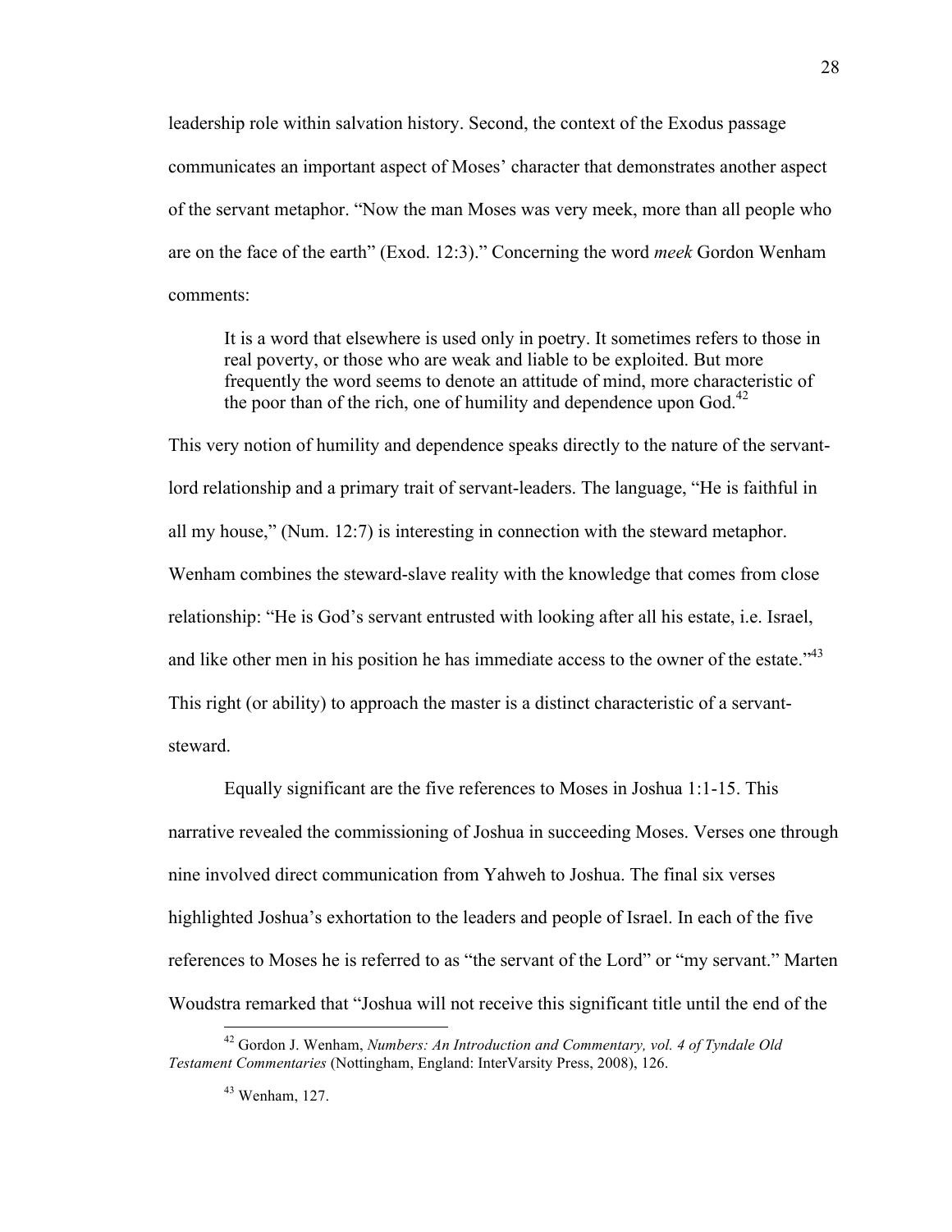leadership role within salvation history. Second, the context of the Exodus passage communicates an important aspect of Moses' character that demonstrates another aspect of the servant metaphor. "Now the man Moses was very meek, more than all people who are on the face of the earth" (Exod. 12:3)." Concerning the word *meek* Gordon Wenham comments:

> It is a word that elsewhere is used only in poetry. It sometimes refers to those in real poverty, or those who are weak and liable to be exploited. But more frequently the word seems to denote an attitude of mind, more characteristic of the poor than of the rich, one of humility and dependence upon God.[42]

This very notion of humility and dependence speaks directly to the nature of the servant-lord relationship and a primary trait of servant-leaders. The language, "He is faithful in all my house," (Num. 12:7) is interesting in connection with the steward metaphor. Wenham combines the steward-slave reality with the knowledge that comes from close relationship: "He is God's servant entrusted with looking after all his estate, i.e. Israel, and like other men in his position he has immediate access to the owner of the estate."[43] This right (or ability) to approach the master is a distinct characteristic of a servant-steward.

Equally significant are the five references to Moses in Joshua 1:1-15. This narrative revealed the commissioning of Joshua in succeeding Moses. Verses one through nine involved direct communication from Yahweh to Joshua. The final six verses highlighted Joshua's exhortation to the leaders and people of Israel. In each of the five references to Moses he is referred to as "the servant of the Lord" or "my servant." Marten Woudstra remarked that "Joshua will not receive this significant title until the end of the

---

[42] Gordon J. Wenham, *Numbers: An Introduction and Commentary, vol. 4 of Tyndale Old Testament Commentaries* (Nottingham, England: InterVarsity Press, 2008), 126.

[43] Wenham, 127.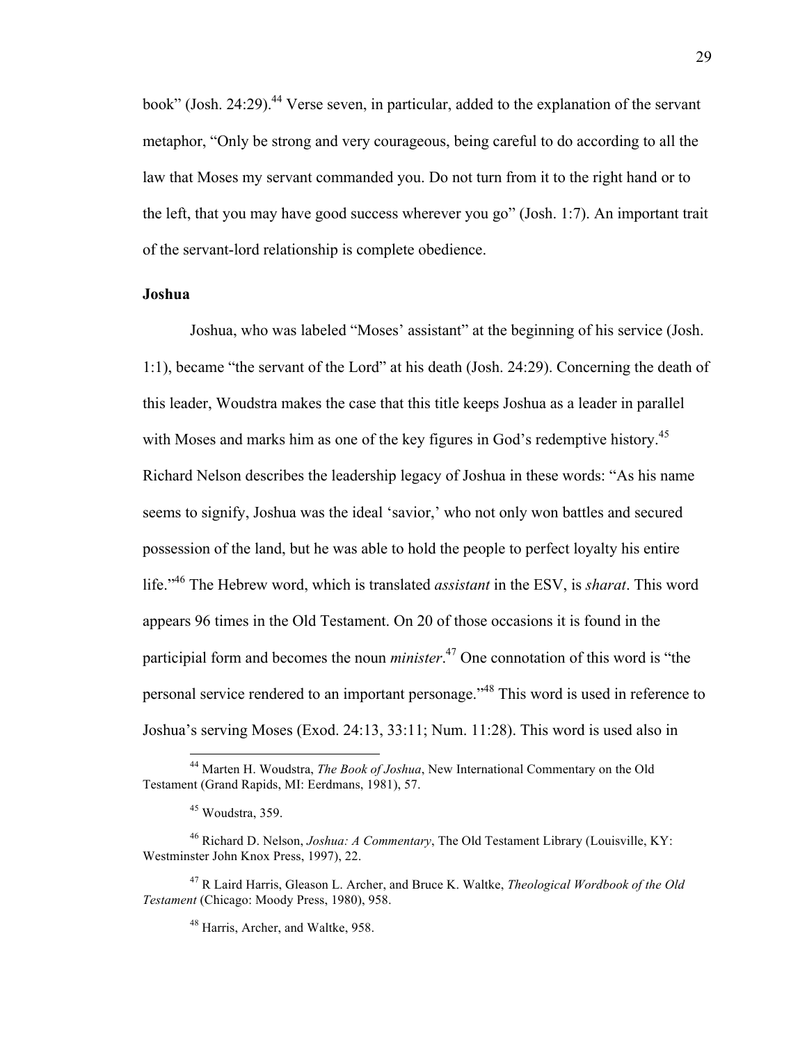book" (Josh. 24:29).[44] Verse seven, in particular, added to the explanation of the servant metaphor, "Only be strong and very courageous, being careful to do according to all the law that Moses my servant commanded you. Do not turn from it to the right hand or to the left, that you may have good success wherever you go" (Josh. 1:7). An important trait of the servant-lord relationship is complete obedience.

### Joshua

Joshua, who was labeled "Moses' assistant" at the beginning of his service (Josh. 1:1), became "the servant of the Lord" at his death (Josh. 24:29). Concerning the death of this leader, Woudstra makes the case that this title keeps Joshua as a leader in parallel with Moses and marks him as one of the key figures in God's redemptive history.[45] Richard Nelson describes the leadership legacy of Joshua in these words: "As his name seems to signify, Joshua was the ideal 'savior,' who not only won battles and secured possession of the land, but he was able to hold the people to perfect loyalty his entire life."[46] The Hebrew word, which is translated *assistant* in the ESV, is *sharat*. This word appears 96 times in the Old Testament. On 20 of those occasions it is found in the participial form and becomes the noun *minister*.[47] One connotation of this word is "the personal service rendered to an important personage."[48] This word is used in reference to Joshua's serving Moses (Exod. 24:13, 33:11; Num. 11:28). This word is used also in

---

[44] Marten H. Woudstra, *The Book of Joshua*, New International Commentary on the Old Testament (Grand Rapids, MI: Eerdmans, 1981), 57.

[45] Woudstra, 359.

[46] Richard D. Nelson, *Joshua: A Commentary*, The Old Testament Library (Louisville, KY: Westminster John Knox Press, 1997), 22.

[47] R Laird Harris, Gleason L. Archer, and Bruce K. Waltke, *Theological Wordbook of the Old Testament* (Chicago: Moody Press, 1980), 958.

[48] Harris, Archer, and Waltke, 958.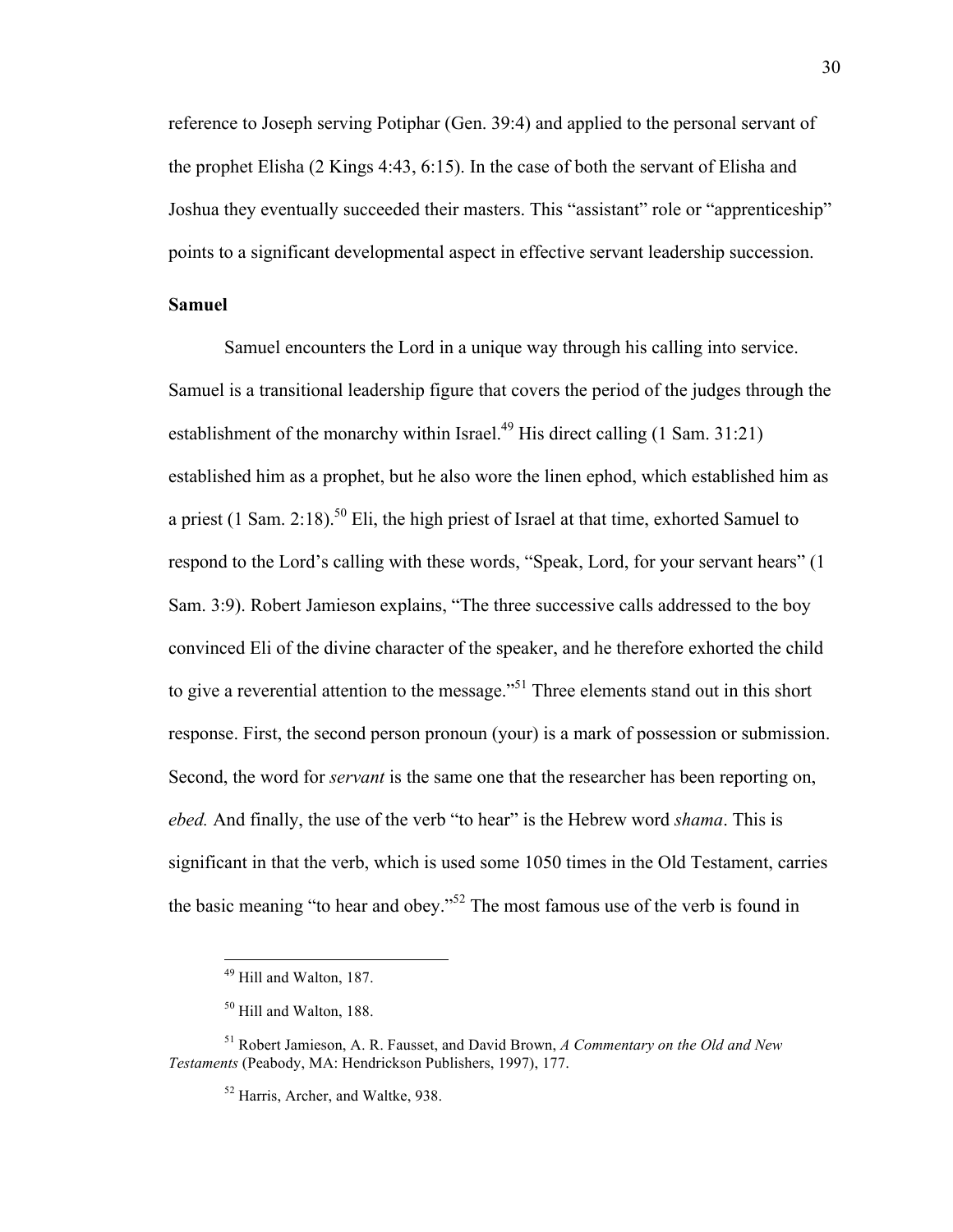reference to Joseph serving Potiphar (Gen. 39:4) and applied to the personal servant of the prophet Elisha (2 Kings 4:43, 6:15). In the case of both the servant of Elisha and Joshua they eventually succeeded their masters. This "assistant" role or "apprenticeship" points to a significant developmental aspect in effective servant leadership succession.

### Samuel

Samuel encounters the Lord in a unique way through his calling into service. Samuel is a transitional leadership figure that covers the period of the judges through the establishment of the monarchy within Israel.[49] His direct calling (1 Sam. 31:21) established him as a prophet, but he also wore the linen ephod, which established him as a priest (1 Sam. 2:18).[50] Eli, the high priest of Israel at that time, exhorted Samuel to respond to the Lord's calling with these words, "Speak, Lord, for your servant hears" (1 Sam. 3:9). Robert Jamieson explains, "The three successive calls addressed to the boy convinced Eli of the divine character of the speaker, and he therefore exhorted the child to give a reverential attention to the message."[51] Three elements stand out in this short response. First, the second person pronoun (your) is a mark of possession or submission. Second, the word for *servant* is the same one that the researcher has been reporting on, *ebed.* And finally, the use of the verb "to hear" is the Hebrew word *shama*. This is significant in that the verb, which is used some 1050 times in the Old Testament, carries the basic meaning "to hear and obey."[52] The most famous use of the verb is found in

---

[49] Hill and Walton, 187.

[50] Hill and Walton, 188.

[51] Robert Jamieson, A. R. Fausset, and David Brown, *A Commentary on the Old and New Testaments* (Peabody, MA: Hendrickson Publishers, 1997), 177.

[52] Harris, Archer, and Waltke, 938.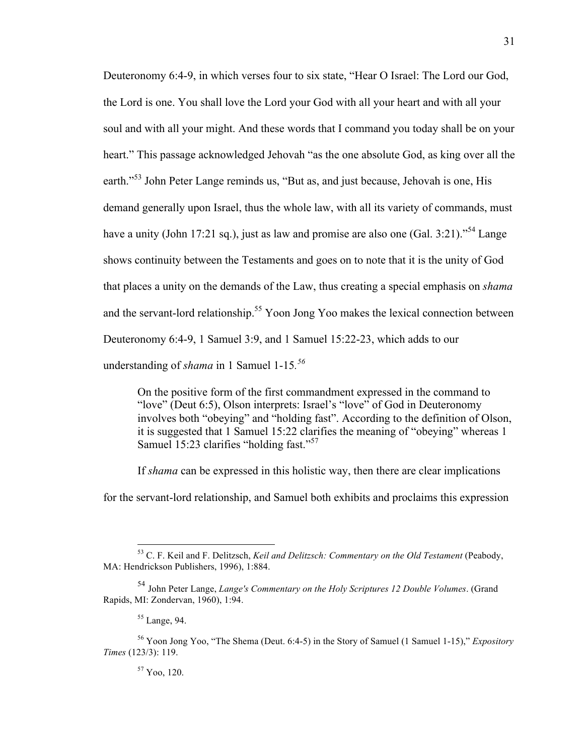Deuteronomy 6:4-9, in which verses four to six state, "Hear O Israel: The Lord our God, the Lord is one. You shall love the Lord your God with all your heart and with all your soul and with all your might. And these words that I command you today shall be on your heart." This passage acknowledged Jehovah "as the one absolute God, as king over all the earth."[53] John Peter Lange reminds us, "But as, and just because, Jehovah is one, His demand generally upon Israel, thus the whole law, with all its variety of commands, must have a unity (John 17:21 sq.), just as law and promise are also one (Gal. 3:21)."[54] Lange shows continuity between the Testaments and goes on to note that it is the unity of God that places a unity on the demands of the Law, thus creating a special emphasis on *shama* and the servant-lord relationship.[55] Yoon Jong Yoo makes the lexical connection between Deuteronomy 6:4-9, 1 Samuel 3:9, and 1 Samuel 15:22-23, which adds to our understanding of *shama* in 1 Samuel 1-15.[56]

> On the positive form of the first commandment expressed in the command to "love" (Deut 6:5), Olson interprets: Israel's "love" of God in Deuteronomy involves both "obeying" and "holding fast". According to the definition of Olson, it is suggested that 1 Samuel 15:22 clarifies the meaning of "obeying" whereas 1 Samuel 15:23 clarifies "holding fast."[57]

If *shama* can be expressed in this holistic way, then there are clear implications for the servant-lord relationship, and Samuel both exhibits and proclaims this expression

---

[53] C. F. Keil and F. Delitzsch, *Keil and Delitzsch: Commentary on the Old Testament* (Peabody, MA: Hendrickson Publishers, 1996), 1:884.

[54] John Peter Lange, *Lange's Commentary on the Holy Scriptures 12 Double Volumes*. (Grand Rapids, MI: Zondervan, 1960), 1:94.

[55] Lange, 94.

[56] Yoon Jong Yoo, "The Shema (Deut. 6:4-5) in the Story of Samuel (1 Samuel 1-15)," *Expository Times* (123/3): 119.

[57] Yoo, 120.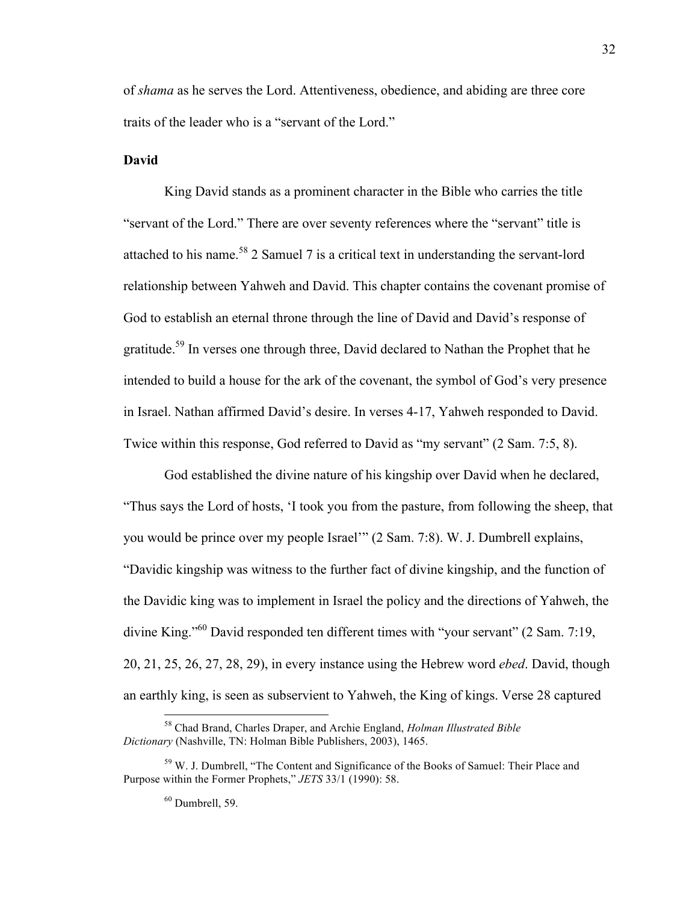of *shama* as he serves the Lord. Attentiveness, obedience, and abiding are three core traits of the leader who is a "servant of the Lord."

### David

King David stands as a prominent character in the Bible who carries the title "servant of the Lord." There are over seventy references where the "servant" title is attached to his name.[58] 2 Samuel 7 is a critical text in understanding the servant-lord relationship between Yahweh and David. This chapter contains the covenant promise of God to establish an eternal throne through the line of David and David's response of gratitude.[59] In verses one through three, David declared to Nathan the Prophet that he intended to build a house for the ark of the covenant, the symbol of God's very presence in Israel. Nathan affirmed David's desire. In verses 4-17, Yahweh responded to David. Twice within this response, God referred to David as "my servant" (2 Sam. 7:5, 8).

God established the divine nature of his kingship over David when he declared, "Thus says the Lord of hosts, 'I took you from the pasture, from following the sheep, that you would be prince over my people Israel'" (2 Sam. 7:8). W. J. Dumbrell explains, "Davidic kingship was witness to the further fact of divine kingship, and the function of the Davidic king was to implement in Israel the policy and the directions of Yahweh, the divine King."[60] David responded ten different times with "your servant" (2 Sam. 7:19, 20, 21, 25, 26, 27, 28, 29), in every instance using the Hebrew word *ebed*. David, though an earthly king, is seen as subservient to Yahweh, the King of kings. Verse 28 captured

---

[58] Chad Brand, Charles Draper, and Archie England, *Holman Illustrated Bible Dictionary* (Nashville, TN: Holman Bible Publishers, 2003), 1465.

[59] W. J. Dumbrell, "The Content and Significance of the Books of Samuel: Their Place and Purpose within the Former Prophets," *JETS* 33/1 (1990): 58.

[60] Dumbrell, 59.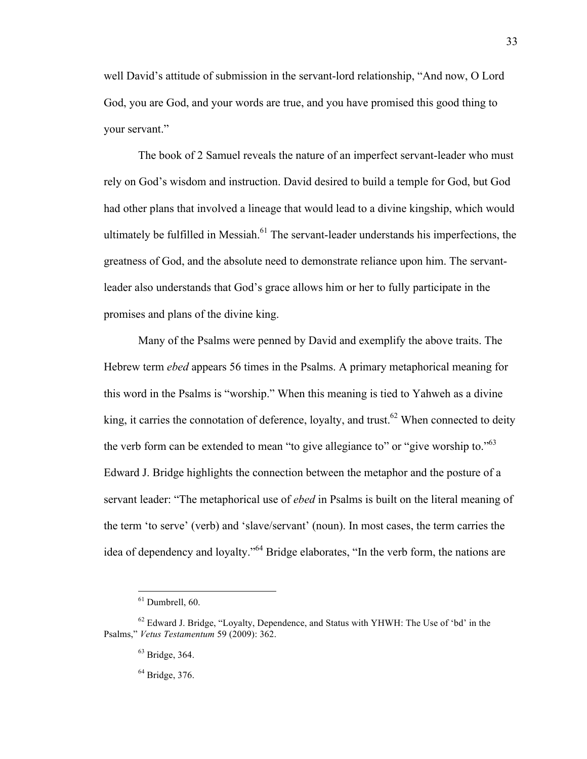well David's attitude of submission in the servant-lord relationship, "And now, O Lord God, you are God, and your words are true, and you have promised this good thing to your servant."

The book of 2 Samuel reveals the nature of an imperfect servant-leader who must rely on God's wisdom and instruction. David desired to build a temple for God, but God had other plans that involved a lineage that would lead to a divine kingship, which would ultimately be fulfilled in Messiah.[61] The servant-leader understands his imperfections, the greatness of God, and the absolute need to demonstrate reliance upon him. The servant-leader also understands that God's grace allows him or her to fully participate in the promises and plans of the divine king.

Many of the Psalms were penned by David and exemplify the above traits. The Hebrew term *ebed* appears 56 times in the Psalms. A primary metaphorical meaning for this word in the Psalms is "worship." When this meaning is tied to Yahweh as a divine king, it carries the connotation of deference, loyalty, and trust.[62] When connected to deity the verb form can be extended to mean "to give allegiance to" or "give worship to."[63] Edward J. Bridge highlights the connection between the metaphor and the posture of a servant leader: "The metaphorical use of *ebed* in Psalms is built on the literal meaning of the term 'to serve' (verb) and 'slave/servant' (noun). In most cases, the term carries the idea of dependency and loyalty."[64] Bridge elaborates, "In the verb form, the nations are

---

[61] Dumbrell, 60.

[62] Edward J. Bridge, "Loyalty, Dependence, and Status with YHWH: The Use of 'bd' in the Psalms," *Vetus Testamentum* 59 (2009): 362.

[63] Bridge, 364.

[64] Bridge, 376.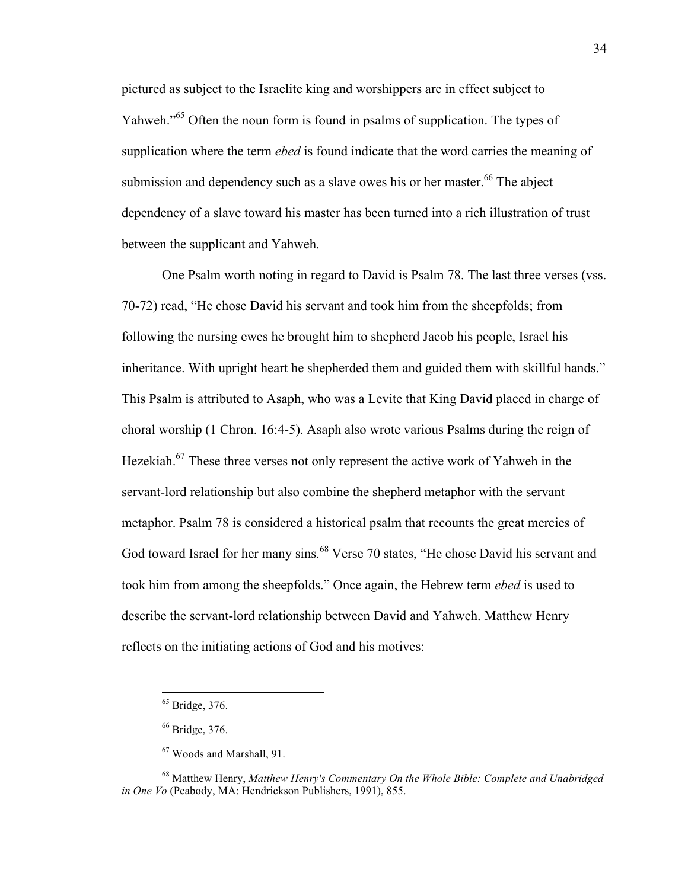pictured as subject to the Israelite king and worshippers are in effect subject to Yahweh."[65] Often the noun form is found in psalms of supplication. The types of supplication where the term *ebed* is found indicate that the word carries the meaning of submission and dependency such as a slave owes his or her master.[66] The abject dependency of a slave toward his master has been turned into a rich illustration of trust between the supplicant and Yahweh.

One Psalm worth noting in regard to David is Psalm 78. The last three verses (vss. 70-72) read, "He chose David his servant and took him from the sheepfolds; from following the nursing ewes he brought him to shepherd Jacob his people, Israel his inheritance. With upright heart he shepherded them and guided them with skillful hands." This Psalm is attributed to Asaph, who was a Levite that King David placed in charge of choral worship (1 Chron. 16:4-5). Asaph also wrote various Psalms during the reign of Hezekiah.[67] These three verses not only represent the active work of Yahweh in the servant-lord relationship but also combine the shepherd metaphor with the servant metaphor. Psalm 78 is considered a historical psalm that recounts the great mercies of God toward Israel for her many sins.[68] Verse 70 states, "He chose David his servant and took him from among the sheepfolds." Once again, the Hebrew term *ebed* is used to describe the servant-lord relationship between David and Yahweh. Matthew Henry reflects on the initiating actions of God and his motives:

---

[65] Bridge, 376.

[66] Bridge, 376.

[67] Woods and Marshall, 91.

[68] Matthew Henry, *Matthew Henry's Commentary On the Whole Bible: Complete and Unabridged in One Vo* (Peabody, MA: Hendrickson Publishers, 1991), 855.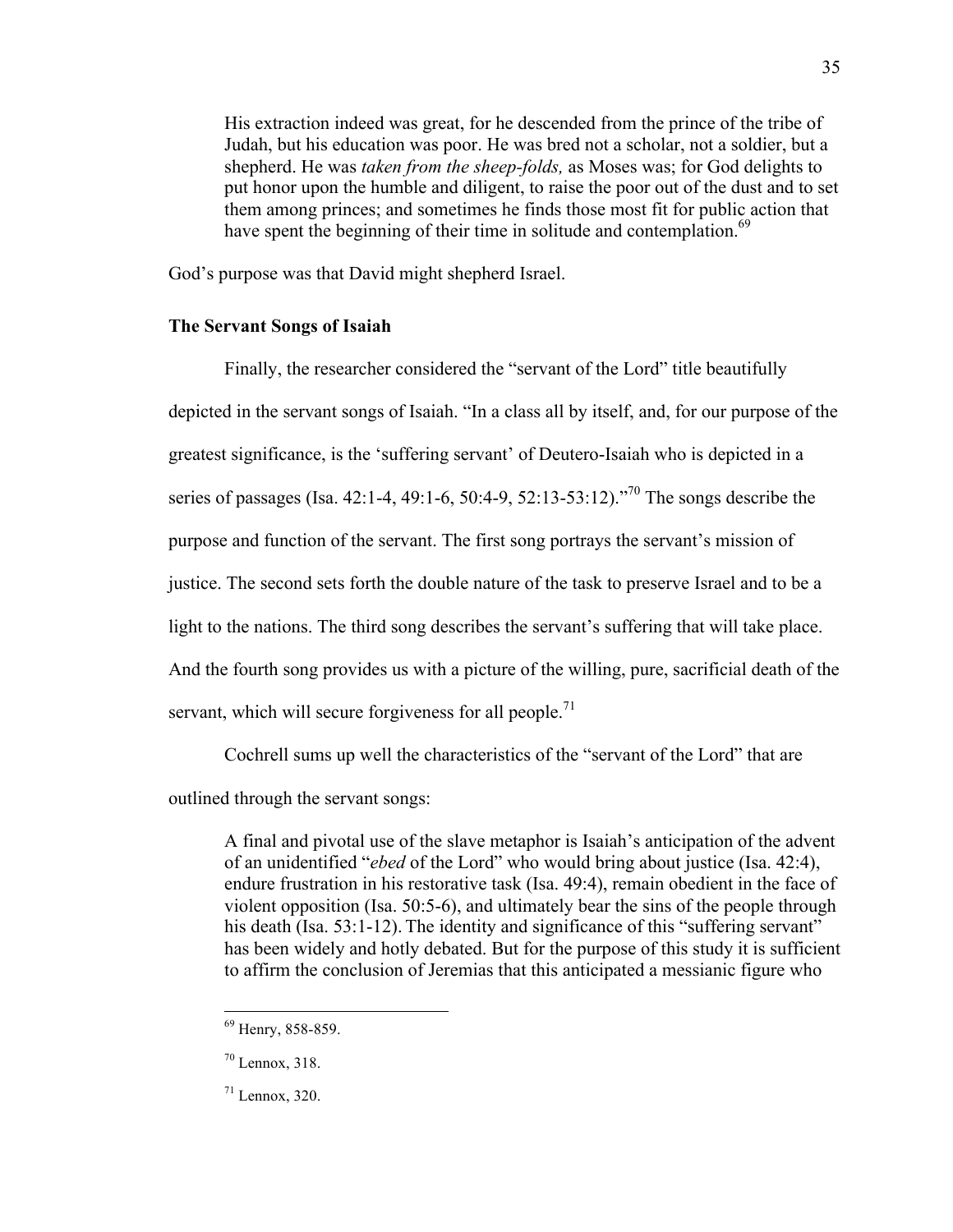> His extraction indeed was great, for he descended from the prince of the tribe of Judah, but his education was poor. He was bred not a scholar, not a soldier, but a shepherd. He was *taken from the sheep-folds,* as Moses was; for God delights to put honor upon the humble and diligent, to raise the poor out of the dust and to set them among princes; and sometimes he finds those most fit for public action that have spent the beginning of their time in solitude and contemplation.[69]

God's purpose was that David might shepherd Israel.

### The Servant Songs of Isaiah

Finally, the researcher considered the "servant of the Lord" title beautifully depicted in the servant songs of Isaiah. "In a class all by itself, and, for our purpose of the greatest significance, is the 'suffering servant' of Deutero-Isaiah who is depicted in a series of passages (Isa. 42:1-4, 49:1-6, 50:4-9, 52:13-53:12)."[70] The songs describe the purpose and function of the servant. The first song portrays the servant's mission of justice. The second sets forth the double nature of the task to preserve Israel and to be a light to the nations. The third song describes the servant's suffering that will take place. And the fourth song provides us with a picture of the willing, pure, sacrificial death of the servant, which will secure forgiveness for all people.[71]

Cochrell sums up well the characteristics of the "servant of the Lord" that are outlined through the servant songs:

> A final and pivotal use of the slave metaphor is Isaiah's anticipation of the advent of an unidentified "*ebed* of the Lord" who would bring about justice (Isa. 42:4), endure frustration in his restorative task (Isa. 49:4), remain obedient in the face of violent opposition (Isa. 50:5-6), and ultimately bear the sins of the people through his death (Isa. 53:1-12). The identity and significance of this "suffering servant" has been widely and hotly debated. But for the purpose of this study it is sufficient to affirm the conclusion of Jeremias that this anticipated a messianic figure who

---

[69] Henry, 858-859.

[70] Lennox, 318.

[71] Lennox, 320.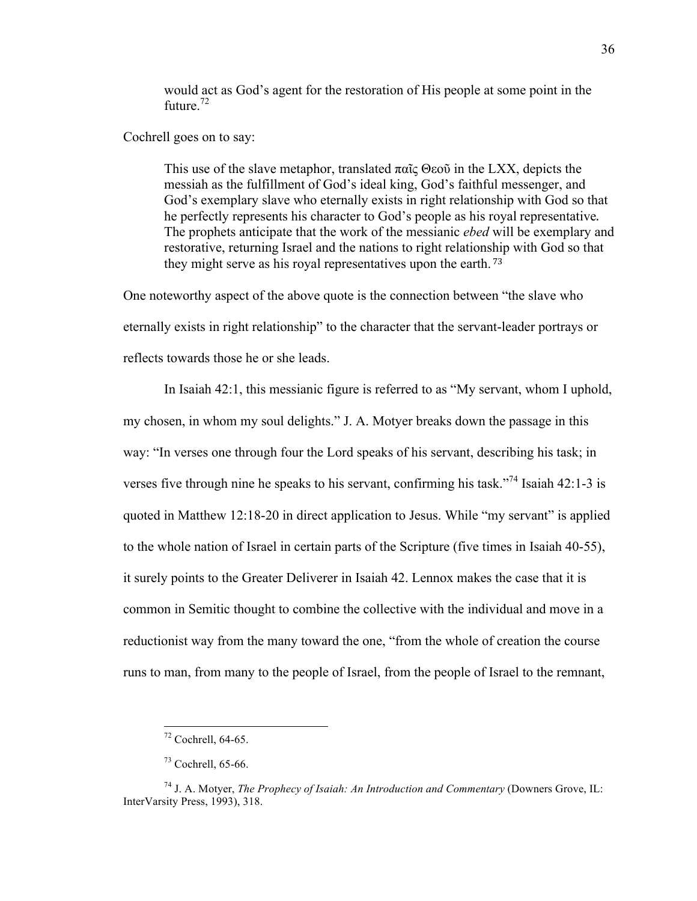> would act as God's agent for the restoration of His people at some point in the future.[72]

Cochrell goes on to say:

> This use of the slave metaphor, translated παῖς Θεοῦ in the LXX, depicts the messiah as the fulfillment of God's ideal king, God's faithful messenger, and God's exemplary slave who eternally exists in right relationship with God so that he perfectly represents his character to God's people as his royal representative. The prophets anticipate that the work of the messianic *ebed* will be exemplary and restorative, returning Israel and the nations to right relationship with God so that they might serve as his royal representatives upon the earth.[73]

One noteworthy aspect of the above quote is the connection between "the slave who eternally exists in right relationship" to the character that the servant-leader portrays or reflects towards those he or she leads.

In Isaiah 42:1, this messianic figure is referred to as "My servant, whom I uphold, my chosen, in whom my soul delights." J. A. Motyer breaks down the passage in this way: "In verses one through four the Lord speaks of his servant, describing his task; in verses five through nine he speaks to his servant, confirming his task."[74] Isaiah 42:1-3 is quoted in Matthew 12:18-20 in direct application to Jesus. While "my servant" is applied to the whole nation of Israel in certain parts of the Scripture (five times in Isaiah 40-55), it surely points to the Greater Deliverer in Isaiah 42. Lennox makes the case that it is common in Semitic thought to combine the collective with the individual and move in a reductionist way from the many toward the one, "from the whole of creation the course runs to man, from many to the people of Israel, from the people of Israel to the remnant,

---

[72] Cochrell, 64-65.

[73] Cochrell, 65-66.

[74] J. A. Motyer, *The Prophecy of Isaiah: An Introduction and Commentary* (Downers Grove, IL: InterVarsity Press, 1993), 318.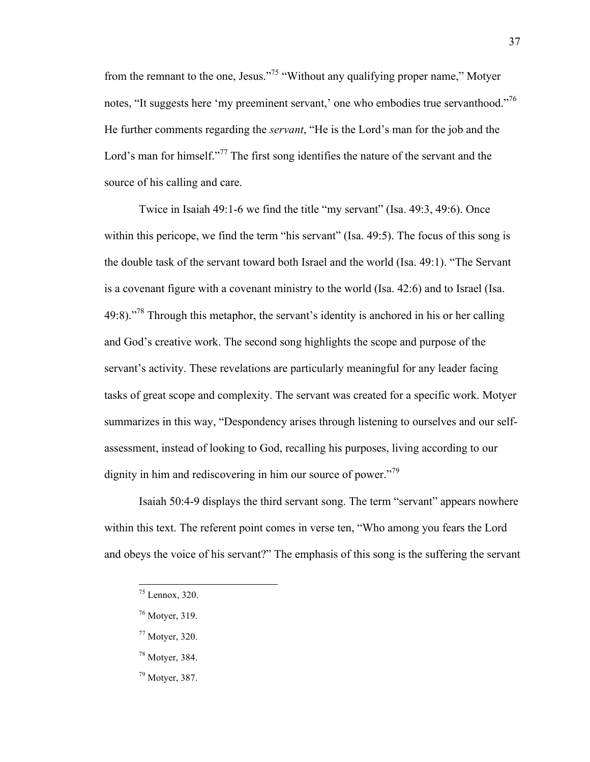from the remnant to the one, Jesus."[75] "Without any qualifying proper name," Motyer notes, "It suggests here 'my preeminent servant,' one who embodies true servanthood."[76] He further comments regarding the *servant*, "He is the Lord's man for the job and the Lord's man for himself."[77] The first song identifies the nature of the servant and the source of his calling and care.

Twice in Isaiah 49:1-6 we find the title "my servant" (Isa. 49:3, 49:6). Once within this pericope, we find the term "his servant" (Isa. 49:5). The focus of this song is the double task of the servant toward both Israel and the world (Isa. 49:1). "The Servant is a covenant figure with a covenant ministry to the world (Isa. 42:6) and to Israel (Isa. 49:8)."[78] Through this metaphor, the servant's identity is anchored in his or her calling and God's creative work. The second song highlights the scope and purpose of the servant's activity. These revelations are particularly meaningful for any leader facing tasks of great scope and complexity. The servant was created for a specific work. Motyer summarizes in this way, "Despondency arises through listening to ourselves and our self-assessment, instead of looking to God, recalling his purposes, living according to our dignity in him and rediscovering in him our source of power."[79]

Isaiah 50:4-9 displays the third servant song. The term "servant" appears nowhere within this text. The referent point comes in verse ten, "Who among you fears the Lord and obeys the voice of his servant?" The emphasis of this song is the suffering the servant

---

[75] Lennox, 320.

[76] Motyer, 319.

[77] Motyer, 320.

[78] Motyer, 384.

[79] Motyer, 387.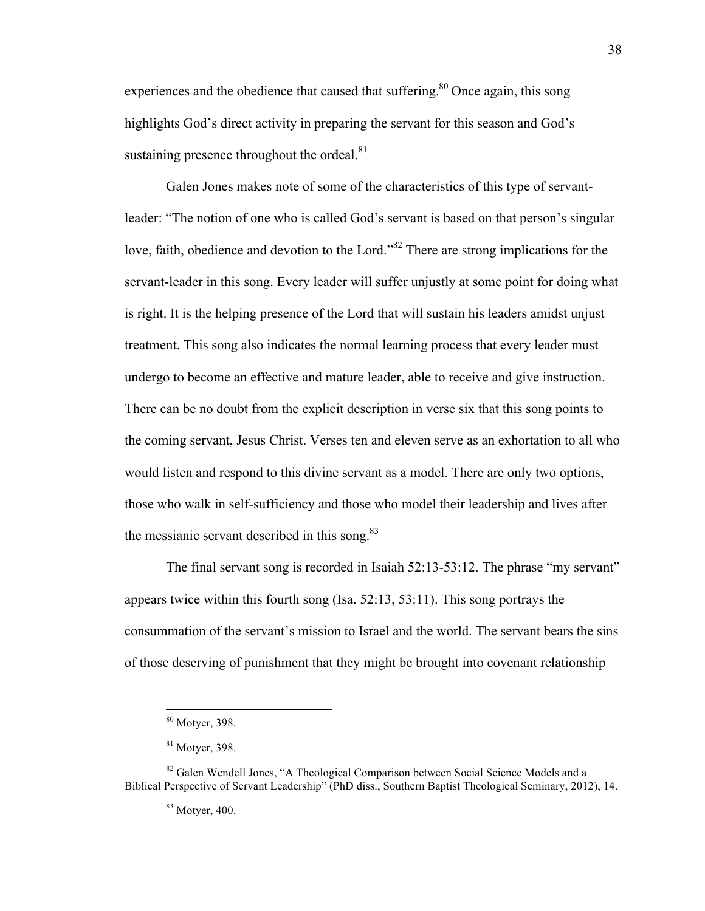experiences and the obedience that caused that suffering.[80] Once again, this song highlights God's direct activity in preparing the servant for this season and God's sustaining presence throughout the ordeal.[81]

Galen Jones makes note of some of the characteristics of this type of servant-leader: "The notion of one who is called God's servant is based on that person's singular love, faith, obedience and devotion to the Lord."[82] There are strong implications for the servant-leader in this song. Every leader will suffer unjustly at some point for doing what is right. It is the helping presence of the Lord that will sustain his leaders amidst unjust treatment. This song also indicates the normal learning process that every leader must undergo to become an effective and mature leader, able to receive and give instruction. There can be no doubt from the explicit description in verse six that this song points to the coming servant, Jesus Christ. Verses ten and eleven serve as an exhortation to all who would listen and respond to this divine servant as a model. There are only two options, those who walk in self-sufficiency and those who model their leadership and lives after the messianic servant described in this song.[83]

The final servant song is recorded in Isaiah 52:13-53:12. The phrase "my servant" appears twice within this fourth song (Isa. 52:13, 53:11). This song portrays the consummation of the servant's mission to Israel and the world. The servant bears the sins of those deserving of punishment that they might be brought into covenant relationship

---

[80] Motyer, 398.

[81] Motyer, 398.

[82] Galen Wendell Jones, "A Theological Comparison between Social Science Models and a Biblical Perspective of Servant Leadership" (PhD diss., Southern Baptist Theological Seminary, 2012), 14.

[83] Motyer, 400.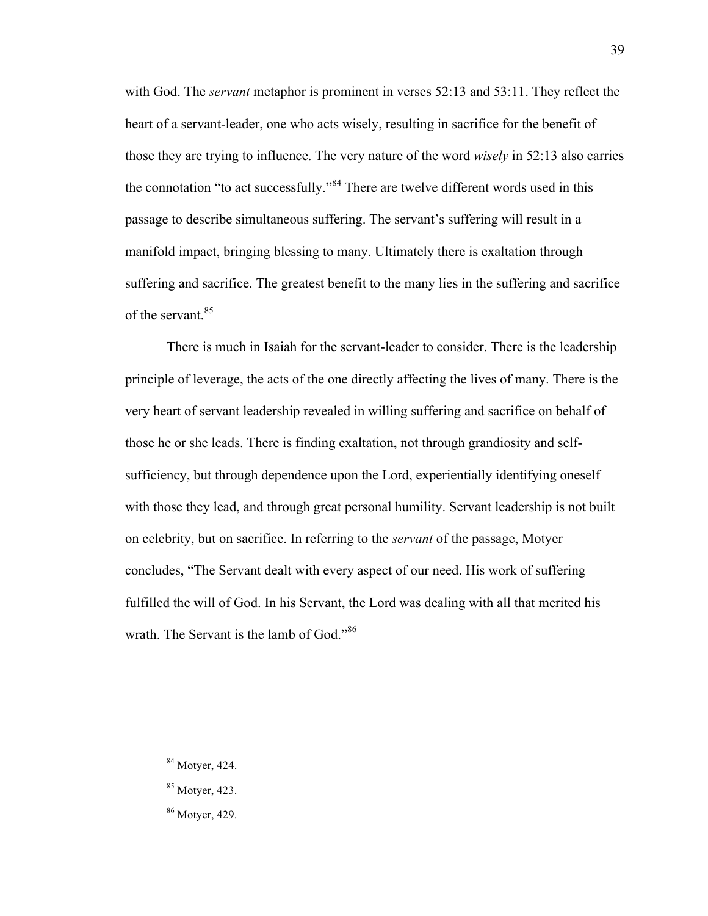with God. The *servant* metaphor is prominent in verses 52:13 and 53:11. They reflect the heart of a servant-leader, one who acts wisely, resulting in sacrifice for the benefit of those they are trying to influence. The very nature of the word *wisely* in 52:13 also carries the connotation "to act successfully."[84] There are twelve different words used in this passage to describe simultaneous suffering. The servant's suffering will result in a manifold impact, bringing blessing to many. Ultimately there is exaltation through suffering and sacrifice. The greatest benefit to the many lies in the suffering and sacrifice of the servant.[85]

There is much in Isaiah for the servant-leader to consider. There is the leadership principle of leverage, the acts of the one directly affecting the lives of many. There is the very heart of servant leadership revealed in willing suffering and sacrifice on behalf of those he or she leads. There is finding exaltation, not through grandiosity and self-sufficiency, but through dependence upon the Lord, experientially identifying oneself with those they lead, and through great personal humility. Servant leadership is not built on celebrity, but on sacrifice. In referring to the *servant* of the passage, Motyer concludes, "The Servant dealt with every aspect of our need. His work of suffering fulfilled the will of God. In his Servant, the Lord was dealing with all that merited his wrath. The Servant is the lamb of God."[86]

---

[84] Motyer, 424.

[85] Motyer, 423.

[86] Motyer, 429.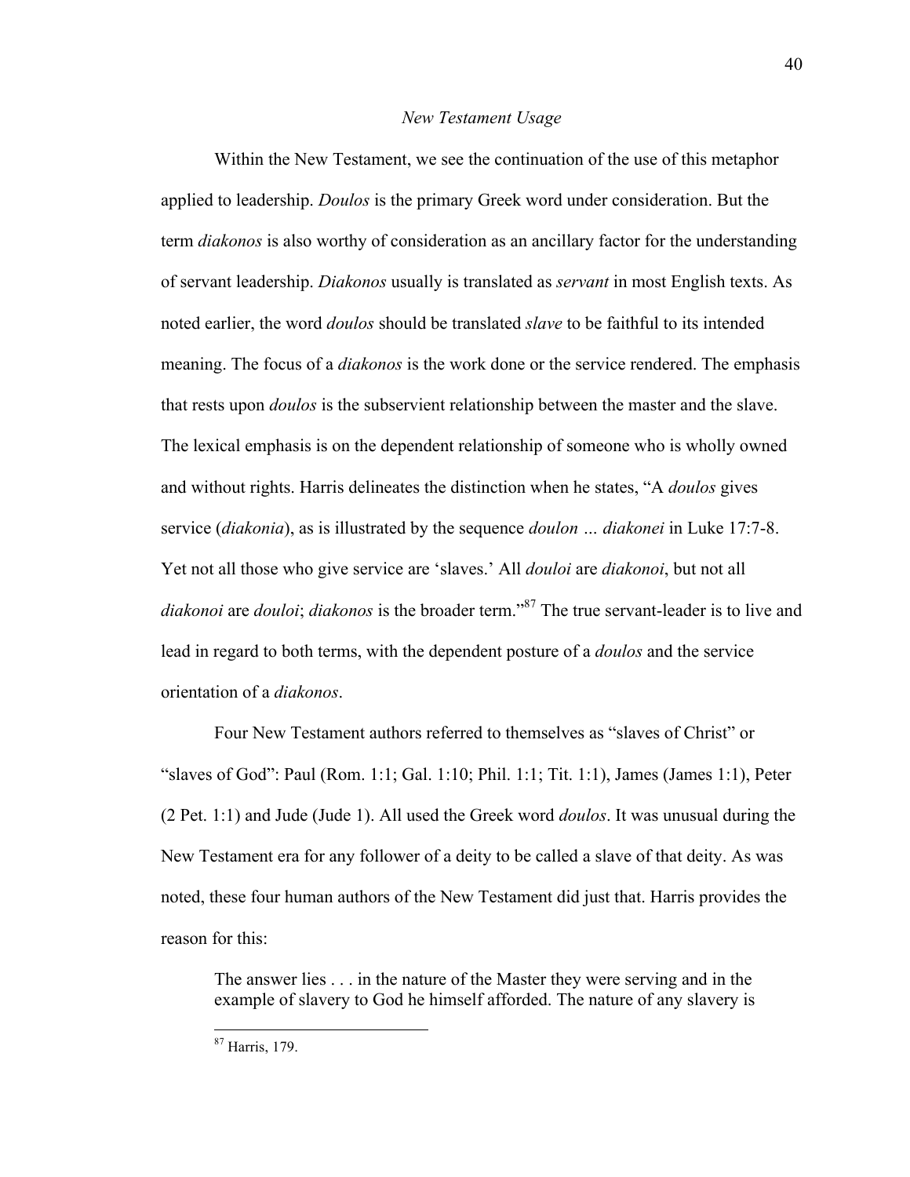### *New Testament Usage*

Within the New Testament, we see the continuation of the use of this metaphor applied to leadership. *Doulos* is the primary Greek word under consideration. But the term *diakonos* is also worthy of consideration as an ancillary factor for the understanding of servant leadership. *Diakonos* usually is translated as *servant* in most English texts. As noted earlier, the word *doulos* should be translated *slave* to be faithful to its intended meaning. The focus of a *diakonos* is the work done or the service rendered. The emphasis that rests upon *doulos* is the subservient relationship between the master and the slave. The lexical emphasis is on the dependent relationship of someone who is wholly owned and without rights. Harris delineates the distinction when he states, "A *doulos* gives service (*diakonia*), as is illustrated by the sequence *doulon … diakonei* in Luke 17:7-8. Yet not all those who give service are 'slaves.' All *douloi* are *diakonoi*, but not all *diakonoi* are *douloi*; *diakonos* is the broader term."[87] The true servant-leader is to live and lead in regard to both terms, with the dependent posture of a *doulos* and the service orientation of a *diakonos*.

Four New Testament authors referred to themselves as "slaves of Christ" or "slaves of God": Paul (Rom. 1:1; Gal. 1:10; Phil. 1:1; Tit. 1:1), James (James 1:1), Peter (2 Pet. 1:1) and Jude (Jude 1). All used the Greek word *doulos*. It was unusual during the New Testament era for any follower of a deity to be called a slave of that deity. As was noted, these four human authors of the New Testament did just that. Harris provides the reason for this:

> The answer lies . . . in the nature of the Master they were serving and in the example of slavery to God he himself afforded. The nature of any slavery is

---

[87] Harris, 179.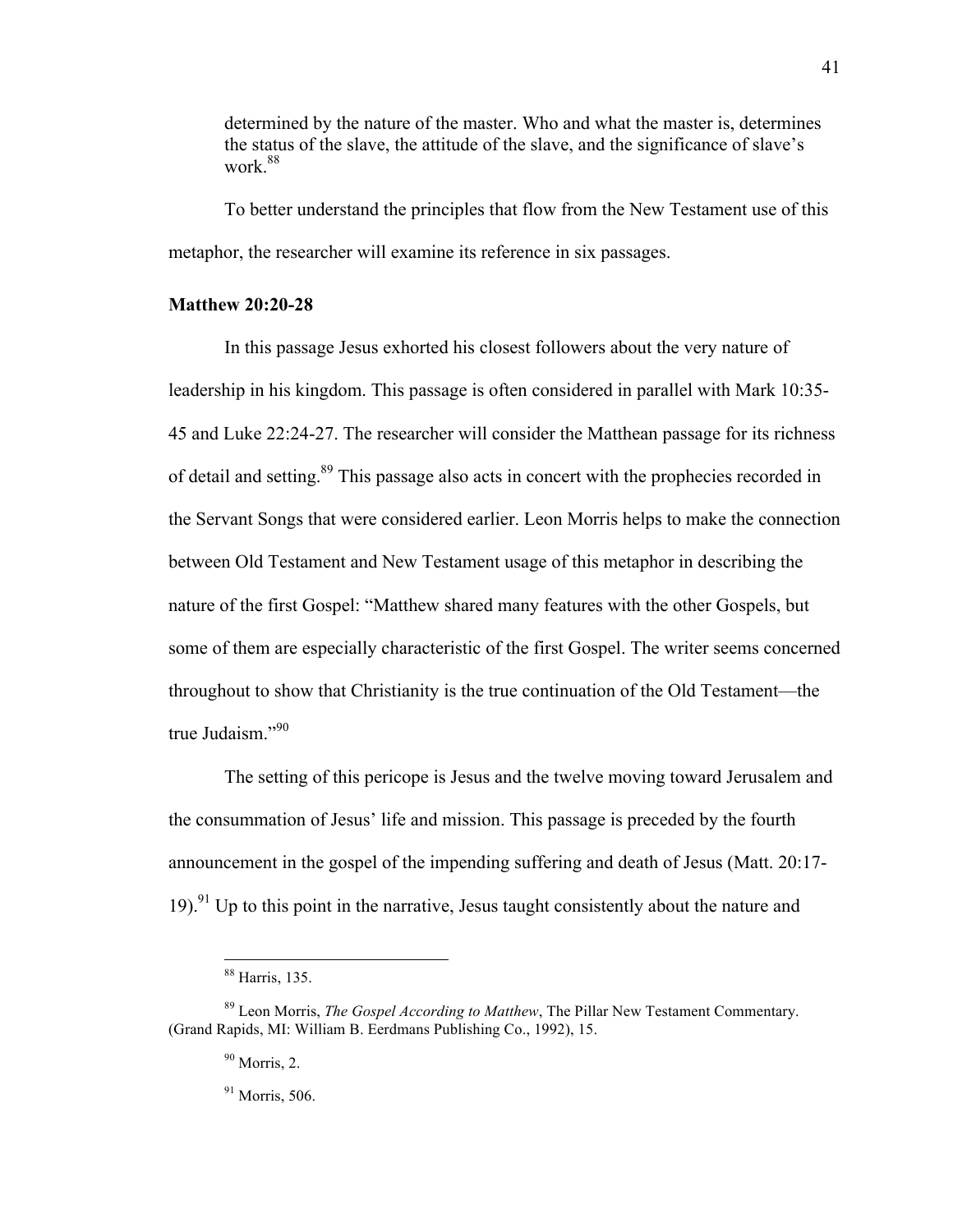determined by the nature of the master. Who and what the master is, determines the status of the slave, the attitude of the slave, and the significance of slave's work.[88]

To better understand the principles that flow from the New Testament use of this metaphor, the researcher will examine its reference in six passages.

**Matthew 20:20-28**

In this passage Jesus exhorted his closest followers about the very nature of leadership in his kingdom. This passage is often considered in parallel with Mark 10:35-45 and Luke 22:24-27. The researcher will consider the Matthean passage for its richness of detail and setting.[89] This passage also acts in concert with the prophecies recorded in the Servant Songs that were considered earlier. Leon Morris helps to make the connection between Old Testament and New Testament usage of this metaphor in describing the nature of the first Gospel: "Matthew shared many features with the other Gospels, but some of them are especially characteristic of the first Gospel. The writer seems concerned throughout to show that Christianity is the true continuation of the Old Testament—the true Judaism."[90]

The setting of this pericope is Jesus and the twelve moving toward Jerusalem and the consummation of Jesus' life and mission. This passage is preceded by the fourth announcement in the gospel of the impending suffering and death of Jesus (Matt. 20:17-19).[91] Up to this point in the narrative, Jesus taught consistently about the nature and

---

[88] Harris, 135.

[89] Leon Morris, *The Gospel According to Matthew*, The Pillar New Testament Commentary. (Grand Rapids, MI: William B. Eerdmans Publishing Co., 1992), 15.

[90] Morris, 2.

[91] Morris, 506.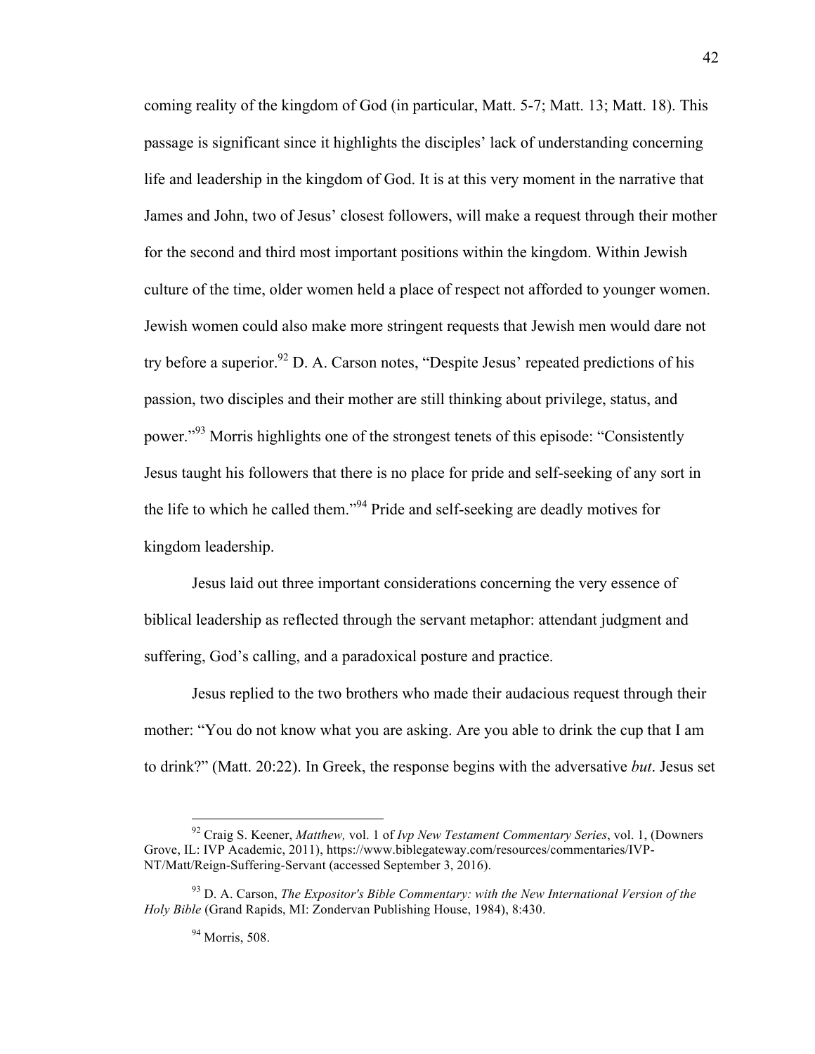coming reality of the kingdom of God (in particular, Matt. 5-7; Matt. 13; Matt. 18). This passage is significant since it highlights the disciples' lack of understanding concerning life and leadership in the kingdom of God. It is at this very moment in the narrative that James and John, two of Jesus' closest followers, will make a request through their mother for the second and third most important positions within the kingdom. Within Jewish culture of the time, older women held a place of respect not afforded to younger women. Jewish women could also make more stringent requests that Jewish men would dare not try before a superior.[92] D. A. Carson notes, "Despite Jesus' repeated predictions of his passion, two disciples and their mother are still thinking about privilege, status, and power."[93] Morris highlights one of the strongest tenets of this episode: "Consistently Jesus taught his followers that there is no place for pride and self-seeking of any sort in the life to which he called them."[94] Pride and self-seeking are deadly motives for kingdom leadership.

Jesus laid out three important considerations concerning the very essence of biblical leadership as reflected through the servant metaphor: attendant judgment and suffering, God's calling, and a paradoxical posture and practice.

Jesus replied to the two brothers who made their audacious request through their mother: "You do not know what you are asking. Are you able to drink the cup that I am to drink?" (Matt. 20:22). In Greek, the response begins with the adversative *but*. Jesus set

---

[92] Craig S. Keener, *Matthew,* vol. 1 of *Ivp New Testament Commentary Series*, vol. 1, (Downers Grove, IL: IVP Academic, 2011), https://www.biblegateway.com/resources/commentaries/IVP-NT/Matt/Reign-Suffering-Servant (accessed September 3, 2016).

[93] D. A. Carson, *The Expositor's Bible Commentary: with the New International Version of the Holy Bible* (Grand Rapids, MI: Zondervan Publishing House, 1984), 8:430.

[94] Morris, 508.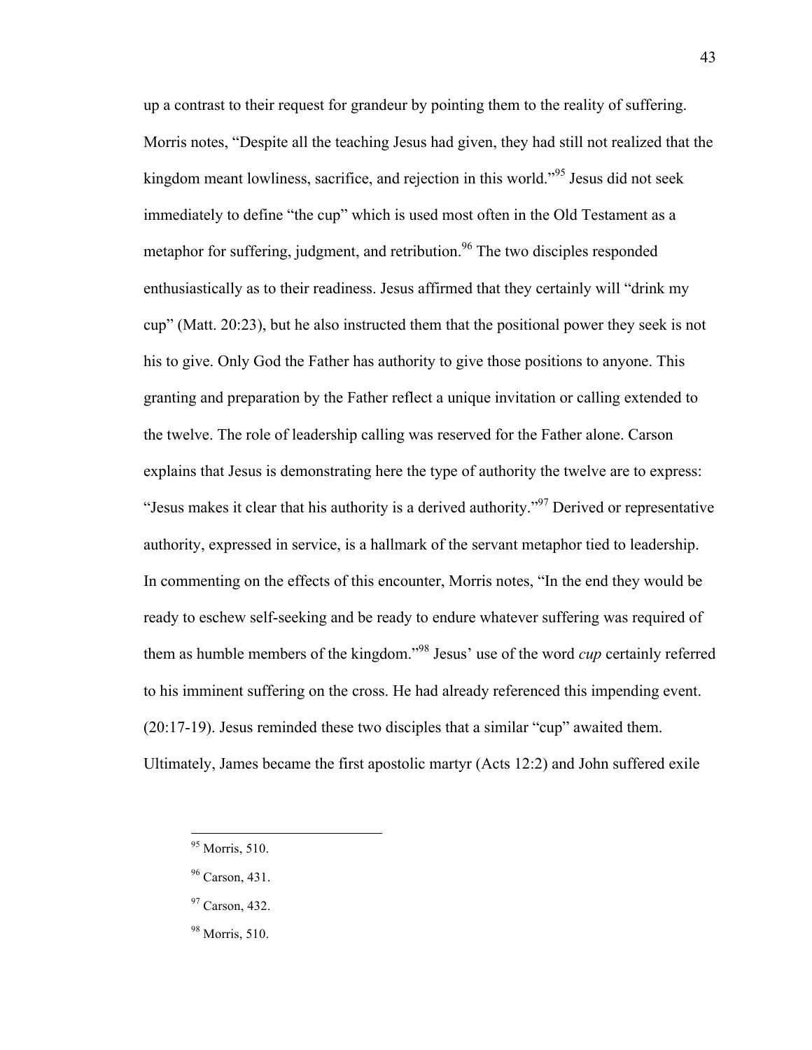up a contrast to their request for grandeur by pointing them to the reality of suffering. Morris notes, "Despite all the teaching Jesus had given, they had still not realized that the kingdom meant lowliness, sacrifice, and rejection in this world."[95] Jesus did not seek immediately to define "the cup" which is used most often in the Old Testament as a metaphor for suffering, judgment, and retribution.[96] The two disciples responded enthusiastically as to their readiness. Jesus affirmed that they certainly will "drink my cup" (Matt. 20:23), but he also instructed them that the positional power they seek is not his to give. Only God the Father has authority to give those positions to anyone. This granting and preparation by the Father reflect a unique invitation or calling extended to the twelve. The role of leadership calling was reserved for the Father alone. Carson explains that Jesus is demonstrating here the type of authority the twelve are to express: "Jesus makes it clear that his authority is a derived authority."[97] Derived or representative authority, expressed in service, is a hallmark of the servant metaphor tied to leadership. In commenting on the effects of this encounter, Morris notes, "In the end they would be ready to eschew self-seeking and be ready to endure whatever suffering was required of them as humble members of the kingdom."[98] Jesus' use of the word *cup* certainly referred to his imminent suffering on the cross. He had already referenced this impending event. (20:17-19). Jesus reminded these two disciples that a similar "cup" awaited them. Ultimately, James became the first apostolic martyr (Acts 12:2) and John suffered exile

---

[95] Morris, 510.

[96] Carson, 431.

[97] Carson, 432.

[98] Morris, 510.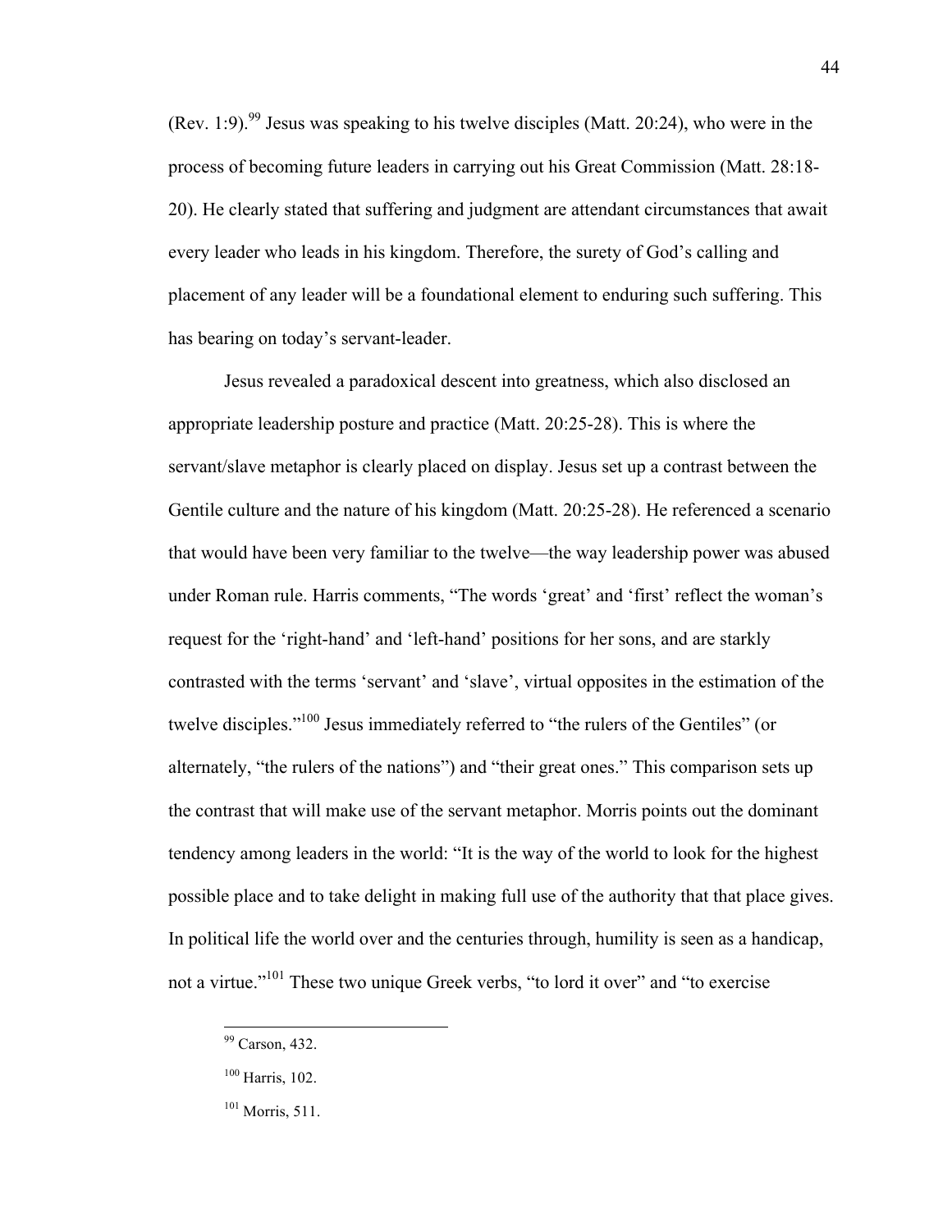(Rev. 1:9).[99] Jesus was speaking to his twelve disciples (Matt. 20:24), who were in the process of becoming future leaders in carrying out his Great Commission (Matt. 28:18-20). He clearly stated that suffering and judgment are attendant circumstances that await every leader who leads in his kingdom. Therefore, the surety of God's calling and placement of any leader will be a foundational element to enduring such suffering. This has bearing on today's servant-leader.

Jesus revealed a paradoxical descent into greatness, which also disclosed an appropriate leadership posture and practice (Matt. 20:25-28). This is where the servant/slave metaphor is clearly placed on display. Jesus set up a contrast between the Gentile culture and the nature of his kingdom (Matt. 20:25-28). He referenced a scenario that would have been very familiar to the twelve—the way leadership power was abused under Roman rule. Harris comments, "The words 'great' and 'first' reflect the woman's request for the 'right-hand' and 'left-hand' positions for her sons, and are starkly contrasted with the terms 'servant' and 'slave', virtual opposites in the estimation of the twelve disciples."[100] Jesus immediately referred to "the rulers of the Gentiles" (or alternately, "the rulers of the nations") and "their great ones." This comparison sets up the contrast that will make use of the servant metaphor. Morris points out the dominant tendency among leaders in the world: "It is the way of the world to look for the highest possible place and to take delight in making full use of the authority that that place gives. In political life the world over and the centuries through, humility is seen as a handicap, not a virtue."[101] These two unique Greek verbs, "to lord it over" and "to exercise

---

[99] Carson, 432.

[100] Harris, 102.

[101] Morris, 511.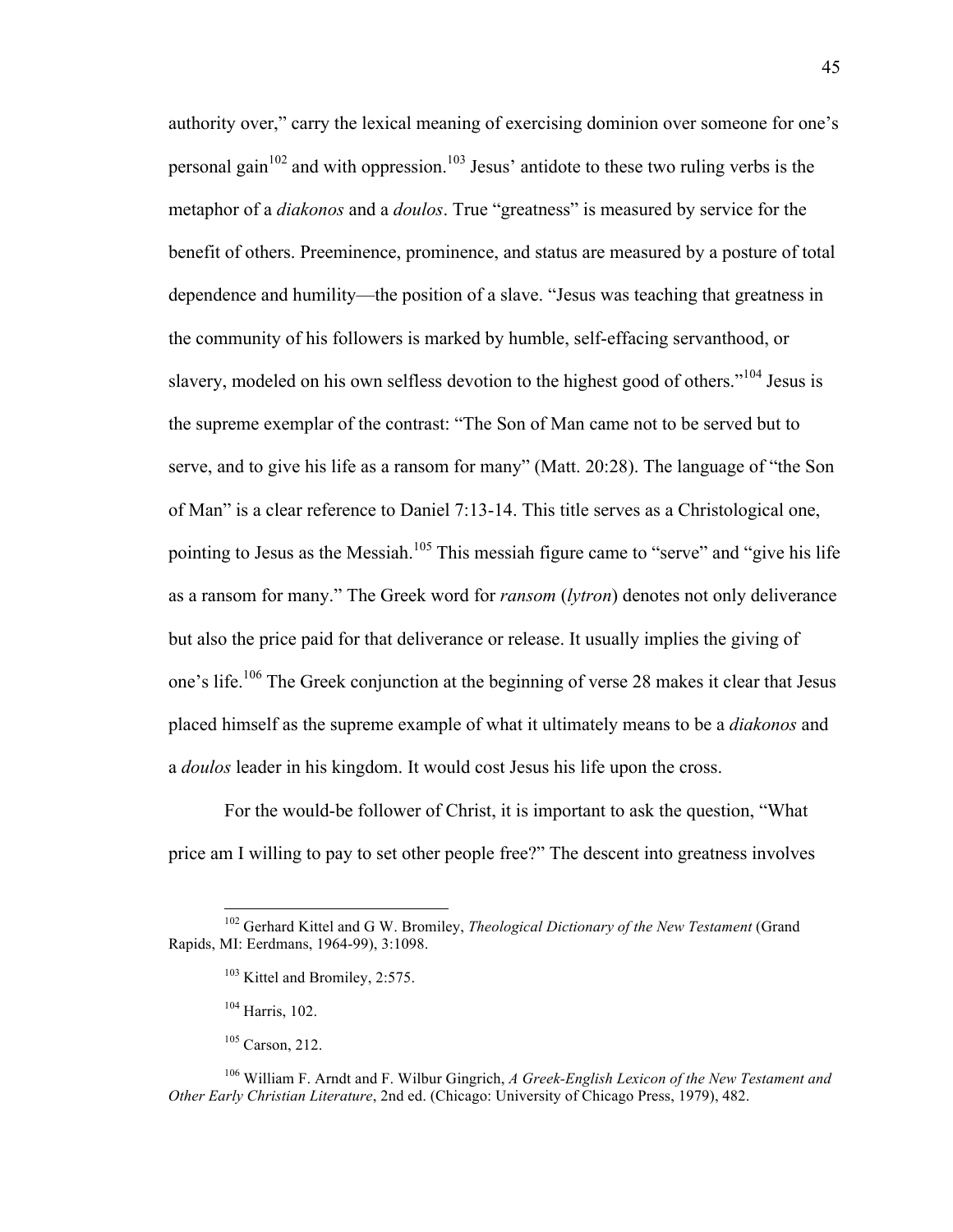authority over," carry the lexical meaning of exercising dominion over someone for one's personal gain[102] and with oppression.[103] Jesus' antidote to these two ruling verbs is the metaphor of a *diakonos* and a *doulos*. True "greatness" is measured by service for the benefit of others. Preeminence, prominence, and status are measured by a posture of total dependence and humility—the position of a slave. "Jesus was teaching that greatness in the community of his followers is marked by humble, self-effacing servanthood, or slavery, modeled on his own selfless devotion to the highest good of others."[104] Jesus is the supreme exemplar of the contrast: "The Son of Man came not to be served but to serve, and to give his life as a ransom for many" (Matt. 20:28). The language of "the Son of Man" is a clear reference to Daniel 7:13-14. This title serves as a Christological one, pointing to Jesus as the Messiah.[105] This messiah figure came to "serve" and "give his life as a ransom for many." The Greek word for *ransom* (*lytron*) denotes not only deliverance but also the price paid for that deliverance or release. It usually implies the giving of one's life.[106] The Greek conjunction at the beginning of verse 28 makes it clear that Jesus placed himself as the supreme example of what it ultimately means to be a *diakonos* and a *doulos* leader in his kingdom. It would cost Jesus his life upon the cross.

For the would-be follower of Christ, it is important to ask the question, "What price am I willing to pay to set other people free?" The descent into greatness involves

---

[102] Gerhard Kittel and G W. Bromiley, *Theological Dictionary of the New Testament* (Grand Rapids, MI: Eerdmans, 1964-99), 3:1098.

[103] Kittel and Bromiley, 2:575.

[104] Harris, 102.

[105] Carson, 212.

[106] William F. Arndt and F. Wilbur Gingrich, *A Greek-English Lexicon of the New Testament and Other Early Christian Literature*, 2nd ed. (Chicago: University of Chicago Press, 1979), 482.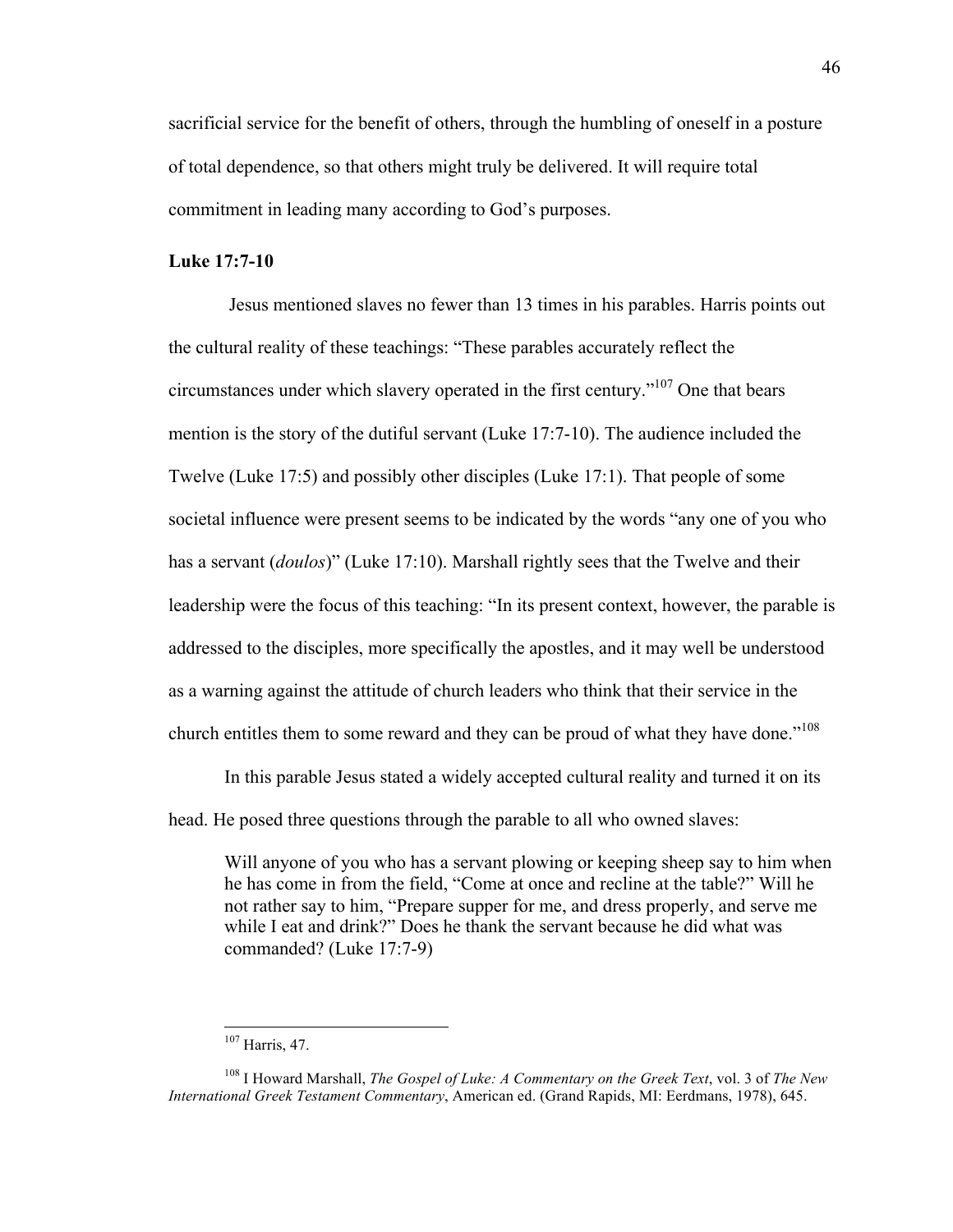sacrificial service for the benefit of others, through the humbling of oneself in a posture of total dependence, so that others might truly be delivered. It will require total commitment in leading many according to God's purposes.

### Luke 17:7-10

Jesus mentioned slaves no fewer than 13 times in his parables. Harris points out the cultural reality of these teachings: "These parables accurately reflect the circumstances under which slavery operated in the first century."[107] One that bears mention is the story of the dutiful servant (Luke 17:7-10). The audience included the Twelve (Luke 17:5) and possibly other disciples (Luke 17:1). That people of some societal influence were present seems to be indicated by the words "any one of you who has a servant (*doulos*)" (Luke 17:10). Marshall rightly sees that the Twelve and their leadership were the focus of this teaching: "In its present context, however, the parable is addressed to the disciples, more specifically the apostles, and it may well be understood as a warning against the attitude of church leaders who think that their service in the church entitles them to some reward and they can be proud of what they have done."[108]

In this parable Jesus stated a widely accepted cultural reality and turned it on its head. He posed three questions through the parable to all who owned slaves:

> Will anyone of you who has a servant plowing or keeping sheep say to him when he has come in from the field, "Come at once and recline at the table?" Will he not rather say to him, "Prepare supper for me, and dress properly, and serve me while I eat and drink?" Does he thank the servant because he did what was commanded? (Luke 17:7-9)

---

[107] Harris, 47.

[108] I Howard Marshall, *The Gospel of Luke: A Commentary on the Greek Text*, vol. 3 of *The New International Greek Testament Commentary*, American ed. (Grand Rapids, MI: Eerdmans, 1978), 645.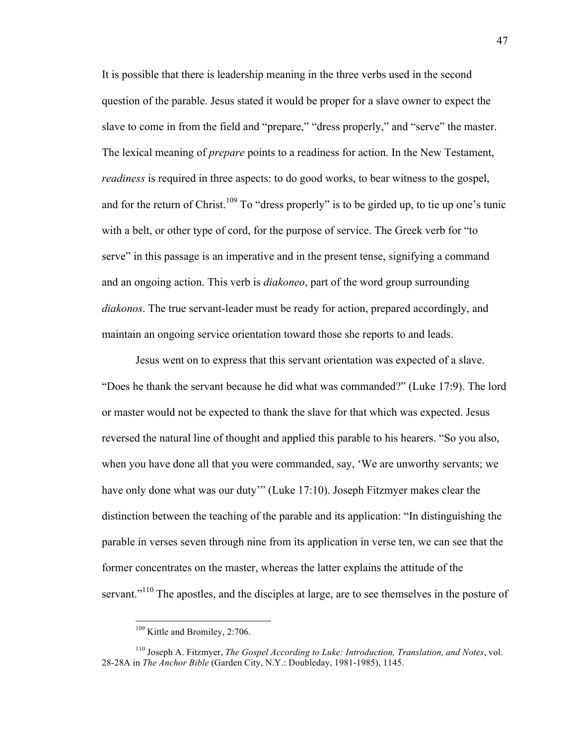It is possible that there is leadership meaning in the three verbs used in the second question of the parable. Jesus stated it would be proper for a slave owner to expect the slave to come in from the field and "prepare," "dress properly," and "serve" the master. The lexical meaning of *prepare* points to a readiness for action. In the New Testament, *readiness* is required in three aspects: to do good works, to bear witness to the gospel, and for the return of Christ.[109] To "dress properly" is to be girded up, to tie up one's tunic with a belt, or other type of cord, for the purpose of service. The Greek verb for "to serve" in this passage is an imperative and in the present tense, signifying a command and an ongoing action. This verb is *diakoneo*, part of the word group surrounding *diakonos*. The true servant-leader must be ready for action, prepared accordingly, and maintain an ongoing service orientation toward those she reports to and leads.

Jesus went on to express that this servant orientation was expected of a slave. "Does he thank the servant because he did what was commanded?" (Luke 17:9). The lord or master would not be expected to thank the slave for that which was expected. Jesus reversed the natural line of thought and applied this parable to his hearers. "So you also, when you have done all that you were commanded, say, 'We are unworthy servants; we have only done what was our duty'" (Luke 17:10). Joseph Fitzmyer makes clear the distinction between the teaching of the parable and its application: "In distinguishing the parable in verses seven through nine from its application in verse ten, we can see that the former concentrates on the master, whereas the latter explains the attitude of the servant."[110] The apostles, and the disciples at large, are to see themselves in the posture of

[109] Kittle and Bromiley, 2:706.

[110] Joseph A. Fitzmyer, *The Gospel According to Luke: Introduction, Translation, and Notes*, vol. 28-28A in *The Anchor Bible* (Garden City, N.Y.: Doubleday, 1981-1985), 1145.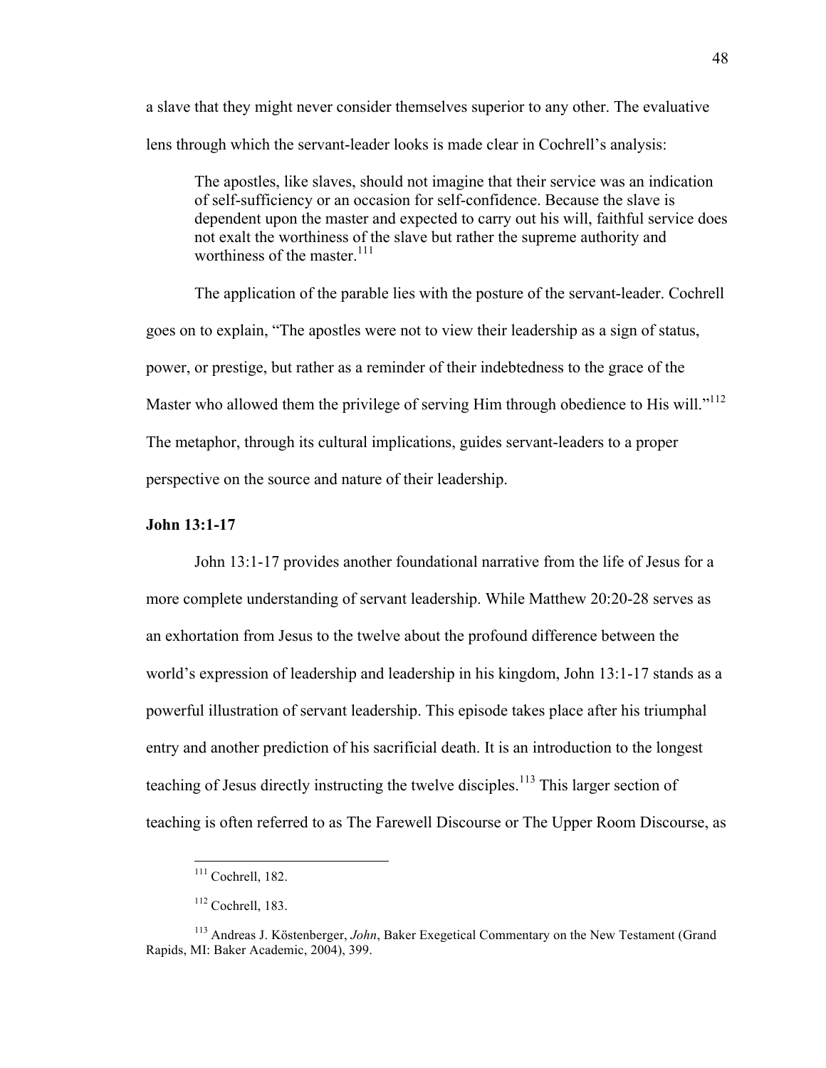a slave that they might never consider themselves superior to any other. The evaluative lens through which the servant-leader looks is made clear in Cochrell's analysis:

> The apostles, like slaves, should not imagine that their service was an indication of self-sufficiency or an occasion for self-confidence. Because the slave is dependent upon the master and expected to carry out his will, faithful service does not exalt the worthiness of the slave but rather the supreme authority and worthiness of the master.[111]

The application of the parable lies with the posture of the servant-leader. Cochrell goes on to explain, "The apostles were not to view their leadership as a sign of status, power, or prestige, but rather as a reminder of their indebtedness to the grace of the Master who allowed them the privilege of serving Him through obedience to His will."[112] The metaphor, through its cultural implications, guides servant-leaders to a proper perspective on the source and nature of their leadership.

**John 13:1-17**

John 13:1-17 provides another foundational narrative from the life of Jesus for a more complete understanding of servant leadership. While Matthew 20:20-28 serves as an exhortation from Jesus to the twelve about the profound difference between the world's expression of leadership and leadership in his kingdom, John 13:1-17 stands as a powerful illustration of servant leadership. This episode takes place after his triumphal entry and another prediction of his sacrificial death. It is an introduction to the longest teaching of Jesus directly instructing the twelve disciples.[113] This larger section of teaching is often referred to as The Farewell Discourse or The Upper Room Discourse, as

---

[111] Cochrell, 182.

[112] Cochrell, 183.

[113] Andreas J. Köstenberger, *John*, Baker Exegetical Commentary on the New Testament (Grand Rapids, MI: Baker Academic, 2004), 399.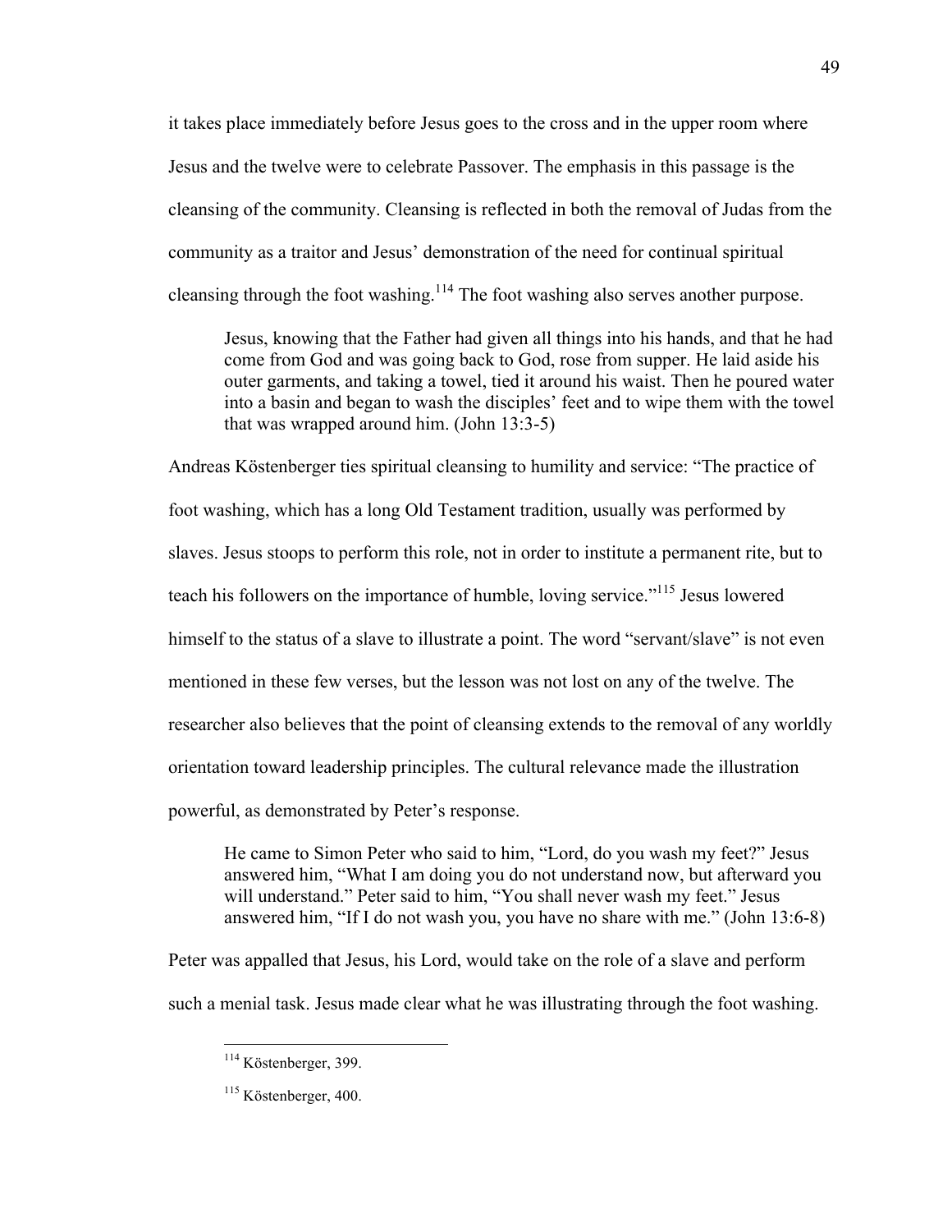it takes place immediately before Jesus goes to the cross and in the upper room where Jesus and the twelve were to celebrate Passover. The emphasis in this passage is the cleansing of the community. Cleansing is reflected in both the removal of Judas from the community as a traitor and Jesus' demonstration of the need for continual spiritual cleansing through the foot washing.[114] The foot washing also serves another purpose.

> Jesus, knowing that the Father had given all things into his hands, and that he had come from God and was going back to God, rose from supper. He laid aside his outer garments, and taking a towel, tied it around his waist. Then he poured water into a basin and began to wash the disciples' feet and to wipe them with the towel that was wrapped around him. (John 13:3-5)

Andreas Köstenberger ties spiritual cleansing to humility and service: "The practice of foot washing, which has a long Old Testament tradition, usually was performed by slaves. Jesus stoops to perform this role, not in order to institute a permanent rite, but to teach his followers on the importance of humble, loving service."[115] Jesus lowered himself to the status of a slave to illustrate a point. The word "servant/slave" is not even mentioned in these few verses, but the lesson was not lost on any of the twelve. The researcher also believes that the point of cleansing extends to the removal of any worldly orientation toward leadership principles. The cultural relevance made the illustration powerful, as demonstrated by Peter's response.

> He came to Simon Peter who said to him, "Lord, do you wash my feet?" Jesus answered him, "What I am doing you do not understand now, but afterward you will understand." Peter said to him, "You shall never wash my feet." Jesus answered him, "If I do not wash you, you have no share with me." (John 13:6-8)

Peter was appalled that Jesus, his Lord, would take on the role of a slave and perform such a menial task. Jesus made clear what he was illustrating through the foot washing.

---

[114] Köstenberger, 399.

[115] Köstenberger, 400.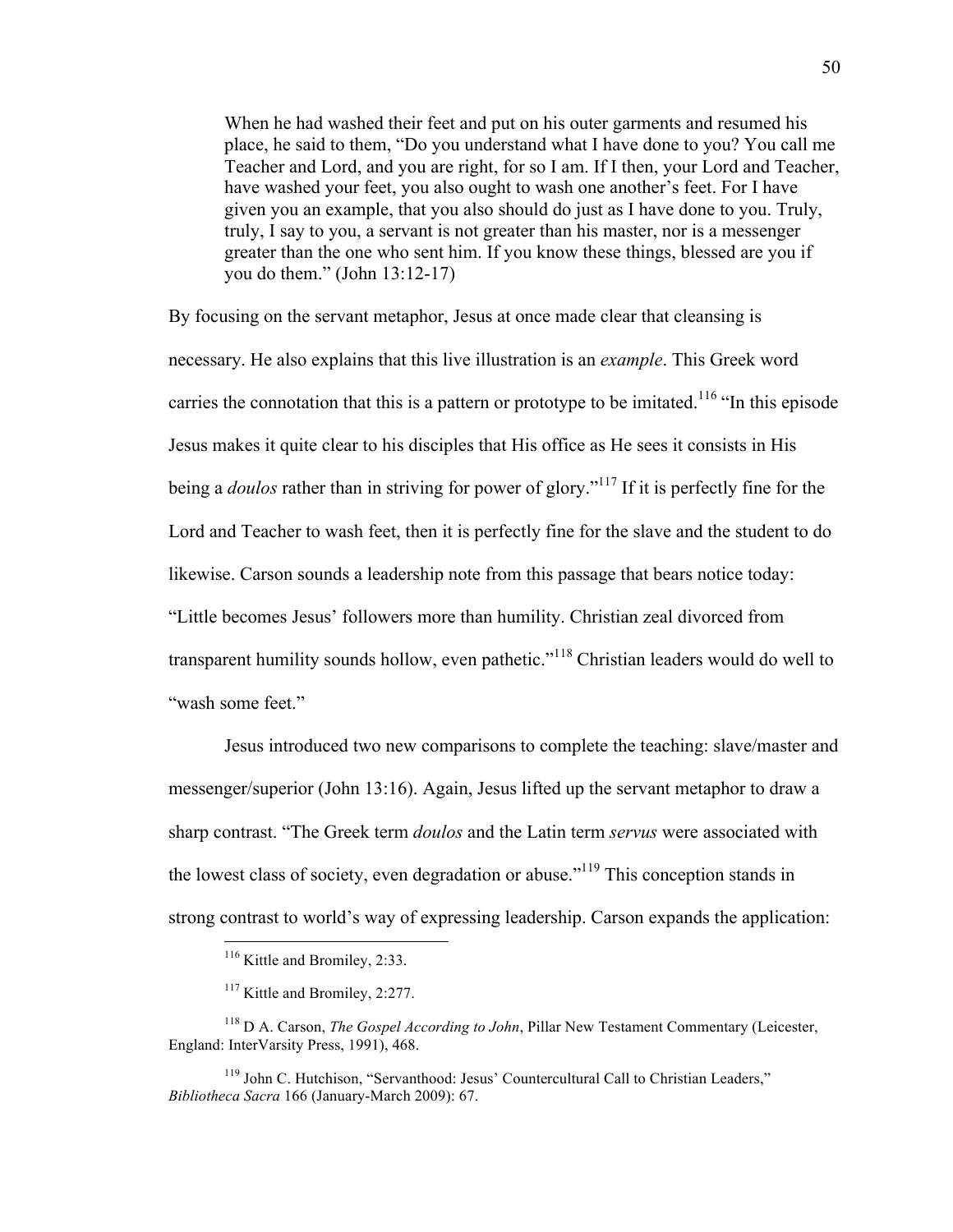> When he had washed their feet and put on his outer garments and resumed his place, he said to them, "Do you understand what I have done to you? You call me Teacher and Lord, and you are right, for so I am. If I then, your Lord and Teacher, have washed your feet, you also ought to wash one another's feet. For I have given you an example, that you also should do just as I have done to you. Truly, truly, I say to you, a servant is not greater than his master, nor is a messenger greater than the one who sent him. If you know these things, blessed are you if you do them." (John 13:12-17)

By focusing on the servant metaphor, Jesus at once made clear that cleansing is necessary. He also explains that this live illustration is an *example*. This Greek word carries the connotation that this is a pattern or prototype to be imitated.[116] "In this episode Jesus makes it quite clear to his disciples that His office as He sees it consists in His being a *doulos* rather than in striving for power of glory."[117] If it is perfectly fine for the Lord and Teacher to wash feet, then it is perfectly fine for the slave and the student to do likewise. Carson sounds a leadership note from this passage that bears notice today: "Little becomes Jesus' followers more than humility. Christian zeal divorced from transparent humility sounds hollow, even pathetic."[118] Christian leaders would do well to "wash some feet."

Jesus introduced two new comparisons to complete the teaching: slave/master and messenger/superior (John 13:16). Again, Jesus lifted up the servant metaphor to draw a sharp contrast. "The Greek term *doulos* and the Latin term *servus* were associated with the lowest class of society, even degradation or abuse."[119] This conception stands in strong contrast to world's way of expressing leadership. Carson expands the application:

---

[116] Kittle and Bromiley, 2:33.

[117] Kittle and Bromiley, 2:277.

[118] D A. Carson, *The Gospel According to John*, Pillar New Testament Commentary (Leicester, England: InterVarsity Press, 1991), 468.

[119] John C. Hutchison, "Servanthood: Jesus' Countercultural Call to Christian Leaders," *Bibliotheca Sacra* 166 (January-March 2009): 67.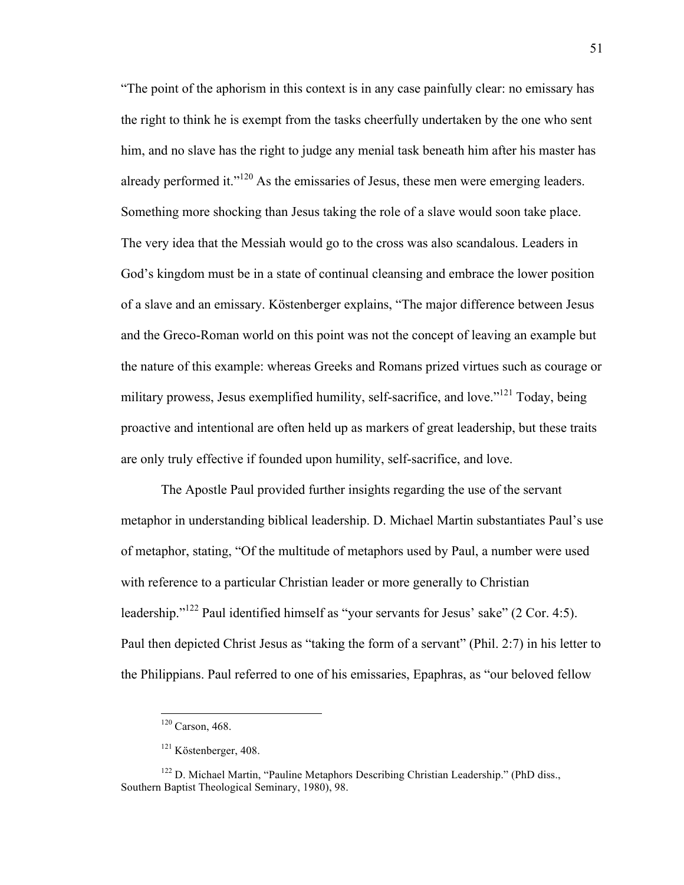"The point of the aphorism in this context is in any case painfully clear: no emissary has the right to think he is exempt from the tasks cheerfully undertaken by the one who sent him, and no slave has the right to judge any menial task beneath him after his master has already performed it."[120] As the emissaries of Jesus, these men were emerging leaders. Something more shocking than Jesus taking the role of a slave would soon take place. The very idea that the Messiah would go to the cross was also scandalous. Leaders in God's kingdom must be in a state of continual cleansing and embrace the lower position of a slave and an emissary. Köstenberger explains, "The major difference between Jesus and the Greco-Roman world on this point was not the concept of leaving an example but the nature of this example: whereas Greeks and Romans prized virtues such as courage or military prowess, Jesus exemplified humility, self-sacrifice, and love."[121] Today, being proactive and intentional are often held up as markers of great leadership, but these traits are only truly effective if founded upon humility, self-sacrifice, and love.

The Apostle Paul provided further insights regarding the use of the servant metaphor in understanding biblical leadership. D. Michael Martin substantiates Paul's use of metaphor, stating, "Of the multitude of metaphors used by Paul, a number were used with reference to a particular Christian leader or more generally to Christian leadership."[122] Paul identified himself as "your servants for Jesus' sake" (2 Cor. 4:5). Paul then depicted Christ Jesus as "taking the form of a servant" (Phil. 2:7) in his letter to the Philippians. Paul referred to one of his emissaries, Epaphras, as "our beloved fellow

---

[120] Carson, 468.

[121] Köstenberger, 408.

[122] D. Michael Martin, "Pauline Metaphors Describing Christian Leadership." (PhD diss., Southern Baptist Theological Seminary, 1980), 98.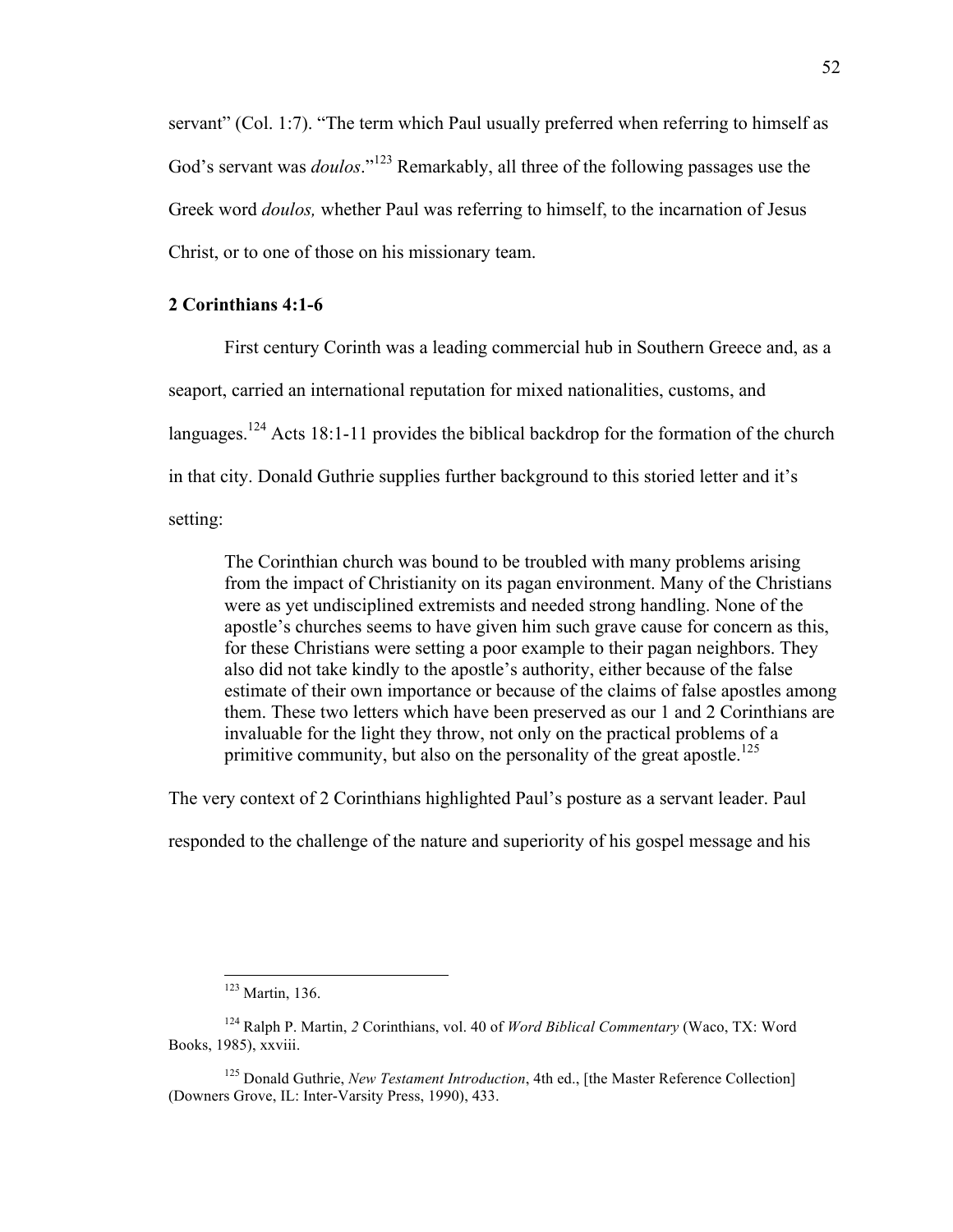servant" (Col. 1:7). "The term which Paul usually preferred when referring to himself as God's servant was *doulos*."[123] Remarkably, all three of the following passages use the Greek word *doulos,* whether Paul was referring to himself, to the incarnation of Jesus Christ, or to one of those on his missionary team.

### 2 Corinthians 4:1-6

First century Corinth was a leading commercial hub in Southern Greece and, as a seaport, carried an international reputation for mixed nationalities, customs, and languages.[124] Acts 18:1-11 provides the biblical backdrop for the formation of the church in that city. Donald Guthrie supplies further background to this storied letter and it's setting:

> The Corinthian church was bound to be troubled with many problems arising from the impact of Christianity on its pagan environment. Many of the Christians were as yet undisciplined extremists and needed strong handling. None of the apostle's churches seems to have given him such grave cause for concern as this, for these Christians were setting a poor example to their pagan neighbors. They also did not take kindly to the apostle's authority, either because of the false estimate of their own importance or because of the claims of false apostles among them. These two letters which have been preserved as our 1 and 2 Corinthians are invaluable for the light they throw, not only on the practical problems of a primitive community, but also on the personality of the great apostle.[125]

The very context of 2 Corinthians highlighted Paul's posture as a servant leader. Paul responded to the challenge of the nature and superiority of his gospel message and his

---

[123] Martin, 136.

[124] Ralph P. Martin, *2* Corinthians, vol. 40 of *Word Biblical Commentary* (Waco, TX: Word Books, 1985), xxviii.

[125] Donald Guthrie, *New Testament Introduction*, 4th ed., [the Master Reference Collection] (Downers Grove, IL: Inter-Varsity Press, 1990), 433.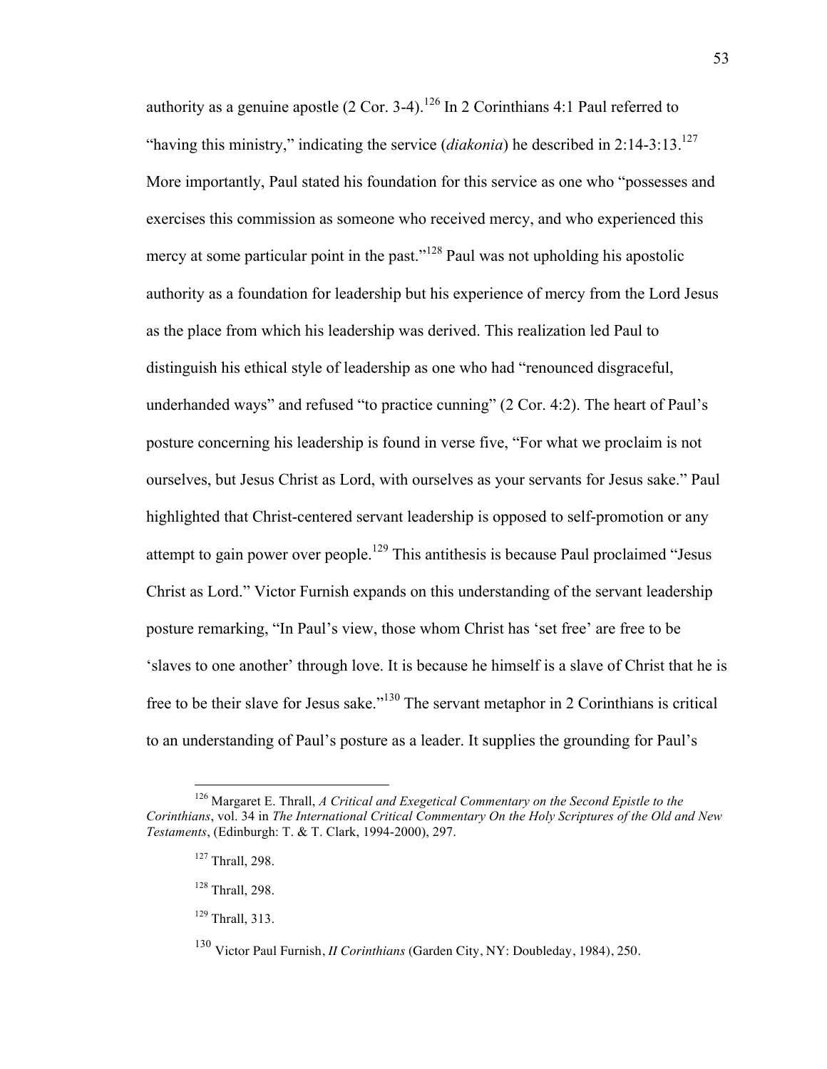authority as a genuine apostle (2 Cor. 3-4).[126] In 2 Corinthians 4:1 Paul referred to "having this ministry," indicating the service (*diakonia*) he described in 2:14-3:13.[127] More importantly, Paul stated his foundation for this service as one who "possesses and exercises this commission as someone who received mercy, and who experienced this mercy at some particular point in the past."[128] Paul was not upholding his apostolic authority as a foundation for leadership but his experience of mercy from the Lord Jesus as the place from which his leadership was derived. This realization led Paul to distinguish his ethical style of leadership as one who had "renounced disgraceful, underhanded ways" and refused "to practice cunning" (2 Cor. 4:2). The heart of Paul's posture concerning his leadership is found in verse five, "For what we proclaim is not ourselves, but Jesus Christ as Lord, with ourselves as your servants for Jesus sake." Paul highlighted that Christ-centered servant leadership is opposed to self-promotion or any attempt to gain power over people.[129] This antithesis is because Paul proclaimed "Jesus Christ as Lord." Victor Furnish expands on this understanding of the servant leadership posture remarking, "In Paul's view, those whom Christ has 'set free' are free to be 'slaves to one another' through love. It is because he himself is a slave of Christ that he is free to be their slave for Jesus sake."[130] The servant metaphor in 2 Corinthians is critical to an understanding of Paul's posture as a leader. It supplies the grounding for Paul's

---

[126] Margaret E. Thrall, *A Critical and Exegetical Commentary on the Second Epistle to the Corinthians*, vol. 34 in *The International Critical Commentary On the Holy Scriptures of the Old and New Testaments*, (Edinburgh: T. & T. Clark, 1994-2000), 297.

[127] Thrall, 298.

[128] Thrall, 298.

[129] Thrall, 313.

[130] Victor Paul Furnish, *II Corinthians* (Garden City, NY: Doubleday, 1984), 250.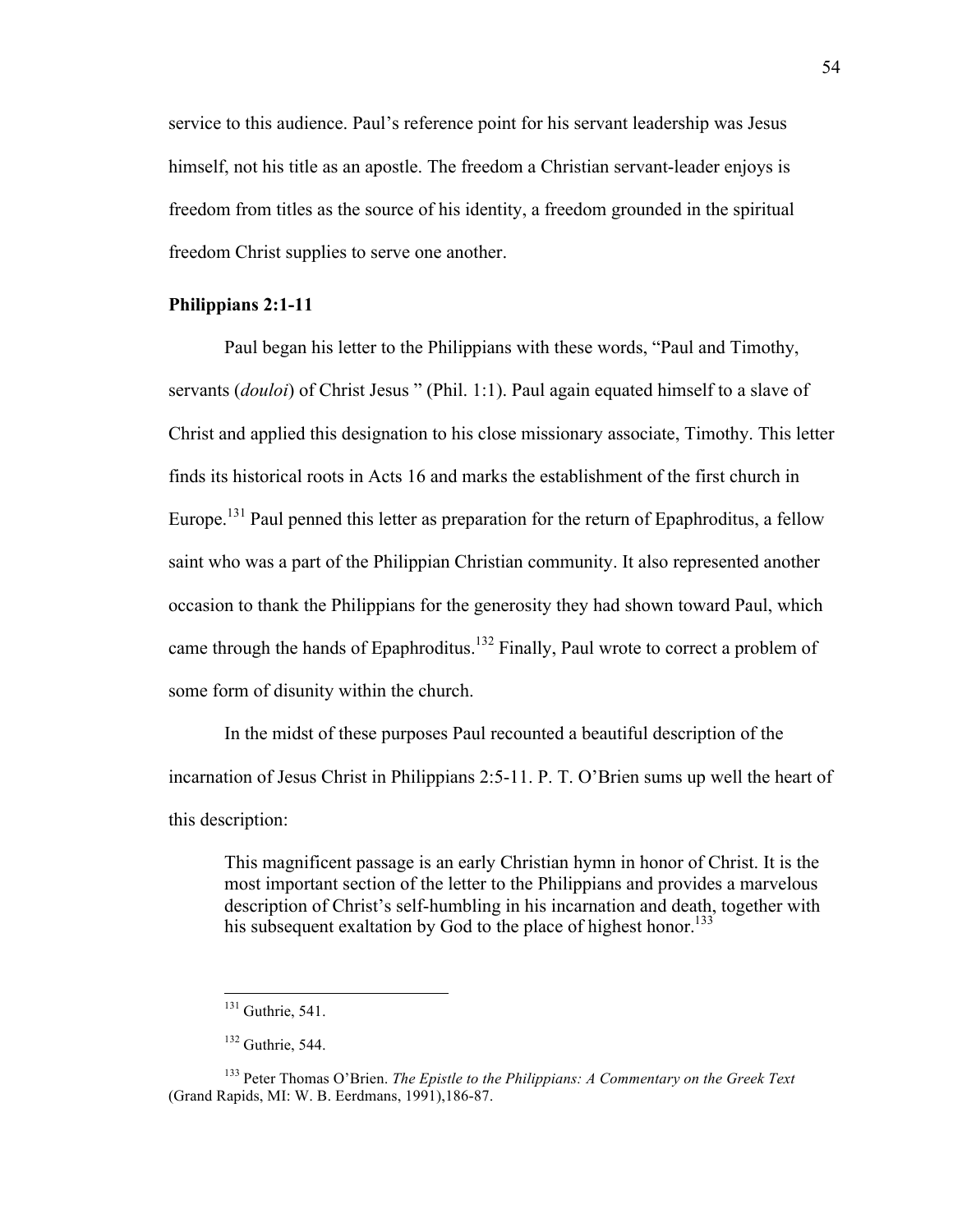service to this audience. Paul's reference point for his servant leadership was Jesus himself, not his title as an apostle. The freedom a Christian servant-leader enjoys is freedom from titles as the source of his identity, a freedom grounded in the spiritual freedom Christ supplies to serve one another.

**Philippians 2:1-11**

Paul began his letter to the Philippians with these words, "Paul and Timothy, servants (*douloi*) of Christ Jesus " (Phil. 1:1). Paul again equated himself to a slave of Christ and applied this designation to his close missionary associate, Timothy. This letter finds its historical roots in Acts 16 and marks the establishment of the first church in Europe.[131] Paul penned this letter as preparation for the return of Epaphroditus, a fellow saint who was a part of the Philippian Christian community. It also represented another occasion to thank the Philippians for the generosity they had shown toward Paul, which came through the hands of Epaphroditus.[132] Finally, Paul wrote to correct a problem of some form of disunity within the church.

In the midst of these purposes Paul recounted a beautiful description of the incarnation of Jesus Christ in Philippians 2:5-11. P. T. O'Brien sums up well the heart of this description:

> This magnificent passage is an early Christian hymn in honor of Christ. It is the most important section of the letter to the Philippians and provides a marvelous description of Christ's self-humbling in his incarnation and death, together with his subsequent exaltation by God to the place of highest honor.[133]

---

[131] Guthrie, 541.

[132] Guthrie, 544.

[133] Peter Thomas O'Brien. *The Epistle to the Philippians: A Commentary on the Greek Text* (Grand Rapids, MI: W. B. Eerdmans, 1991),186-87.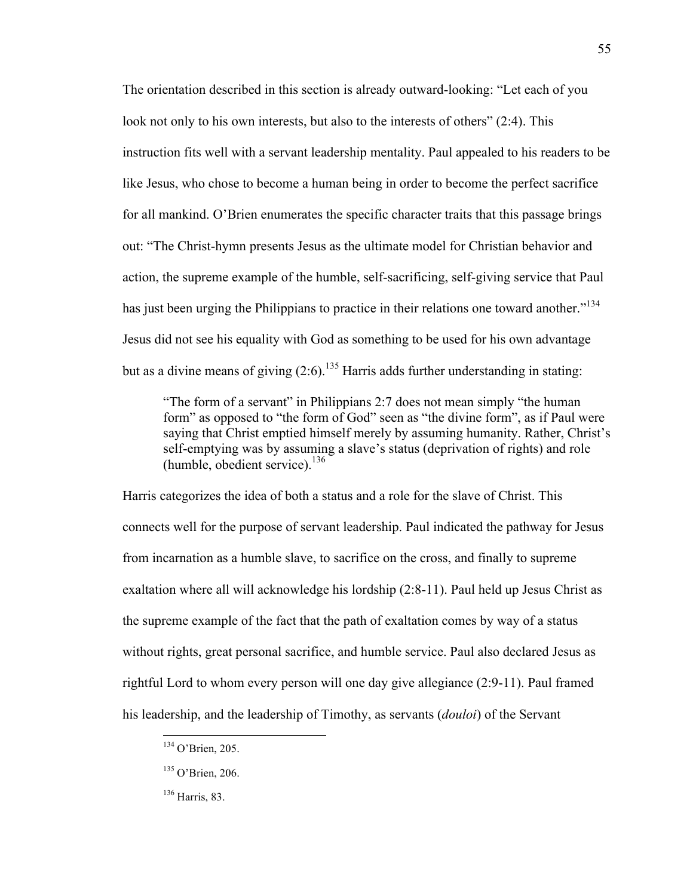The orientation described in this section is already outward-looking: "Let each of you look not only to his own interests, but also to the interests of others" (2:4). This instruction fits well with a servant leadership mentality. Paul appealed to his readers to be like Jesus, who chose to become a human being in order to become the perfect sacrifice for all mankind. O'Brien enumerates the specific character traits that this passage brings out: "The Christ-hymn presents Jesus as the ultimate model for Christian behavior and action, the supreme example of the humble, self-sacrificing, self-giving service that Paul has just been urging the Philippians to practice in their relations one toward another."[134] Jesus did not see his equality with God as something to be used for his own advantage but as a divine means of giving (2:6).[135] Harris adds further understanding in stating:

> "The form of a servant" in Philippians 2:7 does not mean simply "the human form" as opposed to "the form of God" seen as "the divine form", as if Paul were saying that Christ emptied himself merely by assuming humanity. Rather, Christ's self-emptying was by assuming a slave's status (deprivation of rights) and role (humble, obedient service).[136]

Harris categorizes the idea of both a status and a role for the slave of Christ. This connects well for the purpose of servant leadership. Paul indicated the pathway for Jesus from incarnation as a humble slave, to sacrifice on the cross, and finally to supreme exaltation where all will acknowledge his lordship (2:8-11). Paul held up Jesus Christ as the supreme example of the fact that the path of exaltation comes by way of a status without rights, great personal sacrifice, and humble service. Paul also declared Jesus as rightful Lord to whom every person will one day give allegiance (2:9-11). Paul framed his leadership, and the leadership of Timothy, as servants (*douloi*) of the Servant

---

[134] O'Brien, 205.

[135] O'Brien, 206.

[136] Harris, 83.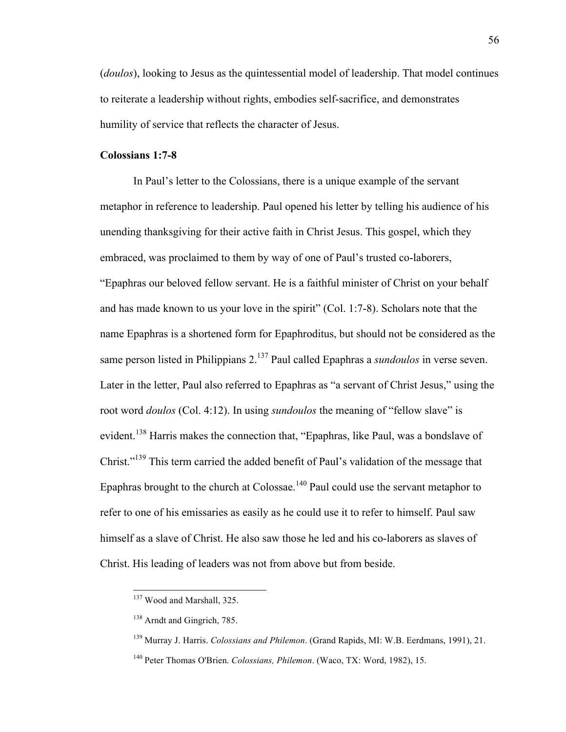(*doulos*), looking to Jesus as the quintessential model of leadership. That model continues to reiterate a leadership without rights, embodies self-sacrifice, and demonstrates humility of service that reflects the character of Jesus.

### Colossians 1:7-8

In Paul's letter to the Colossians, there is a unique example of the servant metaphor in reference to leadership. Paul opened his letter by telling his audience of his unending thanksgiving for their active faith in Christ Jesus. This gospel, which they embraced, was proclaimed to them by way of one of Paul's trusted co-laborers, "Epaphras our beloved fellow servant. He is a faithful minister of Christ on your behalf and has made known to us your love in the spirit" (Col. 1:7-8). Scholars note that the name Epaphras is a shortened form for Epaphroditus, but should not be considered as the same person listed in Philippians 2.[137] Paul called Epaphras a *sundoulos* in verse seven. Later in the letter, Paul also referred to Epaphras as "a servant of Christ Jesus," using the root word *doulos* (Col. 4:12). In using *sundoulos* the meaning of "fellow slave" is evident.[138] Harris makes the connection that, "Epaphras, like Paul, was a bondslave of Christ."[139] This term carried the added benefit of Paul's validation of the message that Epaphras brought to the church at Colossae.[140] Paul could use the servant metaphor to refer to one of his emissaries as easily as he could use it to refer to himself. Paul saw himself as a slave of Christ. He also saw those he led and his co-laborers as slaves of Christ. His leading of leaders was not from above but from beside.

---

[137] Wood and Marshall, 325.

[138] Arndt and Gingrich, 785.

[139] Murray J. Harris. *Colossians and Philemon*. (Grand Rapids, MI: W.B. Eerdmans, 1991), 21.

[140] Peter Thomas O'Brien. *Colossians, Philemon*. (Waco, TX: Word, 1982), 15.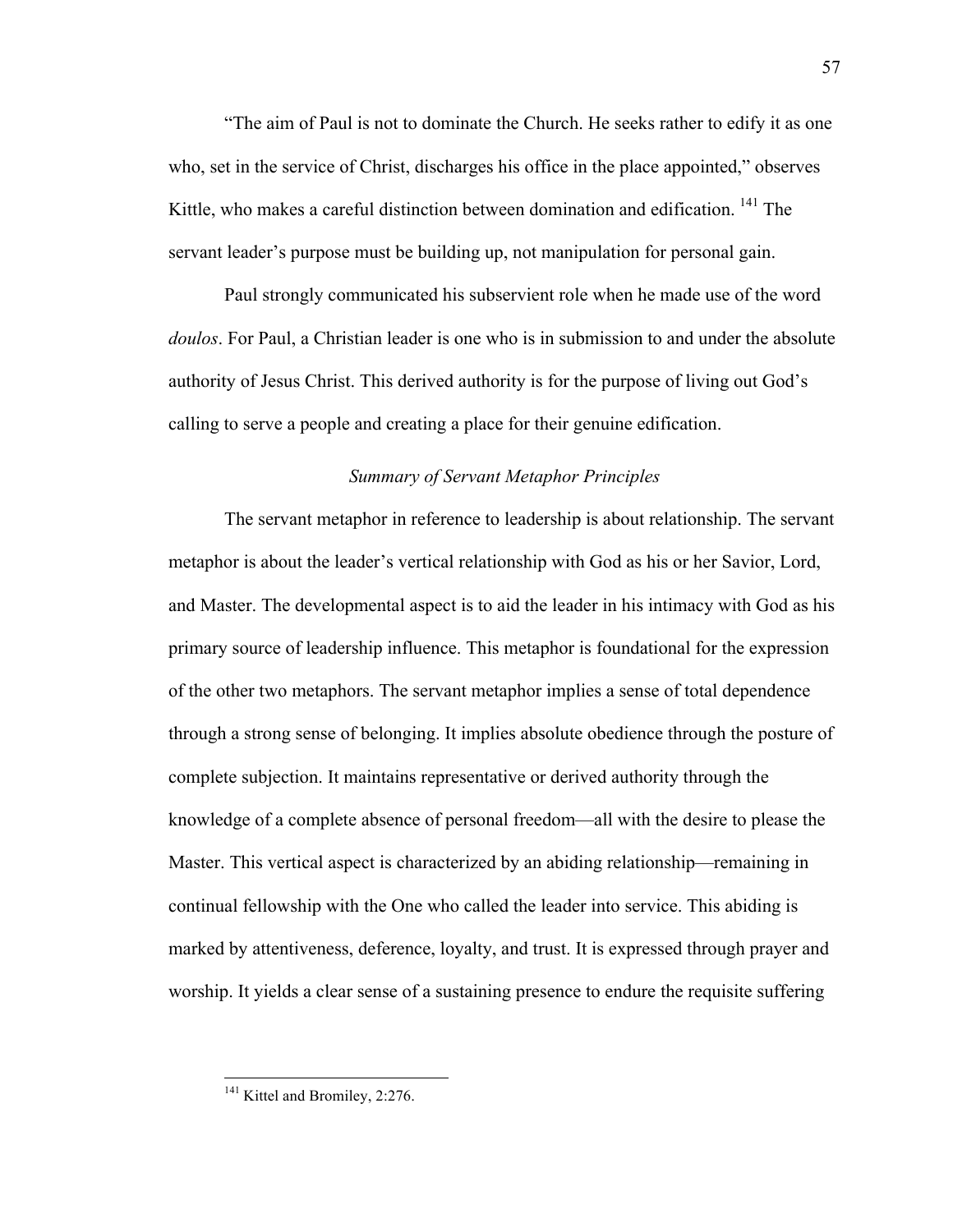"The aim of Paul is not to dominate the Church. He seeks rather to edify it as one who, set in the service of Christ, discharges his office in the place appointed," observes Kittle, who makes a careful distinction between domination and edification. [141] The servant leader's purpose must be building up, not manipulation for personal gain.

Paul strongly communicated his subservient role when he made use of the word *doulos*. For Paul, a Christian leader is one who is in submission to and under the absolute authority of Jesus Christ. This derived authority is for the purpose of living out God's calling to serve a people and creating a place for their genuine edification.

### *Summary of Servant Metaphor Principles*

The servant metaphor in reference to leadership is about relationship. The servant metaphor is about the leader's vertical relationship with God as his or her Savior, Lord, and Master. The developmental aspect is to aid the leader in his intimacy with God as his primary source of leadership influence. This metaphor is foundational for the expression of the other two metaphors. The servant metaphor implies a sense of total dependence through a strong sense of belonging. It implies absolute obedience through the posture of complete subjection. It maintains representative or derived authority through the knowledge of a complete absence of personal freedom—all with the desire to please the Master. This vertical aspect is characterized by an abiding relationship—remaining in continual fellowship with the One who called the leader into service. This abiding is marked by attentiveness, deference, loyalty, and trust. It is expressed through prayer and worship. It yields a clear sense of a sustaining presence to endure the requisite suffering

---

[141] Kittel and Bromiley, 2:276.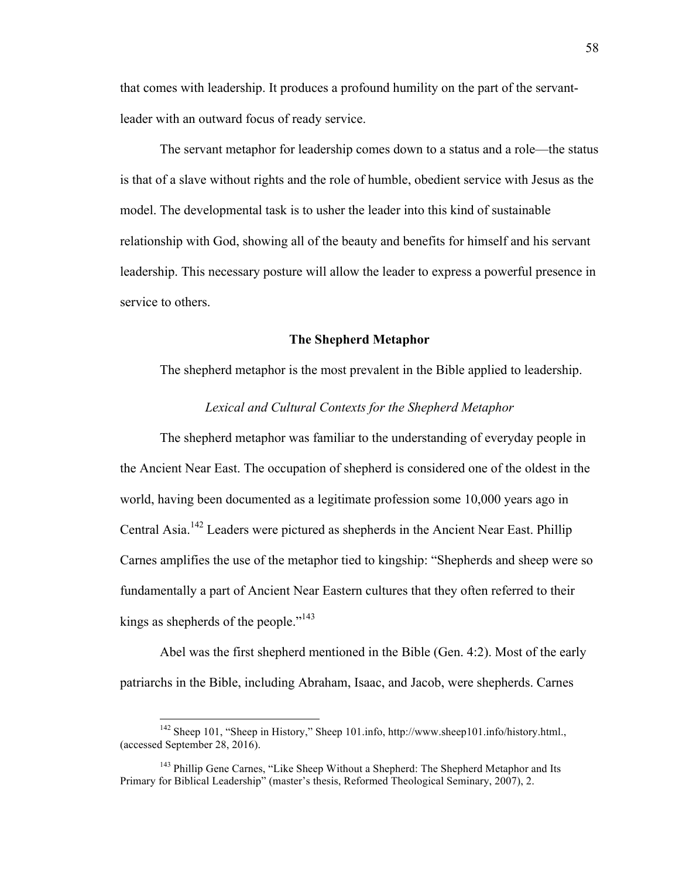that comes with leadership. It produces a profound humility on the part of the servant-leader with an outward focus of ready service.

The servant metaphor for leadership comes down to a status and a role—the status is that of a slave without rights and the role of humble, obedient service with Jesus as the model. The developmental task is to usher the leader into this kind of sustainable relationship with God, showing all of the beauty and benefits for himself and his servant leadership. This necessary posture will allow the leader to express a powerful presence in service to others.

## The Shepherd Metaphor

The shepherd metaphor is the most prevalent in the Bible applied to leadership.

### *Lexical and Cultural Contexts for the Shepherd Metaphor*

The shepherd metaphor was familiar to the understanding of everyday people in the Ancient Near East. The occupation of shepherd is considered one of the oldest in the world, having been documented as a legitimate profession some 10,000 years ago in Central Asia.[142] Leaders were pictured as shepherds in the Ancient Near East. Phillip Carnes amplifies the use of the metaphor tied to kingship: "Shepherds and sheep were so fundamentally a part of Ancient Near Eastern cultures that they often referred to their kings as shepherds of the people."[143]

Abel was the first shepherd mentioned in the Bible (Gen. 4:2). Most of the early patriarchs in the Bible, including Abraham, Isaac, and Jacob, were shepherds. Carnes

---

[142] Sheep 101, "Sheep in History," Sheep 101.info, http://www.sheep101.info/history.html., (accessed September 28, 2016).

[143] Phillip Gene Carnes, "Like Sheep Without a Shepherd: The Shepherd Metaphor and Its Primary for Biblical Leadership" (master's thesis, Reformed Theological Seminary, 2007), 2.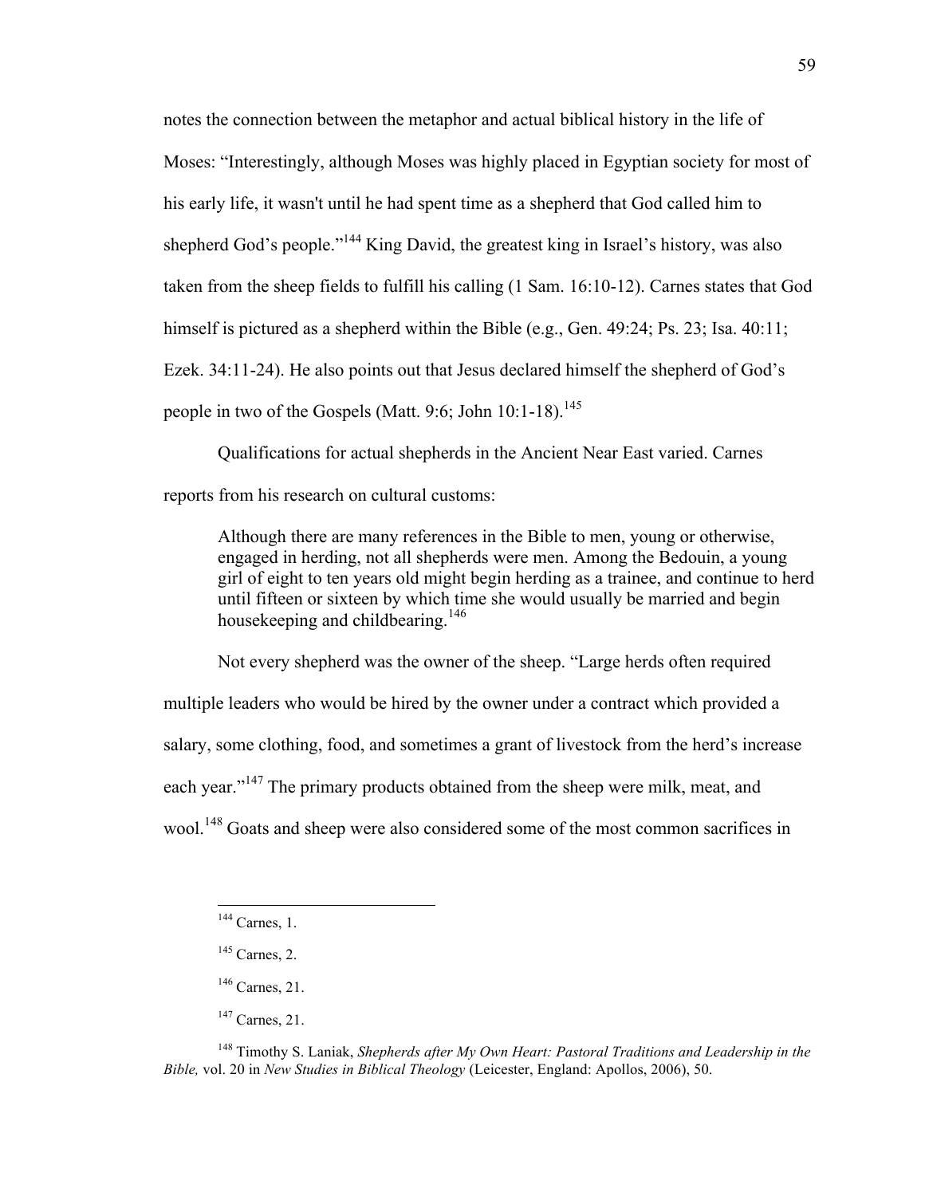notes the connection between the metaphor and actual biblical history in the life of Moses: "Interestingly, although Moses was highly placed in Egyptian society for most of his early life, it wasn't until he had spent time as a shepherd that God called him to shepherd God's people."[144] King David, the greatest king in Israel's history, was also taken from the sheep fields to fulfill his calling (1 Sam. 16:10-12). Carnes states that God himself is pictured as a shepherd within the Bible (e.g., Gen. 49:24; Ps. 23; Isa. 40:11; Ezek. 34:11-24). He also points out that Jesus declared himself the shepherd of God's people in two of the Gospels (Matt. 9:6; John 10:1-18).[145]

Qualifications for actual shepherds in the Ancient Near East varied. Carnes reports from his research on cultural customs:

> Although there are many references in the Bible to men, young or otherwise, engaged in herding, not all shepherds were men. Among the Bedouin, a young girl of eight to ten years old might begin herding as a trainee, and continue to herd until fifteen or sixteen by which time she would usually be married and begin housekeeping and childbearing.[146]

Not every shepherd was the owner of the sheep. "Large herds often required multiple leaders who would be hired by the owner under a contract which provided a salary, some clothing, food, and sometimes a grant of livestock from the herd's increase each year."[147] The primary products obtained from the sheep were milk, meat, and wool.[148] Goats and sheep were also considered some of the most common sacrifices in

---

[144] Carnes, 1.

[145] Carnes, 2.

[146] Carnes, 21.

[147] Carnes, 21.

[148] Timothy S. Laniak, *Shepherds after My Own Heart: Pastoral Traditions and Leadership in the Bible,* vol. 20 in *New Studies in Biblical Theology* (Leicester, England: Apollos, 2006), 50.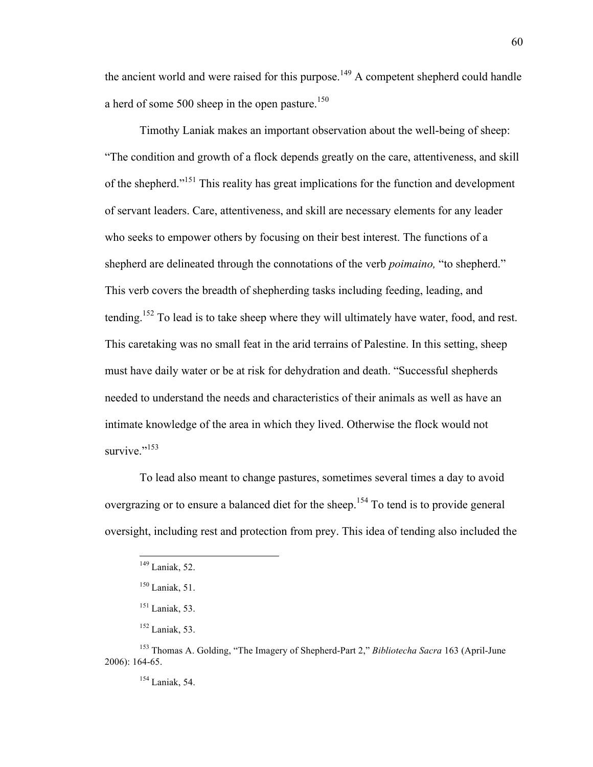the ancient world and were raised for this purpose.[149] A competent shepherd could handle a herd of some 500 sheep in the open pasture.[150]

Timothy Laniak makes an important observation about the well-being of sheep: "The condition and growth of a flock depends greatly on the care, attentiveness, and skill of the shepherd."[151] This reality has great implications for the function and development of servant leaders. Care, attentiveness, and skill are necessary elements for any leader who seeks to empower others by focusing on their best interest. The functions of a shepherd are delineated through the connotations of the verb *poimaino,* "to shepherd." This verb covers the breadth of shepherding tasks including feeding, leading, and tending.[152] To lead is to take sheep where they will ultimately have water, food, and rest. This caretaking was no small feat in the arid terrains of Palestine. In this setting, sheep must have daily water or be at risk for dehydration and death. "Successful shepherds needed to understand the needs and characteristics of their animals as well as have an intimate knowledge of the area in which they lived. Otherwise the flock would not survive."[153]

To lead also meant to change pastures, sometimes several times a day to avoid overgrazing or to ensure a balanced diet for the sheep.[154] To tend is to provide general oversight, including rest and protection from prey. This idea of tending also included the

---

[149] Laniak, 52.

[150] Laniak, 51.

[151] Laniak, 53.

[152] Laniak, 53.

[153] Thomas A. Golding, "The Imagery of Shepherd-Part 2," *Bibliotecha Sacra* 163 (April-June 2006): 164-65.

[154] Laniak, 54.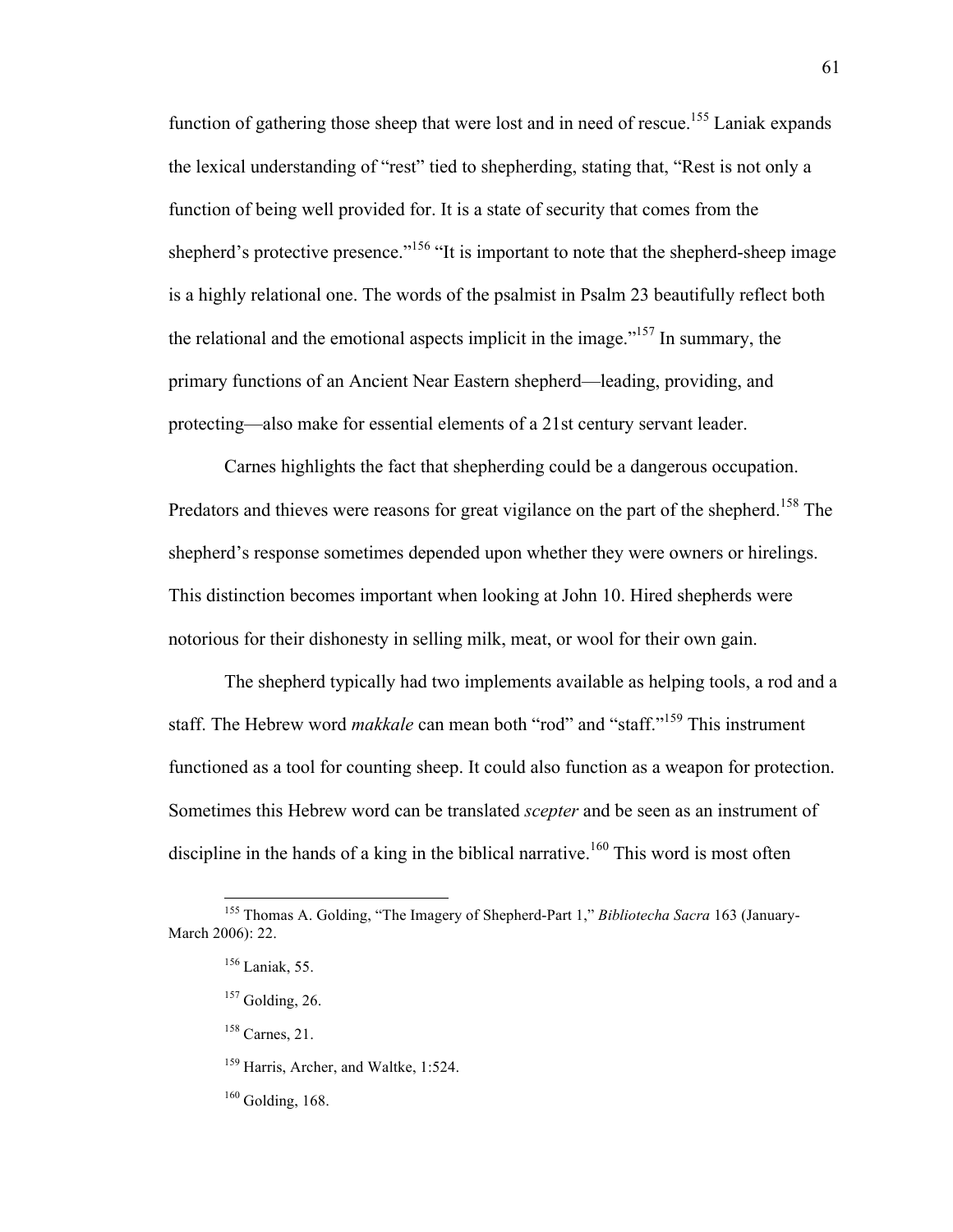function of gathering those sheep that were lost and in need of rescue.[155] Laniak expands the lexical understanding of "rest" tied to shepherding, stating that, "Rest is not only a function of being well provided for. It is a state of security that comes from the shepherd's protective presence."[156] "It is important to note that the shepherd-sheep image is a highly relational one. The words of the psalmist in Psalm 23 beautifully reflect both the relational and the emotional aspects implicit in the image."[157] In summary, the primary functions of an Ancient Near Eastern shepherd—leading, providing, and protecting—also make for essential elements of a 21st century servant leader.

Carnes highlights the fact that shepherding could be a dangerous occupation. Predators and thieves were reasons for great vigilance on the part of the shepherd.[158] The shepherd's response sometimes depended upon whether they were owners or hirelings. This distinction becomes important when looking at John 10. Hired shepherds were notorious for their dishonesty in selling milk, meat, or wool for their own gain.

The shepherd typically had two implements available as helping tools, a rod and a staff. The Hebrew word *makkale* can mean both "rod" and "staff."[159] This instrument functioned as a tool for counting sheep. It could also function as a weapon for protection. Sometimes this Hebrew word can be translated *scepter* and be seen as an instrument of discipline in the hands of a king in the biblical narrative.[160] This word is most often

---

[155] Thomas A. Golding, "The Imagery of Shepherd-Part 1," *Bibliotecha Sacra* 163 (January-March 2006): 22.

[156] Laniak, 55.

[157] Golding, 26.

[158] Carnes, 21.

[159] Harris, Archer, and Waltke, 1:524.

[160] Golding, 168.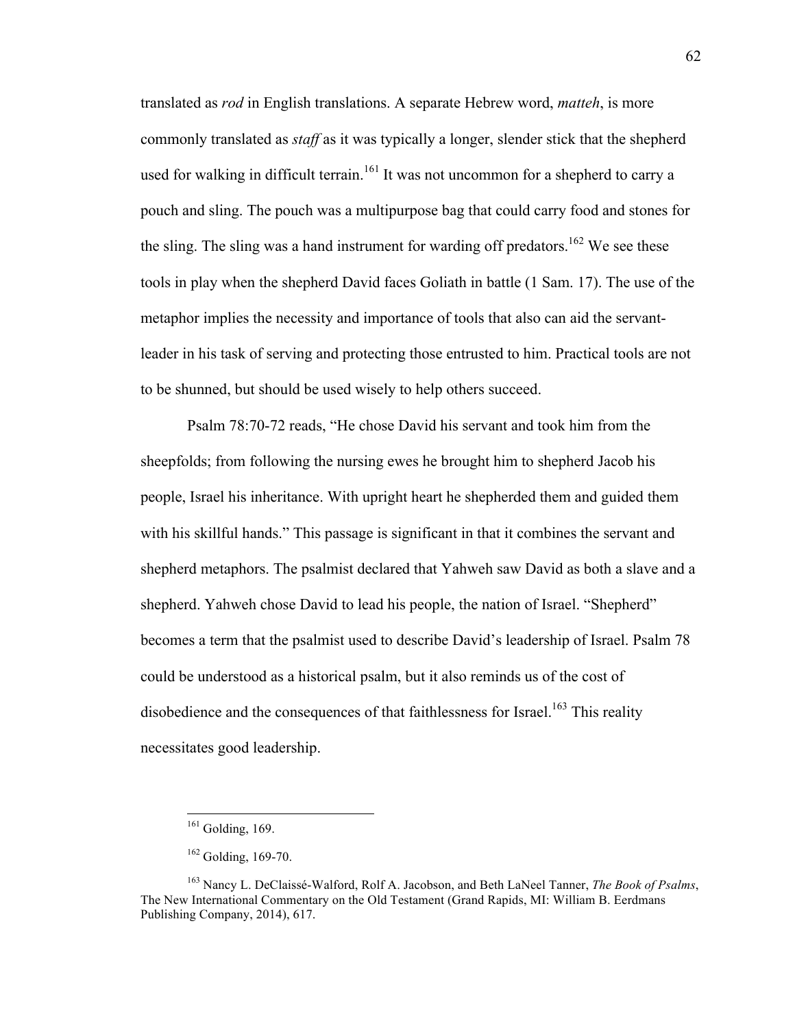translated as *rod* in English translations. A separate Hebrew word, *matteh*, is more commonly translated as *staff* as it was typically a longer, slender stick that the shepherd used for walking in difficult terrain.[161] It was not uncommon for a shepherd to carry a pouch and sling. The pouch was a multipurpose bag that could carry food and stones for the sling. The sling was a hand instrument for warding off predators.[162] We see these tools in play when the shepherd David faces Goliath in battle (1 Sam. 17). The use of the metaphor implies the necessity and importance of tools that also can aid the servant-leader in his task of serving and protecting those entrusted to him. Practical tools are not to be shunned, but should be used wisely to help others succeed.

Psalm 78:70-72 reads, "He chose David his servant and took him from the sheepfolds; from following the nursing ewes he brought him to shepherd Jacob his people, Israel his inheritance. With upright heart he shepherded them and guided them with his skillful hands." This passage is significant in that it combines the servant and shepherd metaphors. The psalmist declared that Yahweh saw David as both a slave and a shepherd. Yahweh chose David to lead his people, the nation of Israel. "Shepherd" becomes a term that the psalmist used to describe David's leadership of Israel. Psalm 78 could be understood as a historical psalm, but it also reminds us of the cost of disobedience and the consequences of that faithlessness for Israel.[163] This reality necessitates good leadership.

---

[161] Golding, 169.

[162] Golding, 169-70.

[163] Nancy L. DeClaissé-Walford, Rolf A. Jacobson, and Beth LaNeel Tanner, *The Book of Psalms*, The New International Commentary on the Old Testament (Grand Rapids, MI: William B. Eerdmans Publishing Company, 2014), 617.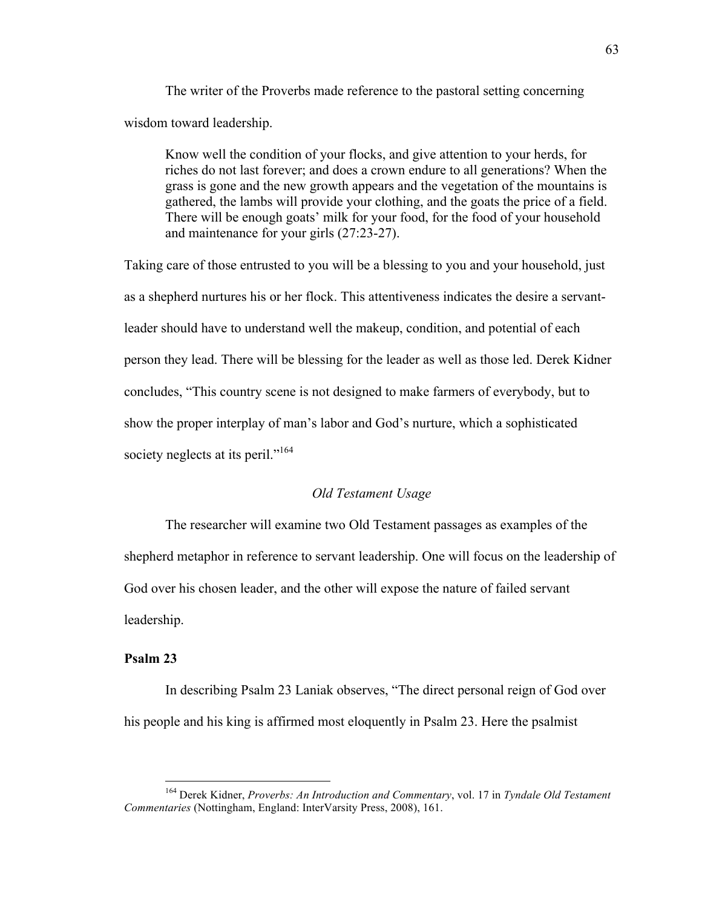The writer of the Proverbs made reference to the pastoral setting concerning wisdom toward leadership.

> Know well the condition of your flocks, and give attention to your herds, for riches do not last forever; and does a crown endure to all generations? When the grass is gone and the new growth appears and the vegetation of the mountains is gathered, the lambs will provide your clothing, and the goats the price of a field. There will be enough goats' milk for your food, for the food of your household and maintenance for your girls (27:23-27).

Taking care of those entrusted to you will be a blessing to you and your household, just as a shepherd nurtures his or her flock. This attentiveness indicates the desire a servant-leader should have to understand well the makeup, condition, and potential of each person they lead. There will be blessing for the leader as well as those led. Derek Kidner concludes, "This country scene is not designed to make farmers of everybody, but to show the proper interplay of man's labor and God's nurture, which a sophisticated society neglects at its peril."[164]

### *Old Testament Usage*

The researcher will examine two Old Testament passages as examples of the shepherd metaphor in reference to servant leadership. One will focus on the leadership of God over his chosen leader, and the other will expose the nature of failed servant leadership.

#### **Psalm 23**

In describing Psalm 23 Laniak observes, "The direct personal reign of God over his people and his king is affirmed most eloquently in Psalm 23. Here the psalmist

---

[164] Derek Kidner, *Proverbs: An Introduction and Commentary*, vol. 17 in *Tyndale Old Testament Commentaries* (Nottingham, England: InterVarsity Press, 2008), 161.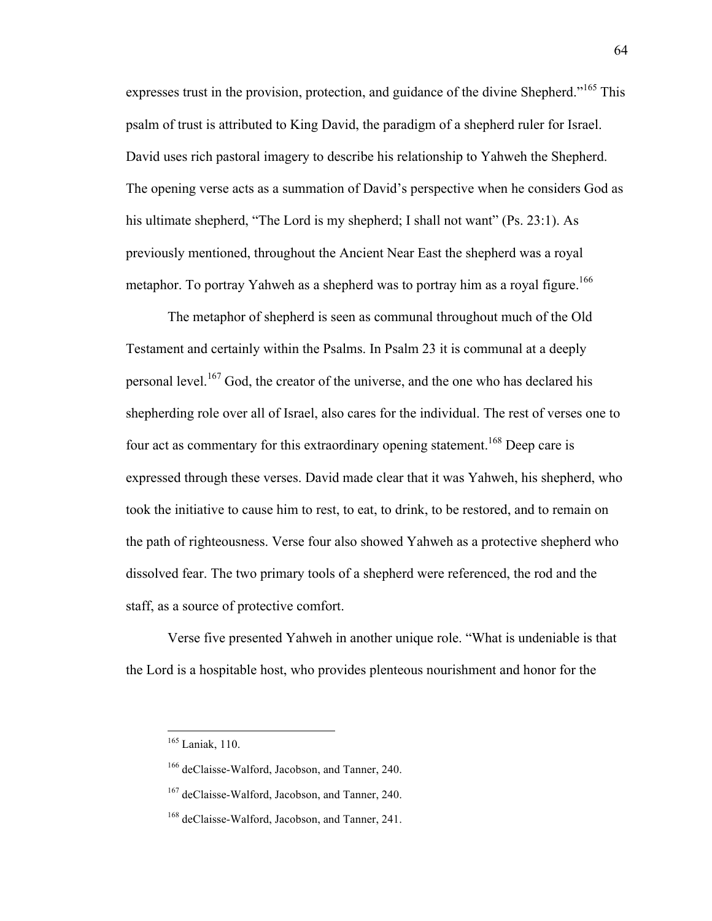expresses trust in the provision, protection, and guidance of the divine Shepherd."[165] This psalm of trust is attributed to King David, the paradigm of a shepherd ruler for Israel. David uses rich pastoral imagery to describe his relationship to Yahweh the Shepherd. The opening verse acts as a summation of David's perspective when he considers God as his ultimate shepherd, "The Lord is my shepherd; I shall not want" (Ps. 23:1). As previously mentioned, throughout the Ancient Near East the shepherd was a royal metaphor. To portray Yahweh as a shepherd was to portray him as a royal figure.[166]

The metaphor of shepherd is seen as communal throughout much of the Old Testament and certainly within the Psalms. In Psalm 23 it is communal at a deeply personal level.[167] God, the creator of the universe, and the one who has declared his shepherding role over all of Israel, also cares for the individual. The rest of verses one to four act as commentary for this extraordinary opening statement.[168] Deep care is expressed through these verses. David made clear that it was Yahweh, his shepherd, who took the initiative to cause him to rest, to eat, to drink, to be restored, and to remain on the path of righteousness. Verse four also showed Yahweh as a protective shepherd who dissolved fear. The two primary tools of a shepherd were referenced, the rod and the staff, as a source of protective comfort.

Verse five presented Yahweh in another unique role. "What is undeniable is that the Lord is a hospitable host, who provides plenteous nourishment and honor for the

---

[165] Laniak, 110.

[166] deClaisse-Walford, Jacobson, and Tanner, 240.

[167] deClaisse-Walford, Jacobson, and Tanner, 240.

[168] deClaisse-Walford, Jacobson, and Tanner, 241.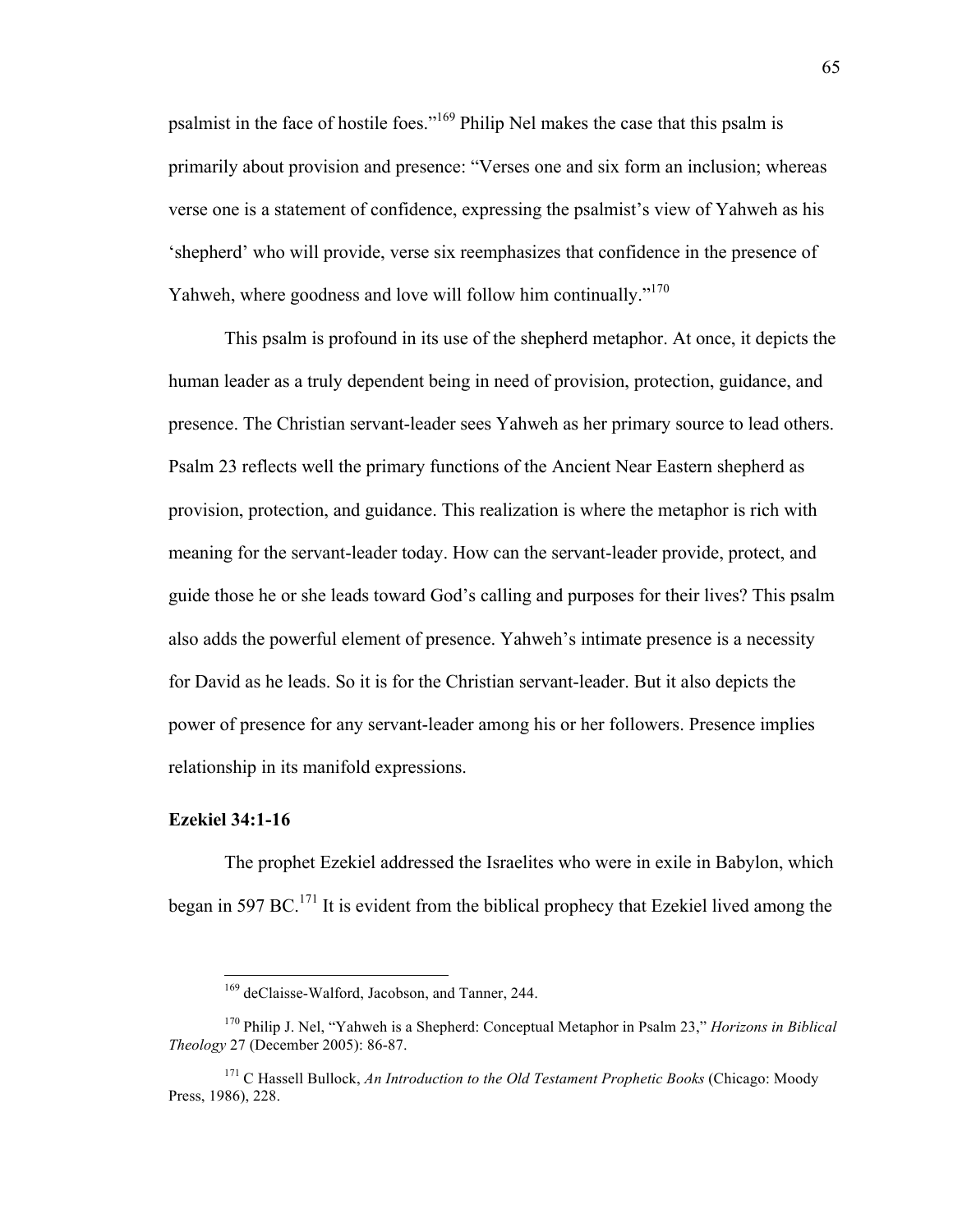psalmist in the face of hostile foes."[169] Philip Nel makes the case that this psalm is primarily about provision and presence: "Verses one and six form an inclusion; whereas verse one is a statement of confidence, expressing the psalmist's view of Yahweh as his 'shepherd' who will provide, verse six reemphasizes that confidence in the presence of Yahweh, where goodness and love will follow him continually."[170]

This psalm is profound in its use of the shepherd metaphor. At once, it depicts the human leader as a truly dependent being in need of provision, protection, guidance, and presence. The Christian servant-leader sees Yahweh as her primary source to lead others. Psalm 23 reflects well the primary functions of the Ancient Near Eastern shepherd as provision, protection, and guidance. This realization is where the metaphor is rich with meaning for the servant-leader today. How can the servant-leader provide, protect, and guide those he or she leads toward God's calling and purposes for their lives? This psalm also adds the powerful element of presence. Yahweh's intimate presence is a necessity for David as he leads. So it is for the Christian servant-leader. But it also depicts the power of presence for any servant-leader among his or her followers. Presence implies relationship in its manifold expressions.

### Ezekiel 34:1-16

The prophet Ezekiel addressed the Israelites who were in exile in Babylon, which began in 597 BC.[171] It is evident from the biblical prophecy that Ezekiel lived among the

---

[169] deClaisse-Walford, Jacobson, and Tanner, 244.

[170] Philip J. Nel, "Yahweh is a Shepherd: Conceptual Metaphor in Psalm 23," *Horizons in Biblical Theology* 27 (December 2005): 86-87.

[171] C Hassell Bullock, *An Introduction to the Old Testament Prophetic Books* (Chicago: Moody Press, 1986), 228.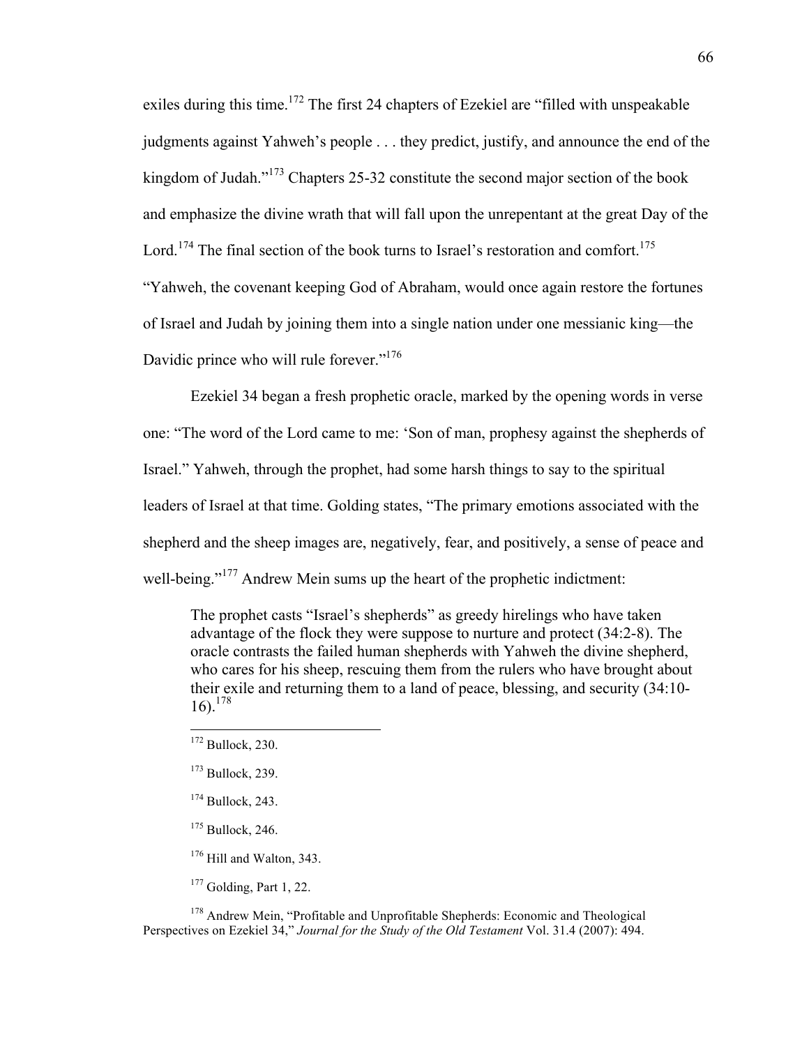exiles during this time.[172] The first 24 chapters of Ezekiel are "filled with unspeakable judgments against Yahweh's people . . . they predict, justify, and announce the end of the kingdom of Judah."[173] Chapters 25-32 constitute the second major section of the book and emphasize the divine wrath that will fall upon the unrepentant at the great Day of the Lord.[174] The final section of the book turns to Israel's restoration and comfort.[175] "Yahweh, the covenant keeping God of Abraham, would once again restore the fortunes of Israel and Judah by joining them into a single nation under one messianic king—the Davidic prince who will rule forever."[176]

Ezekiel 34 began a fresh prophetic oracle, marked by the opening words in verse one: "The word of the Lord came to me: 'Son of man, prophesy against the shepherds of Israel." Yahweh, through the prophet, had some harsh things to say to the spiritual leaders of Israel at that time. Golding states, "The primary emotions associated with the shepherd and the sheep images are, negatively, fear, and positively, a sense of peace and well-being."[177] Andrew Mein sums up the heart of the prophetic indictment:

> The prophet casts "Israel's shepherds" as greedy hirelings who have taken advantage of the flock they were suppose to nurture and protect (34:2-8). The oracle contrasts the failed human shepherds with Yahweh the divine shepherd, who cares for his sheep, rescuing them from the rulers who have brought about their exile and returning them to a land of peace, blessing, and security (34:10-16).[178]

---

[172] Bullock, 230.

[173] Bullock, 239.

[174] Bullock, 243.

[175] Bullock, 246.

[176] Hill and Walton, 343.

[177] Golding, Part 1, 22.

[178] Andrew Mein, "Profitable and Unprofitable Shepherds: Economic and Theological Perspectives on Ezekiel 34," *Journal for the Study of the Old Testament* Vol. 31.4 (2007): 494.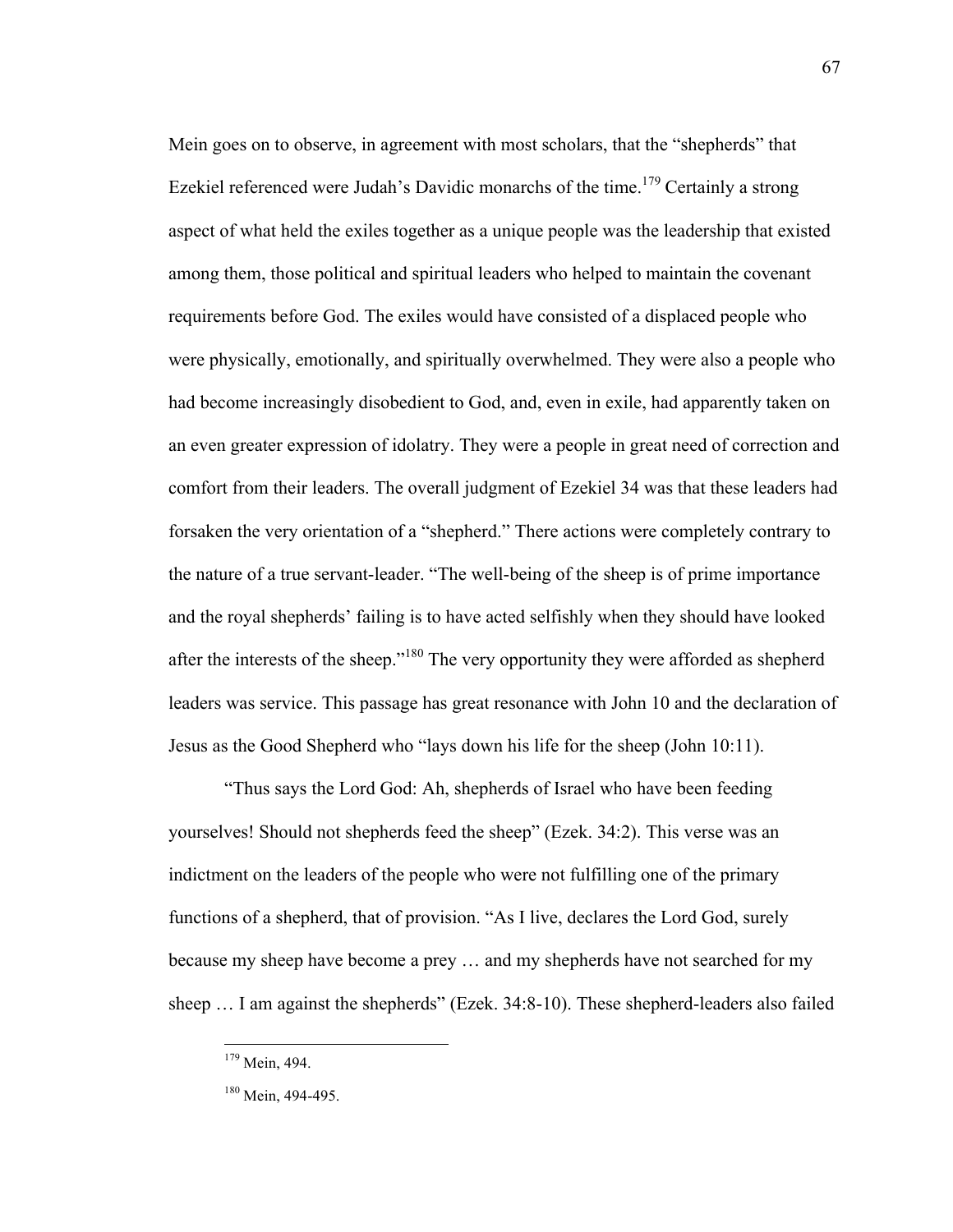Mein goes on to observe, in agreement with most scholars, that the "shepherds" that Ezekiel referenced were Judah's Davidic monarchs of the time.[179] Certainly a strong aspect of what held the exiles together as a unique people was the leadership that existed among them, those political and spiritual leaders who helped to maintain the covenant requirements before God. The exiles would have consisted of a displaced people who were physically, emotionally, and spiritually overwhelmed. They were also a people who had become increasingly disobedient to God, and, even in exile, had apparently taken on an even greater expression of idolatry. They were a people in great need of correction and comfort from their leaders. The overall judgment of Ezekiel 34 was that these leaders had forsaken the very orientation of a "shepherd." There actions were completely contrary to the nature of a true servant-leader. "The well-being of the sheep is of prime importance and the royal shepherds' failing is to have acted selfishly when they should have looked after the interests of the sheep."[180] The very opportunity they were afforded as shepherd leaders was service. This passage has great resonance with John 10 and the declaration of Jesus as the Good Shepherd who "lays down his life for the sheep (John 10:11).

"Thus says the Lord God: Ah, shepherds of Israel who have been feeding yourselves! Should not shepherds feed the sheep" (Ezek. 34:2). This verse was an indictment on the leaders of the people who were not fulfilling one of the primary functions of a shepherd, that of provision. "As I live, declares the Lord God, surely because my sheep have become a prey … and my shepherds have not searched for my sheep … I am against the shepherds" (Ezek. 34:8-10). These shepherd-leaders also failed

---

[179] Mein, 494.

[180] Mein, 494-495.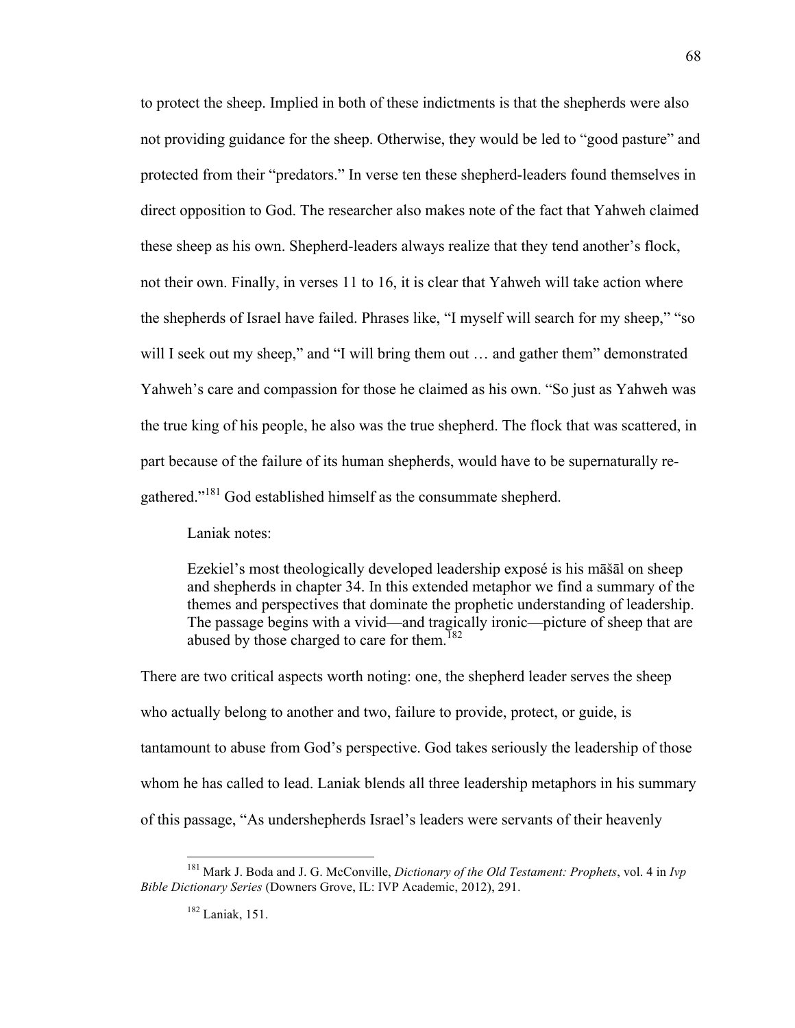to protect the sheep. Implied in both of these indictments is that the shepherds were also not providing guidance for the sheep. Otherwise, they would be led to "good pasture" and protected from their "predators." In verse ten these shepherd-leaders found themselves in direct opposition to God. The researcher also makes note of the fact that Yahweh claimed these sheep as his own. Shepherd-leaders always realize that they tend another's flock, not their own. Finally, in verses 11 to 16, it is clear that Yahweh will take action where the shepherds of Israel have failed. Phrases like, "I myself will search for my sheep," "so will I seek out my sheep," and "I will bring them out … and gather them" demonstrated Yahweh's care and compassion for those he claimed as his own. "So just as Yahweh was the true king of his people, he also was the true shepherd. The flock that was scattered, in part because of the failure of its human shepherds, would have to be supernaturally re-gathered."[181] God established himself as the consummate shepherd.

Laniak notes:

> Ezekiel's most theologically developed leadership exposé is his māšāl on sheep and shepherds in chapter 34. In this extended metaphor we find a summary of the themes and perspectives that dominate the prophetic understanding of leadership. The passage begins with a vivid—and tragically ironic—picture of sheep that are abused by those charged to care for them.[182]

There are two critical aspects worth noting: one, the shepherd leader serves the sheep who actually belong to another and two, failure to provide, protect, or guide, is tantamount to abuse from God's perspective. God takes seriously the leadership of those whom he has called to lead. Laniak blends all three leadership metaphors in his summary of this passage, "As undershepherds Israel's leaders were servants of their heavenly

---

[181] Mark J. Boda and J. G. McConville, *Dictionary of the Old Testament: Prophets*, vol. 4 in *Ivp Bible Dictionary Series* (Downers Grove, IL: IVP Academic, 2012), 291.

[182] Laniak, 151.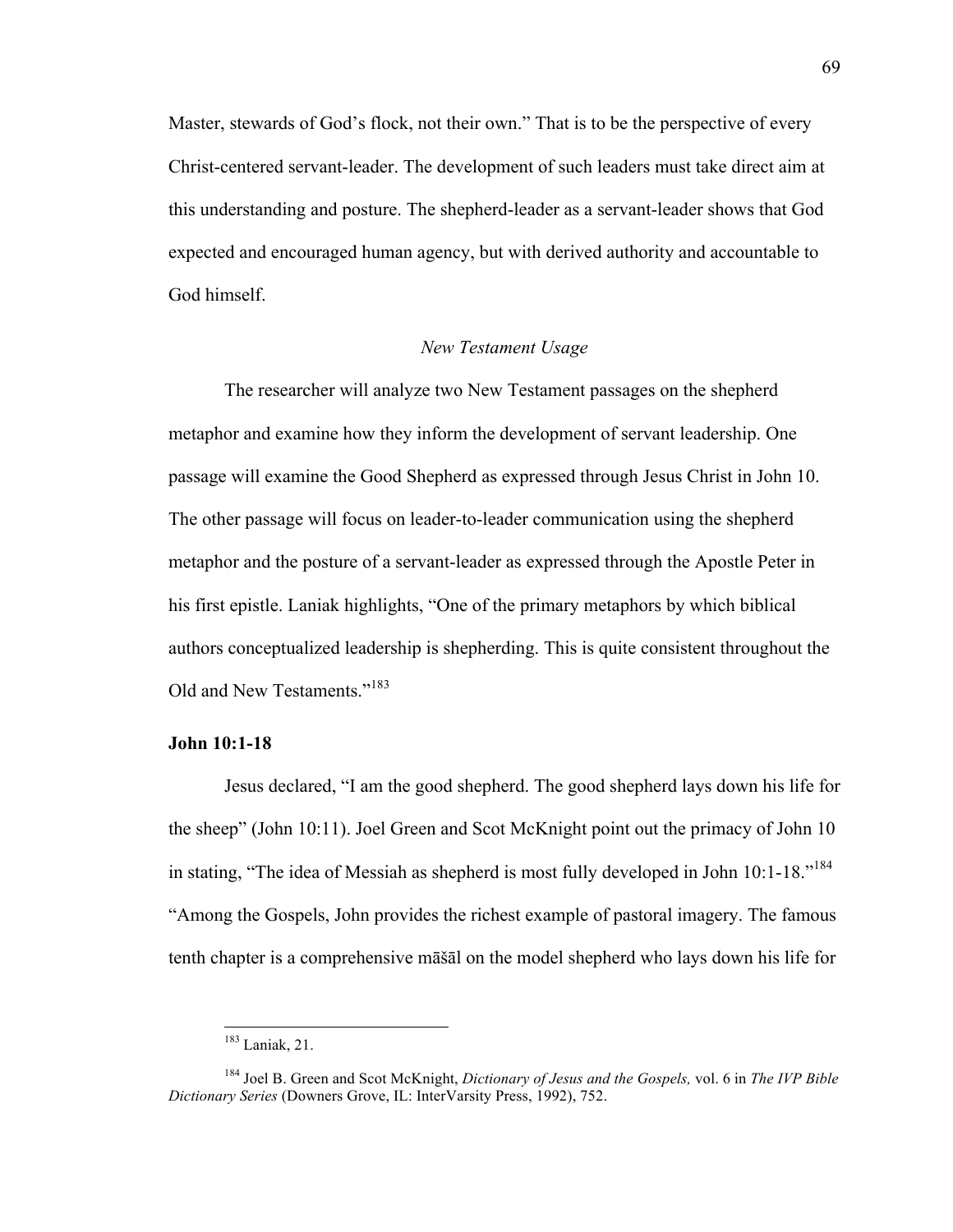Master, stewards of God's flock, not their own." That is to be the perspective of every Christ-centered servant-leader. The development of such leaders must take direct aim at this understanding and posture. The shepherd-leader as a servant-leader shows that God expected and encouraged human agency, but with derived authority and accountable to God himself.

### *New Testament Usage*

The researcher will analyze two New Testament passages on the shepherd metaphor and examine how they inform the development of servant leadership. One passage will examine the Good Shepherd as expressed through Jesus Christ in John 10. The other passage will focus on leader-to-leader communication using the shepherd metaphor and the posture of a servant-leader as expressed through the Apostle Peter in his first epistle. Laniak highlights, "One of the primary metaphors by which biblical authors conceptualized leadership is shepherding. This is quite consistent throughout the Old and New Testaments."[183]

#### **John 10:1-18**

Jesus declared, "I am the good shepherd. The good shepherd lays down his life for the sheep" (John 10:11). Joel Green and Scot McKnight point out the primacy of John 10 in stating, "The idea of Messiah as shepherd is most fully developed in John 10:1-18."[184] "Among the Gospels, John provides the richest example of pastoral imagery. The famous tenth chapter is a comprehensive māšāl on the model shepherd who lays down his life for

---

[183] Laniak, 21.

[184] Joel B. Green and Scot McKnight, *Dictionary of Jesus and the Gospels,* vol. 6 in *The IVP Bible Dictionary Series* (Downers Grove, IL: InterVarsity Press, 1992), 752.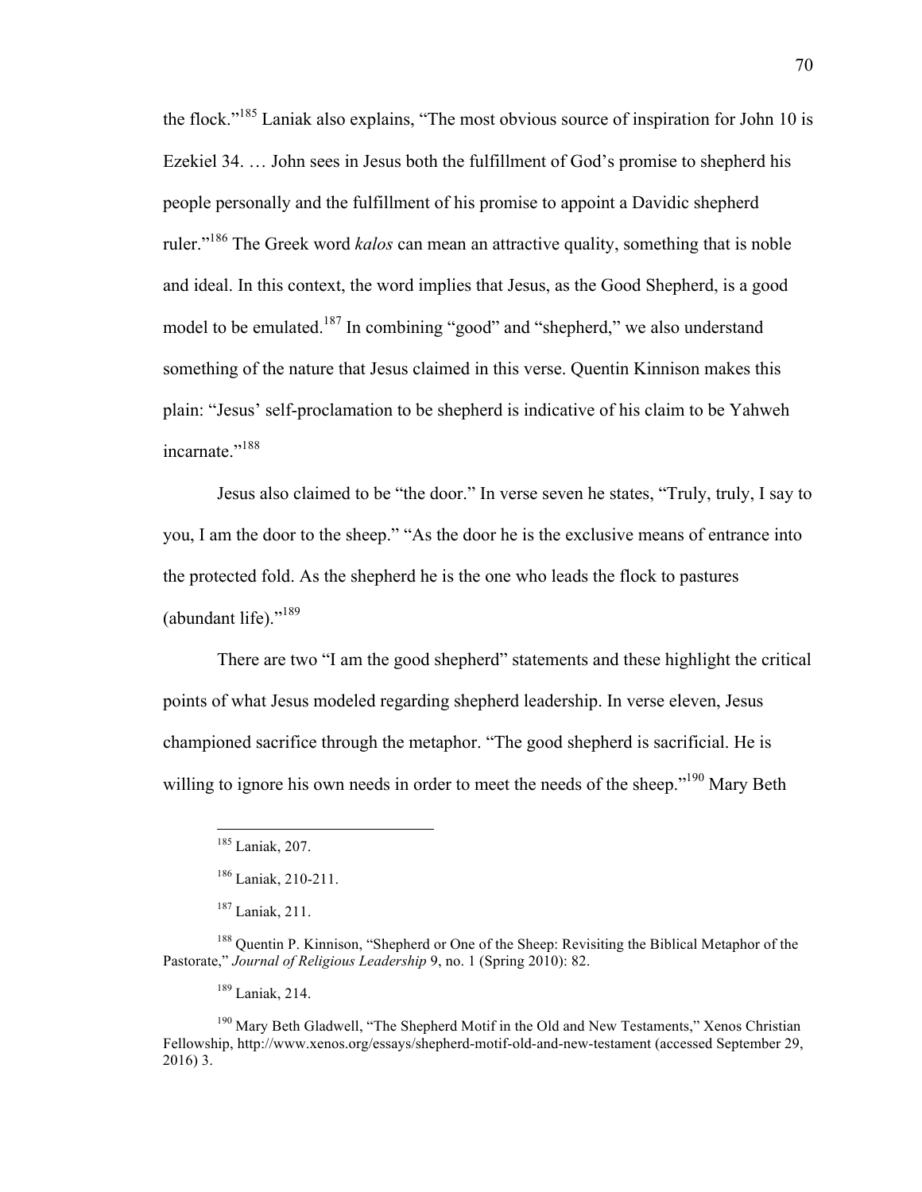the flock."[185] Laniak also explains, "The most obvious source of inspiration for John 10 is Ezekiel 34. … John sees in Jesus both the fulfillment of God's promise to shepherd his people personally and the fulfillment of his promise to appoint a Davidic shepherd ruler."[186] The Greek word *kalos* can mean an attractive quality, something that is noble and ideal. In this context, the word implies that Jesus, as the Good Shepherd, is a good model to be emulated.[187] In combining "good" and "shepherd," we also understand something of the nature that Jesus claimed in this verse. Quentin Kinnison makes this plain: "Jesus' self-proclamation to be shepherd is indicative of his claim to be Yahweh incarnate."[188]

Jesus also claimed to be "the door." In verse seven he states, "Truly, truly, I say to you, I am the door to the sheep." "As the door he is the exclusive means of entrance into the protected fold. As the shepherd he is the one who leads the flock to pastures (abundant life)."[189]

There are two "I am the good shepherd" statements and these highlight the critical points of what Jesus modeled regarding shepherd leadership. In verse eleven, Jesus championed sacrifice through the metaphor. "The good shepherd is sacrificial. He is willing to ignore his own needs in order to meet the needs of the sheep."[190] Mary Beth

---

[185] Laniak, 207.

[186] Laniak, 210-211.

[187] Laniak, 211.

[188] Quentin P. Kinnison, "Shepherd or One of the Sheep: Revisiting the Biblical Metaphor of the Pastorate," *Journal of Religious Leadership* 9, no. 1 (Spring 2010): 82.

[189] Laniak, 214.

[190] Mary Beth Gladwell, "The Shepherd Motif in the Old and New Testaments," Xenos Christian Fellowship, http://www.xenos.org/essays/shepherd-motif-old-and-new-testament (accessed September 29, 2016) 3.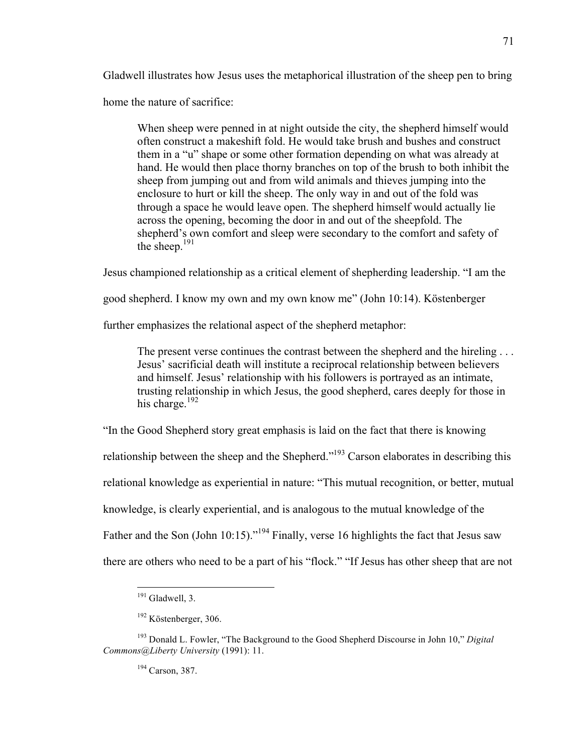Gladwell illustrates how Jesus uses the metaphorical illustration of the sheep pen to bring home the nature of sacrifice:

> When sheep were penned in at night outside the city, the shepherd himself would often construct a makeshift fold. He would take brush and bushes and construct them in a "u" shape or some other formation depending on what was already at hand. He would then place thorny branches on top of the brush to both inhibit the sheep from jumping out and from wild animals and thieves jumping into the enclosure to hurt or kill the sheep. The only way in and out of the fold was through a space he would leave open. The shepherd himself would actually lie across the opening, becoming the door in and out of the sheepfold. The shepherd's own comfort and sleep were secondary to the comfort and safety of the sheep.[191]

Jesus championed relationship as a critical element of shepherding leadership. "I am the good shepherd. I know my own and my own know me" (John 10:14). Köstenberger further emphasizes the relational aspect of the shepherd metaphor:

> The present verse continues the contrast between the shepherd and the hireling . . . Jesus' sacrificial death will institute a reciprocal relationship between believers and himself. Jesus' relationship with his followers is portrayed as an intimate, trusting relationship in which Jesus, the good shepherd, cares deeply for those in his charge.[192]

"In the Good Shepherd story great emphasis is laid on the fact that there is knowing relationship between the sheep and the Shepherd."[193] Carson elaborates in describing this relational knowledge as experiential in nature: "This mutual recognition, or better, mutual knowledge, is clearly experiential, and is analogous to the mutual knowledge of the Father and the Son (John 10:15)."[194] Finally, verse 16 highlights the fact that Jesus saw there are others who need to be a part of his "flock." "If Jesus has other sheep that are not

---

[191] Gladwell, 3.

[192] Köstenberger, 306.

[193] Donald L. Fowler, "The Background to the Good Shepherd Discourse in John 10," *Digital Commons@Liberty University* (1991): 11.

[194] Carson, 387.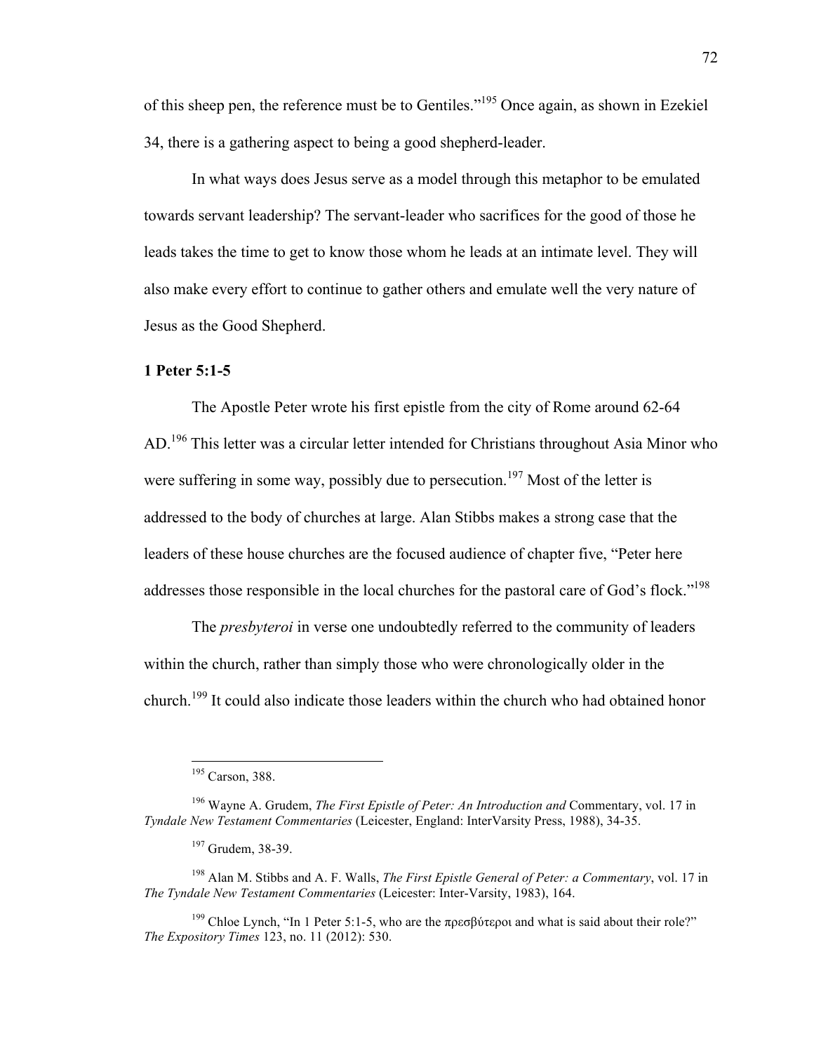of this sheep pen, the reference must be to Gentiles."[195] Once again, as shown in Ezekiel 34, there is a gathering aspect to being a good shepherd-leader.

In what ways does Jesus serve as a model through this metaphor to be emulated towards servant leadership? The servant-leader who sacrifices for the good of those he leads takes the time to get to know those whom he leads at an intimate level. They will also make every effort to continue to gather others and emulate well the very nature of Jesus as the Good Shepherd.

### 1 Peter 5:1-5

The Apostle Peter wrote his first epistle from the city of Rome around 62-64 AD.[196] This letter was a circular letter intended for Christians throughout Asia Minor who were suffering in some way, possibly due to persecution.[197] Most of the letter is addressed to the body of churches at large. Alan Stibbs makes a strong case that the leaders of these house churches are the focused audience of chapter five, "Peter here addresses those responsible in the local churches for the pastoral care of God's flock."[198]

The *presbyteroi* in verse one undoubtedly referred to the community of leaders within the church, rather than simply those who were chronologically older in the church.[199] It could also indicate those leaders within the church who had obtained honor

---

[195] Carson, 388.

[196] Wayne A. Grudem, *The First Epistle of Peter: An Introduction and* Commentary, vol. 17 in *Tyndale New Testament Commentaries* (Leicester, England: InterVarsity Press, 1988), 34-35.

[197] Grudem, 38-39.

[198] Alan M. Stibbs and A. F. Walls, *The First Epistle General of Peter: a Commentary*, vol. 17 in *The Tyndale New Testament Commentaries* (Leicester: Inter-Varsity, 1983), 164.

[199] Chloe Lynch, "In 1 Peter 5:1-5, who are the πρεσβύτεροι and what is said about their role?" *The Expository Times* 123, no. 11 (2012): 530.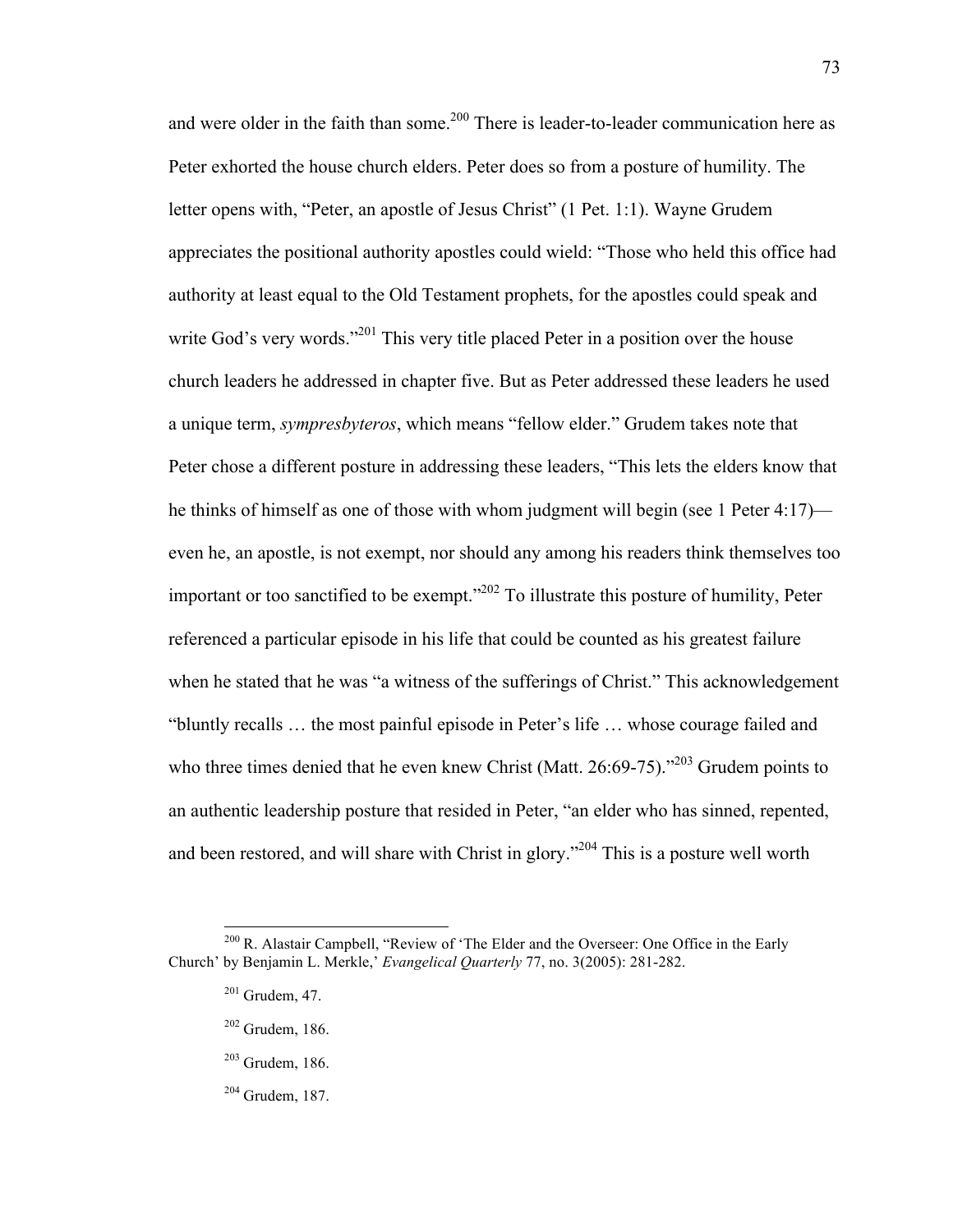and were older in the faith than some.[200] There is leader-to-leader communication here as Peter exhorted the house church elders. Peter does so from a posture of humility. The letter opens with, "Peter, an apostle of Jesus Christ" (1 Pet. 1:1). Wayne Grudem appreciates the positional authority apostles could wield: "Those who held this office had authority at least equal to the Old Testament prophets, for the apostles could speak and write God's very words."[201] This very title placed Peter in a position over the house church leaders he addressed in chapter five. But as Peter addressed these leaders he used a unique term, *sympresbyteros*, which means "fellow elder." Grudem takes note that Peter chose a different posture in addressing these leaders, "This lets the elders know that he thinks of himself as one of those with whom judgment will begin (see 1 Peter 4:17)—even he, an apostle, is not exempt, nor should any among his readers think themselves too important or too sanctified to be exempt."[202] To illustrate this posture of humility, Peter referenced a particular episode in his life that could be counted as his greatest failure when he stated that he was "a witness of the sufferings of Christ." This acknowledgement "bluntly recalls … the most painful episode in Peter's life … whose courage failed and who three times denied that he even knew Christ (Matt. 26:69-75)."[203] Grudem points to an authentic leadership posture that resided in Peter, "an elder who has sinned, repented, and been restored, and will share with Christ in glory."[204] This is a posture well worth

---

[200] R. Alastair Campbell, "Review of 'The Elder and the Overseer: One Office in the Early Church' by Benjamin L. Merkle,' *Evangelical Quarterly* 77, no. 3(2005): 281-282.

[201] Grudem, 47.

[202] Grudem, 186.

[203] Grudem, 186.

[204] Grudem, 187.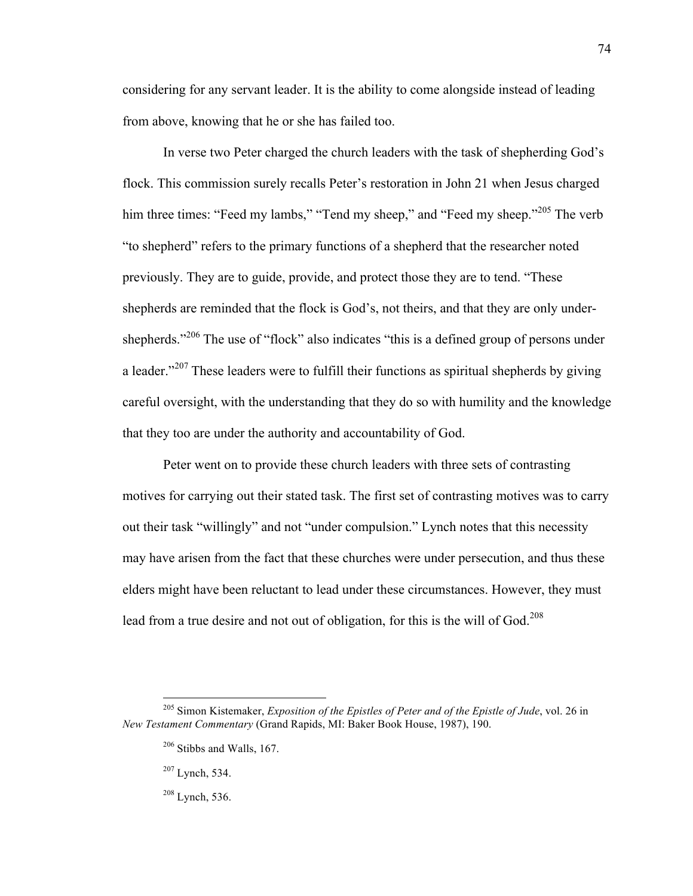considering for any servant leader. It is the ability to come alongside instead of leading from above, knowing that he or she has failed too.

In verse two Peter charged the church leaders with the task of shepherding God's flock. This commission surely recalls Peter's restoration in John 21 when Jesus charged him three times: "Feed my lambs," "Tend my sheep," and "Feed my sheep."[205] The verb "to shepherd" refers to the primary functions of a shepherd that the researcher noted previously. They are to guide, provide, and protect those they are to tend. "These shepherds are reminded that the flock is God's, not theirs, and that they are only under-shepherds."[206] The use of "flock" also indicates "this is a defined group of persons under a leader."[207] These leaders were to fulfill their functions as spiritual shepherds by giving careful oversight, with the understanding that they do so with humility and the knowledge that they too are under the authority and accountability of God.

Peter went on to provide these church leaders with three sets of contrasting motives for carrying out their stated task. The first set of contrasting motives was to carry out their task "willingly" and not "under compulsion." Lynch notes that this necessity may have arisen from the fact that these churches were under persecution, and thus these elders might have been reluctant to lead under these circumstances. However, they must lead from a true desire and not out of obligation, for this is the will of God.[208]

---

[205] Simon Kistemaker, *Exposition of the Epistles of Peter and of the Epistle of Jude*, vol. 26 in *New Testament Commentary* (Grand Rapids, MI: Baker Book House, 1987), 190.

[206] Stibbs and Walls, 167.

[207] Lynch, 534.

[208] Lynch, 536.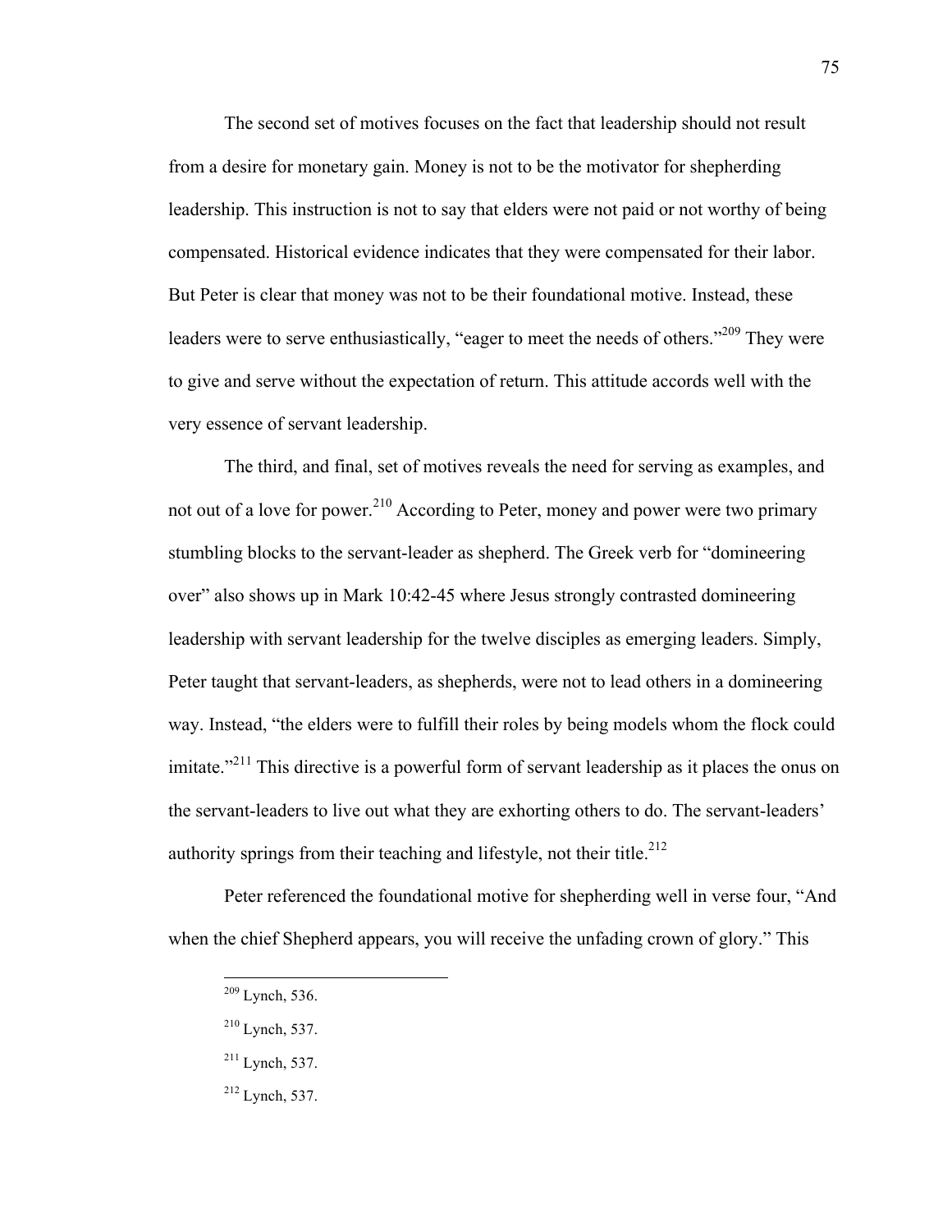The second set of motives focuses on the fact that leadership should not result from a desire for monetary gain. Money is not to be the motivator for shepherding leadership. This instruction is not to say that elders were not paid or not worthy of being compensated. Historical evidence indicates that they were compensated for their labor. But Peter is clear that money was not to be their foundational motive. Instead, these leaders were to serve enthusiastically, "eager to meet the needs of others."[209] They were to give and serve without the expectation of return. This attitude accords well with the very essence of servant leadership.

The third, and final, set of motives reveals the need for serving as examples, and not out of a love for power.[210] According to Peter, money and power were two primary stumbling blocks to the servant-leader as shepherd. The Greek verb for "domineering over" also shows up in Mark 10:42-45 where Jesus strongly contrasted domineering leadership with servant leadership for the twelve disciples as emerging leaders. Simply, Peter taught that servant-leaders, as shepherds, were not to lead others in a domineering way. Instead, "the elders were to fulfill their roles by being models whom the flock could imitate."[211] This directive is a powerful form of servant leadership as it places the onus on the servant-leaders to live out what they are exhorting others to do. The servant-leaders' authority springs from their teaching and lifestyle, not their title.[212]

Peter referenced the foundational motive for shepherding well in verse four, "And when the chief Shepherd appears, you will receive the unfading crown of glory." This

---

[209] Lynch, 536.

[210] Lynch, 537.

[211] Lynch, 537.

[212] Lynch, 537.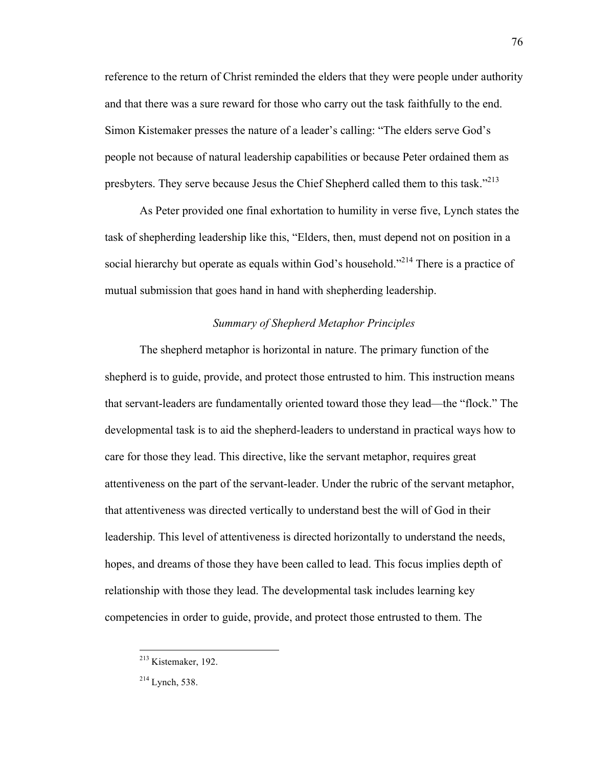reference to the return of Christ reminded the elders that they were people under authority and that there was a sure reward for those who carry out the task faithfully to the end. Simon Kistemaker presses the nature of a leader's calling: "The elders serve God's people not because of natural leadership capabilities or because Peter ordained them as presbyters. They serve because Jesus the Chief Shepherd called them to this task."[213]

As Peter provided one final exhortation to humility in verse five, Lynch states the task of shepherding leadership like this, "Elders, then, must depend not on position in a social hierarchy but operate as equals within God's household."[214] There is a practice of mutual submission that goes hand in hand with shepherding leadership.

### *Summary of Shepherd Metaphor Principles*

The shepherd metaphor is horizontal in nature. The primary function of the shepherd is to guide, provide, and protect those entrusted to him. This instruction means that servant-leaders are fundamentally oriented toward those they lead—the "flock." The developmental task is to aid the shepherd-leaders to understand in practical ways how to care for those they lead. This directive, like the servant metaphor, requires great attentiveness on the part of the servant-leader. Under the rubric of the servant metaphor, that attentiveness was directed vertically to understand best the will of God in their leadership. This level of attentiveness is directed horizontally to understand the needs, hopes, and dreams of those they have been called to lead. This focus implies depth of relationship with those they lead. The developmental task includes learning key competencies in order to guide, provide, and protect those entrusted to them. The

---

[213] Kistemaker, 192.

[214] Lynch, 538.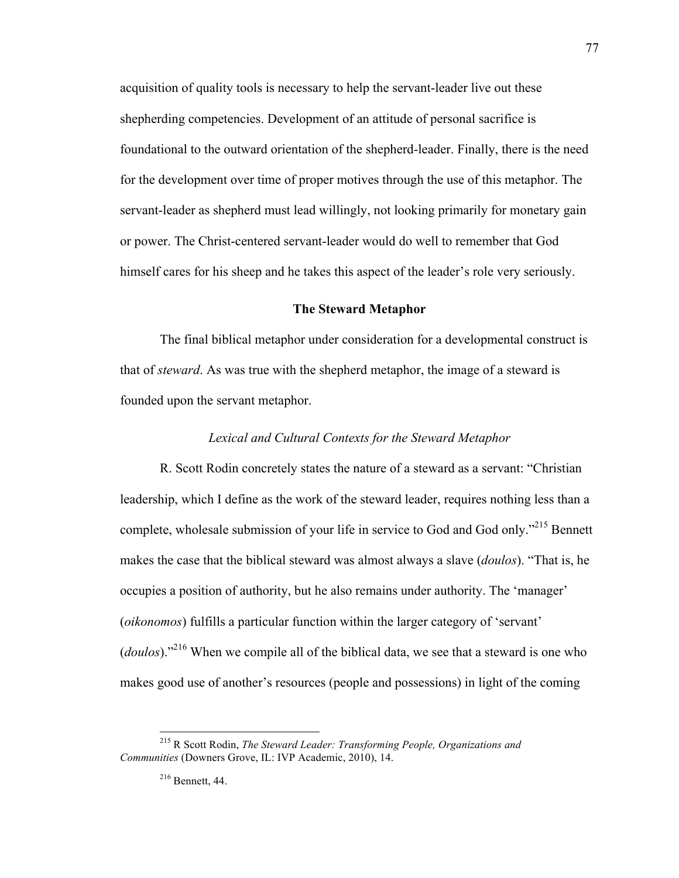acquisition of quality tools is necessary to help the servant-leader live out these shepherding competencies. Development of an attitude of personal sacrifice is foundational to the outward orientation of the shepherd-leader. Finally, there is the need for the development over time of proper motives through the use of this metaphor. The servant-leader as shepherd must lead willingly, not looking primarily for monetary gain or power. The Christ-centered servant-leader would do well to remember that God himself cares for his sheep and he takes this aspect of the leader's role very seriously.

## The Steward Metaphor

The final biblical metaphor under consideration for a developmental construct is that of *steward*. As was true with the shepherd metaphor, the image of a steward is founded upon the servant metaphor.

### *Lexical and Cultural Contexts for the Steward Metaphor*

R. Scott Rodin concretely states the nature of a steward as a servant: "Christian leadership, which I define as the work of the steward leader, requires nothing less than a complete, wholesale submission of your life in service to God and God only."[215] Bennett makes the case that the biblical steward was almost always a slave (*doulos*). "That is, he occupies a position of authority, but he also remains under authority. The 'manager' (*oikonomos*) fulfills a particular function within the larger category of 'servant' (*doulos*)."[216] When we compile all of the biblical data, we see that a steward is one who makes good use of another's resources (people and possessions) in light of the coming

---

[215] R Scott Rodin, *The Steward Leader: Transforming People, Organizations and Communities* (Downers Grove, IL: IVP Academic, 2010), 14.

[216] Bennett, 44.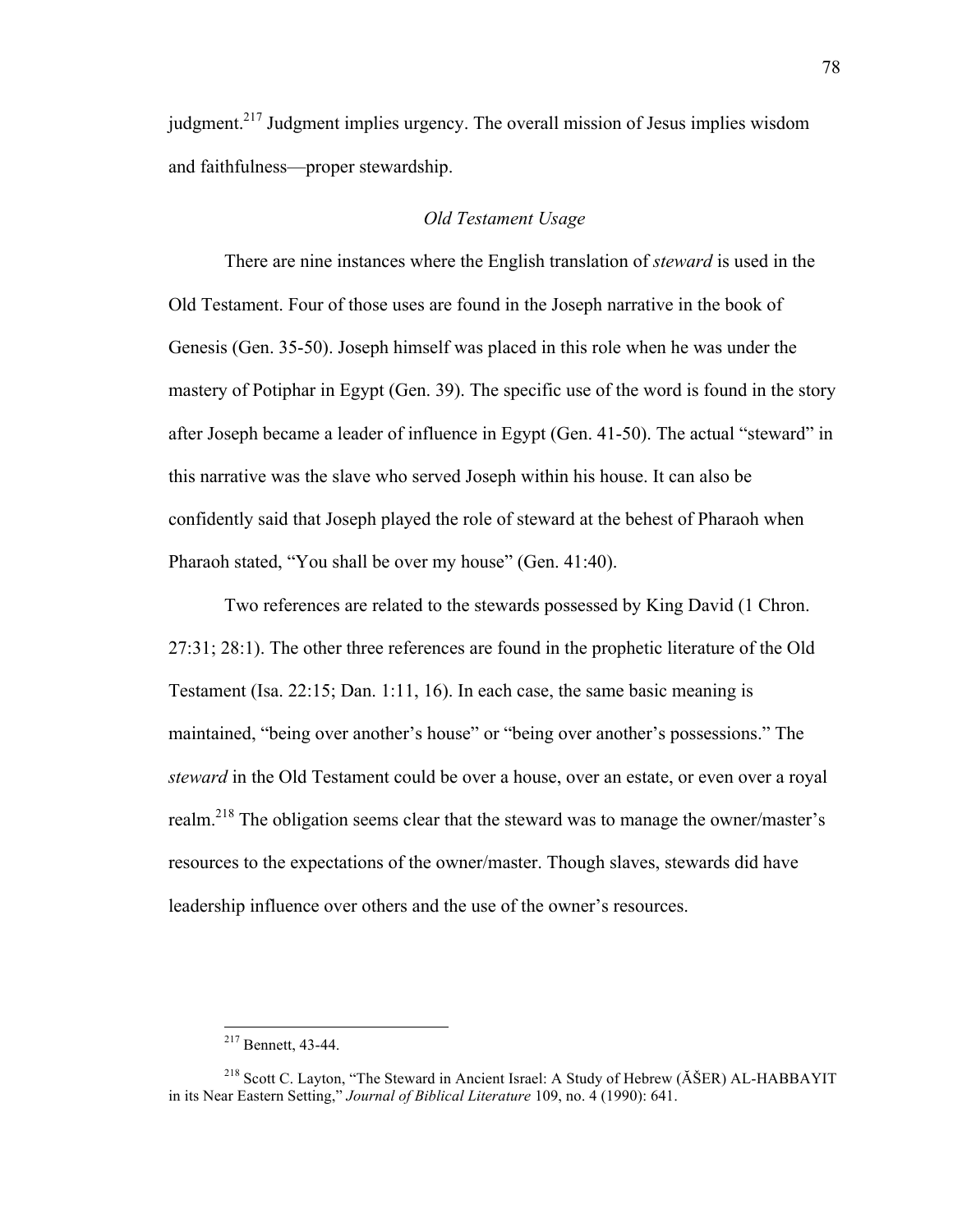judgment.[217] Judgment implies urgency. The overall mission of Jesus implies wisdom and faithfulness—proper stewardship.

### *Old Testament Usage*

There are nine instances where the English translation of *steward* is used in the Old Testament. Four of those uses are found in the Joseph narrative in the book of Genesis (Gen. 35-50). Joseph himself was placed in this role when he was under the mastery of Potiphar in Egypt (Gen. 39). The specific use of the word is found in the story after Joseph became a leader of influence in Egypt (Gen. 41-50). The actual "steward" in this narrative was the slave who served Joseph within his house. It can also be confidently said that Joseph played the role of steward at the behest of Pharaoh when Pharaoh stated, "You shall be over my house" (Gen. 41:40).

Two references are related to the stewards possessed by King David (1 Chron. 27:31; 28:1). The other three references are found in the prophetic literature of the Old Testament (Isa. 22:15; Dan. 1:11, 16). In each case, the same basic meaning is maintained, "being over another's house" or "being over another's possessions." The *steward* in the Old Testament could be over a house, over an estate, or even over a royal realm.[218] The obligation seems clear that the steward was to manage the owner/master's resources to the expectations of the owner/master. Though slaves, stewards did have leadership influence over others and the use of the owner's resources.

---

[217] Bennett, 43-44.

[218] Scott C. Layton, "The Steward in Ancient Israel: A Study of Hebrew (ĂŠER) AL-HABBAYIT in its Near Eastern Setting," *Journal of Biblical Literature* 109, no. 4 (1990): 641.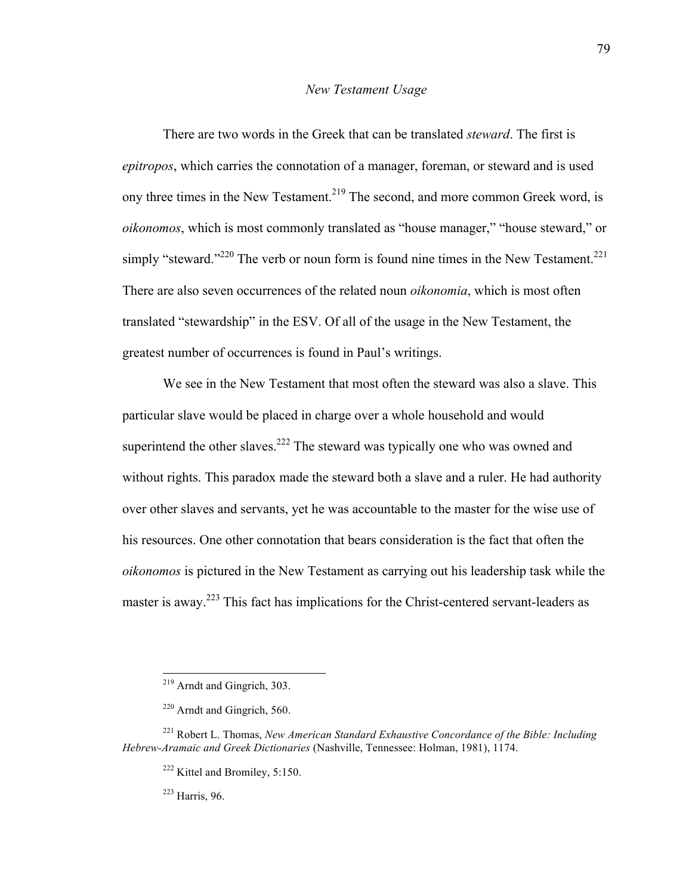### *New Testament Usage*

There are two words in the Greek that can be translated *steward*. The first is *epitropos*, which carries the connotation of a manager, foreman, or steward and is used ony three times in the New Testament.[219] The second, and more common Greek word, is *oikonomos*, which is most commonly translated as "house manager," "house steward," or simply "steward."[220] The verb or noun form is found nine times in the New Testament.[221] There are also seven occurrences of the related noun *oikonomia*, which is most often translated "stewardship" in the ESV. Of all of the usage in the New Testament, the greatest number of occurrences is found in Paul's writings.

We see in the New Testament that most often the steward was also a slave. This particular slave would be placed in charge over a whole household and would superintend the other slaves.[222] The steward was typically one who was owned and without rights. This paradox made the steward both a slave and a ruler. He had authority over other slaves and servants, yet he was accountable to the master for the wise use of his resources. One other connotation that bears consideration is the fact that often the *oikonomos* is pictured in the New Testament as carrying out his leadership task while the master is away.[223] This fact has implications for the Christ-centered servant-leaders as

---

[219] Arndt and Gingrich, 303.

[220] Arndt and Gingrich, 560.

[221] Robert L. Thomas, *New American Standard Exhaustive Concordance of the Bible: Including Hebrew-Aramaic and Greek Dictionaries* (Nashville, Tennessee: Holman, 1981), 1174.

[222] Kittel and Bromiley, 5:150.

[223] Harris, 96.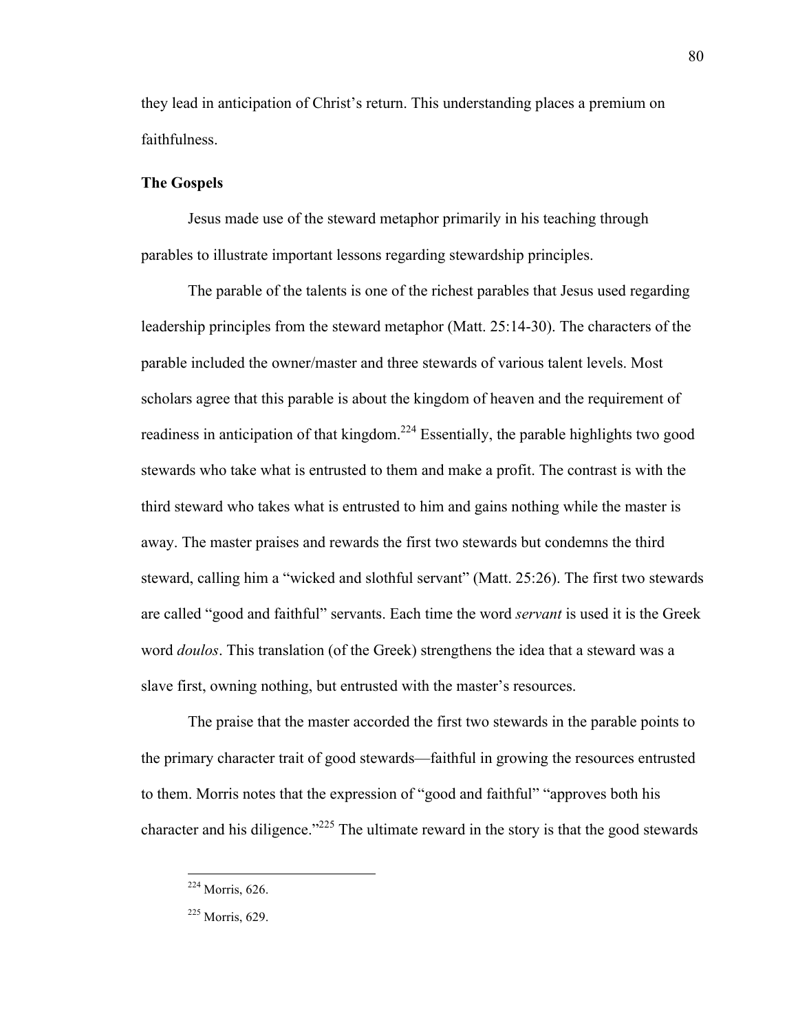they lead in anticipation of Christ's return. This understanding places a premium on faithfulness.

### The Gospels

Jesus made use of the steward metaphor primarily in his teaching through parables to illustrate important lessons regarding stewardship principles.

The parable of the talents is one of the richest parables that Jesus used regarding leadership principles from the steward metaphor (Matt. 25:14-30). The characters of the parable included the owner/master and three stewards of various talent levels. Most scholars agree that this parable is about the kingdom of heaven and the requirement of readiness in anticipation of that kingdom.[224] Essentially, the parable highlights two good stewards who take what is entrusted to them and make a profit. The contrast is with the third steward who takes what is entrusted to him and gains nothing while the master is away. The master praises and rewards the first two stewards but condemns the third steward, calling him a "wicked and slothful servant" (Matt. 25:26). The first two stewards are called "good and faithful" servants. Each time the word *servant* is used it is the Greek word *doulos*. This translation (of the Greek) strengthens the idea that a steward was a slave first, owning nothing, but entrusted with the master's resources.

The praise that the master accorded the first two stewards in the parable points to the primary character trait of good stewards—faithful in growing the resources entrusted to them. Morris notes that the expression of "good and faithful" "approves both his character and his diligence."[225] The ultimate reward in the story is that the good stewards

[224] Morris, 626.

[225] Morris, 629.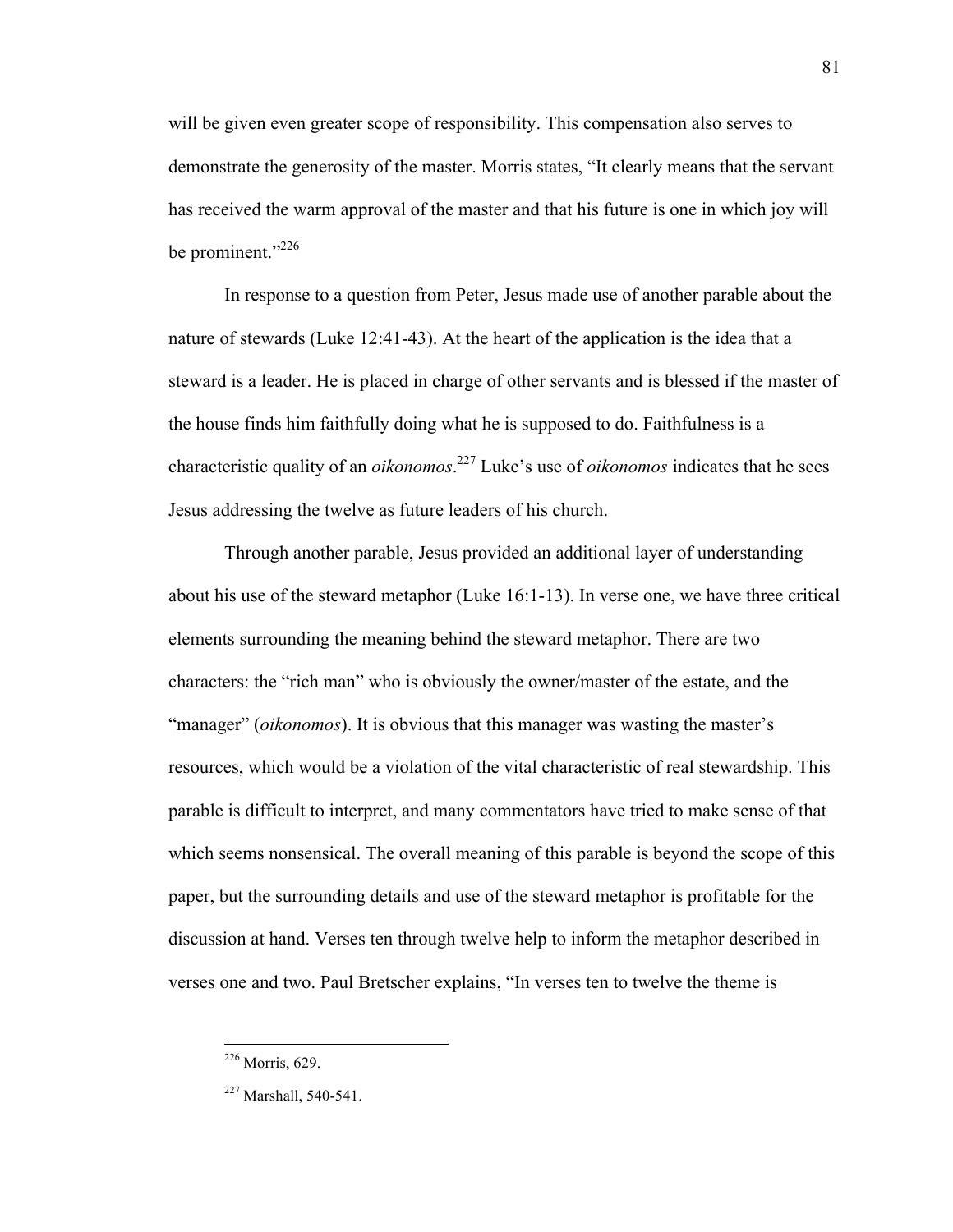will be given even greater scope of responsibility. This compensation also serves to demonstrate the generosity of the master. Morris states, "It clearly means that the servant has received the warm approval of the master and that his future is one in which joy will be prominent."[226]

In response to a question from Peter, Jesus made use of another parable about the nature of stewards (Luke 12:41-43). At the heart of the application is the idea that a steward is a leader. He is placed in charge of other servants and is blessed if the master of the house finds him faithfully doing what he is supposed to do. Faithfulness is a characteristic quality of an *oikonomos*.[227] Luke's use of *oikonomos* indicates that he sees Jesus addressing the twelve as future leaders of his church.

Through another parable, Jesus provided an additional layer of understanding about his use of the steward metaphor (Luke 16:1-13). In verse one, we have three critical elements surrounding the meaning behind the steward metaphor. There are two characters: the "rich man" who is obviously the owner/master of the estate, and the "manager" (*oikonomos*). It is obvious that this manager was wasting the master's resources, which would be a violation of the vital characteristic of real stewardship. This parable is difficult to interpret, and many commentators have tried to make sense of that which seems nonsensical. The overall meaning of this parable is beyond the scope of this paper, but the surrounding details and use of the steward metaphor is profitable for the discussion at hand. Verses ten through twelve help to inform the metaphor described in verses one and two. Paul Bretscher explains, "In verses ten to twelve the theme is

---

[226] Morris, 629.

[227] Marshall, 540-541.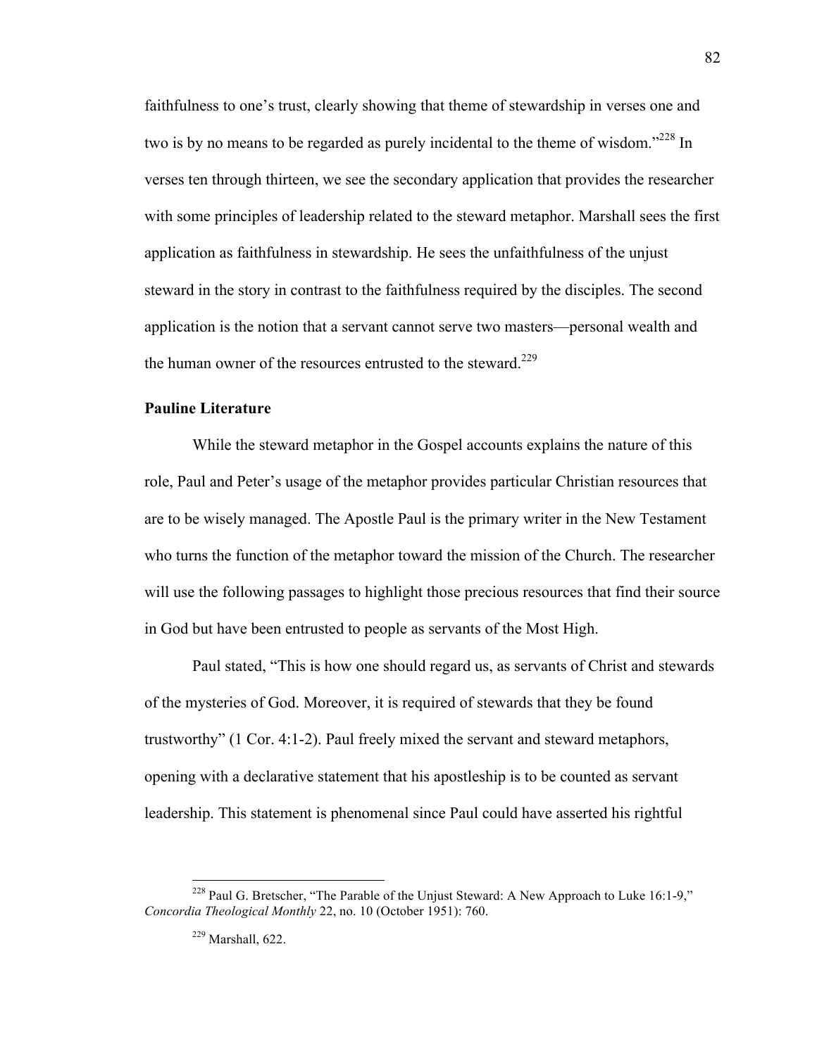faithfulness to one's trust, clearly showing that theme of stewardship in verses one and two is by no means to be regarded as purely incidental to the theme of wisdom."[228] In verses ten through thirteen, we see the secondary application that provides the researcher with some principles of leadership related to the steward metaphor. Marshall sees the first application as faithfulness in stewardship. He sees the unfaithfulness of the unjust steward in the story in contrast to the faithfulness required by the disciples. The second application is the notion that a servant cannot serve two masters—personal wealth and the human owner of the resources entrusted to the steward.[229]

### Pauline Literature

While the steward metaphor in the Gospel accounts explains the nature of this role, Paul and Peter's usage of the metaphor provides particular Christian resources that are to be wisely managed. The Apostle Paul is the primary writer in the New Testament who turns the function of the metaphor toward the mission of the Church. The researcher will use the following passages to highlight those precious resources that find their source in God but have been entrusted to people as servants of the Most High.

Paul stated, "This is how one should regard us, as servants of Christ and stewards of the mysteries of God. Moreover, it is required of stewards that they be found trustworthy" (1 Cor. 4:1-2). Paul freely mixed the servant and steward metaphors, opening with a declarative statement that his apostleship is to be counted as servant leadership. This statement is phenomenal since Paul could have asserted his rightful

---

[228] Paul G. Bretscher, "The Parable of the Unjust Steward: A New Approach to Luke 16:1-9," *Concordia Theological Monthly* 22, no. 10 (October 1951): 760.

[229] Marshall, 622.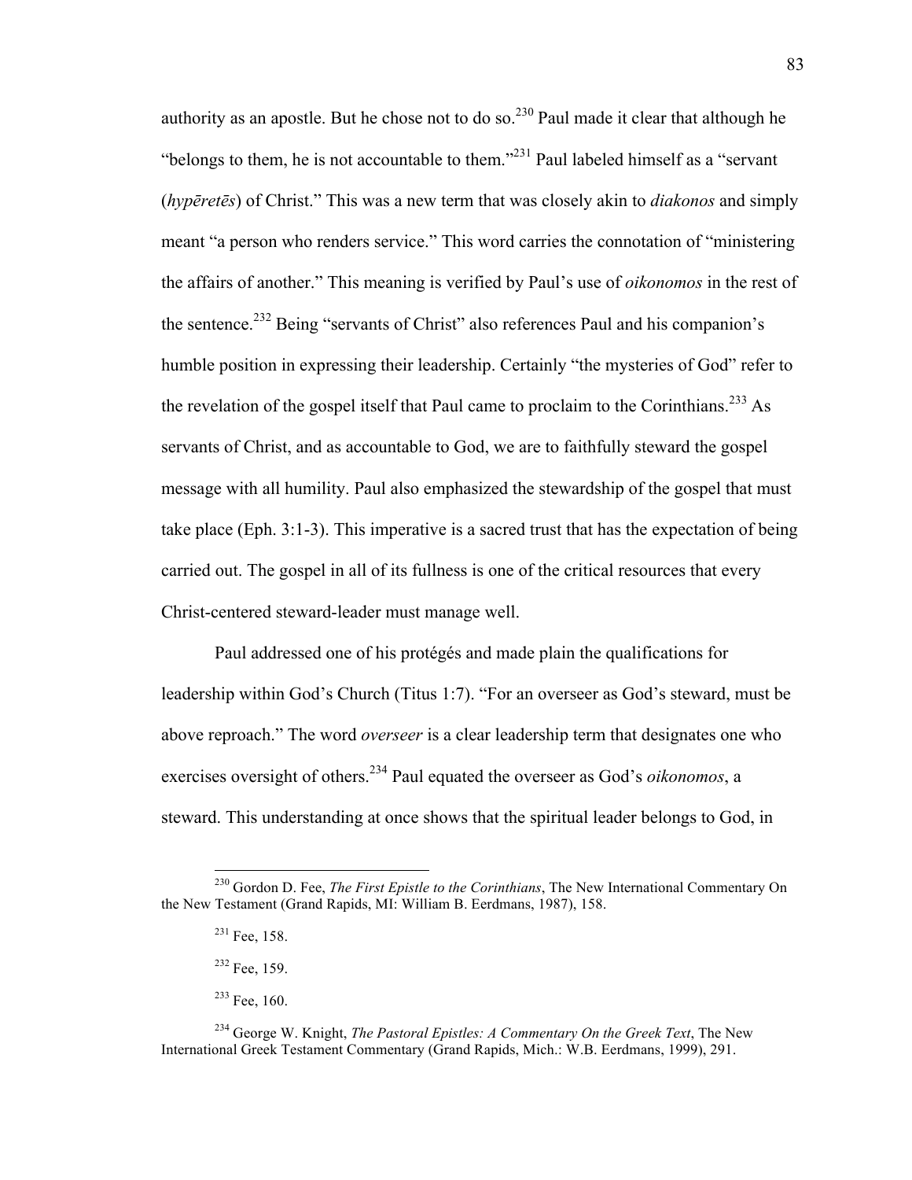authority as an apostle. But he chose not to do so.[230] Paul made it clear that although he "belongs to them, he is not accountable to them."[231] Paul labeled himself as a "servant (*hypēretēs*) of Christ." This was a new term that was closely akin to *diakonos* and simply meant "a person who renders service." This word carries the connotation of "ministering the affairs of another." This meaning is verified by Paul's use of *oikonomos* in the rest of the sentence.[232] Being "servants of Christ" also references Paul and his companion's humble position in expressing their leadership. Certainly "the mysteries of God" refer to the revelation of the gospel itself that Paul came to proclaim to the Corinthians.[233] As servants of Christ, and as accountable to God, we are to faithfully steward the gospel message with all humility. Paul also emphasized the stewardship of the gospel that must take place (Eph. 3:1-3). This imperative is a sacred trust that has the expectation of being carried out. The gospel in all of its fullness is one of the critical resources that every Christ-centered steward-leader must manage well.

Paul addressed one of his protégés and made plain the qualifications for leadership within God's Church (Titus 1:7). "For an overseer as God's steward, must be above reproach." The word *overseer* is a clear leadership term that designates one who exercises oversight of others.[234] Paul equated the overseer as God's *oikonomos*, a steward. This understanding at once shows that the spiritual leader belongs to God, in

---

[230] Gordon D. Fee, *The First Epistle to the Corinthians*, The New International Commentary On the New Testament (Grand Rapids, MI: William B. Eerdmans, 1987), 158.

[231] Fee, 158.

[232] Fee, 159.

[233] Fee, 160.

[234] George W. Knight, *The Pastoral Epistles: A Commentary On the Greek Text*, The New International Greek Testament Commentary (Grand Rapids, Mich.: W.B. Eerdmans, 1999), 291.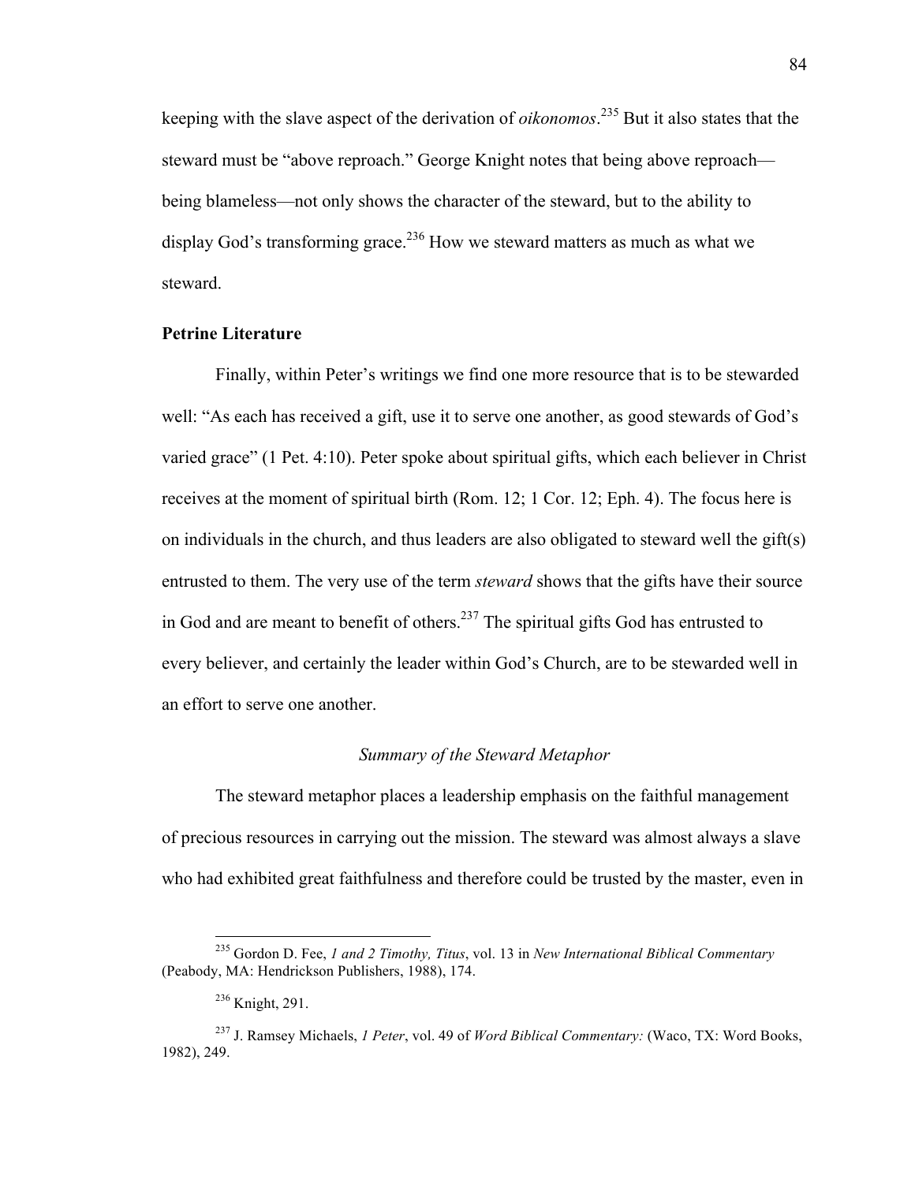keeping with the slave aspect of the derivation of *oikonomos*.[235] But it also states that the steward must be "above reproach." George Knight notes that being above reproach—being blameless—not only shows the character of the steward, but to the ability to display God's transforming grace.[236] How we steward matters as much as what we steward.

**Petrine Literature**

Finally, within Peter's writings we find one more resource that is to be stewarded well: "As each has received a gift, use it to serve one another, as good stewards of God's varied grace" (1 Pet. 4:10). Peter spoke about spiritual gifts, which each believer in Christ receives at the moment of spiritual birth (Rom. 12; 1 Cor. 12; Eph. 4). The focus here is on individuals in the church, and thus leaders are also obligated to steward well the gift(s) entrusted to them. The very use of the term *steward* shows that the gifts have their source in God and are meant to benefit of others.[237] The spiritual gifts God has entrusted to every believer, and certainly the leader within God's Church, are to be stewarded well in an effort to serve one another.

*Summary of the Steward Metaphor*

The steward metaphor places a leadership emphasis on the faithful management of precious resources in carrying out the mission. The steward was almost always a slave who had exhibited great faithfulness and therefore could be trusted by the master, even in

---

[235] Gordon D. Fee, *1 and 2 Timothy, Titus*, vol. 13 in *New International Biblical Commentary* (Peabody, MA: Hendrickson Publishers, 1988), 174.

[236] Knight, 291.

[237] J. Ramsey Michaels, *1 Peter*, vol. 49 of *Word Biblical Commentary:* (Waco, TX: Word Books, 1982), 249.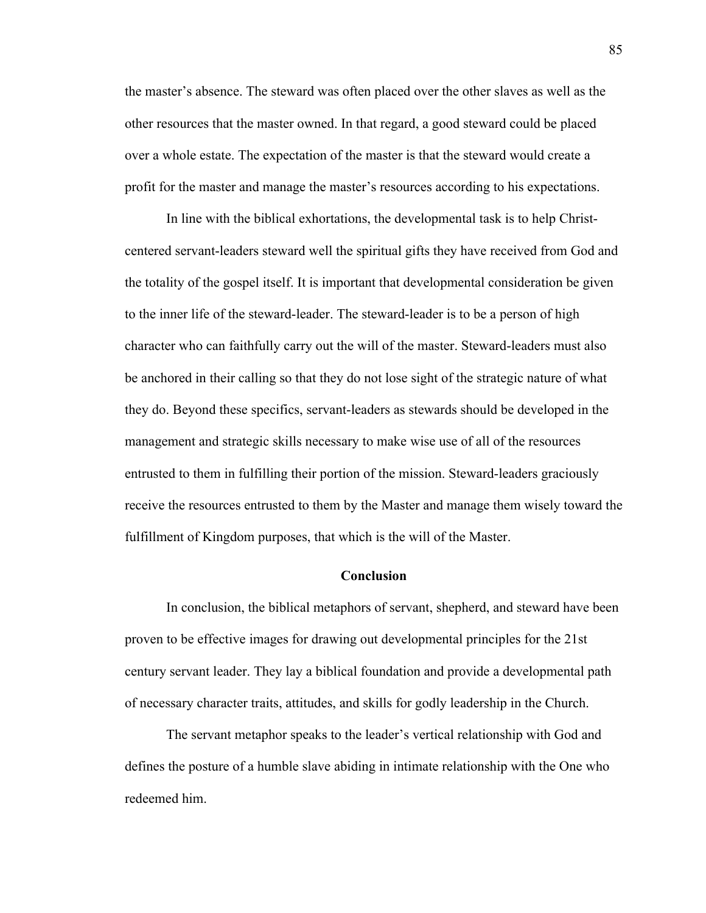the master's absence. The steward was often placed over the other slaves as well as the other resources that the master owned. In that regard, a good steward could be placed over a whole estate. The expectation of the master is that the steward would create a profit for the master and manage the master's resources according to his expectations.

In line with the biblical exhortations, the developmental task is to help Christ-centered servant-leaders steward well the spiritual gifts they have received from God and the totality of the gospel itself. It is important that developmental consideration be given to the inner life of the steward-leader. The steward-leader is to be a person of high character who can faithfully carry out the will of the master. Steward-leaders must also be anchored in their calling so that they do not lose sight of the strategic nature of what they do. Beyond these specifics, servant-leaders as stewards should be developed in the management and strategic skills necessary to make wise use of all of the resources entrusted to them in fulfilling their portion of the mission. Steward-leaders graciously receive the resources entrusted to them by the Master and manage them wisely toward the fulfillment of Kingdom purposes, that which is the will of the Master.

## Conclusion

In conclusion, the biblical metaphors of servant, shepherd, and steward have been proven to be effective images for drawing out developmental principles for the 21st century servant leader. They lay a biblical foundation and provide a developmental path of necessary character traits, attitudes, and skills for godly leadership in the Church.

The servant metaphor speaks to the leader's vertical relationship with God and defines the posture of a humble slave abiding in intimate relationship with the One who redeemed him.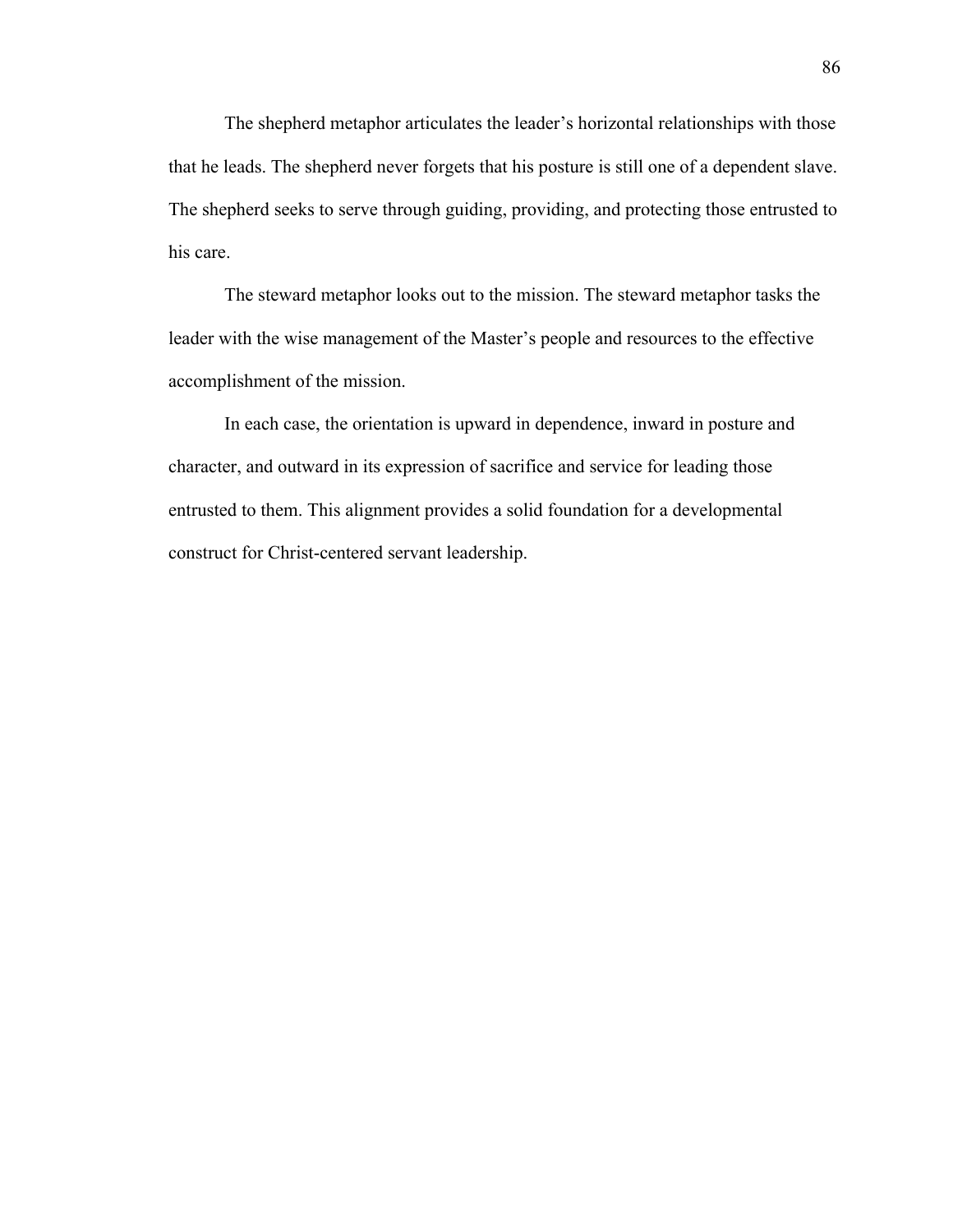The shepherd metaphor articulates the leader's horizontal relationships with those that he leads. The shepherd never forgets that his posture is still one of a dependent slave. The shepherd seeks to serve through guiding, providing, and protecting those entrusted to his care.

The steward metaphor looks out to the mission. The steward metaphor tasks the leader with the wise management of the Master's people and resources to the effective accomplishment of the mission.

In each case, the orientation is upward in dependence, inward in posture and character, and outward in its expression of sacrifice and service for leading those entrusted to them. This alignment provides a solid foundation for a developmental construct for Christ-centered servant leadership.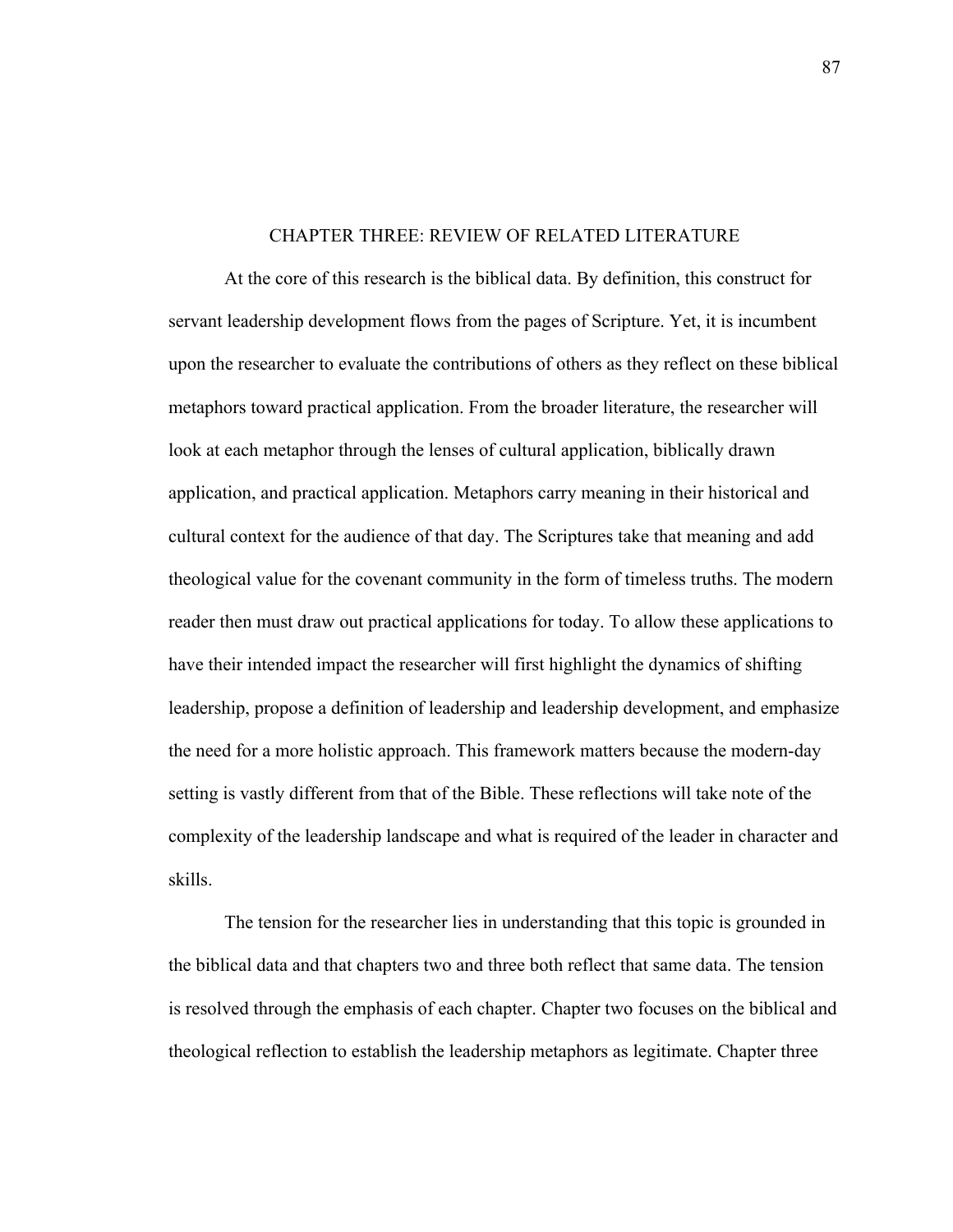# CHAPTER THREE: REVIEW OF RELATED LITERATURE

At the core of this research is the biblical data. By definition, this construct for servant leadership development flows from the pages of Scripture. Yet, it is incumbent upon the researcher to evaluate the contributions of others as they reflect on these biblical metaphors toward practical application. From the broader literature, the researcher will look at each metaphor through the lenses of cultural application, biblically drawn application, and practical application. Metaphors carry meaning in their historical and cultural context for the audience of that day. The Scriptures take that meaning and add theological value for the covenant community in the form of timeless truths. The modern reader then must draw out practical applications for today. To allow these applications to have their intended impact the researcher will first highlight the dynamics of shifting leadership, propose a definition of leadership and leadership development, and emphasize the need for a more holistic approach. This framework matters because the modern-day setting is vastly different from that of the Bible. These reflections will take note of the complexity of the leadership landscape and what is required of the leader in character and skills.

The tension for the researcher lies in understanding that this topic is grounded in the biblical data and that chapters two and three both reflect that same data. The tension is resolved through the emphasis of each chapter. Chapter two focuses on the biblical and theological reflection to establish the leadership metaphors as legitimate. Chapter three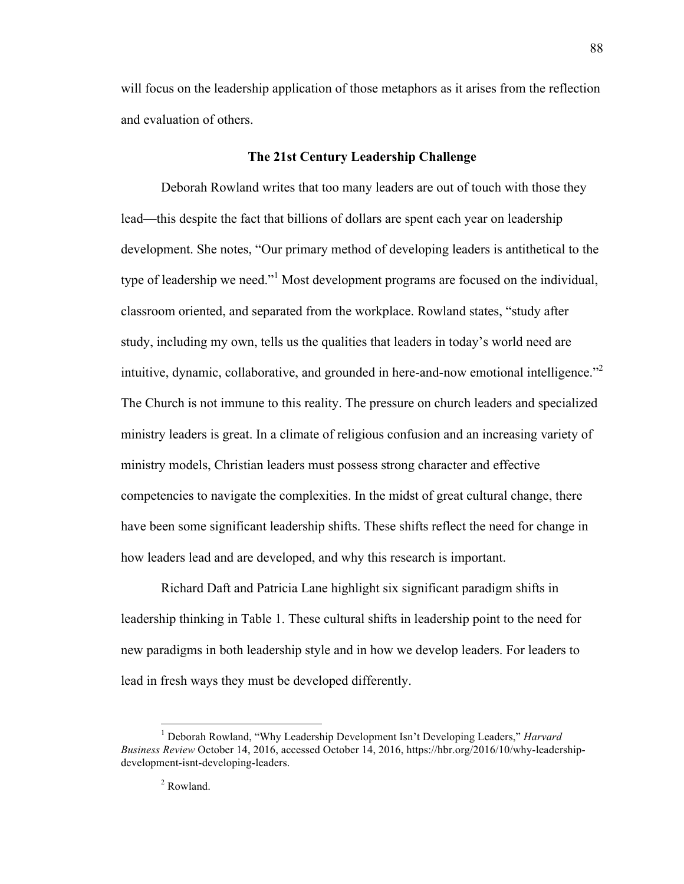will focus on the leadership application of those metaphors as it arises from the reflection and evaluation of others.

### The 21st Century Leadership Challenge

Deborah Rowland writes that too many leaders are out of touch with those they lead—this despite the fact that billions of dollars are spent each year on leadership development. She notes, "Our primary method of developing leaders is antithetical to the type of leadership we need."[1] Most development programs are focused on the individual, classroom oriented, and separated from the workplace. Rowland states, "study after study, including my own, tells us the qualities that leaders in today's world need are intuitive, dynamic, collaborative, and grounded in here-and-now emotional intelligence."[2] The Church is not immune to this reality. The pressure on church leaders and specialized ministry leaders is great. In a climate of religious confusion and an increasing variety of ministry models, Christian leaders must possess strong character and effective competencies to navigate the complexities. In the midst of great cultural change, there have been some significant leadership shifts. These shifts reflect the need for change in how leaders lead and are developed, and why this research is important.

Richard Daft and Patricia Lane highlight six significant paradigm shifts in leadership thinking in Table 1. These cultural shifts in leadership point to the need for new paradigms in both leadership style and in how we develop leaders. For leaders to lead in fresh ways they must be developed differently.

---

[1] Deborah Rowland, "Why Leadership Development Isn't Developing Leaders," *Harvard Business Review* October 14, 2016, accessed October 14, 2016, https://hbr.org/2016/10/why-leadership-development-isnt-developing-leaders.

[2] Rowland.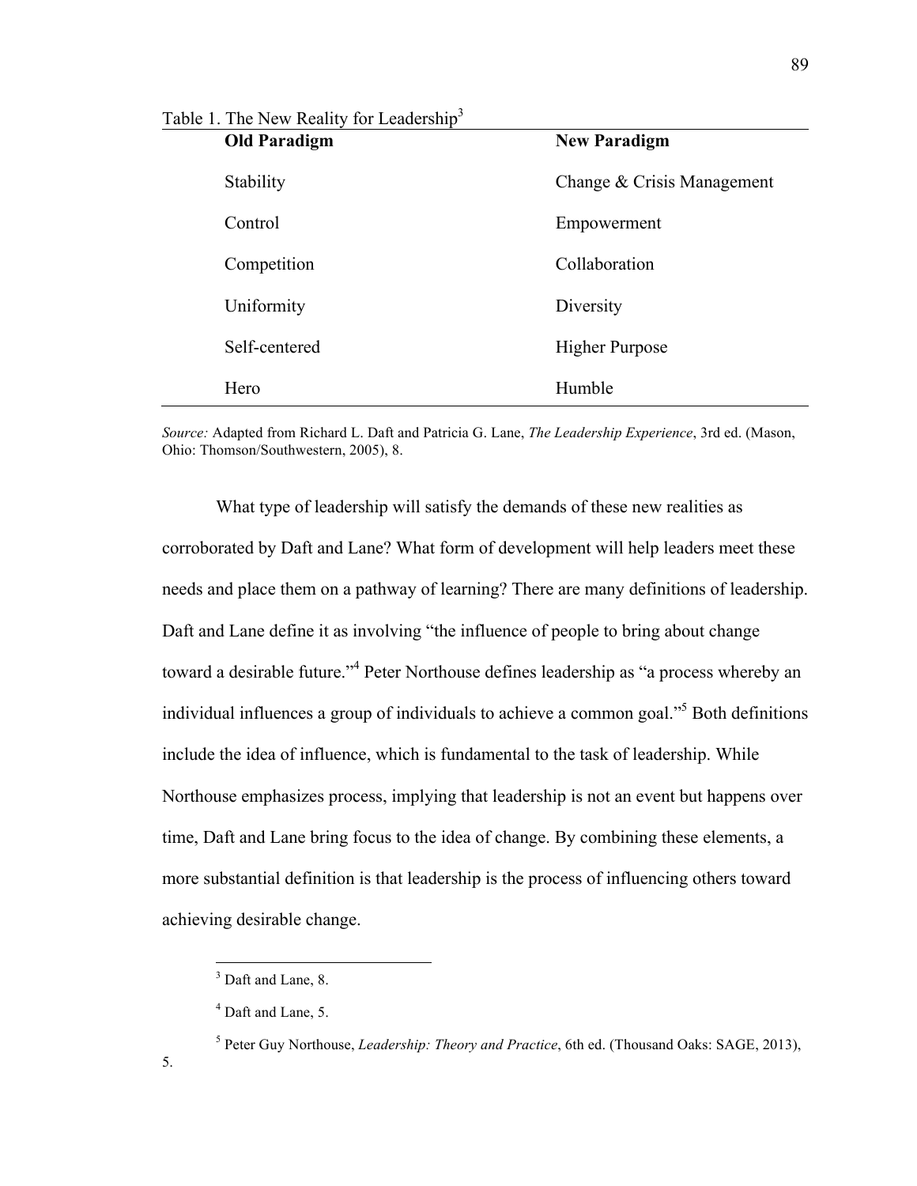Table 1. The New Reality for Leadership[3]

| Old Paradigm | New Paradigm |
|---|---|
| Stability | Change & Crisis Management |
| Control | Empowerment |
| Competition | Collaboration |
| Uniformity | Diversity |
| Self-centered | Higher Purpose |
| Hero | Humble |

*Source:* Adapted from Richard L. Daft and Patricia G. Lane, *The Leadership Experience*, 3rd ed. (Mason, Ohio: Thomson/Southwestern, 2005), 8.

What type of leadership will satisfy the demands of these new realities as corroborated by Daft and Lane? What form of development will help leaders meet these needs and place them on a pathway of learning? There are many definitions of leadership. Daft and Lane define it as involving "the influence of people to bring about change toward a desirable future."[4] Peter Northouse defines leadership as "a process whereby an individual influences a group of individuals to achieve a common goal."[5] Both definitions include the idea of influence, which is fundamental to the task of leadership. While Northouse emphasizes process, implying that leadership is not an event but happens over time, Daft and Lane bring focus to the idea of change. By combining these elements, a more substantial definition is that leadership is the process of influencing others toward achieving desirable change.

---

[3] Daft and Lane, 8.

[4] Daft and Lane, 5.

[5] Peter Guy Northouse, *Leadership: Theory and Practice*, 6th ed. (Thousand Oaks: SAGE, 2013), 5.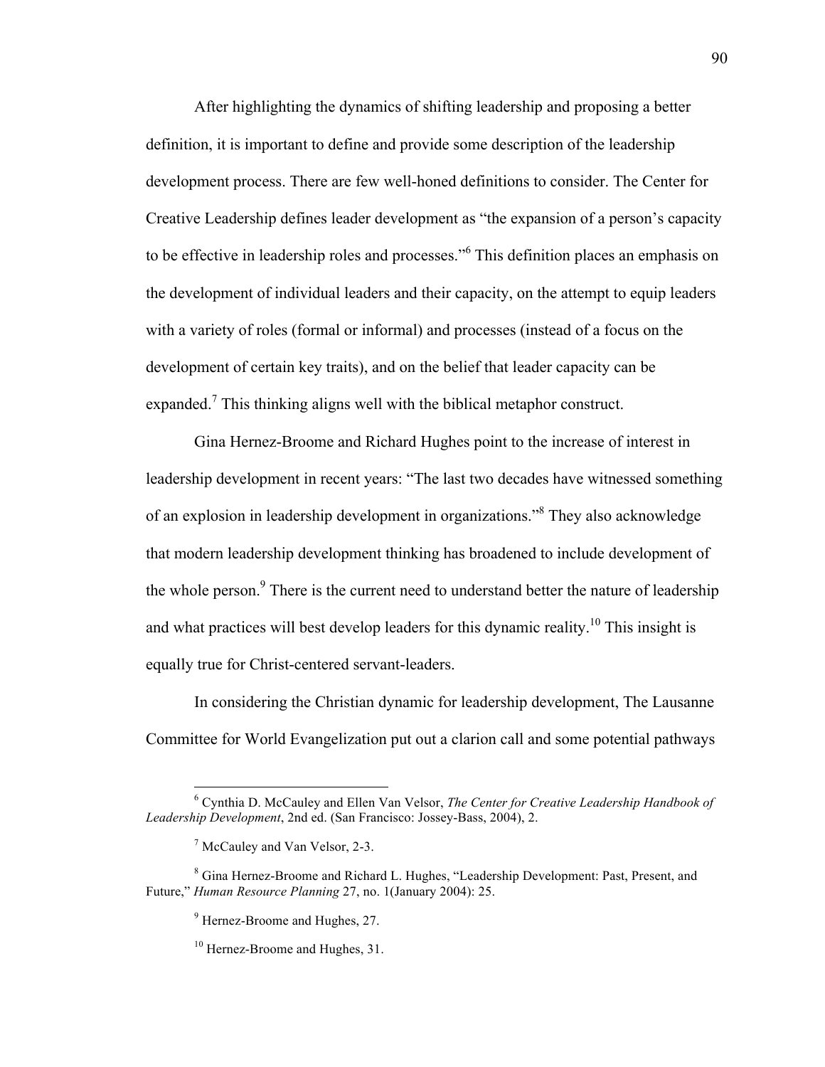After highlighting the dynamics of shifting leadership and proposing a better definition, it is important to define and provide some description of the leadership development process. There are few well-honed definitions to consider. The Center for Creative Leadership defines leader development as "the expansion of a person's capacity to be effective in leadership roles and processes."[6] This definition places an emphasis on the development of individual leaders and their capacity, on the attempt to equip leaders with a variety of roles (formal or informal) and processes (instead of a focus on the development of certain key traits), and on the belief that leader capacity can be expanded.[7] This thinking aligns well with the biblical metaphor construct.

Gina Hernez-Broome and Richard Hughes point to the increase of interest in leadership development in recent years: "The last two decades have witnessed something of an explosion in leadership development in organizations."[8] They also acknowledge that modern leadership development thinking has broadened to include development of the whole person.[9] There is the current need to understand better the nature of leadership and what practices will best develop leaders for this dynamic reality.[10] This insight is equally true for Christ-centered servant-leaders.

In considering the Christian dynamic for leadership development, The Lausanne Committee for World Evangelization put out a clarion call and some potential pathways

---

[6] Cynthia D. McCauley and Ellen Van Velsor, *The Center for Creative Leadership Handbook of Leadership Development*, 2nd ed. (San Francisco: Jossey-Bass, 2004), 2.

[7] McCauley and Van Velsor, 2-3.

[8] Gina Hernez-Broome and Richard L. Hughes, "Leadership Development: Past, Present, and Future," *Human Resource Planning* 27, no. 1(January 2004): 25.

[9] Hernez-Broome and Hughes, 27.

[10] Hernez-Broome and Hughes, 31.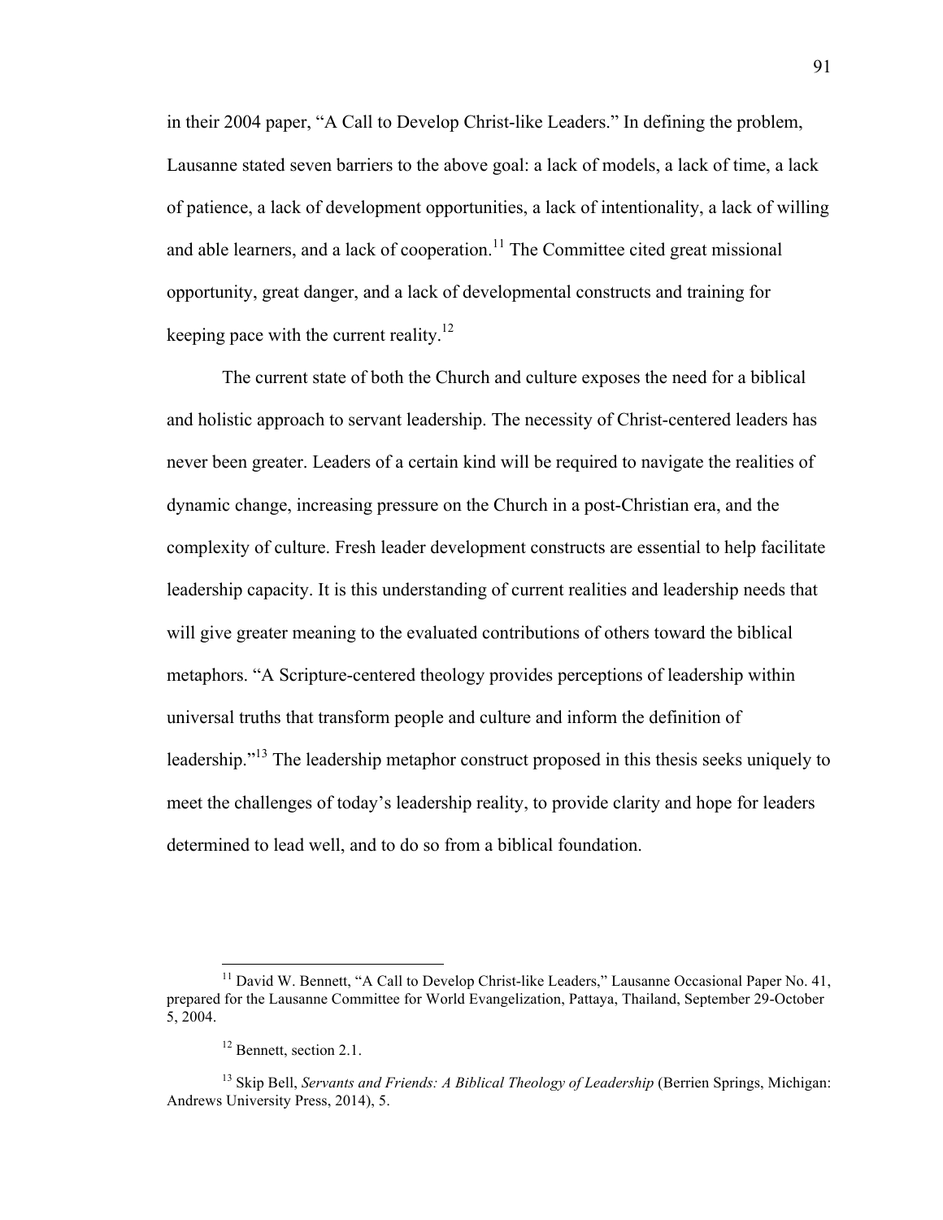in their 2004 paper, "A Call to Develop Christ-like Leaders." In defining the problem, Lausanne stated seven barriers to the above goal: a lack of models, a lack of time, a lack of patience, a lack of development opportunities, a lack of intentionality, a lack of willing and able learners, and a lack of cooperation.[11] The Committee cited great missional opportunity, great danger, and a lack of developmental constructs and training for keeping pace with the current reality.[12]

The current state of both the Church and culture exposes the need for a biblical and holistic approach to servant leadership. The necessity of Christ-centered leaders has never been greater. Leaders of a certain kind will be required to navigate the realities of dynamic change, increasing pressure on the Church in a post-Christian era, and the complexity of culture. Fresh leader development constructs are essential to help facilitate leadership capacity. It is this understanding of current realities and leadership needs that will give greater meaning to the evaluated contributions of others toward the biblical metaphors. "A Scripture-centered theology provides perceptions of leadership within universal truths that transform people and culture and inform the definition of leadership."[13] The leadership metaphor construct proposed in this thesis seeks uniquely to meet the challenges of today's leadership reality, to provide clarity and hope for leaders determined to lead well, and to do so from a biblical foundation.

---

[11] David W. Bennett, "A Call to Develop Christ-like Leaders," Lausanne Occasional Paper No. 41, prepared for the Lausanne Committee for World Evangelization, Pattaya, Thailand, September 29-October 5, 2004.

[12] Bennett, section 2.1.

[13] Skip Bell, *Servants and Friends: A Biblical Theology of Leadership* (Berrien Springs, Michigan: Andrews University Press, 2014), 5.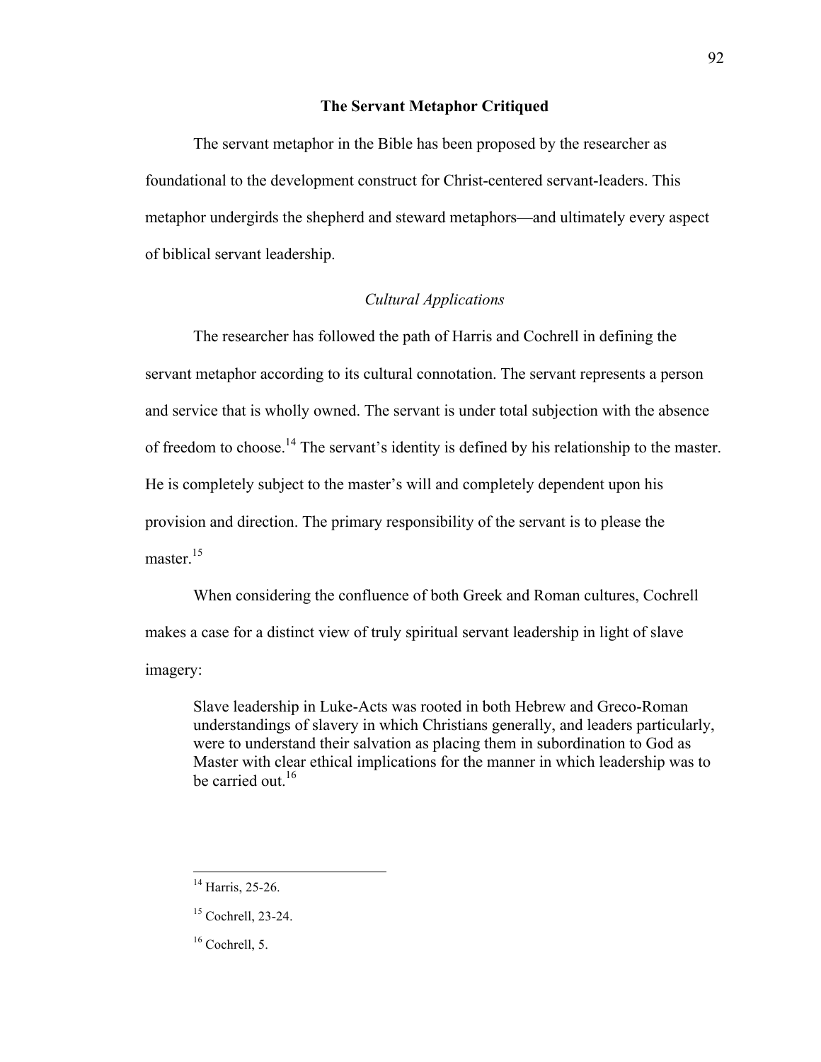## The Servant Metaphor Critiqued

The servant metaphor in the Bible has been proposed by the researcher as foundational to the development construct for Christ-centered servant-leaders. This metaphor undergirds the shepherd and steward metaphors—and ultimately every aspect of biblical servant leadership.

### *Cultural Applications*

The researcher has followed the path of Harris and Cochrell in defining the servant metaphor according to its cultural connotation. The servant represents a person and service that is wholly owned. The servant is under total subjection with the absence of freedom to choose.[14] The servant's identity is defined by his relationship to the master. He is completely subject to the master's will and completely dependent upon his provision and direction. The primary responsibility of the servant is to please the master.[15]

When considering the confluence of both Greek and Roman cultures, Cochrell makes a case for a distinct view of truly spiritual servant leadership in light of slave imagery:

> Slave leadership in Luke-Acts was rooted in both Hebrew and Greco-Roman understandings of slavery in which Christians generally, and leaders particularly, were to understand their salvation as placing them in subordination to God as Master with clear ethical implications for the manner in which leadership was to be carried out.[16]

---

[14] Harris, 25-26.

[15] Cochrell, 23-24.

[16] Cochrell, 5.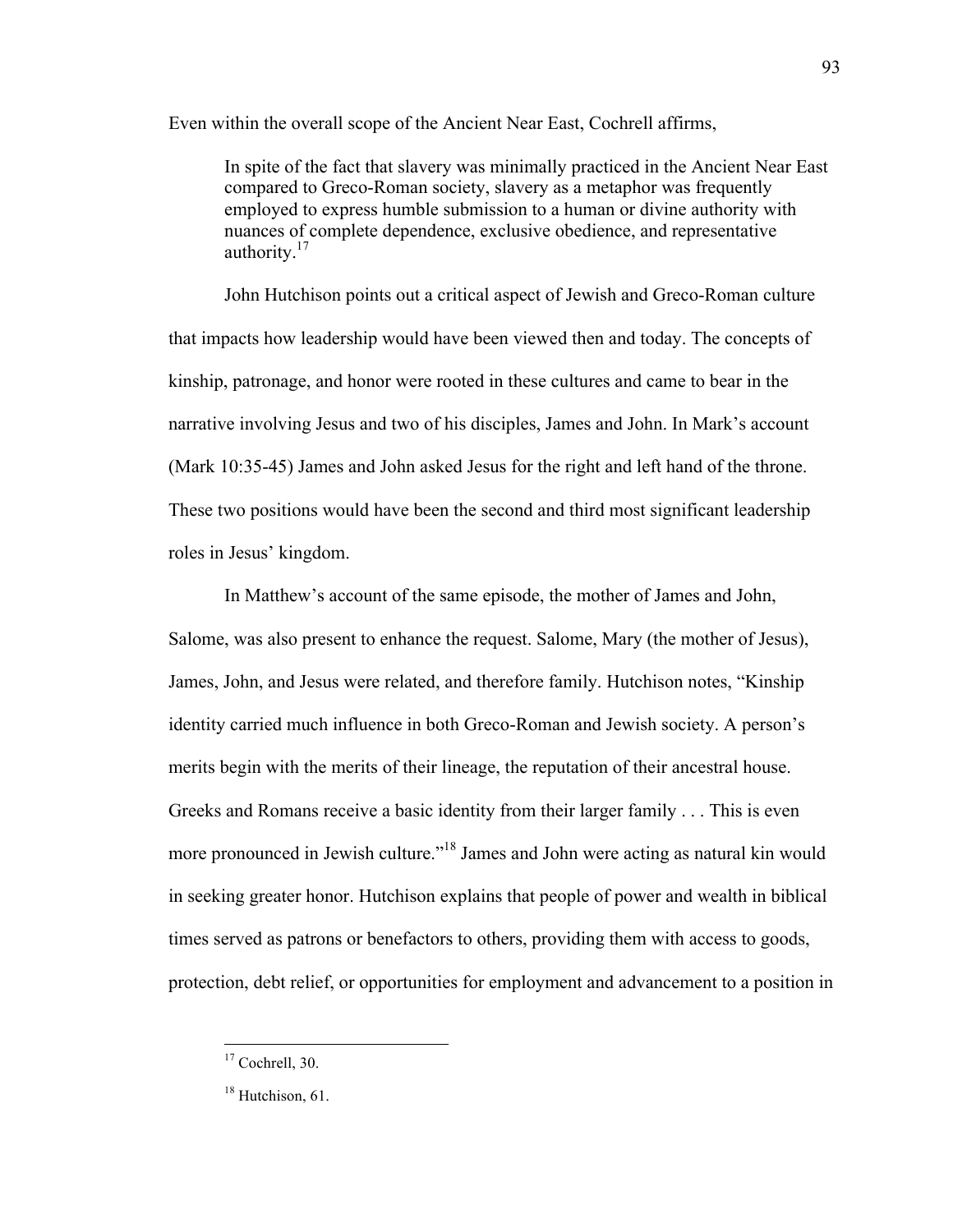Even within the overall scope of the Ancient Near East, Cochrell affirms,

> In spite of the fact that slavery was minimally practiced in the Ancient Near East compared to Greco-Roman society, slavery as a metaphor was frequently employed to express humble submission to a human or divine authority with nuances of complete dependence, exclusive obedience, and representative authority.[17]

John Hutchison points out a critical aspect of Jewish and Greco-Roman culture that impacts how leadership would have been viewed then and today. The concepts of kinship, patronage, and honor were rooted in these cultures and came to bear in the narrative involving Jesus and two of his disciples, James and John. In Mark's account (Mark 10:35-45) James and John asked Jesus for the right and left hand of the throne. These two positions would have been the second and third most significant leadership roles in Jesus' kingdom.

In Matthew's account of the same episode, the mother of James and John, Salome, was also present to enhance the request. Salome, Mary (the mother of Jesus), James, John, and Jesus were related, and therefore family. Hutchison notes, "Kinship identity carried much influence in both Greco-Roman and Jewish society. A person's merits begin with the merits of their lineage, the reputation of their ancestral house. Greeks and Romans receive a basic identity from their larger family . . . This is even more pronounced in Jewish culture."[18] James and John were acting as natural kin would in seeking greater honor. Hutchison explains that people of power and wealth in biblical times served as patrons or benefactors to others, providing them with access to goods, protection, debt relief, or opportunities for employment and advancement to a position in

---

[17] Cochrell, 30.

[18] Hutchison, 61.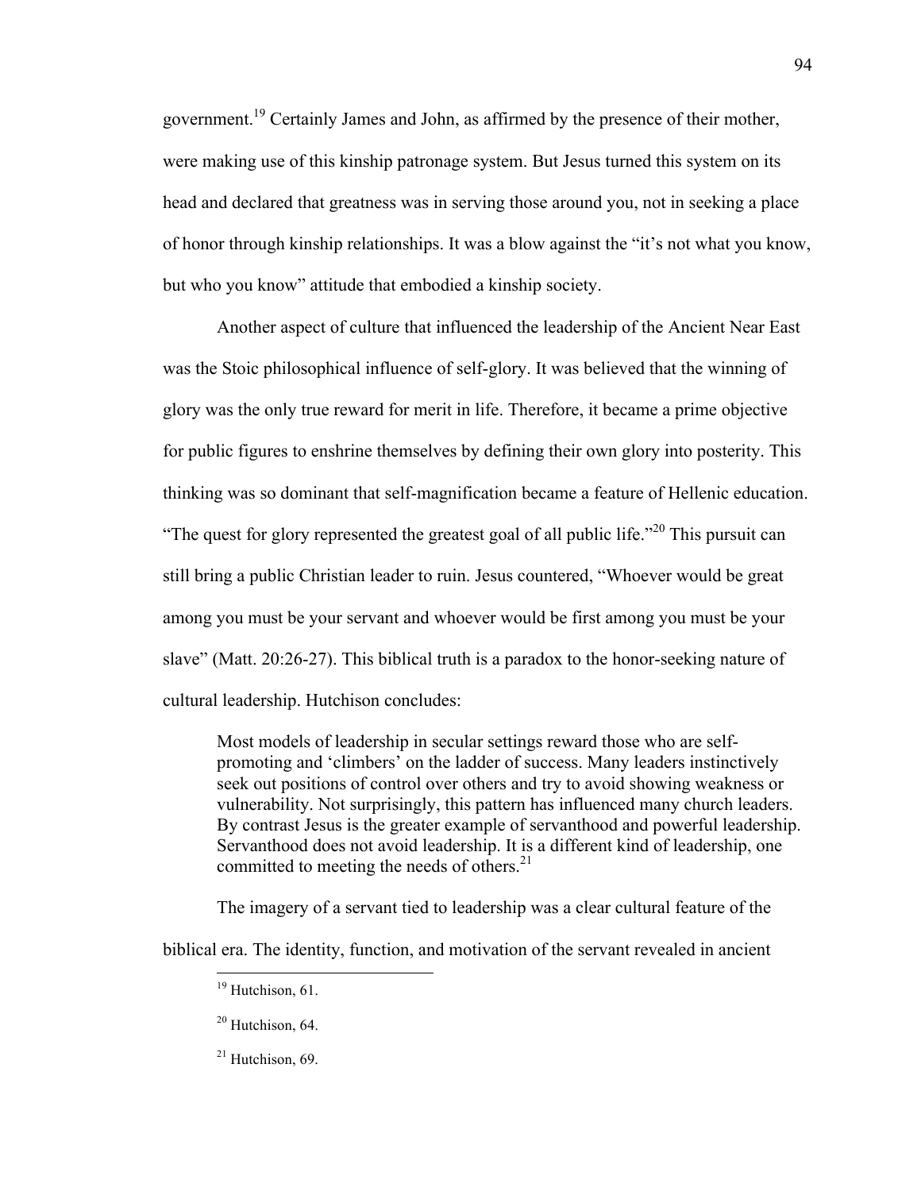government.[19] Certainly James and John, as affirmed by the presence of their mother, were making use of this kinship patronage system. But Jesus turned this system on its head and declared that greatness was in serving those around you, not in seeking a place of honor through kinship relationships. It was a blow against the "it's not what you know, but who you know" attitude that embodied a kinship society.

Another aspect of culture that influenced the leadership of the Ancient Near East was the Stoic philosophical influence of self-glory. It was believed that the winning of glory was the only true reward for merit in life. Therefore, it became a prime objective for public figures to enshrine themselves by defining their own glory into posterity. This thinking was so dominant that self-magnification became a feature of Hellenic education. "The quest for glory represented the greatest goal of all public life."[20] This pursuit can still bring a public Christian leader to ruin. Jesus countered, "Whoever would be great among you must be your servant and whoever would be first among you must be your slave" (Matt. 20:26-27). This biblical truth is a paradox to the honor-seeking nature of cultural leadership. Hutchison concludes:

> Most models of leadership in secular settings reward those who are self-promoting and 'climbers' on the ladder of success. Many leaders instinctively seek out positions of control over others and try to avoid showing weakness or vulnerability. Not surprisingly, this pattern has influenced many church leaders. By contrast Jesus is the greater example of servanthood and powerful leadership. Servanthood does not avoid leadership. It is a different kind of leadership, one committed to meeting the needs of others.[21]

The imagery of a servant tied to leadership was a clear cultural feature of the biblical era. The identity, function, and motivation of the servant revealed in ancient

---

[19] Hutchison, 61.

[20] Hutchison, 64.

[21] Hutchison, 69.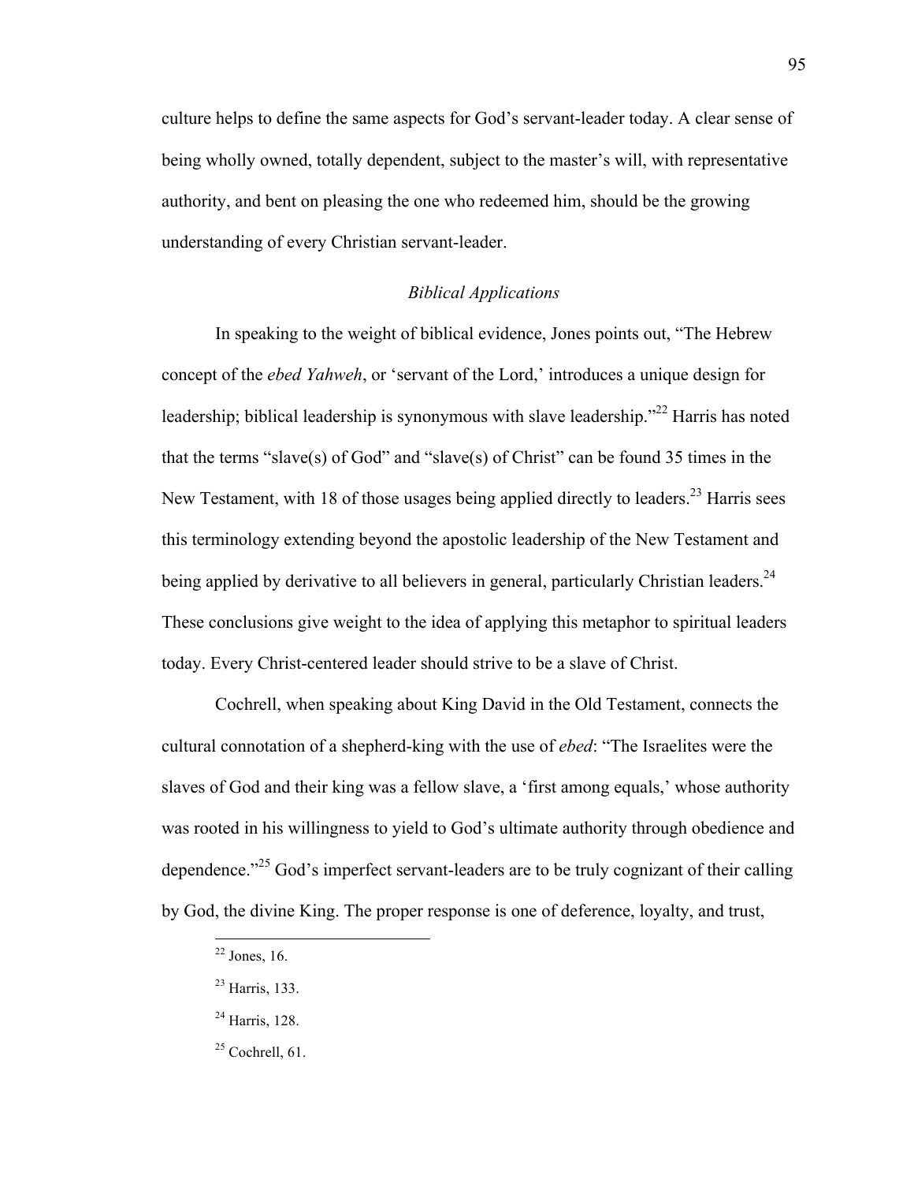culture helps to define the same aspects for God's servant-leader today. A clear sense of being wholly owned, totally dependent, subject to the master's will, with representative authority, and bent on pleasing the one who redeemed him, should be the growing understanding of every Christian servant-leader.

### *Biblical Applications*

In speaking to the weight of biblical evidence, Jones points out, "The Hebrew concept of the *ebed Yahweh*, or 'servant of the Lord,' introduces a unique design for leadership; biblical leadership is synonymous with slave leadership."[22] Harris has noted that the terms "slave(s) of God" and "slave(s) of Christ" can be found 35 times in the New Testament, with 18 of those usages being applied directly to leaders.[23] Harris sees this terminology extending beyond the apostolic leadership of the New Testament and being applied by derivative to all believers in general, particularly Christian leaders.[24] These conclusions give weight to the idea of applying this metaphor to spiritual leaders today. Every Christ-centered leader should strive to be a slave of Christ.

Cochrell, when speaking about King David in the Old Testament, connects the cultural connotation of a shepherd-king with the use of *ebed*: "The Israelites were the slaves of God and their king was a fellow slave, a 'first among equals,' whose authority was rooted in his willingness to yield to God's ultimate authority through obedience and dependence."[25] God's imperfect servant-leaders are to be truly cognizant of their calling by God, the divine King. The proper response is one of deference, loyalty, and trust,

---

[22] Jones, 16.

[23] Harris, 133.

[24] Harris, 128.

[25] Cochrell, 61.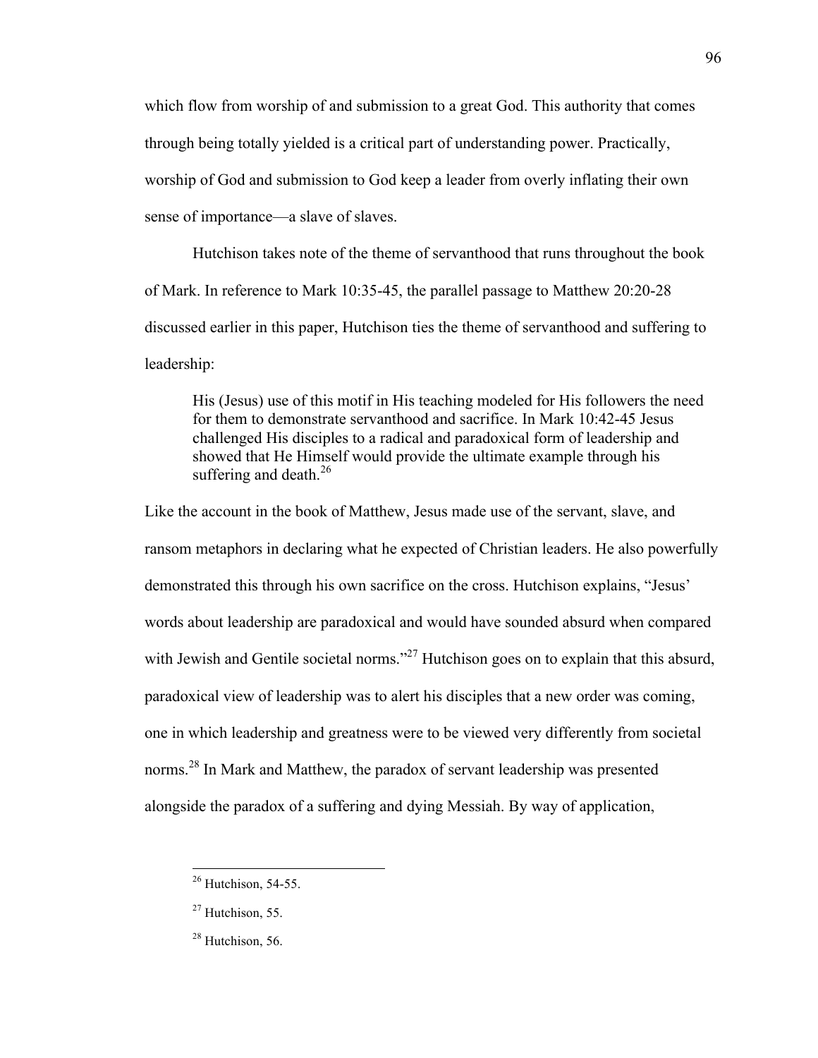which flow from worship of and submission to a great God. This authority that comes through being totally yielded is a critical part of understanding power. Practically, worship of God and submission to God keep a leader from overly inflating their own sense of importance—a slave of slaves.

Hutchison takes note of the theme of servanthood that runs throughout the book of Mark. In reference to Mark 10:35-45, the parallel passage to Matthew 20:20-28 discussed earlier in this paper, Hutchison ties the theme of servanthood and suffering to leadership:

> His (Jesus) use of this motif in His teaching modeled for His followers the need for them to demonstrate servanthood and sacrifice. In Mark 10:42-45 Jesus challenged His disciples to a radical and paradoxical form of leadership and showed that He Himself would provide the ultimate example through his suffering and death.[26]

Like the account in the book of Matthew, Jesus made use of the servant, slave, and ransom metaphors in declaring what he expected of Christian leaders. He also powerfully demonstrated this through his own sacrifice on the cross. Hutchison explains, "Jesus' words about leadership are paradoxical and would have sounded absurd when compared with Jewish and Gentile societal norms."[27] Hutchison goes on to explain that this absurd, paradoxical view of leadership was to alert his disciples that a new order was coming, one in which leadership and greatness were to be viewed very differently from societal norms.[28] In Mark and Matthew, the paradox of servant leadership was presented alongside the paradox of a suffering and dying Messiah. By way of application,

---

[26] Hutchison, 54-55.

[27] Hutchison, 55.

[28] Hutchison, 56.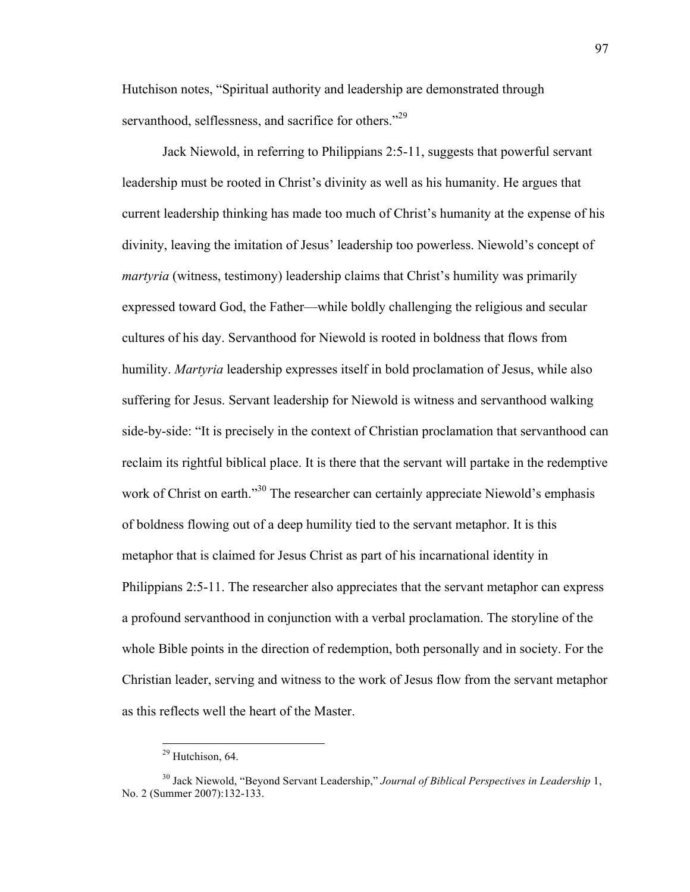Hutchison notes, “Spiritual authority and leadership are demonstrated through servanthood, selflessness, and sacrifice for others.”[29]

Jack Niewold, in referring to Philippians 2:5-11, suggests that powerful servant leadership must be rooted in Christ’s divinity as well as his humanity. He argues that current leadership thinking has made too much of Christ’s humanity at the expense of his divinity, leaving the imitation of Jesus’ leadership too powerless. Niewold’s concept of *martyria* (witness, testimony) leadership claims that Christ’s humility was primarily expressed toward God, the Father—while boldly challenging the religious and secular cultures of his day. Servanthood for Niewold is rooted in boldness that flows from humility. *Martyria* leadership expresses itself in bold proclamation of Jesus, while also suffering for Jesus. Servant leadership for Niewold is witness and servanthood walking side-by-side: “It is precisely in the context of Christian proclamation that servanthood can reclaim its rightful biblical place. It is there that the servant will partake in the redemptive work of Christ on earth.”[30] The researcher can certainly appreciate Niewold’s emphasis of boldness flowing out of a deep humility tied to the servant metaphor. It is this metaphor that is claimed for Jesus Christ as part of his incarnational identity in Philippians 2:5-11. The researcher also appreciates that the servant metaphor can express a profound servanthood in conjunction with a verbal proclamation. The storyline of the whole Bible points in the direction of redemption, both personally and in society. For the Christian leader, serving and witness to the work of Jesus flow from the servant metaphor as this reflects well the heart of the Master.

---

[29] Hutchison, 64.

[30] Jack Niewold, “Beyond Servant Leadership,” *Journal of Biblical Perspectives in Leadership* 1, No. 2 (Summer 2007):132-133.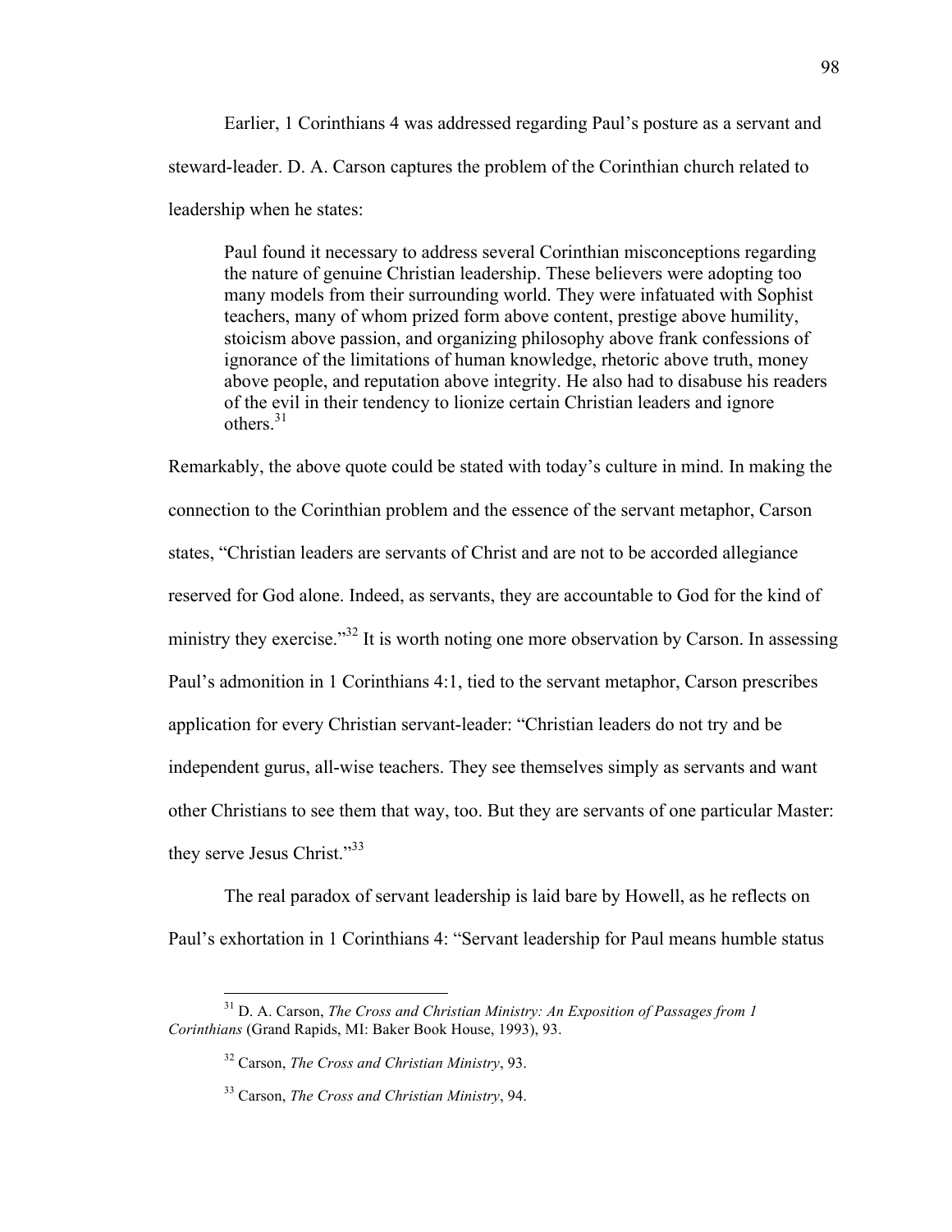Earlier, 1 Corinthians 4 was addressed regarding Paul's posture as a servant and steward-leader. D. A. Carson captures the problem of the Corinthian church related to leadership when he states:

> Paul found it necessary to address several Corinthian misconceptions regarding the nature of genuine Christian leadership. These believers were adopting too many models from their surrounding world. They were infatuated with Sophist teachers, many of whom prized form above content, prestige above humility, stoicism above passion, and organizing philosophy above frank confessions of ignorance of the limitations of human knowledge, rhetoric above truth, money above people, and reputation above integrity. He also had to disabuse his readers of the evil in their tendency to lionize certain Christian leaders and ignore others.[31]

Remarkably, the above quote could be stated with today's culture in mind. In making the connection to the Corinthian problem and the essence of the servant metaphor, Carson states, "Christian leaders are servants of Christ and are not to be accorded allegiance reserved for God alone. Indeed, as servants, they are accountable to God for the kind of ministry they exercise."[32] It is worth noting one more observation by Carson. In assessing Paul's admonition in 1 Corinthians 4:1, tied to the servant metaphor, Carson prescribes application for every Christian servant-leader: "Christian leaders do not try and be independent gurus, all-wise teachers. They see themselves simply as servants and want other Christians to see them that way, too. But they are servants of one particular Master: they serve Jesus Christ."[33]

The real paradox of servant leadership is laid bare by Howell, as he reflects on Paul's exhortation in 1 Corinthians 4: "Servant leadership for Paul means humble status

---

[31] D. A. Carson, *The Cross and Christian Ministry: An Exposition of Passages from 1 Corinthians* (Grand Rapids, MI: Baker Book House, 1993), 93.

[32] Carson, *The Cross and Christian Ministry*, 93.

[33] Carson, *The Cross and Christian Ministry*, 94.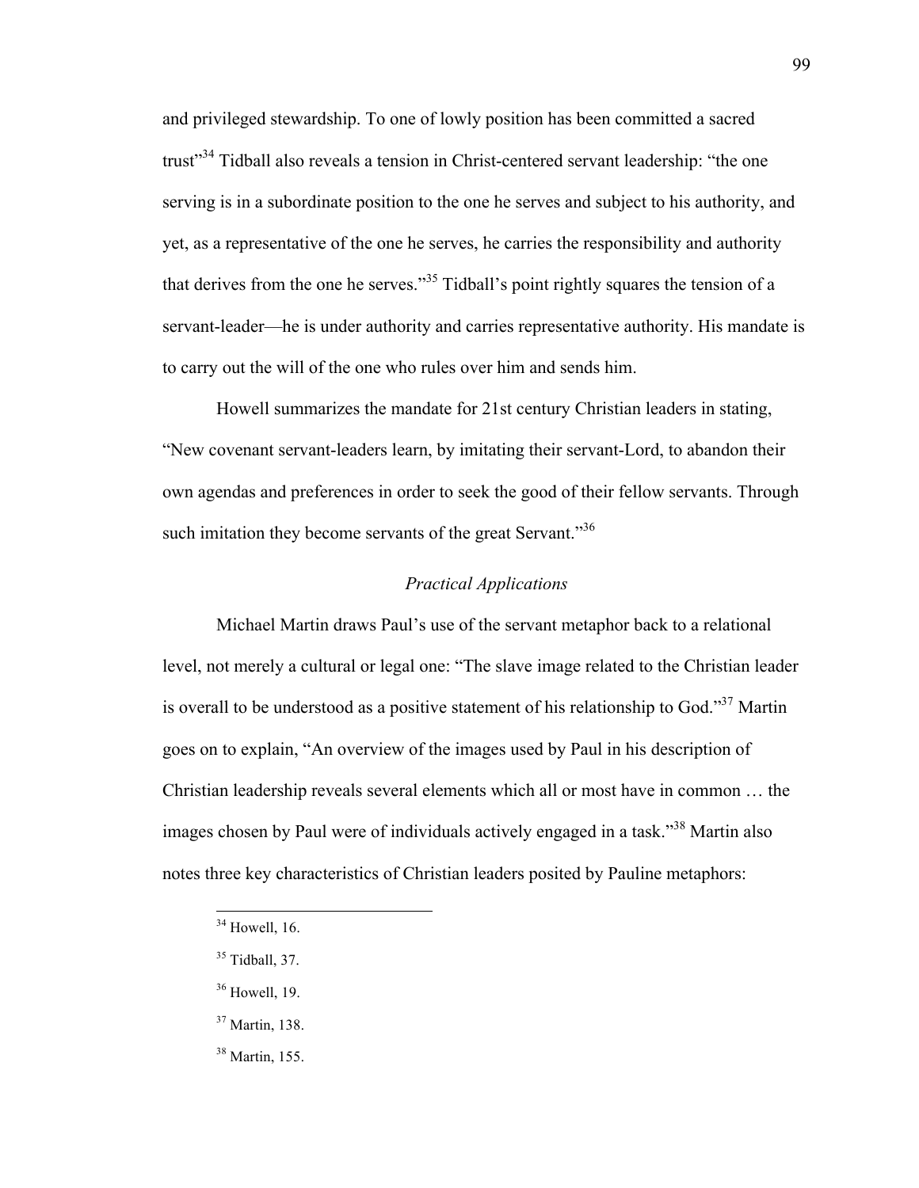and privileged stewardship. To one of lowly position has been committed a sacred trust"[34] Tidball also reveals a tension in Christ-centered servant leadership: "the one serving is in a subordinate position to the one he serves and subject to his authority, and yet, as a representative of the one he serves, he carries the responsibility and authority that derives from the one he serves."[35] Tidball's point rightly squares the tension of a servant-leader—he is under authority and carries representative authority. His mandate is to carry out the will of the one who rules over him and sends him.

Howell summarizes the mandate for 21st century Christian leaders in stating, "New covenant servant-leaders learn, by imitating their servant-Lord, to abandon their own agendas and preferences in order to seek the good of their fellow servants. Through such imitation they become servants of the great Servant."[36]

### *Practical Applications*

Michael Martin draws Paul's use of the servant metaphor back to a relational level, not merely a cultural or legal one: "The slave image related to the Christian leader is overall to be understood as a positive statement of his relationship to God."[37] Martin goes on to explain, "An overview of the images used by Paul in his description of Christian leadership reveals several elements which all or most have in common … the images chosen by Paul were of individuals actively engaged in a task."[38] Martin also notes three key characteristics of Christian leaders posited by Pauline metaphors:

---

[34] Howell, 16.

[35] Tidball, 37.

[36] Howell, 19.

[37] Martin, 138.

[38] Martin, 155.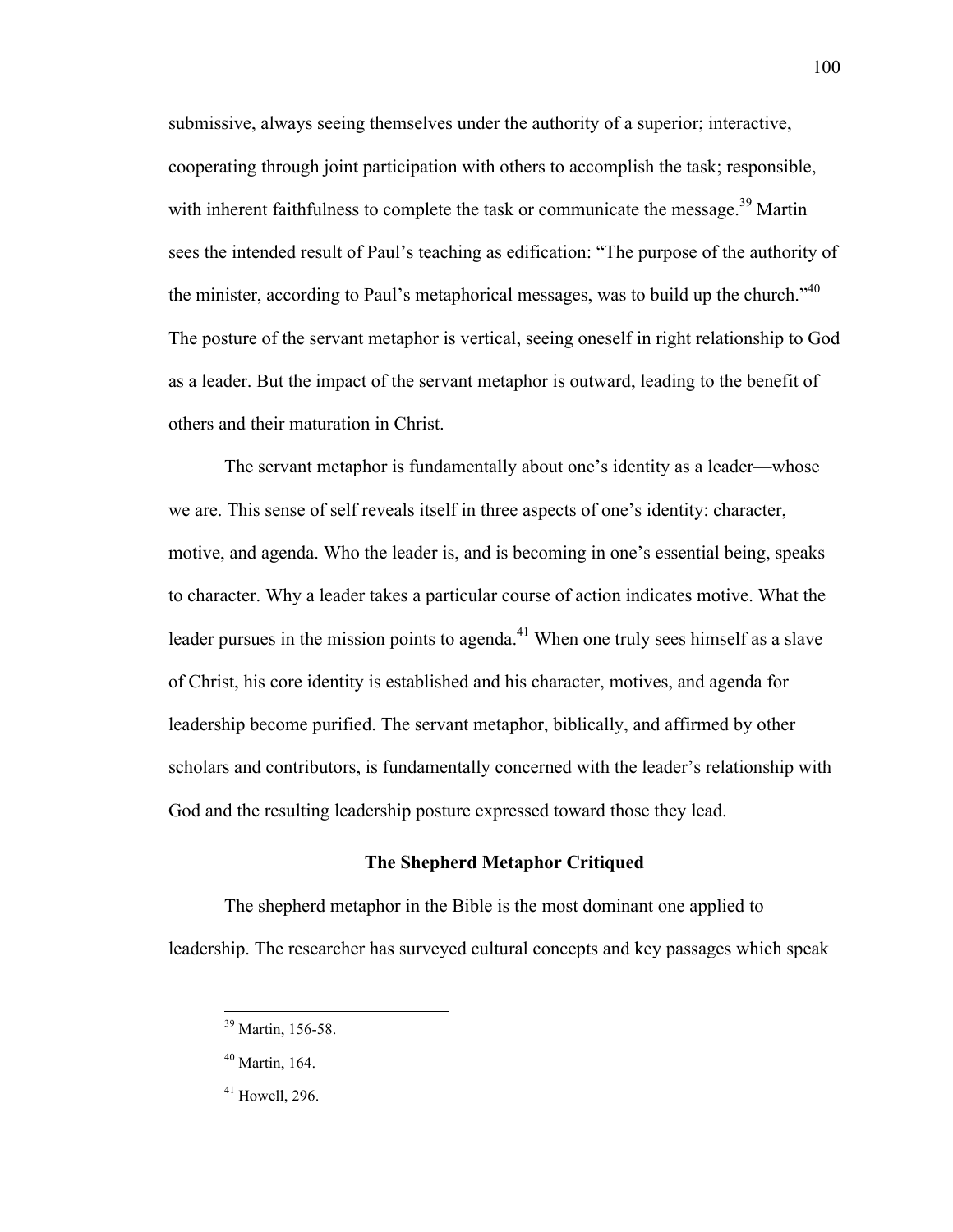submissive, always seeing themselves under the authority of a superior; interactive, cooperating through joint participation with others to accomplish the task; responsible, with inherent faithfulness to complete the task or communicate the message.[39] Martin sees the intended result of Paul's teaching as edification: "The purpose of the authority of the minister, according to Paul's metaphorical messages, was to build up the church."[40] The posture of the servant metaphor is vertical, seeing oneself in right relationship to God as a leader. But the impact of the servant metaphor is outward, leading to the benefit of others and their maturation in Christ.

The servant metaphor is fundamentally about one's identity as a leader—whose we are. This sense of self reveals itself in three aspects of one's identity: character, motive, and agenda. Who the leader is, and is becoming in one's essential being, speaks to character. Why a leader takes a particular course of action indicates motive. What the leader pursues in the mission points to agenda.[41] When one truly sees himself as a slave of Christ, his core identity is established and his character, motives, and agenda for leadership become purified. The servant metaphor, biblically, and affirmed by other scholars and contributors, is fundamentally concerned with the leader's relationship with God and the resulting leadership posture expressed toward those they lead.

### The Shepherd Metaphor Critiqued

The shepherd metaphor in the Bible is the most dominant one applied to leadership. The researcher has surveyed cultural concepts and key passages which speak

---

[39] Martin, 156-58.

[40] Martin, 164.

[41] Howell, 296.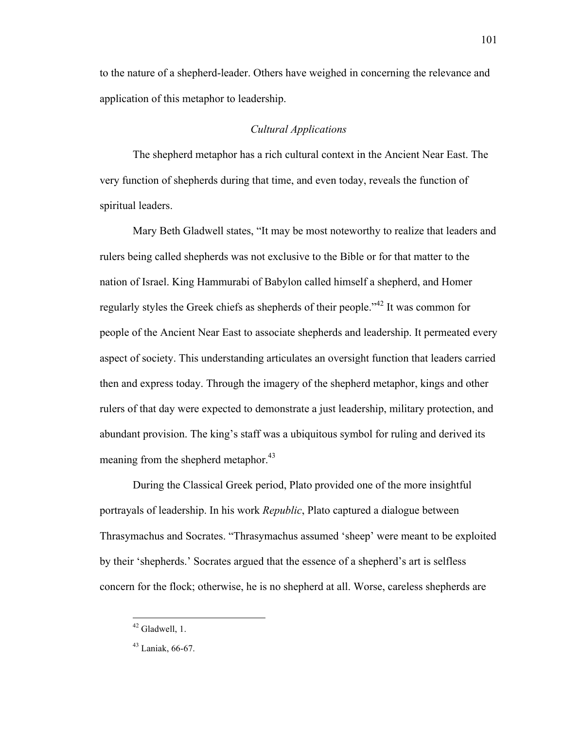to the nature of a shepherd-leader. Others have weighed in concerning the relevance and application of this metaphor to leadership.

### *Cultural Applications*

The shepherd metaphor has a rich cultural context in the Ancient Near East. The very function of shepherds during that time, and even today, reveals the function of spiritual leaders.

Mary Beth Gladwell states, "It may be most noteworthy to realize that leaders and rulers being called shepherds was not exclusive to the Bible or for that matter to the nation of Israel. King Hammurabi of Babylon called himself a shepherd, and Homer regularly styles the Greek chiefs as shepherds of their people."[42] It was common for people of the Ancient Near East to associate shepherds and leadership. It permeated every aspect of society. This understanding articulates an oversight function that leaders carried then and express today. Through the imagery of the shepherd metaphor, kings and other rulers of that day were expected to demonstrate a just leadership, military protection, and abundant provision. The king's staff was a ubiquitous symbol for ruling and derived its meaning from the shepherd metaphor.[43]

During the Classical Greek period, Plato provided one of the more insightful portrayals of leadership. In his work *Republic*, Plato captured a dialogue between Thrasymachus and Socrates. "Thrasymachus assumed 'sheep' were meant to be exploited by their 'shepherds.' Socrates argued that the essence of a shepherd's art is selfless concern for the flock; otherwise, he is no shepherd at all. Worse, careless shepherds are

---

[42] Gladwell, 1.

[43] Laniak, 66-67.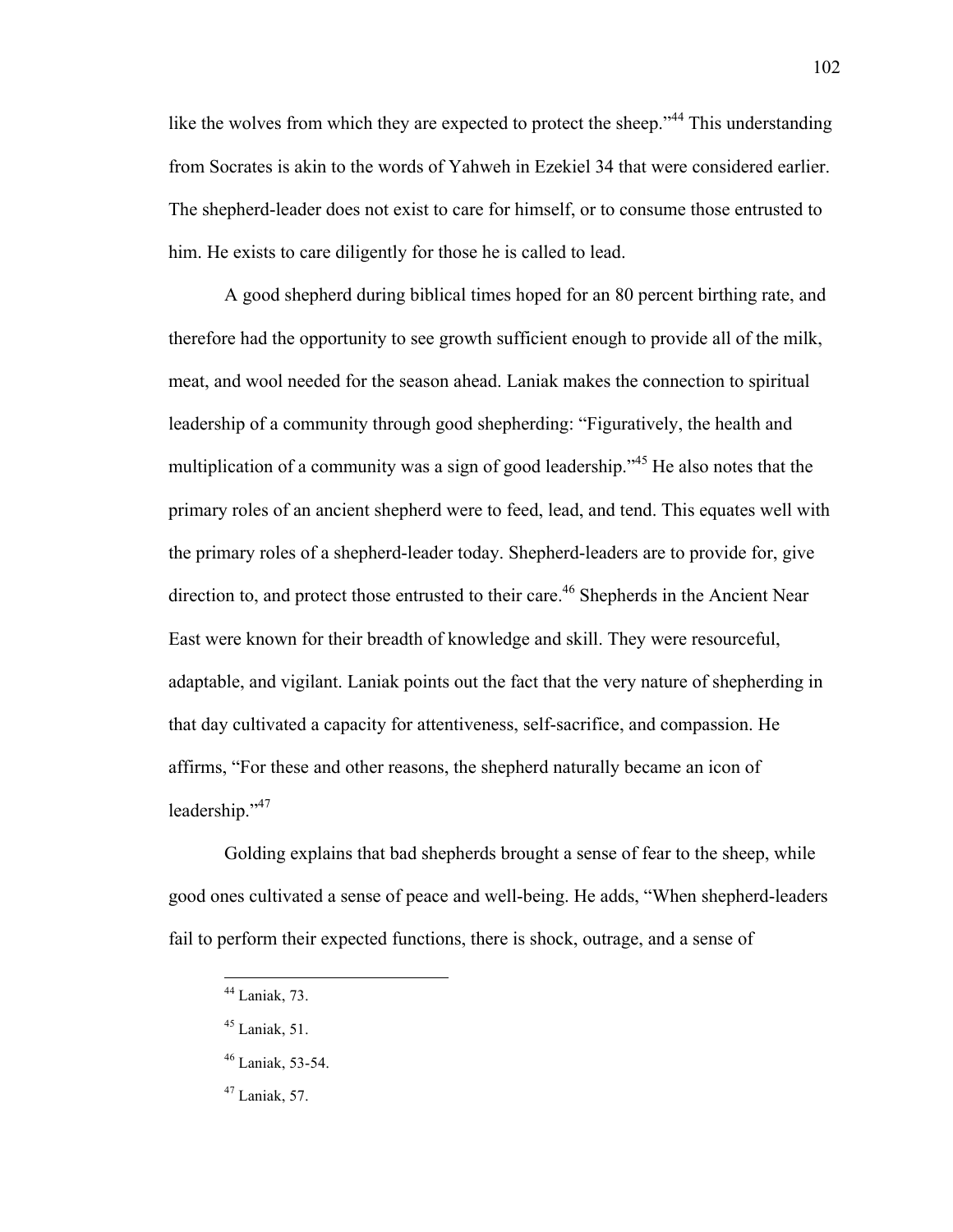like the wolves from which they are expected to protect the sheep."[44] This understanding from Socrates is akin to the words of Yahweh in Ezekiel 34 that were considered earlier. The shepherd-leader does not exist to care for himself, or to consume those entrusted to him. He exists to care diligently for those he is called to lead.

A good shepherd during biblical times hoped for an 80 percent birthing rate, and therefore had the opportunity to see growth sufficient enough to provide all of the milk, meat, and wool needed for the season ahead. Laniak makes the connection to spiritual leadership of a community through good shepherding: "Figuratively, the health and multiplication of a community was a sign of good leadership."[45] He also notes that the primary roles of an ancient shepherd were to feed, lead, and tend. This equates well with the primary roles of a shepherd-leader today. Shepherd-leaders are to provide for, give direction to, and protect those entrusted to their care.[46] Shepherds in the Ancient Near East were known for their breadth of knowledge and skill. They were resourceful, adaptable, and vigilant. Laniak points out the fact that the very nature of shepherding in that day cultivated a capacity for attentiveness, self-sacrifice, and compassion. He affirms, "For these and other reasons, the shepherd naturally became an icon of leadership."[47]

Golding explains that bad shepherds brought a sense of fear to the sheep, while good ones cultivated a sense of peace and well-being. He adds, "When shepherd-leaders fail to perform their expected functions, there is shock, outrage, and a sense of

---

[44] Laniak, 73.

[45] Laniak, 51.

[46] Laniak, 53-54.

[47] Laniak, 57.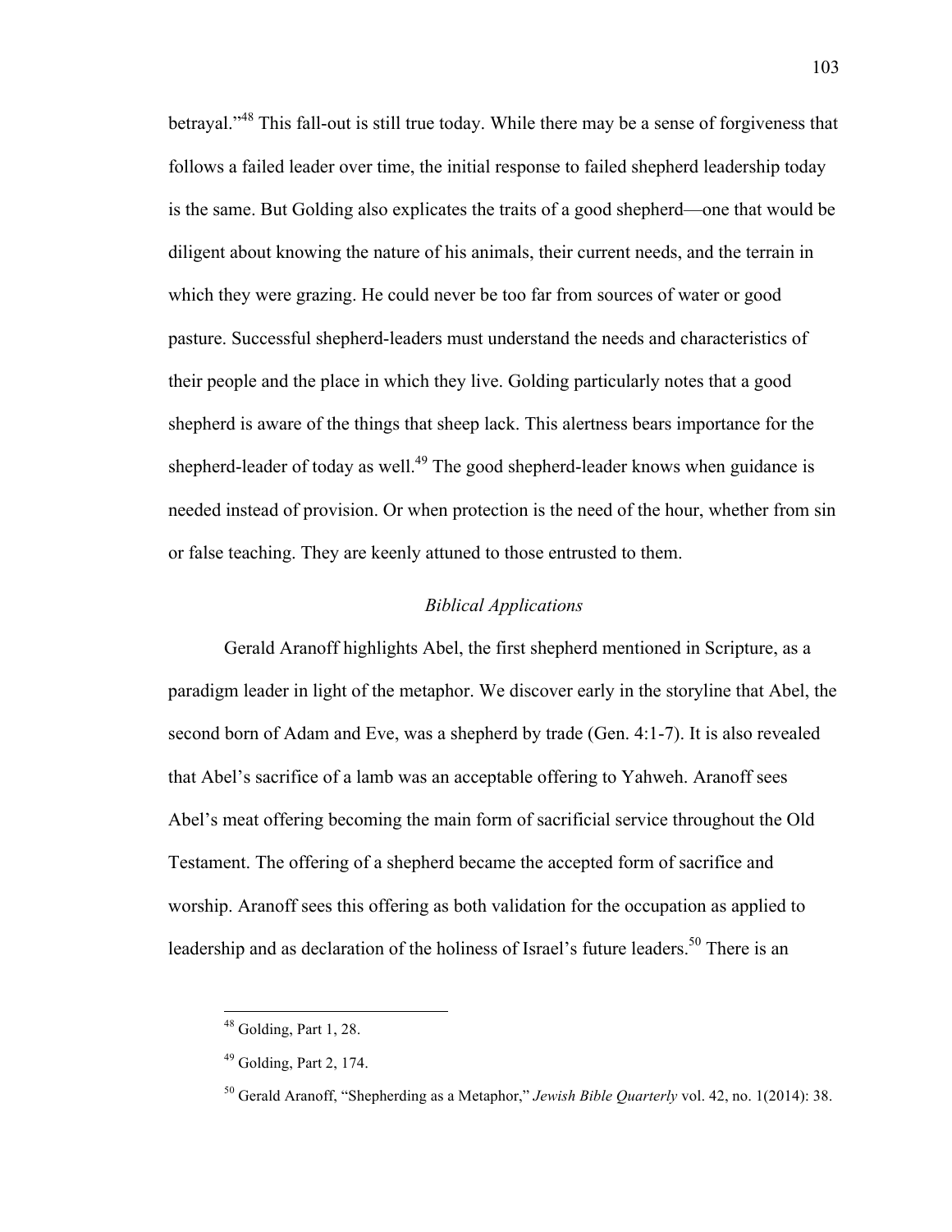betrayal."[48] This fall-out is still true today. While there may be a sense of forgiveness that follows a failed leader over time, the initial response to failed shepherd leadership today is the same. But Golding also explicates the traits of a good shepherd—one that would be diligent about knowing the nature of his animals, their current needs, and the terrain in which they were grazing. He could never be too far from sources of water or good pasture. Successful shepherd-leaders must understand the needs and characteristics of their people and the place in which they live. Golding particularly notes that a good shepherd is aware of the things that sheep lack. This alertness bears importance for the shepherd-leader of today as well.[49] The good shepherd-leader knows when guidance is needed instead of provision. Or when protection is the need of the hour, whether from sin or false teaching. They are keenly attuned to those entrusted to them.

### *Biblical Applications*

Gerald Aranoff highlights Abel, the first shepherd mentioned in Scripture, as a paradigm leader in light of the metaphor. We discover early in the storyline that Abel, the second born of Adam and Eve, was a shepherd by trade (Gen. 4:1-7). It is also revealed that Abel's sacrifice of a lamb was an acceptable offering to Yahweh. Aranoff sees Abel's meat offering becoming the main form of sacrificial service throughout the Old Testament. The offering of a shepherd became the accepted form of sacrifice and worship. Aranoff sees this offering as both validation for the occupation as applied to leadership and as declaration of the holiness of Israel's future leaders.[50] There is an

---

[48] Golding, Part 1, 28.

[49] Golding, Part 2, 174.

[50] Gerald Aranoff, "Shepherding as a Metaphor," *Jewish Bible Quarterly* vol. 42, no. 1(2014): 38.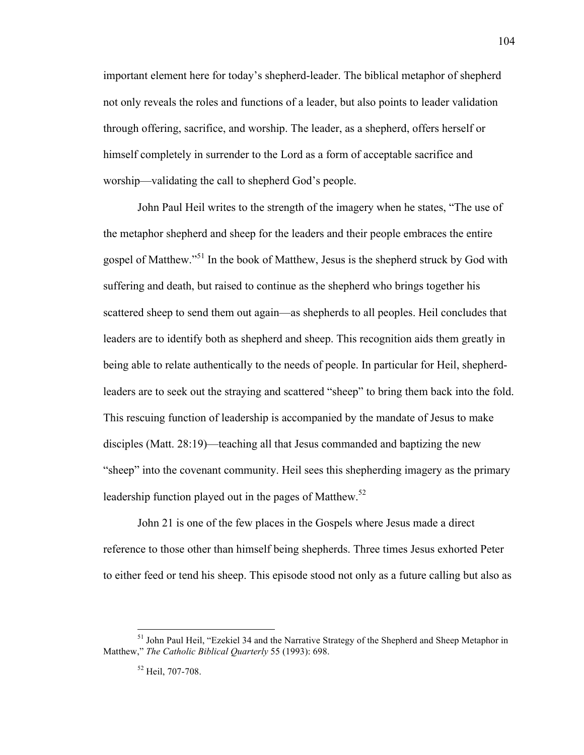important element here for today's shepherd-leader. The biblical metaphor of shepherd not only reveals the roles and functions of a leader, but also points to leader validation through offering, sacrifice, and worship. The leader, as a shepherd, offers herself or himself completely in surrender to the Lord as a form of acceptable sacrifice and worship—validating the call to shepherd God's people.

John Paul Heil writes to the strength of the imagery when he states, "The use of the metaphor shepherd and sheep for the leaders and their people embraces the entire gospel of Matthew."[51] In the book of Matthew, Jesus is the shepherd struck by God with suffering and death, but raised to continue as the shepherd who brings together his scattered sheep to send them out again—as shepherds to all peoples. Heil concludes that leaders are to identify both as shepherd and sheep. This recognition aids them greatly in being able to relate authentically to the needs of people. In particular for Heil, shepherd-leaders are to seek out the straying and scattered "sheep" to bring them back into the fold. This rescuing function of leadership is accompanied by the mandate of Jesus to make disciples (Matt. 28:19)—teaching all that Jesus commanded and baptizing the new "sheep" into the covenant community. Heil sees this shepherding imagery as the primary leadership function played out in the pages of Matthew.[52]

John 21 is one of the few places in the Gospels where Jesus made a direct reference to those other than himself being shepherds. Three times Jesus exhorted Peter to either feed or tend his sheep. This episode stood not only as a future calling but also as

---

[51] John Paul Heil, "Ezekiel 34 and the Narrative Strategy of the Shepherd and Sheep Metaphor in Matthew," *The Catholic Biblical Quarterly* 55 (1993): 698.

[52] Heil, 707-708.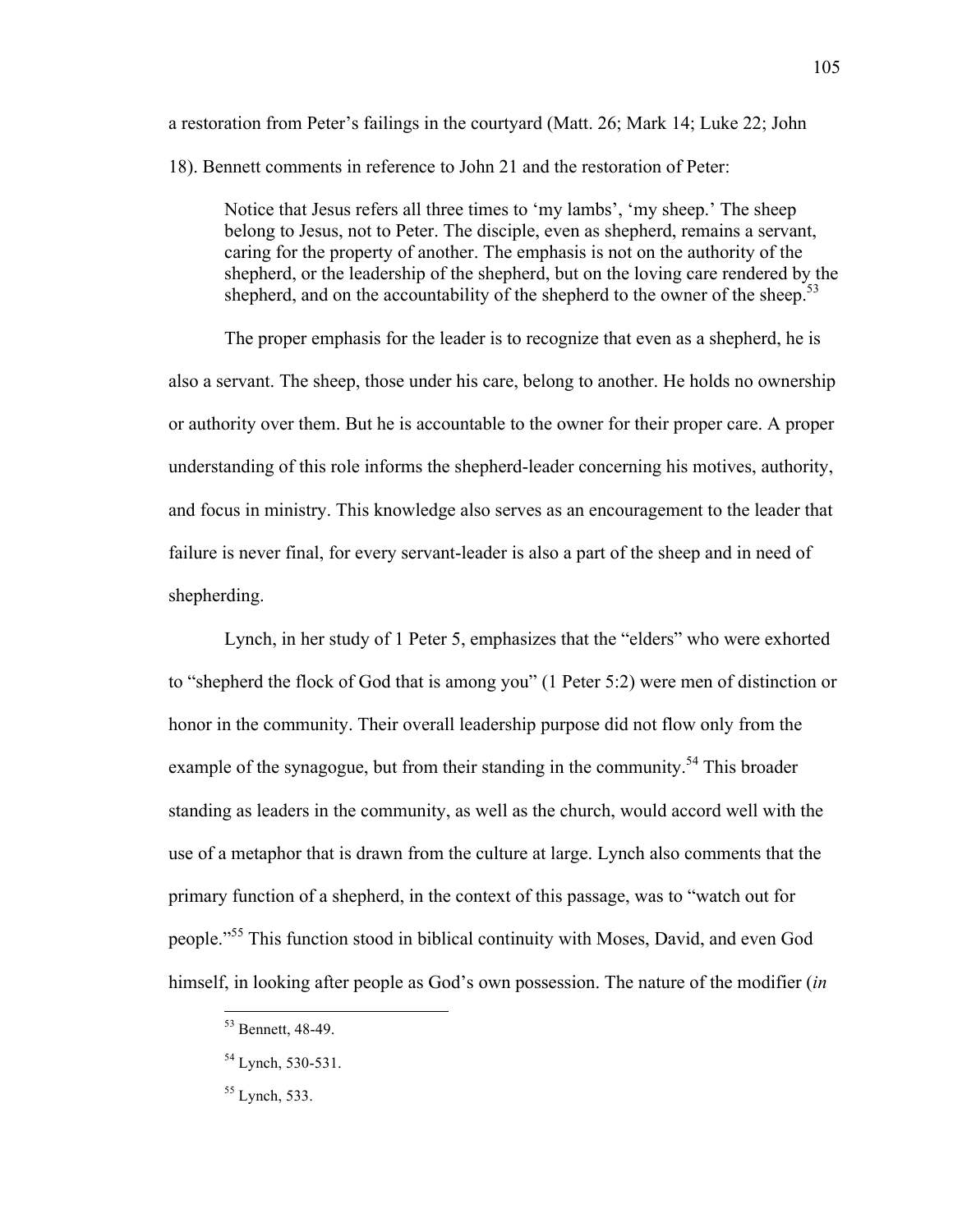a restoration from Peter's failings in the courtyard (Matt. 26; Mark 14; Luke 22; John 18). Bennett comments in reference to John 21 and the restoration of Peter:

> Notice that Jesus refers all three times to 'my lambs', 'my sheep.' The sheep belong to Jesus, not to Peter. The disciple, even as shepherd, remains a servant, caring for the property of another. The emphasis is not on the authority of the shepherd, or the leadership of the shepherd, but on the loving care rendered by the shepherd, and on the accountability of the shepherd to the owner of the sheep.[53]

The proper emphasis for the leader is to recognize that even as a shepherd, he is also a servant. The sheep, those under his care, belong to another. He holds no ownership or authority over them. But he is accountable to the owner for their proper care. A proper understanding of this role informs the shepherd-leader concerning his motives, authority, and focus in ministry. This knowledge also serves as an encouragement to the leader that failure is never final, for every servant-leader is also a part of the sheep and in need of shepherding.

Lynch, in her study of 1 Peter 5, emphasizes that the "elders" who were exhorted to "shepherd the flock of God that is among you" (1 Peter 5:2) were men of distinction or honor in the community. Their overall leadership purpose did not flow only from the example of the synagogue, but from their standing in the community.[54] This broader standing as leaders in the community, as well as the church, would accord well with the use of a metaphor that is drawn from the culture at large. Lynch also comments that the primary function of a shepherd, in the context of this passage, was to "watch out for people."[55] This function stood in biblical continuity with Moses, David, and even God himself, in looking after people as God's own possession. The nature of the modifier (*in*

---

[53] Bennett, 48-49.

[54] Lynch, 530-531.

[55] Lynch, 533.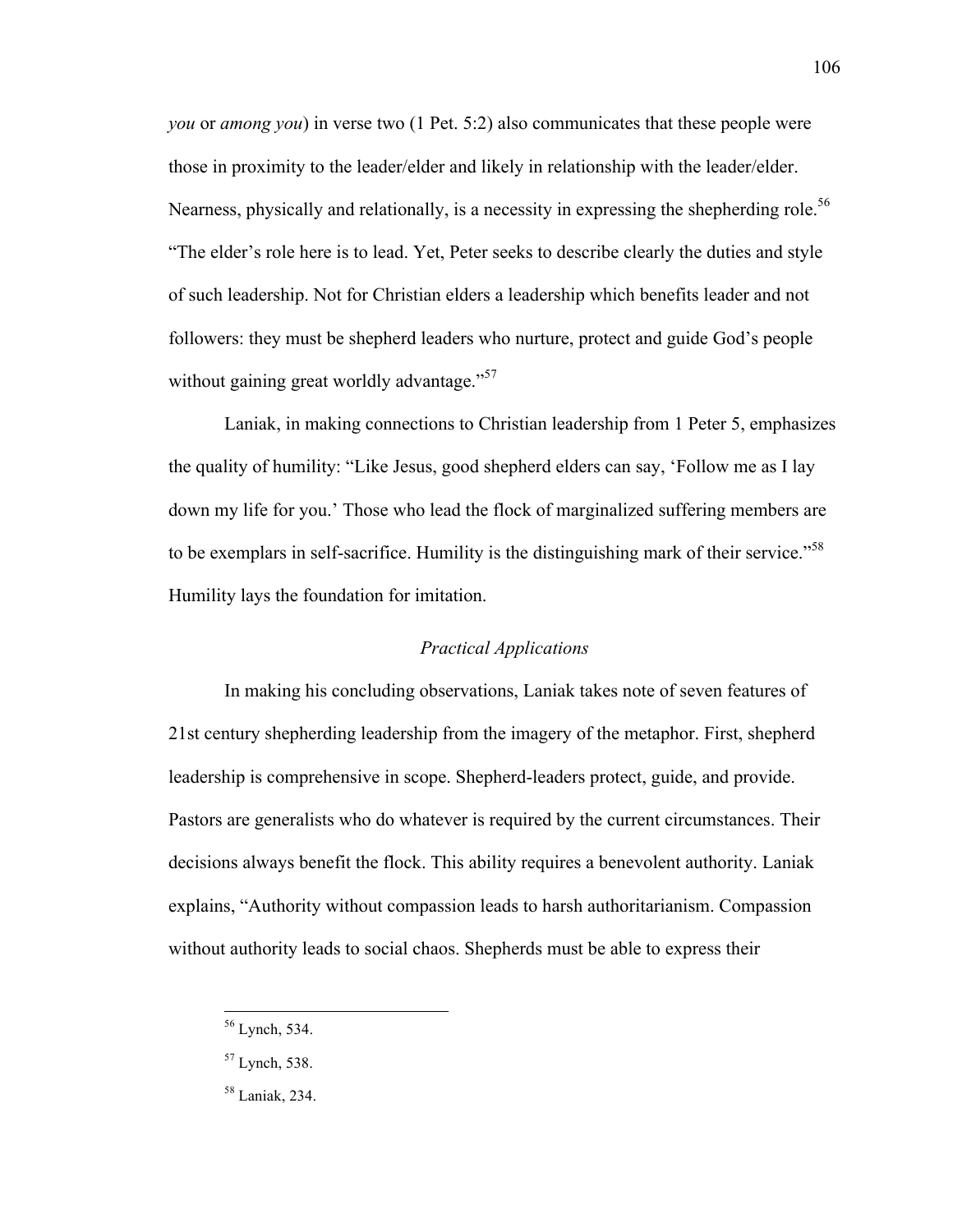*you* or *among you*) in verse two (1 Pet. 5:2) also communicates that these people were those in proximity to the leader/elder and likely in relationship with the leader/elder. Nearness, physically and relationally, is a necessity in expressing the shepherding role.[56] "The elder's role here is to lead. Yet, Peter seeks to describe clearly the duties and style of such leadership. Not for Christian elders a leadership which benefits leader and not followers: they must be shepherd leaders who nurture, protect and guide God's people without gaining great worldly advantage."[57]

Laniak, in making connections to Christian leadership from 1 Peter 5, emphasizes the quality of humility: "Like Jesus, good shepherd elders can say, 'Follow me as I lay down my life for you.' Those who lead the flock of marginalized suffering members are to be exemplars in self-sacrifice. Humility is the distinguishing mark of their service."[58] Humility lays the foundation for imitation.

### *Practical Applications*

In making his concluding observations, Laniak takes note of seven features of 21st century shepherding leadership from the imagery of the metaphor. First, shepherd leadership is comprehensive in scope. Shepherd-leaders protect, guide, and provide. Pastors are generalists who do whatever is required by the current circumstances. Their decisions always benefit the flock. This ability requires a benevolent authority. Laniak explains, "Authority without compassion leads to harsh authoritarianism. Compassion without authority leads to social chaos. Shepherds must be able to express their

---

[56] Lynch, 534.

[57] Lynch, 538.

[58] Laniak, 234.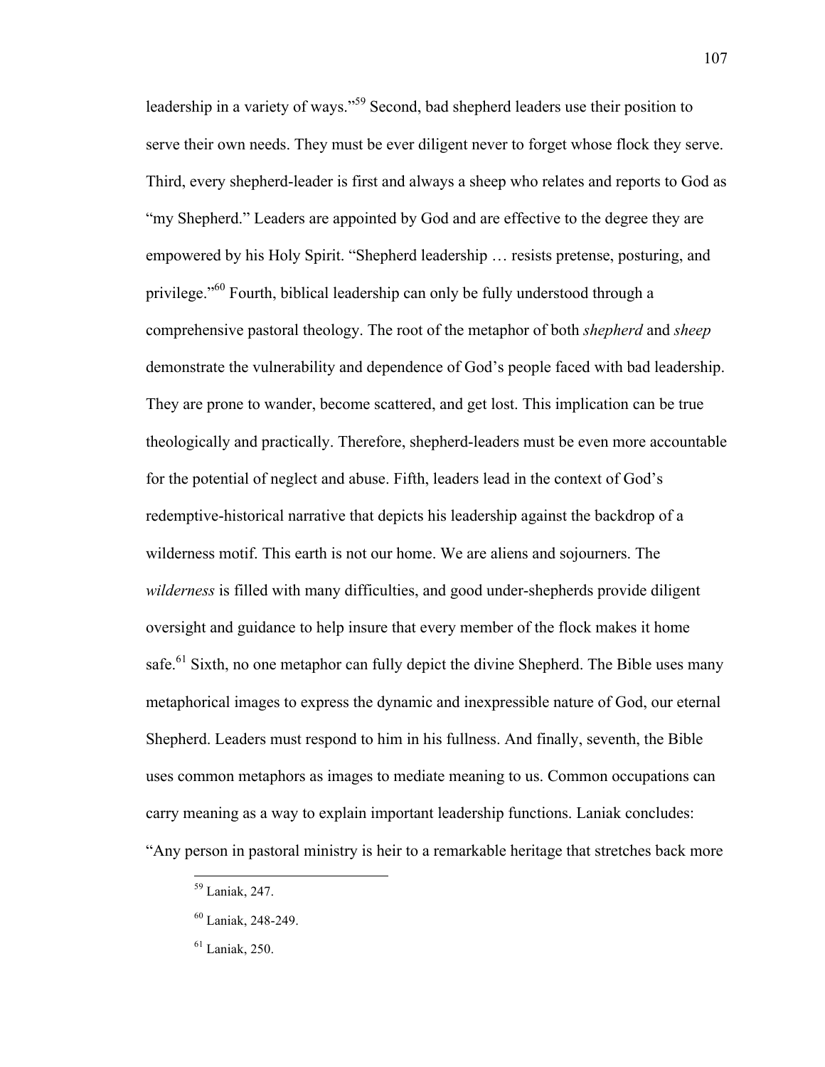leadership in a variety of ways."[59] Second, bad shepherd leaders use their position to serve their own needs. They must be ever diligent never to forget whose flock they serve. Third, every shepherd-leader is first and always a sheep who relates and reports to God as "my Shepherd." Leaders are appointed by God and are effective to the degree they are empowered by his Holy Spirit. "Shepherd leadership … resists pretense, posturing, and privilege."[60] Fourth, biblical leadership can only be fully understood through a comprehensive pastoral theology. The root of the metaphor of both *shepherd* and *sheep* demonstrate the vulnerability and dependence of God's people faced with bad leadership. They are prone to wander, become scattered, and get lost. This implication can be true theologically and practically. Therefore, shepherd-leaders must be even more accountable for the potential of neglect and abuse. Fifth, leaders lead in the context of God's redemptive-historical narrative that depicts his leadership against the backdrop of a wilderness motif. This earth is not our home. We are aliens and sojourners. The *wilderness* is filled with many difficulties, and good under-shepherds provide diligent oversight and guidance to help insure that every member of the flock makes it home safe.[61] Sixth, no one metaphor can fully depict the divine Shepherd. The Bible uses many metaphorical images to express the dynamic and inexpressible nature of God, our eternal Shepherd. Leaders must respond to him in his fullness. And finally, seventh, the Bible uses common metaphors as images to mediate meaning to us. Common occupations can carry meaning as a way to explain important leadership functions. Laniak concludes: "Any person in pastoral ministry is heir to a remarkable heritage that stretches back more

---

[59] Laniak, 247.

[60] Laniak, 248-249.

[61] Laniak, 250.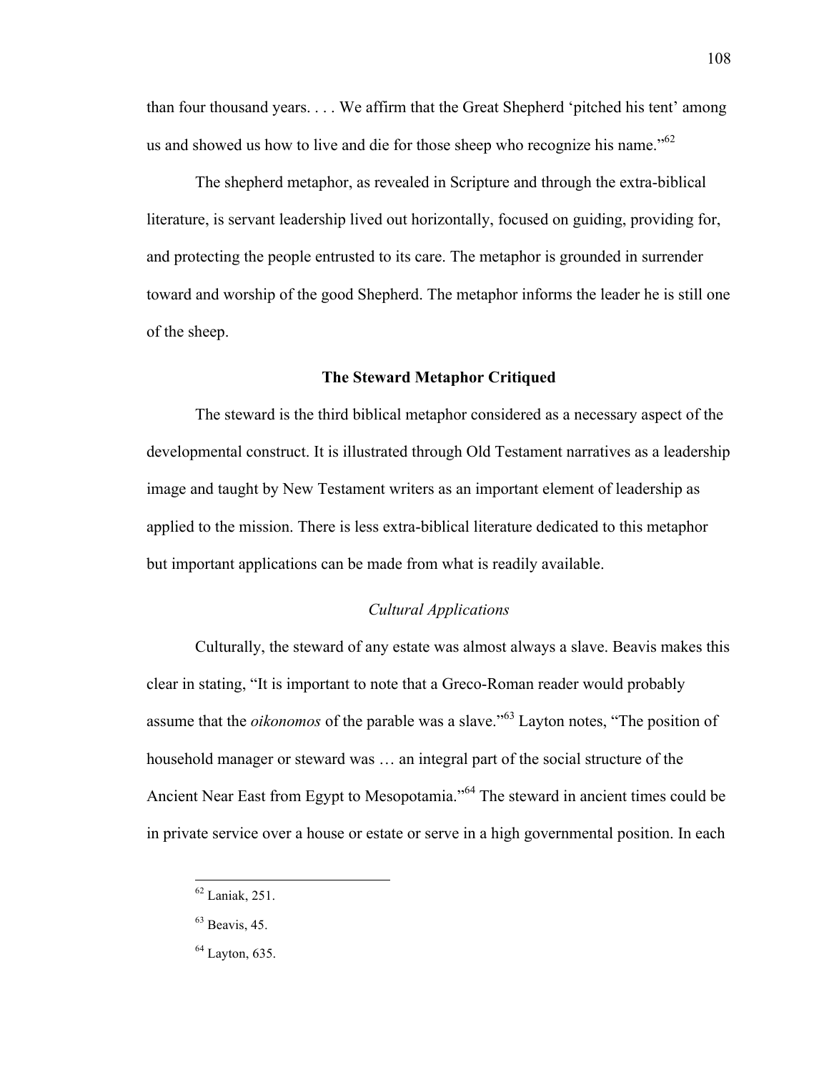than four thousand years. . . . We affirm that the Great Shepherd 'pitched his tent' among us and showed us how to live and die for those sheep who recognize his name."[62]

The shepherd metaphor, as revealed in Scripture and through the extra-biblical literature, is servant leadership lived out horizontally, focused on guiding, providing for, and protecting the people entrusted to its care. The metaphor is grounded in surrender toward and worship of the good Shepherd. The metaphor informs the leader he is still one of the sheep.

## The Steward Metaphor Critiqued

The steward is the third biblical metaphor considered as a necessary aspect of the developmental construct. It is illustrated through Old Testament narratives as a leadership image and taught by New Testament writers as an important element of leadership as applied to the mission. There is less extra-biblical literature dedicated to this metaphor but important applications can be made from what is readily available.

### *Cultural Applications*

Culturally, the steward of any estate was almost always a slave. Beavis makes this clear in stating, "It is important to note that a Greco-Roman reader would probably assume that the *oikonomos* of the parable was a slave."[63] Layton notes, "The position of household manager or steward was … an integral part of the social structure of the Ancient Near East from Egypt to Mesopotamia."[64] The steward in ancient times could be in private service over a house or estate or serve in a high governmental position. In each

---

[62] Laniak, 251.

[63] Beavis, 45.

[64] Layton, 635.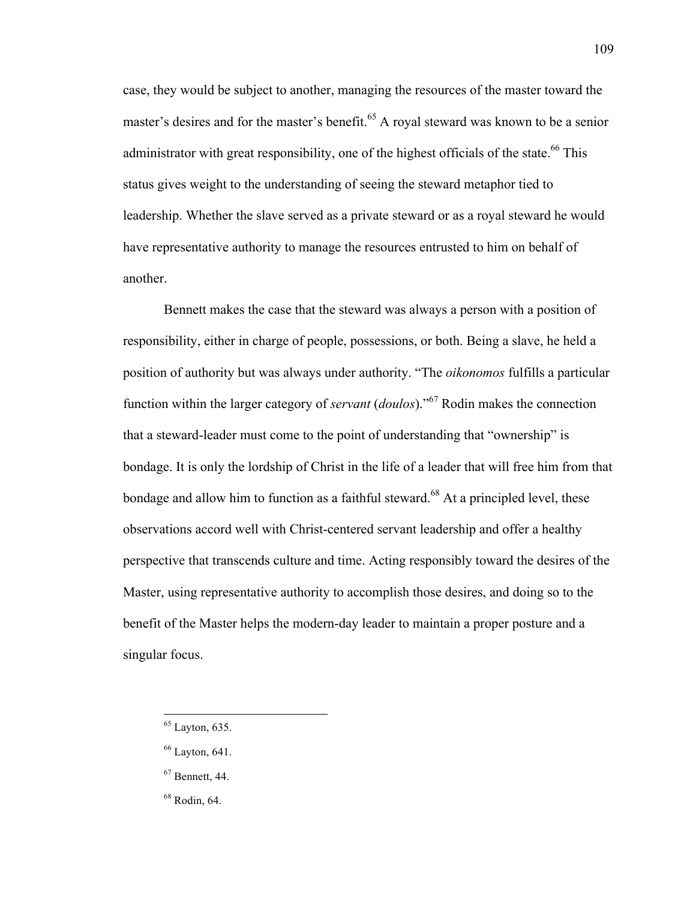case, they would be subject to another, managing the resources of the master toward the master's desires and for the master's benefit.[65] A royal steward was known to be a senior administrator with great responsibility, one of the highest officials of the state.[66] This status gives weight to the understanding of seeing the steward metaphor tied to leadership. Whether the slave served as a private steward or as a royal steward he would have representative authority to manage the resources entrusted to him on behalf of another.

Bennett makes the case that the steward was always a person with a position of responsibility, either in charge of people, possessions, or both. Being a slave, he held a position of authority but was always under authority. "The *oikonomos* fulfills a particular function within the larger category of *servant* (*doulos*)."[67] Rodin makes the connection that a steward-leader must come to the point of understanding that "ownership" is bondage. It is only the lordship of Christ in the life of a leader that will free him from that bondage and allow him to function as a faithful steward.[68] At a principled level, these observations accord well with Christ-centered servant leadership and offer a healthy perspective that transcends culture and time. Acting responsibly toward the desires of the Master, using representative authority to accomplish those desires, and doing so to the benefit of the Master helps the modern-day leader to maintain a proper posture and a singular focus.

---

[65] Layton, 635.

[66] Layton, 641.

[67] Bennett, 44.

[68] Rodin, 64.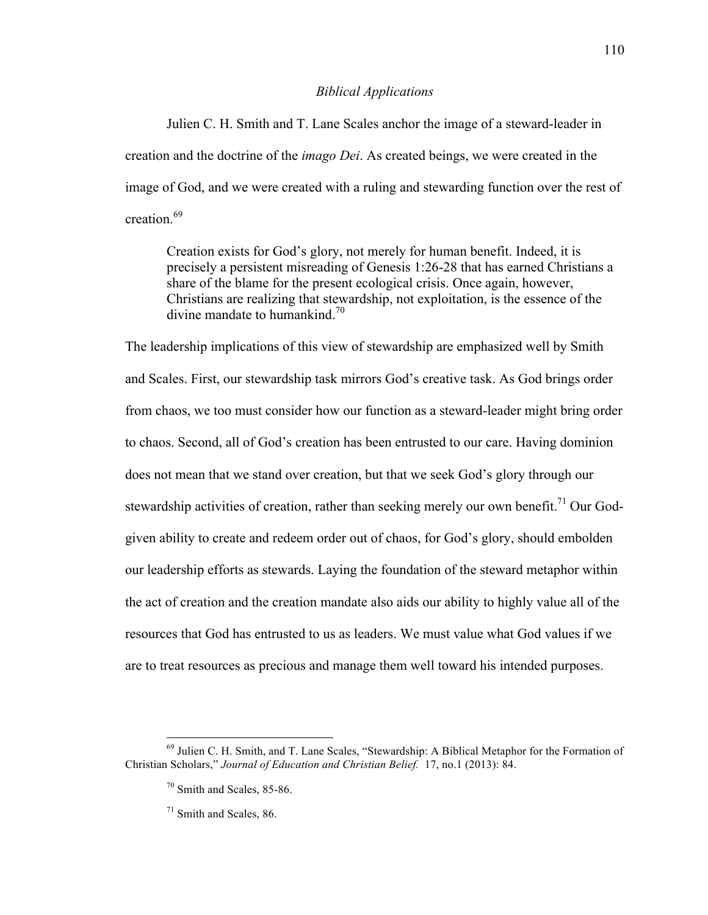*Biblical Applications*

Julien C. H. Smith and T. Lane Scales anchor the image of a steward-leader in creation and the doctrine of the *imago Dei*. As created beings, we were created in the image of God, and we were created with a ruling and stewarding function over the rest of creation.[69]

> Creation exists for God's glory, not merely for human benefit. Indeed, it is precisely a persistent misreading of Genesis 1:26-28 that has earned Christians a share of the blame for the present ecological crisis. Once again, however, Christians are realizing that stewardship, not exploitation, is the essence of the divine mandate to humankind.[70]

The leadership implications of this view of stewardship are emphasized well by Smith and Scales. First, our stewardship task mirrors God's creative task. As God brings order from chaos, we too must consider how our function as a steward-leader might bring order to chaos. Second, all of God's creation has been entrusted to our care. Having dominion does not mean that we stand over creation, but that we seek God's glory through our stewardship activities of creation, rather than seeking merely our own benefit.[71] Our God-given ability to create and redeem order out of chaos, for God's glory, should embolden our leadership efforts as stewards. Laying the foundation of the steward metaphor within the act of creation and the creation mandate also aids our ability to highly value all of the resources that God has entrusted to us as leaders. We must value what God values if we are to treat resources as precious and manage them well toward his intended purposes.

---

[69] Julien C. H. Smith, and T. Lane Scales, "Stewardship: A Biblical Metaphor for the Formation of Christian Scholars," *Journal of Education and Christian Belief.* 17, no.1 (2013): 84.

[70] Smith and Scales, 85-86.

[71] Smith and Scales, 86.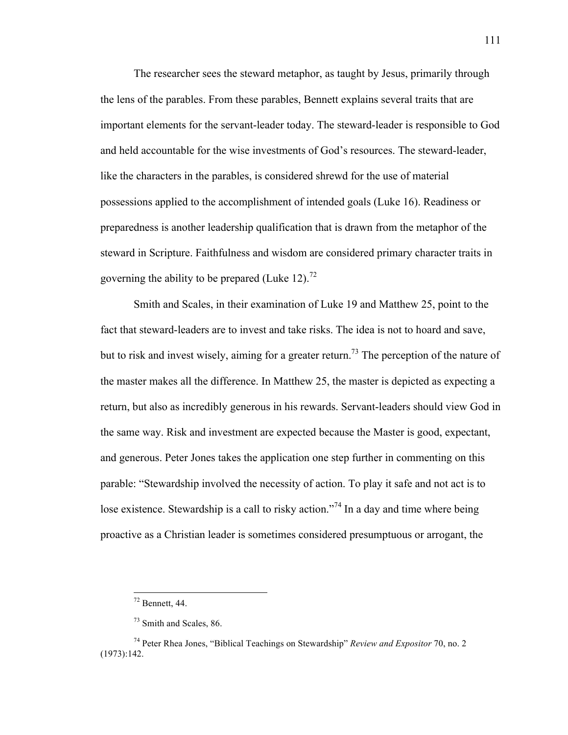The researcher sees the steward metaphor, as taught by Jesus, primarily through the lens of the parables. From these parables, Bennett explains several traits that are important elements for the servant-leader today. The steward-leader is responsible to God and held accountable for the wise investments of God's resources. The steward-leader, like the characters in the parables, is considered shrewd for the use of material possessions applied to the accomplishment of intended goals (Luke 16). Readiness or preparedness is another leadership qualification that is drawn from the metaphor of the steward in Scripture. Faithfulness and wisdom are considered primary character traits in governing the ability to be prepared (Luke 12).[72]

Smith and Scales, in their examination of Luke 19 and Matthew 25, point to the fact that steward-leaders are to invest and take risks. The idea is not to hoard and save, but to risk and invest wisely, aiming for a greater return.[73] The perception of the nature of the master makes all the difference. In Matthew 25, the master is depicted as expecting a return, but also as incredibly generous in his rewards. Servant-leaders should view God in the same way. Risk and investment are expected because the Master is good, expectant, and generous. Peter Jones takes the application one step further in commenting on this parable: "Stewardship involved the necessity of action. To play it safe and not act is to lose existence. Stewardship is a call to risky action."[74] In a day and time where being proactive as a Christian leader is sometimes considered presumptuous or arrogant, the

---

[72] Bennett, 44.

[73] Smith and Scales, 86.

[74] Peter Rhea Jones, "Biblical Teachings on Stewardship" *Review and Expositor* 70, no. 2 (1973):142.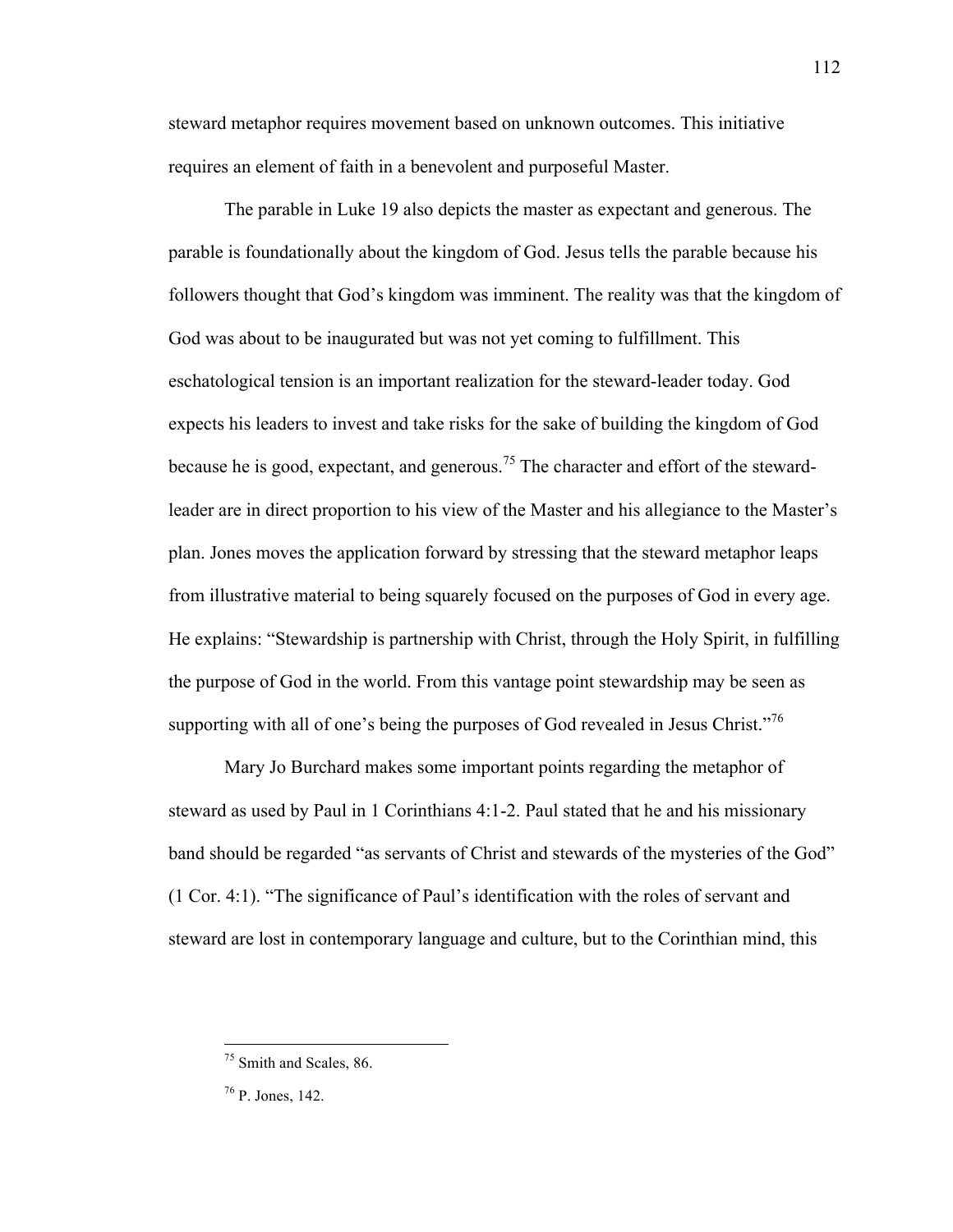steward metaphor requires movement based on unknown outcomes. This initiative requires an element of faith in a benevolent and purposeful Master.

The parable in Luke 19 also depicts the master as expectant and generous. The parable is foundationally about the kingdom of God. Jesus tells the parable because his followers thought that God's kingdom was imminent. The reality was that the kingdom of God was about to be inaugurated but was not yet coming to fulfillment. This eschatological tension is an important realization for the steward-leader today. God expects his leaders to invest and take risks for the sake of building the kingdom of God because he is good, expectant, and generous.[75] The character and effort of the steward-leader are in direct proportion to his view of the Master and his allegiance to the Master's plan. Jones moves the application forward by stressing that the steward metaphor leaps from illustrative material to being squarely focused on the purposes of God in every age. He explains: "Stewardship is partnership with Christ, through the Holy Spirit, in fulfilling the purpose of God in the world. From this vantage point stewardship may be seen as supporting with all of one's being the purposes of God revealed in Jesus Christ."[76]

Mary Jo Burchard makes some important points regarding the metaphor of steward as used by Paul in 1 Corinthians 4:1-2. Paul stated that he and his missionary band should be regarded "as servants of Christ and stewards of the mysteries of the God" (1 Cor. 4:1). "The significance of Paul's identification with the roles of servant and steward are lost in contemporary language and culture, but to the Corinthian mind, this

---

[75] Smith and Scales, 86.

[76] P. Jones, 142.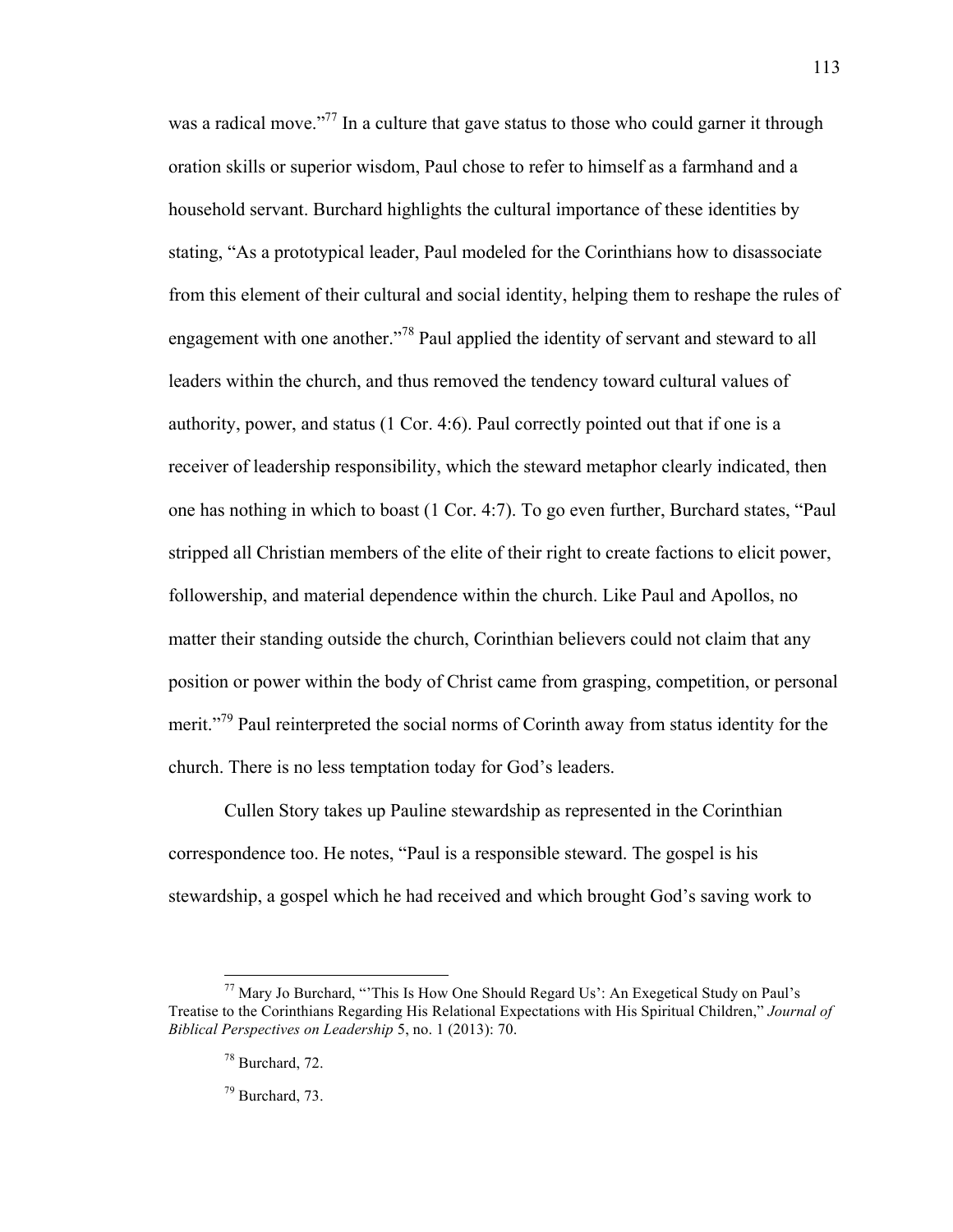was a radical move."[77] In a culture that gave status to those who could garner it through oration skills or superior wisdom, Paul chose to refer to himself as a farmhand and a household servant. Burchard highlights the cultural importance of these identities by stating, "As a prototypical leader, Paul modeled for the Corinthians how to disassociate from this element of their cultural and social identity, helping them to reshape the rules of engagement with one another."[78] Paul applied the identity of servant and steward to all leaders within the church, and thus removed the tendency toward cultural values of authority, power, and status (1 Cor. 4:6). Paul correctly pointed out that if one is a receiver of leadership responsibility, which the steward metaphor clearly indicated, then one has nothing in which to boast (1 Cor. 4:7). To go even further, Burchard states, "Paul stripped all Christian members of the elite of their right to create factions to elicit power, followership, and material dependence within the church. Like Paul and Apollos, no matter their standing outside the church, Corinthian believers could not claim that any position or power within the body of Christ came from grasping, competition, or personal merit."[79] Paul reinterpreted the social norms of Corinth away from status identity for the church. There is no less temptation today for God's leaders.

Cullen Story takes up Pauline stewardship as represented in the Corinthian correspondence too. He notes, "Paul is a responsible steward. The gospel is his stewardship, a gospel which he had received and which brought God's saving work to

---

[77] Mary Jo Burchard, "'This Is How One Should Regard Us': An Exegetical Study on Paul's Treatise to the Corinthians Regarding His Relational Expectations with His Spiritual Children," *Journal of Biblical Perspectives on Leadership* 5, no. 1 (2013): 70.

[78] Burchard, 72.

[79] Burchard, 73.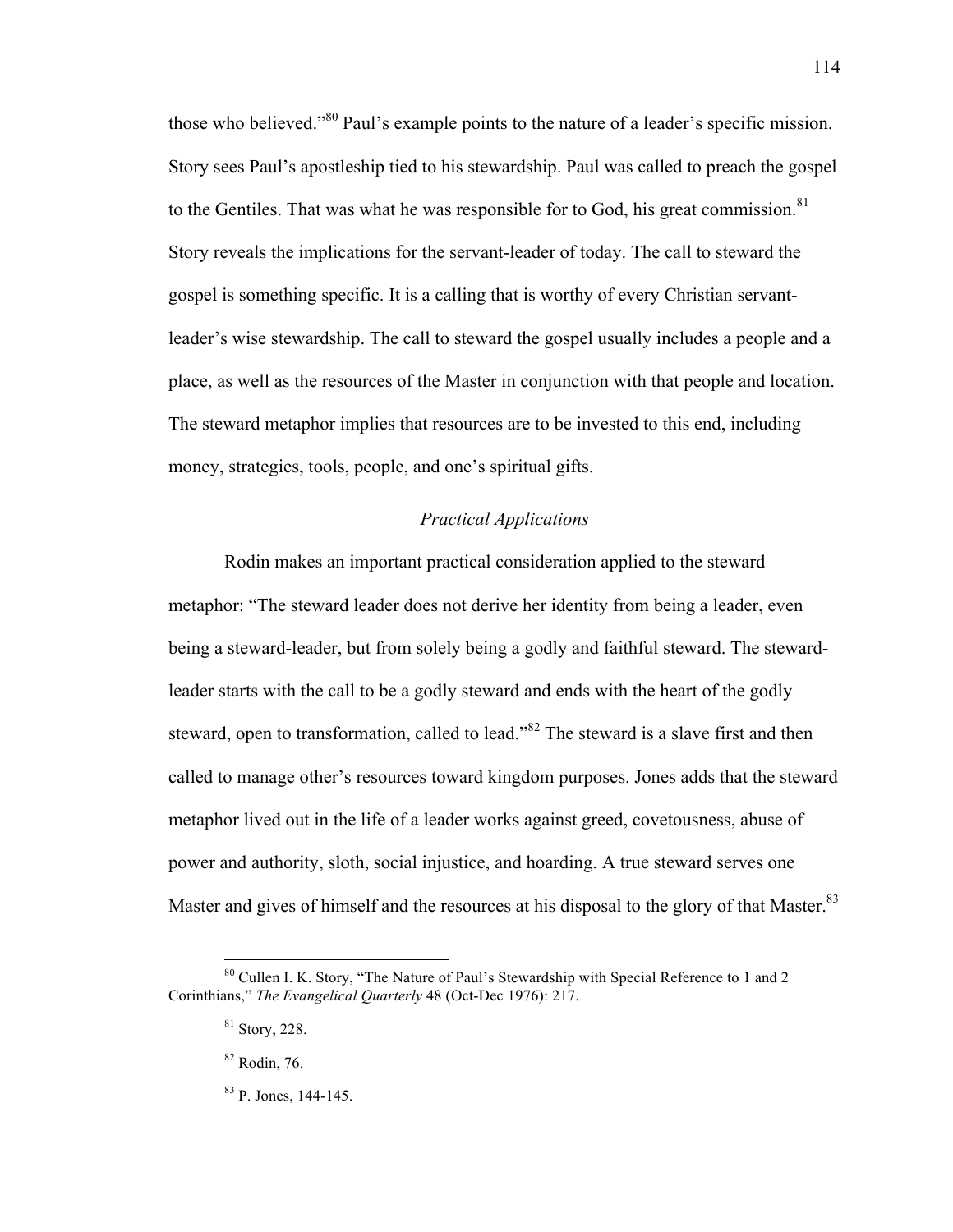those who believed."[80] Paul's example points to the nature of a leader's specific mission. Story sees Paul's apostleship tied to his stewardship. Paul was called to preach the gospel to the Gentiles. That was what he was responsible for to God, his great commission.[81] Story reveals the implications for the servant-leader of today. The call to steward the gospel is something specific. It is a calling that is worthy of every Christian servant-leader's wise stewardship. The call to steward the gospel usually includes a people and a place, as well as the resources of the Master in conjunction with that people and location. The steward metaphor implies that resources are to be invested to this end, including money, strategies, tools, people, and one's spiritual gifts.

### *Practical Applications*

Rodin makes an important practical consideration applied to the steward metaphor: "The steward leader does not derive her identity from being a leader, even being a steward-leader, but from solely being a godly and faithful steward. The steward-leader starts with the call to be a godly steward and ends with the heart of the godly steward, open to transformation, called to lead."[82] The steward is a slave first and then called to manage other's resources toward kingdom purposes. Jones adds that the steward metaphor lived out in the life of a leader works against greed, covetousness, abuse of power and authority, sloth, social injustice, and hoarding. A true steward serves one Master and gives of himself and the resources at his disposal to the glory of that Master.[83]

---

[80] Cullen I. K. Story, "The Nature of Paul's Stewardship with Special Reference to 1 and 2 Corinthians," *The Evangelical Quarterly* 48 (Oct-Dec 1976): 217.

[81] Story, 228.

[82] Rodin, 76.

[83] P. Jones, 144-145.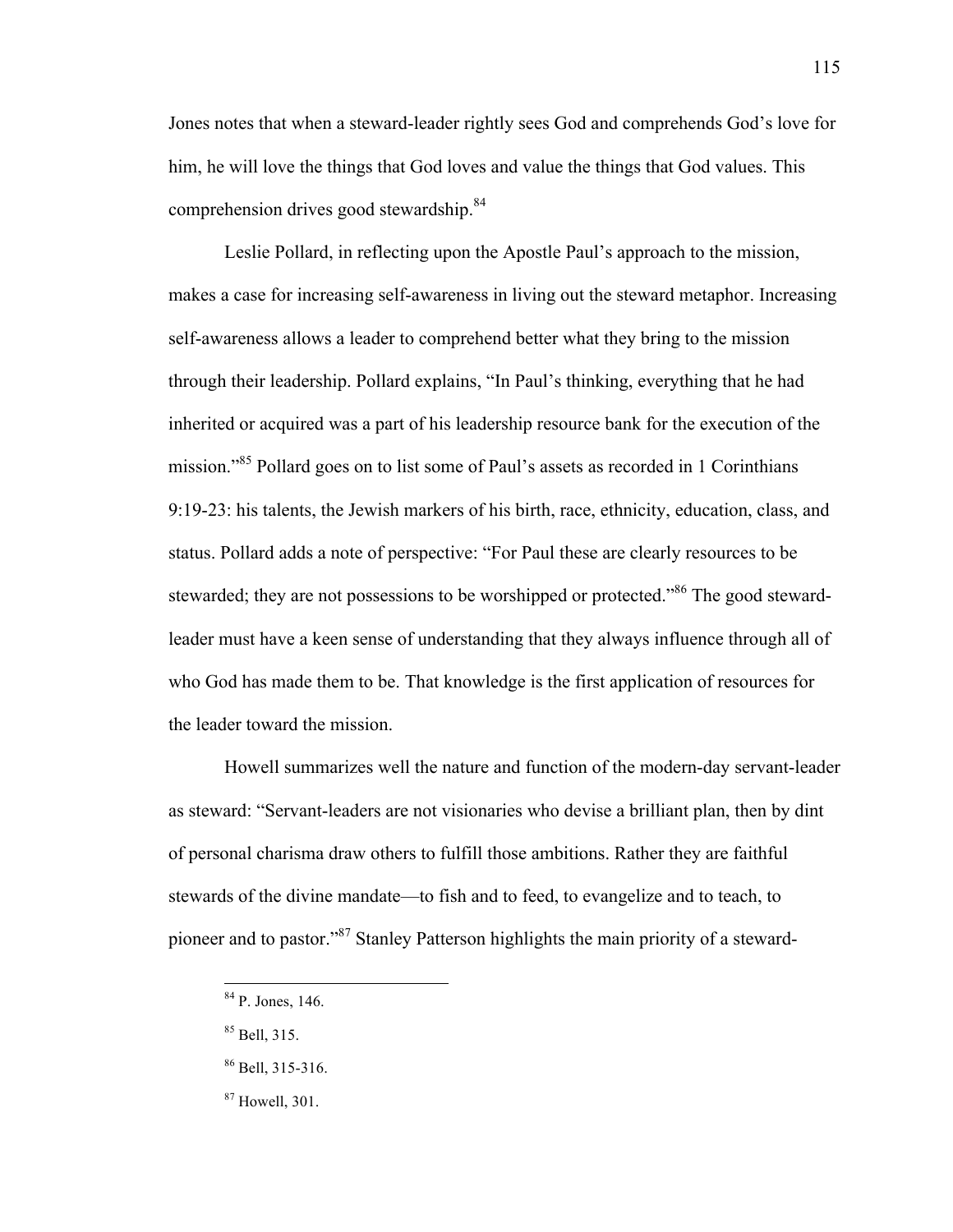Jones notes that when a steward-leader rightly sees God and comprehends God's love for him, he will love the things that God loves and value the things that God values. This comprehension drives good stewardship.[84]

Leslie Pollard, in reflecting upon the Apostle Paul's approach to the mission, makes a case for increasing self-awareness in living out the steward metaphor. Increasing self-awareness allows a leader to comprehend better what they bring to the mission through their leadership. Pollard explains, "In Paul's thinking, everything that he had inherited or acquired was a part of his leadership resource bank for the execution of the mission."[85] Pollard goes on to list some of Paul's assets as recorded in 1 Corinthians 9:19-23: his talents, the Jewish markers of his birth, race, ethnicity, education, class, and status. Pollard adds a note of perspective: "For Paul these are clearly resources to be stewarded; they are not possessions to be worshipped or protected."[86] The good steward-leader must have a keen sense of understanding that they always influence through all of who God has made them to be. That knowledge is the first application of resources for the leader toward the mission.

Howell summarizes well the nature and function of the modern-day servant-leader as steward: "Servant-leaders are not visionaries who devise a brilliant plan, then by dint of personal charisma draw others to fulfill those ambitions. Rather they are faithful stewards of the divine mandate—to fish and to feed, to evangelize and to teach, to pioneer and to pastor."[87] Stanley Patterson highlights the main priority of a steward-

---

[84] P. Jones, 146.

[85] Bell, 315.

[86] Bell, 315-316.

[87] Howell, 301.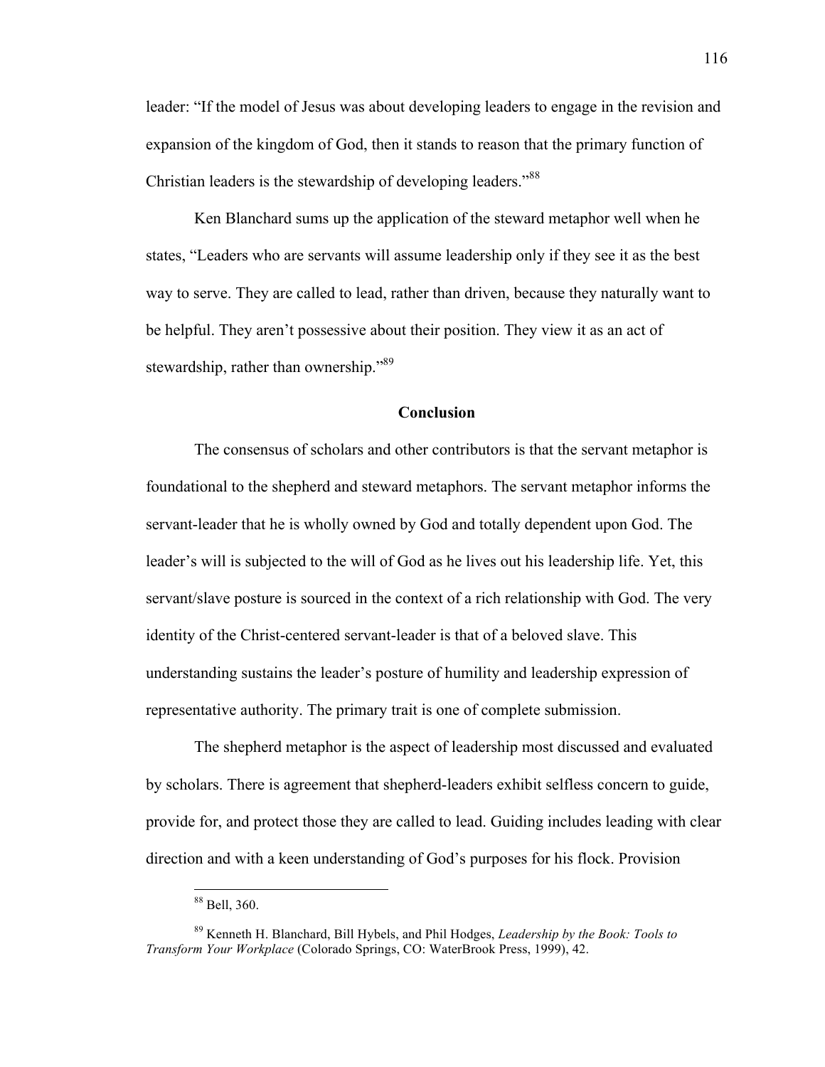leader: "If the model of Jesus was about developing leaders to engage in the revision and expansion of the kingdom of God, then it stands to reason that the primary function of Christian leaders is the stewardship of developing leaders."[88]

Ken Blanchard sums up the application of the steward metaphor well when he states, "Leaders who are servants will assume leadership only if they see it as the best way to serve. They are called to lead, rather than driven, because they naturally want to be helpful. They aren't possessive about their position. They view it as an act of stewardship, rather than ownership."[89]

## Conclusion

The consensus of scholars and other contributors is that the servant metaphor is foundational to the shepherd and steward metaphors. The servant metaphor informs the servant-leader that he is wholly owned by God and totally dependent upon God. The leader's will is subjected to the will of God as he lives out his leadership life. Yet, this servant/slave posture is sourced in the context of a rich relationship with God. The very identity of the Christ-centered servant-leader is that of a beloved slave. This understanding sustains the leader's posture of humility and leadership expression of representative authority. The primary trait is one of complete submission.

The shepherd metaphor is the aspect of leadership most discussed and evaluated by scholars. There is agreement that shepherd-leaders exhibit selfless concern to guide, provide for, and protect those they are called to lead. Guiding includes leading with clear direction and with a keen understanding of God's purposes for his flock. Provision

---

[88] Bell, 360.

[89] Kenneth H. Blanchard, Bill Hybels, and Phil Hodges, *Leadership by the Book: Tools to Transform Your Workplace* (Colorado Springs, CO: WaterBrook Press, 1999), 42.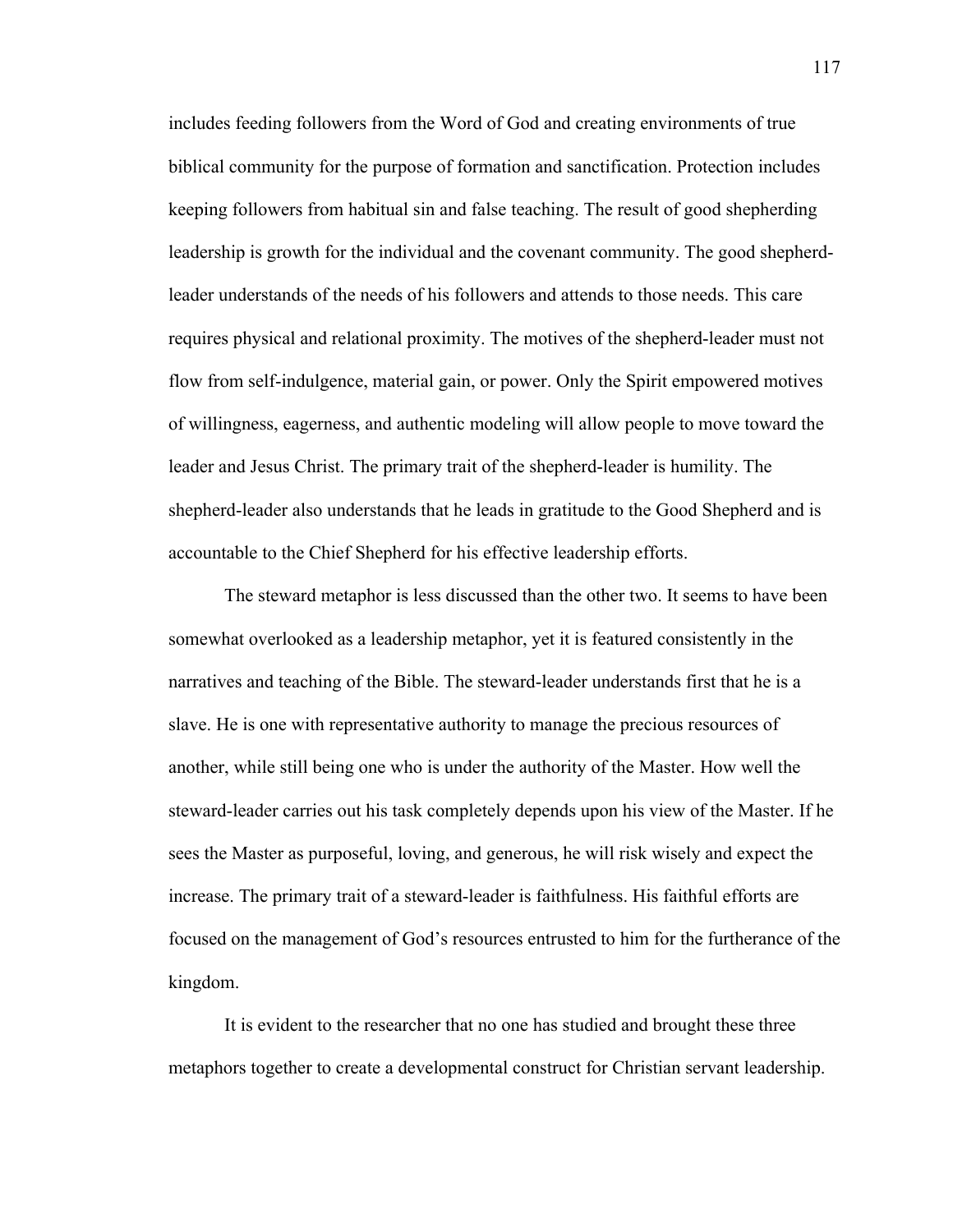includes feeding followers from the Word of God and creating environments of true biblical community for the purpose of formation and sanctification. Protection includes keeping followers from habitual sin and false teaching. The result of good shepherding leadership is growth for the individual and the covenant community. The good shepherd-leader understands of the needs of his followers and attends to those needs. This care requires physical and relational proximity. The motives of the shepherd-leader must not flow from self-indulgence, material gain, or power. Only the Spirit empowered motives of willingness, eagerness, and authentic modeling will allow people to move toward the leader and Jesus Christ. The primary trait of the shepherd-leader is humility. The shepherd-leader also understands that he leads in gratitude to the Good Shepherd and is accountable to the Chief Shepherd for his effective leadership efforts.

The steward metaphor is less discussed than the other two. It seems to have been somewhat overlooked as a leadership metaphor, yet it is featured consistently in the narratives and teaching of the Bible. The steward-leader understands first that he is a slave. He is one with representative authority to manage the precious resources of another, while still being one who is under the authority of the Master. How well the steward-leader carries out his task completely depends upon his view of the Master. If he sees the Master as purposeful, loving, and generous, he will risk wisely and expect the increase. The primary trait of a steward-leader is faithfulness. His faithful efforts are focused on the management of God's resources entrusted to him for the furtherance of the kingdom.

It is evident to the researcher that no one has studied and brought these three metaphors together to create a developmental construct for Christian servant leadership.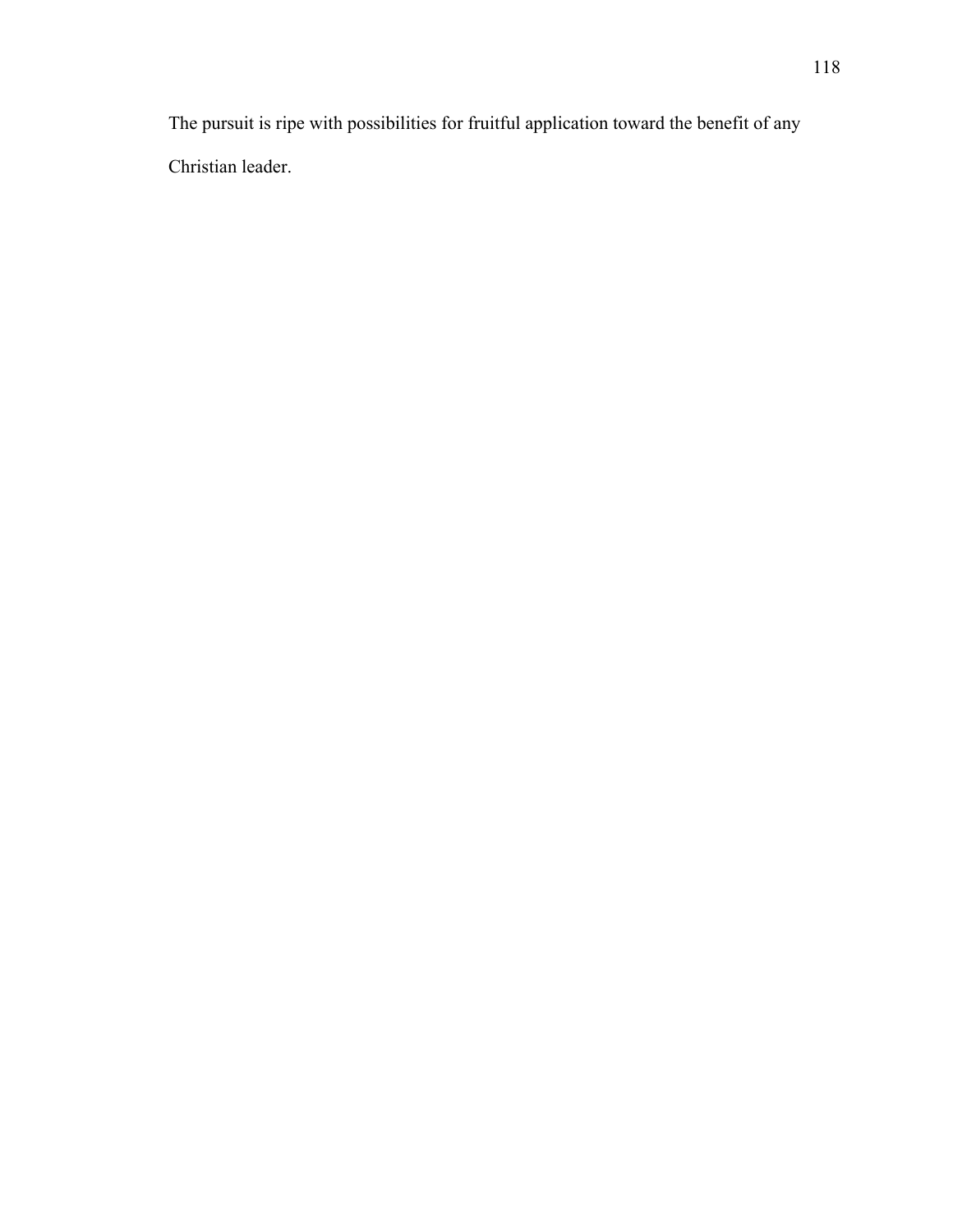The pursuit is ripe with possibilities for fruitful application toward the benefit of any Christian leader.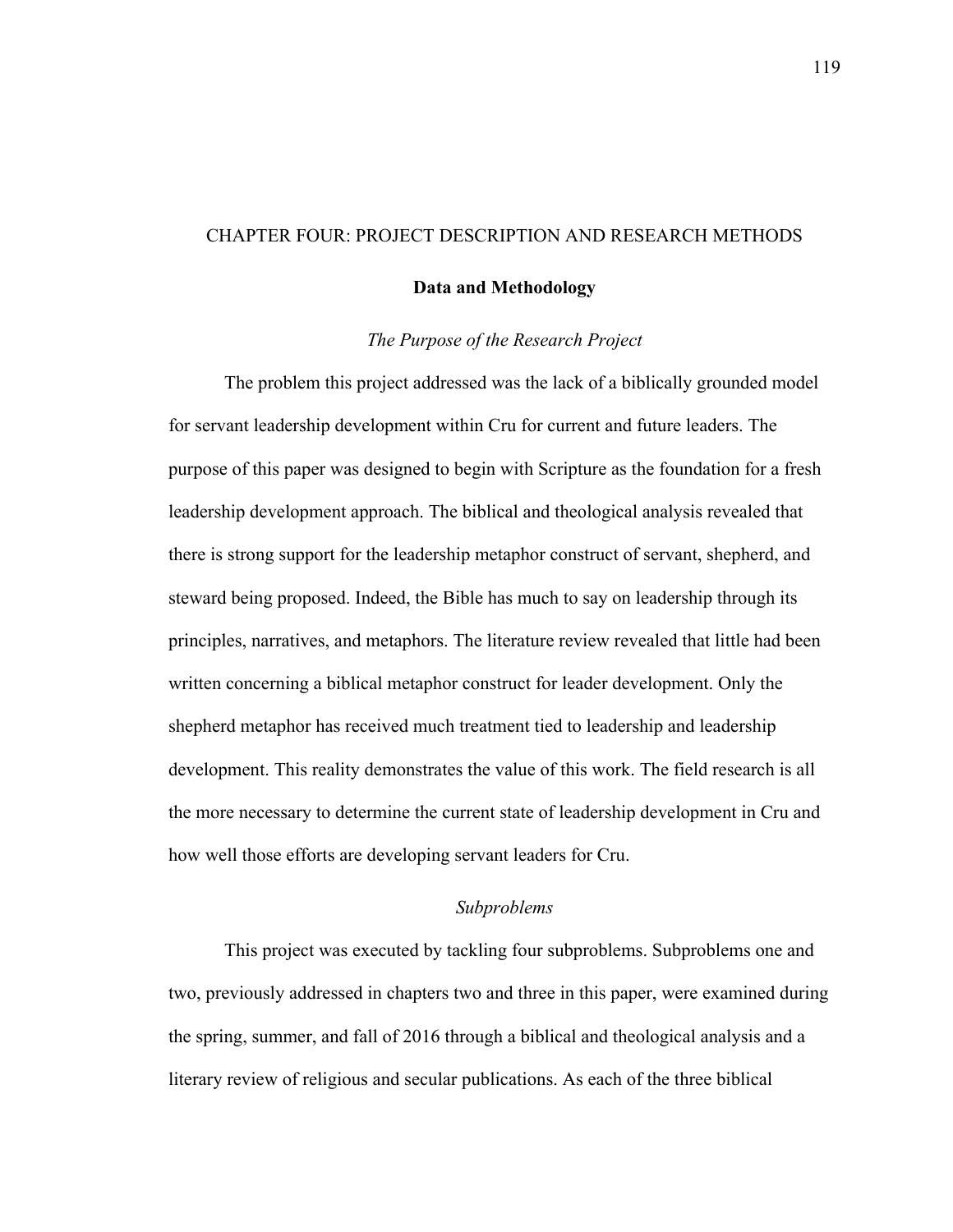# CHAPTER FOUR: PROJECT DESCRIPTION AND RESEARCH METHODS

## Data and Methodology

### *The Purpose of the Research Project*

The problem this project addressed was the lack of a biblically grounded model for servant leadership development within Cru for current and future leaders. The purpose of this paper was designed to begin with Scripture as the foundation for a fresh leadership development approach. The biblical and theological analysis revealed that there is strong support for the leadership metaphor construct of servant, shepherd, and steward being proposed. Indeed, the Bible has much to say on leadership through its principles, narratives, and metaphors. The literature review revealed that little had been written concerning a biblical metaphor construct for leader development. Only the shepherd metaphor has received much treatment tied to leadership and leadership development. This reality demonstrates the value of this work. The field research is all the more necessary to determine the current state of leadership development in Cru and how well those efforts are developing servant leaders for Cru.

### *Subproblems*

This project was executed by tackling four subproblems. Subproblems one and two, previously addressed in chapters two and three in this paper, were examined during the spring, summer, and fall of 2016 through a biblical and theological analysis and a literary review of religious and secular publications. As each of the three biblical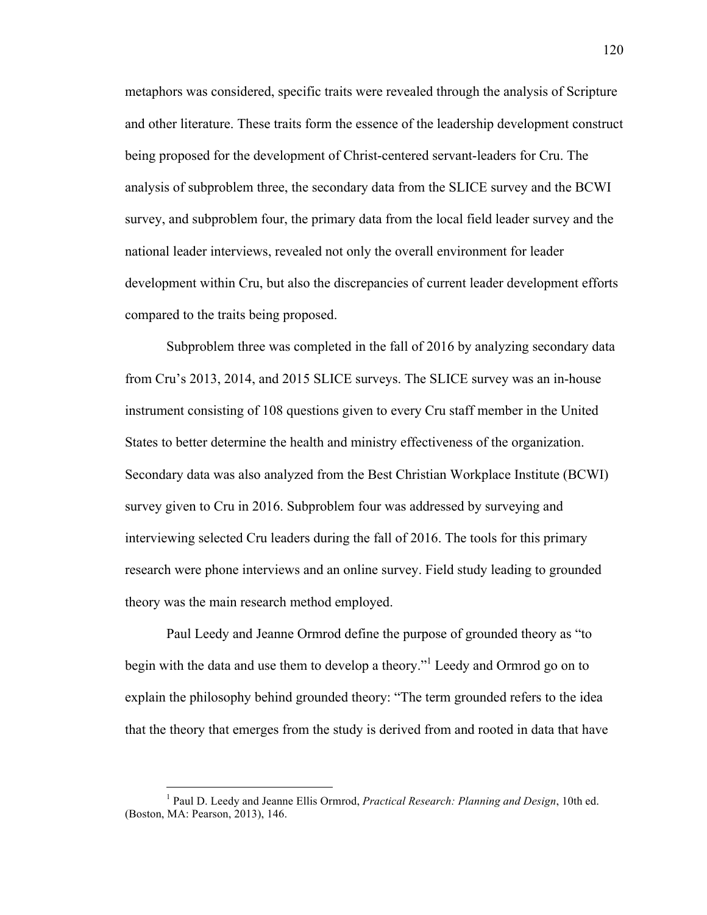metaphors was considered, specific traits were revealed through the analysis of Scripture and other literature. These traits form the essence of the leadership development construct being proposed for the development of Christ-centered servant-leaders for Cru. The analysis of subproblem three, the secondary data from the SLICE survey and the BCWI survey, and subproblem four, the primary data from the local field leader survey and the national leader interviews, revealed not only the overall environment for leader development within Cru, but also the discrepancies of current leader development efforts compared to the traits being proposed.

Subproblem three was completed in the fall of 2016 by analyzing secondary data from Cru's 2013, 2014, and 2015 SLICE surveys. The SLICE survey was an in-house instrument consisting of 108 questions given to every Cru staff member in the United States to better determine the health and ministry effectiveness of the organization. Secondary data was also analyzed from the Best Christian Workplace Institute (BCWI) survey given to Cru in 2016. Subproblem four was addressed by surveying and interviewing selected Cru leaders during the fall of 2016. The tools for this primary research were phone interviews and an online survey. Field study leading to grounded theory was the main research method employed.

Paul Leedy and Jeanne Ormrod define the purpose of grounded theory as "to begin with the data and use them to develop a theory."[1] Leedy and Ormrod go on to explain the philosophy behind grounded theory: "The term grounded refers to the idea that the theory that emerges from the study is derived from and rooted in data that have

---

[1] Paul D. Leedy and Jeanne Ellis Ormrod, *Practical Research: Planning and Design*, 10th ed. (Boston, MA: Pearson, 2013), 146.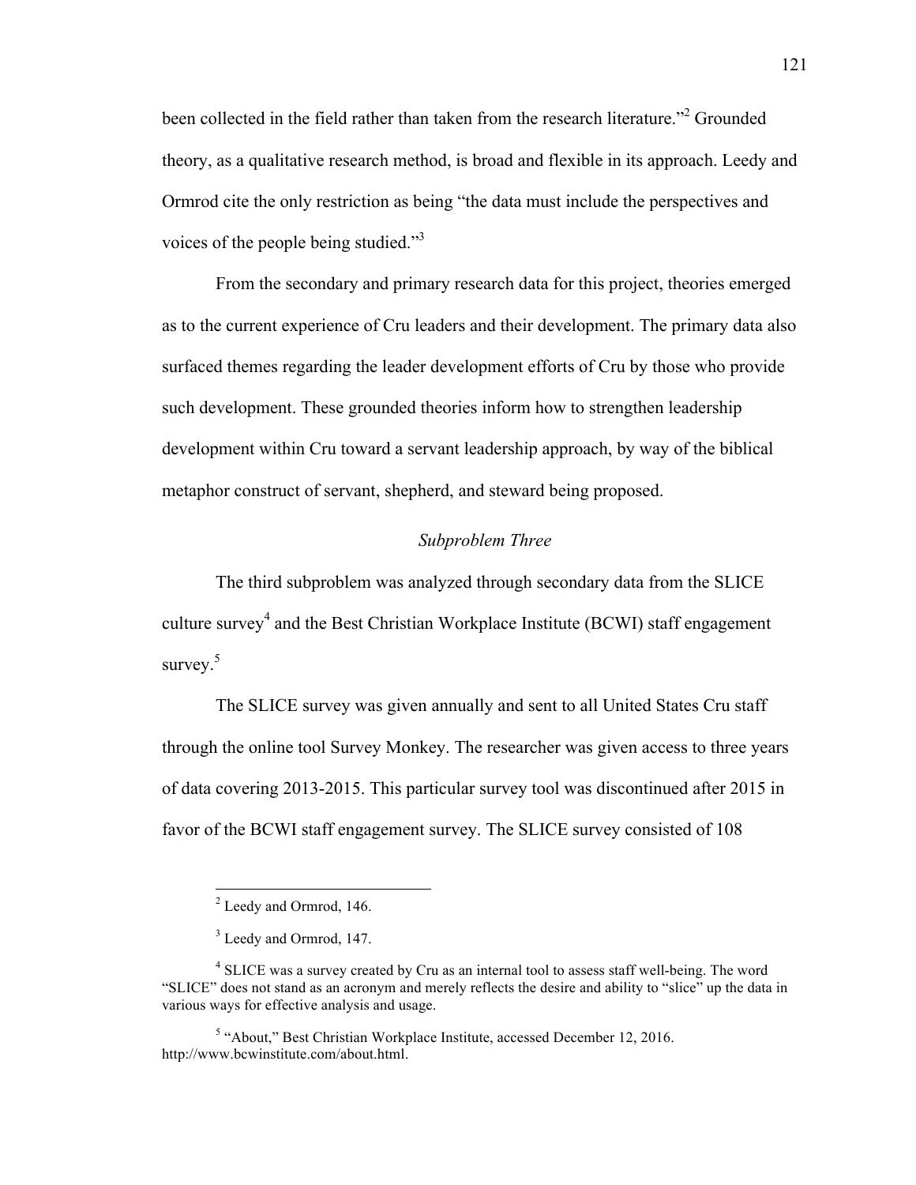been collected in the field rather than taken from the research literature."[2] Grounded theory, as a qualitative research method, is broad and flexible in its approach. Leedy and Ormrod cite the only restriction as being "the data must include the perspectives and voices of the people being studied."[3]

From the secondary and primary research data for this project, theories emerged as to the current experience of Cru leaders and their development. The primary data also surfaced themes regarding the leader development efforts of Cru by those who provide such development. These grounded theories inform how to strengthen leadership development within Cru toward a servant leadership approach, by way of the biblical metaphor construct of servant, shepherd, and steward being proposed.

*Subproblem Three*

The third subproblem was analyzed through secondary data from the SLICE culture survey[4] and the Best Christian Workplace Institute (BCWI) staff engagement survey.[5]

The SLICE survey was given annually and sent to all United States Cru staff through the online tool Survey Monkey. The researcher was given access to three years of data covering 2013-2015. This particular survey tool was discontinued after 2015 in favor of the BCWI staff engagement survey. The SLICE survey consisted of 108

---

[2] Leedy and Ormrod, 146.

[3] Leedy and Ormrod, 147.

[4] SLICE was a survey created by Cru as an internal tool to assess staff well-being. The word "SLICE" does not stand as an acronym and merely reflects the desire and ability to "slice" up the data in various ways for effective analysis and usage.

[5] "About," Best Christian Workplace Institute, accessed December 12, 2016. http://www.bcwinstitute.com/about.html.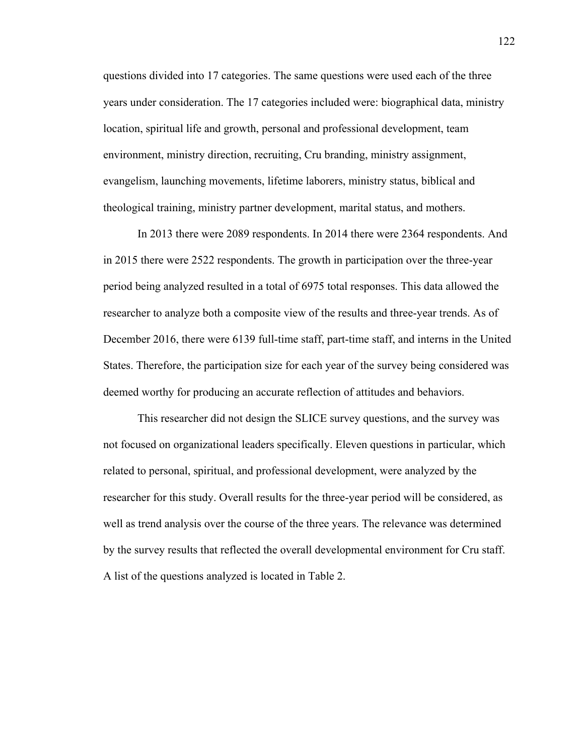questions divided into 17 categories. The same questions were used each of the three years under consideration. The 17 categories included were: biographical data, ministry location, spiritual life and growth, personal and professional development, team environment, ministry direction, recruiting, Cru branding, ministry assignment, evangelism, launching movements, lifetime laborers, ministry status, biblical and theological training, ministry partner development, marital status, and mothers.

In 2013 there were 2089 respondents. In 2014 there were 2364 respondents. And in 2015 there were 2522 respondents. The growth in participation over the three-year period being analyzed resulted in a total of 6975 total responses. This data allowed the researcher to analyze both a composite view of the results and three-year trends. As of December 2016, there were 6139 full-time staff, part-time staff, and interns in the United States. Therefore, the participation size for each year of the survey being considered was deemed worthy for producing an accurate reflection of attitudes and behaviors.

This researcher did not design the SLICE survey questions, and the survey was not focused on organizational leaders specifically. Eleven questions in particular, which related to personal, spiritual, and professional development, were analyzed by the researcher for this study. Overall results for the three-year period will be considered, as well as trend analysis over the course of the three years. The relevance was determined by the survey results that reflected the overall developmental environment for Cru staff. A list of the questions analyzed is located in Table 2.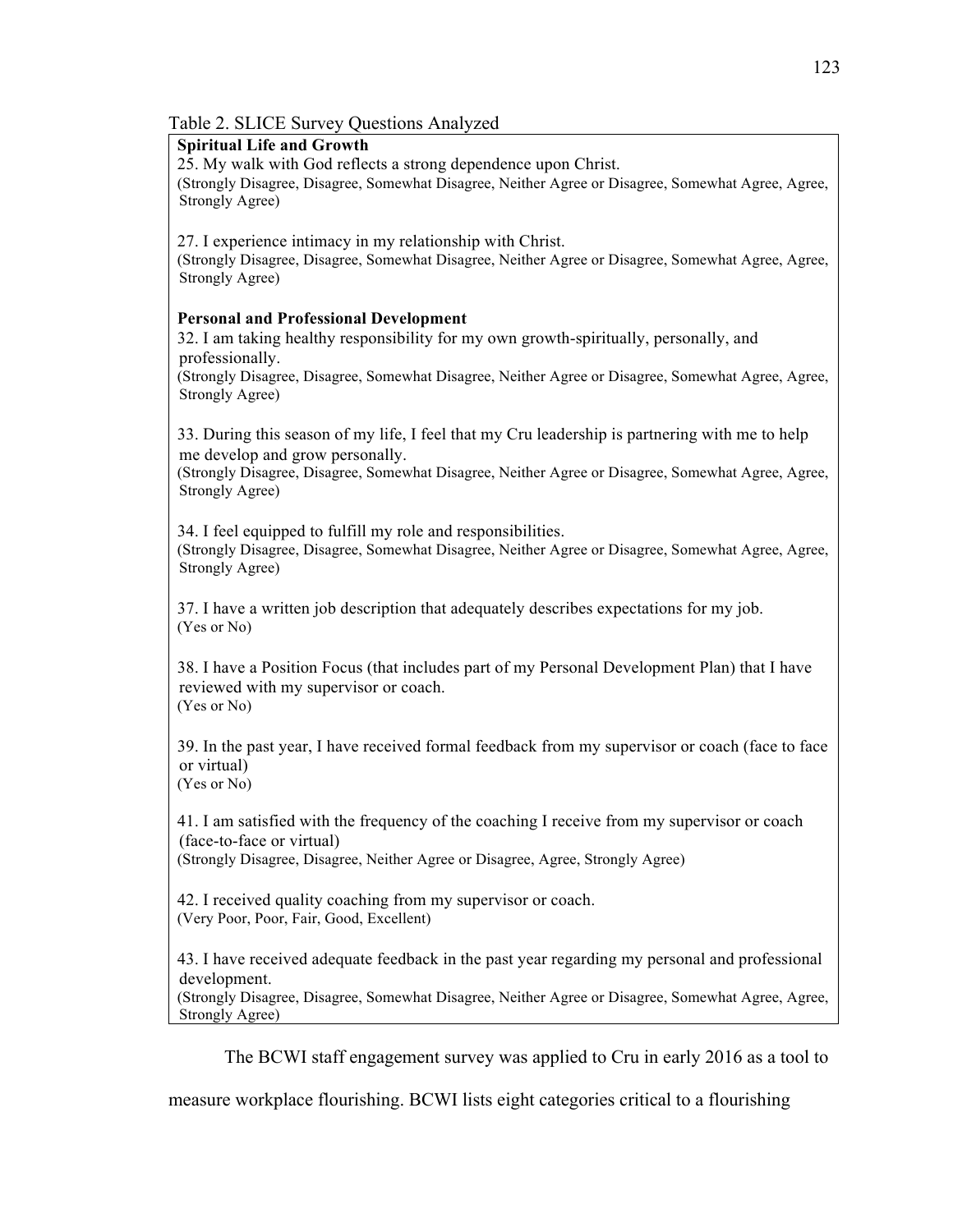Table 2. SLICE Survey Questions Analyzed

**Spiritual Life and Growth**

25. My walk with God reflects a strong dependence upon Christ.
(Strongly Disagree, Disagree, Somewhat Disagree, Neither Agree or Disagree, Somewhat Agree, Agree, Strongly Agree)

27. I experience intimacy in my relationship with Christ.
(Strongly Disagree, Disagree, Somewhat Disagree, Neither Agree or Disagree, Somewhat Agree, Agree, Strongly Agree)

**Personal and Professional Development**

32. I am taking healthy responsibility for my own growth-spiritually, personally, and professionally.
(Strongly Disagree, Disagree, Somewhat Disagree, Neither Agree or Disagree, Somewhat Agree, Agree, Strongly Agree)

33. During this season of my life, I feel that my Cru leadership is partnering with me to help me develop and grow personally.
(Strongly Disagree, Disagree, Somewhat Disagree, Neither Agree or Disagree, Somewhat Agree, Agree, Strongly Agree)

34. I feel equipped to fulfill my role and responsibilities.
(Strongly Disagree, Disagree, Somewhat Disagree, Neither Agree or Disagree, Somewhat Agree, Agree, Strongly Agree)

37. I have a written job description that adequately describes expectations for my job.
(Yes or No)

38. I have a Position Focus (that includes part of my Personal Development Plan) that I have reviewed with my supervisor or coach.
(Yes or No)

39. In the past year, I have received formal feedback from my supervisor or coach (face to face or virtual)
(Yes or No)

41. I am satisfied with the frequency of the coaching I receive from my supervisor or coach (face-to-face or virtual)
(Strongly Disagree, Disagree, Neither Agree or Disagree, Agree, Strongly Agree)

42. I received quality coaching from my supervisor or coach.
(Very Poor, Poor, Fair, Good, Excellent)

43. I have received adequate feedback in the past year regarding my personal and professional development.
(Strongly Disagree, Disagree, Somewhat Disagree, Neither Agree or Disagree, Somewhat Agree, Agree, Strongly Agree)

The BCWI staff engagement survey was applied to Cru in early 2016 as a tool to measure workplace flourishing. BCWI lists eight categories critical to a flourishing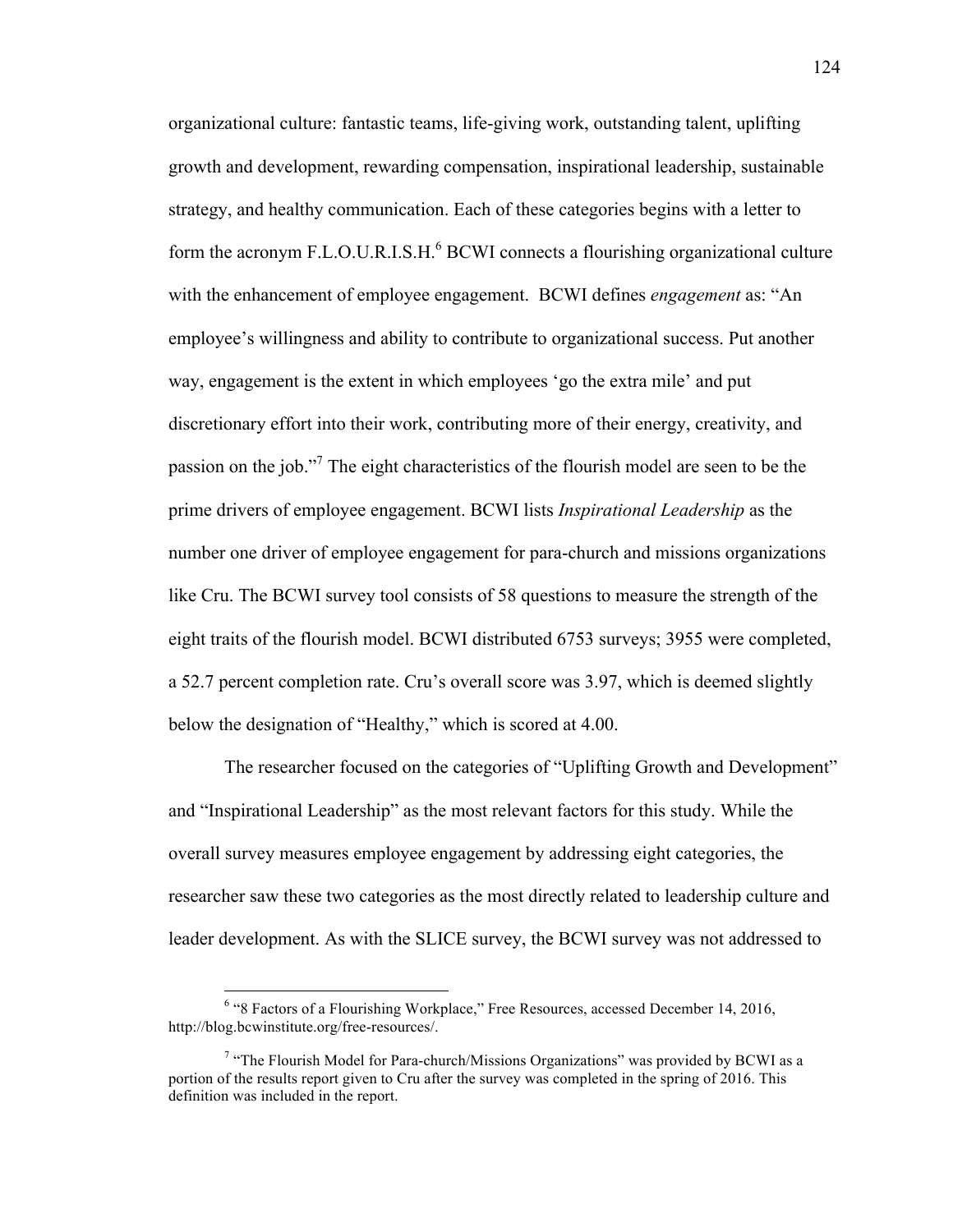organizational culture: fantastic teams, life-giving work, outstanding talent, uplifting growth and development, rewarding compensation, inspirational leadership, sustainable strategy, and healthy communication. Each of these categories begins with a letter to form the acronym F.L.O.U.R.I.S.H.[6] BCWI connects a flourishing organizational culture with the enhancement of employee engagement. BCWI defines *engagement* as: "An employee's willingness and ability to contribute to organizational success. Put another way, engagement is the extent in which employees 'go the extra mile' and put discretionary effort into their work, contributing more of their energy, creativity, and passion on the job."[7] The eight characteristics of the flourish model are seen to be the prime drivers of employee engagement. BCWI lists *Inspirational Leadership* as the number one driver of employee engagement for para-church and missions organizations like Cru. The BCWI survey tool consists of 58 questions to measure the strength of the eight traits of the flourish model. BCWI distributed 6753 surveys; 3955 were completed, a 52.7 percent completion rate. Cru's overall score was 3.97, which is deemed slightly below the designation of "Healthy," which is scored at 4.00.

The researcher focused on the categories of "Uplifting Growth and Development" and "Inspirational Leadership" as the most relevant factors for this study. While the overall survey measures employee engagement by addressing eight categories, the researcher saw these two categories as the most directly related to leadership culture and leader development. As with the SLICE survey, the BCWI survey was not addressed to

---

[6] "8 Factors of a Flourishing Workplace," Free Resources, accessed December 14, 2016, http://blog.bcwinstitute.org/free-resources/.

[7] "The Flourish Model for Para-church/Missions Organizations" was provided by BCWI as a portion of the results report given to Cru after the survey was completed in the spring of 2016. This definition was included in the report.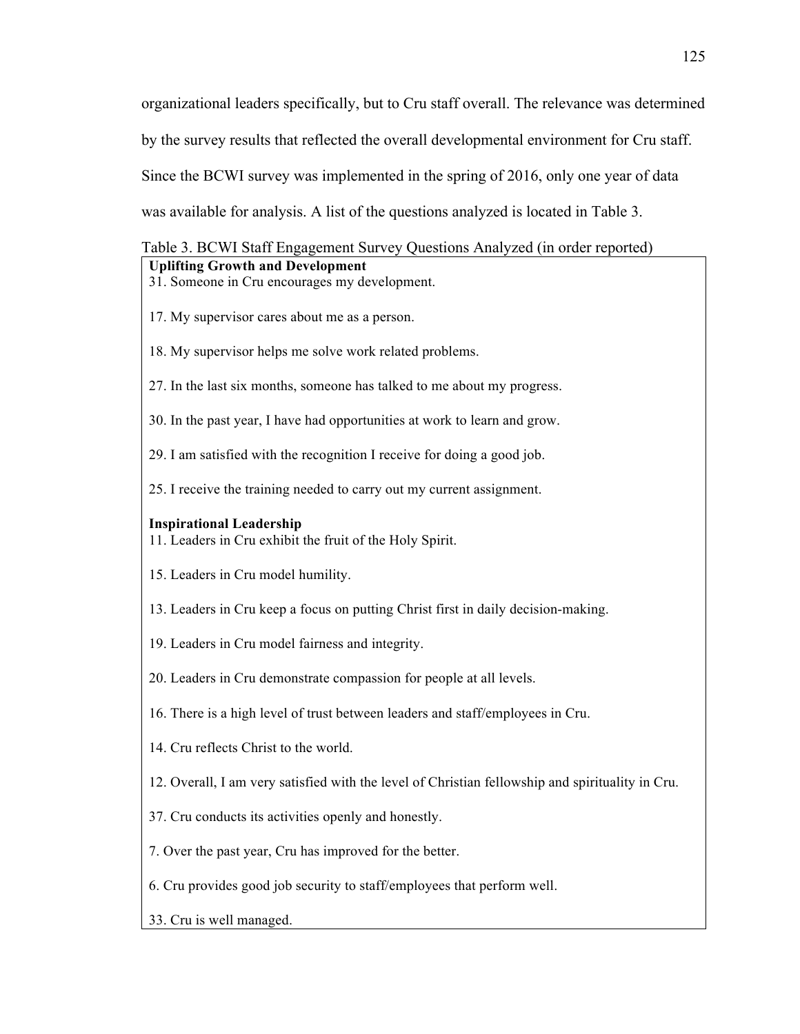organizational leaders specifically, but to Cru staff overall. The relevance was determined by the survey results that reflected the overall developmental environment for Cru staff. Since the BCWI survey was implemented in the spring of 2016, only one year of data was available for analysis. A list of the questions analyzed is located in Table 3.

Table 3. BCWI Staff Engagement Survey Questions Analyzed (in order reported)

| **Uplifting Growth and Development** |
|---|
| 31. Someone in Cru encourages my development. |
| 17. My supervisor cares about me as a person. |
| 18. My supervisor helps me solve work related problems. |
| 27. In the last six months, someone has talked to me about my progress. |
| 30. In the past year, I have had opportunities at work to learn and grow. |
| 29. I am satisfied with the recognition I receive for doing a good job. |
| 25. I receive the training needed to carry out my current assignment. |
| **Inspirational Leadership** |
| 11. Leaders in Cru exhibit the fruit of the Holy Spirit. |
| 15. Leaders in Cru model humility. |
| 13. Leaders in Cru keep a focus on putting Christ first in daily decision-making. |
| 19. Leaders in Cru model fairness and integrity. |
| 20. Leaders in Cru demonstrate compassion for people at all levels. |
| 16. There is a high level of trust between leaders and staff/employees in Cru. |
| 14. Cru reflects Christ to the world. |
| 12. Overall, I am very satisfied with the level of Christian fellowship and spirituality in Cru. |
| 37. Cru conducts its activities openly and honestly. |
| 7. Over the past year, Cru has improved for the better. |
| 6. Cru provides good job security to staff/employees that perform well. |
| 33. Cru is well managed. |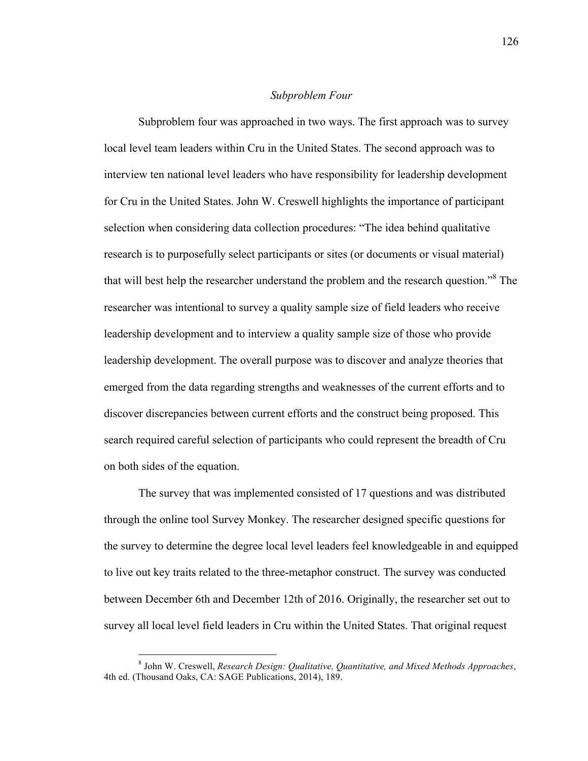### *Subproblem Four*

Subproblem four was approached in two ways. The first approach was to survey local level team leaders within Cru in the United States. The second approach was to interview ten national level leaders who have responsibility for leadership development for Cru in the United States. John W. Creswell highlights the importance of participant selection when considering data collection procedures: "The idea behind qualitative research is to purposefully select participants or sites (or documents or visual material) that will best help the researcher understand the problem and the research question."[8] The researcher was intentional to survey a quality sample size of field leaders who receive leadership development and to interview a quality sample size of those who provide leadership development. The overall purpose was to discover and analyze theories that emerged from the data regarding strengths and weaknesses of the current efforts and to discover discrepancies between current efforts and the construct being proposed. This search required careful selection of participants who could represent the breadth of Cru on both sides of the equation.

The survey that was implemented consisted of 17 questions and was distributed through the online tool Survey Monkey. The researcher designed specific questions for the survey to determine the degree local level leaders feel knowledgeable in and equipped to live out key traits related to the three-metaphor construct. The survey was conducted between December 6th and December 12th of 2016. Originally, the researcher set out to survey all local level field leaders in Cru within the United States. That original request

---

[8] John W. Creswell, *Research Design: Qualitative, Quantitative, and Mixed Methods Approaches*, 4th ed. (Thousand Oaks, CA: SAGE Publications, 2014), 189.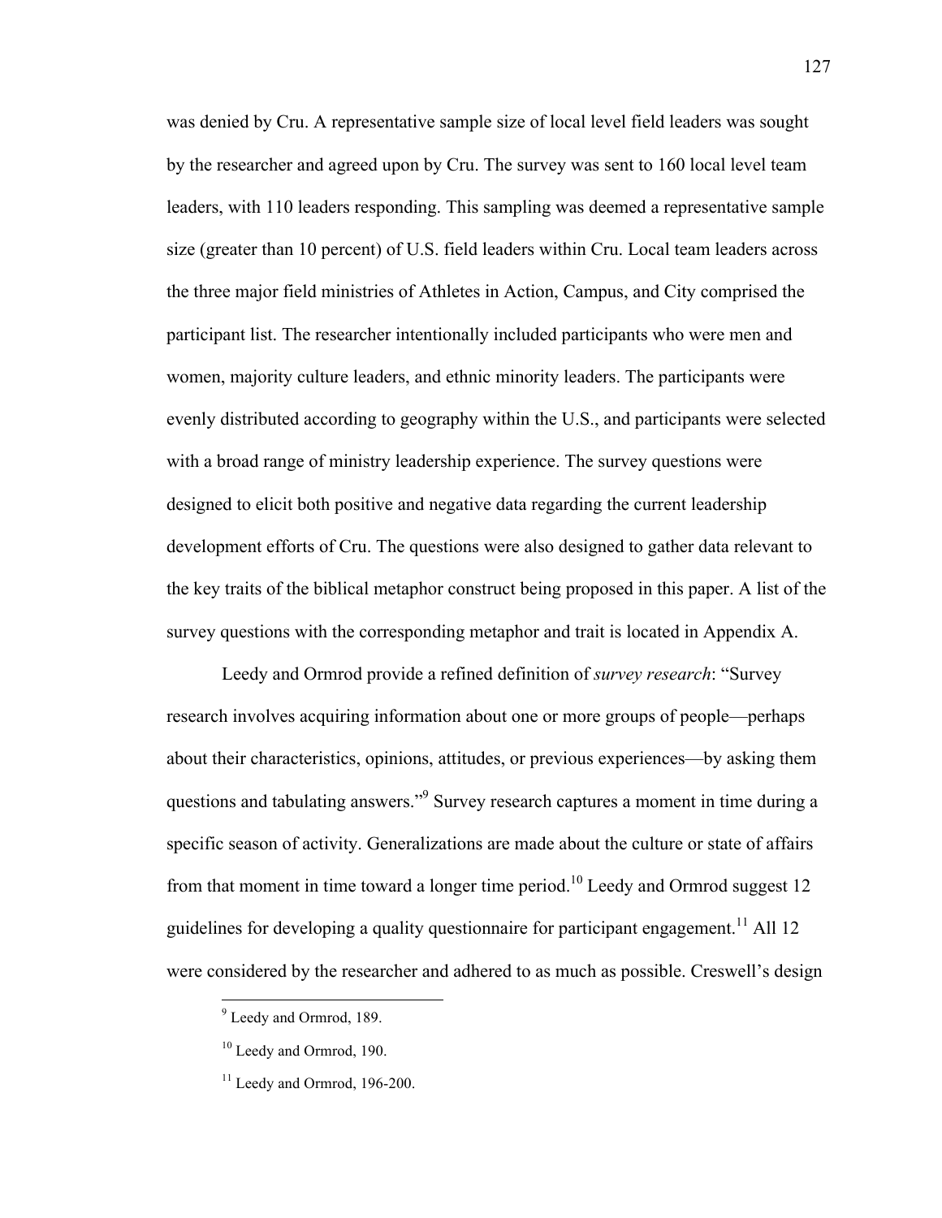was denied by Cru. A representative sample size of local level field leaders was sought by the researcher and agreed upon by Cru. The survey was sent to 160 local level team leaders, with 110 leaders responding. This sampling was deemed a representative sample size (greater than 10 percent) of U.S. field leaders within Cru. Local team leaders across the three major field ministries of Athletes in Action, Campus, and City comprised the participant list. The researcher intentionally included participants who were men and women, majority culture leaders, and ethnic minority leaders. The participants were evenly distributed according to geography within the U.S., and participants were selected with a broad range of ministry leadership experience. The survey questions were designed to elicit both positive and negative data regarding the current leadership development efforts of Cru. The questions were also designed to gather data relevant to the key traits of the biblical metaphor construct being proposed in this paper. A list of the survey questions with the corresponding metaphor and trait is located in Appendix A.

Leedy and Ormrod provide a refined definition of *survey research*: "Survey research involves acquiring information about one or more groups of people—perhaps about their characteristics, opinions, attitudes, or previous experiences—by asking them questions and tabulating answers."[9] Survey research captures a moment in time during a specific season of activity. Generalizations are made about the culture or state of affairs from that moment in time toward a longer time period.[10] Leedy and Ormrod suggest 12 guidelines for developing a quality questionnaire for participant engagement.[11] All 12 were considered by the researcher and adhered to as much as possible. Creswell's design

[9] Leedy and Ormrod, 189.

[10] Leedy and Ormrod, 190.

[11] Leedy and Ormrod, 196-200.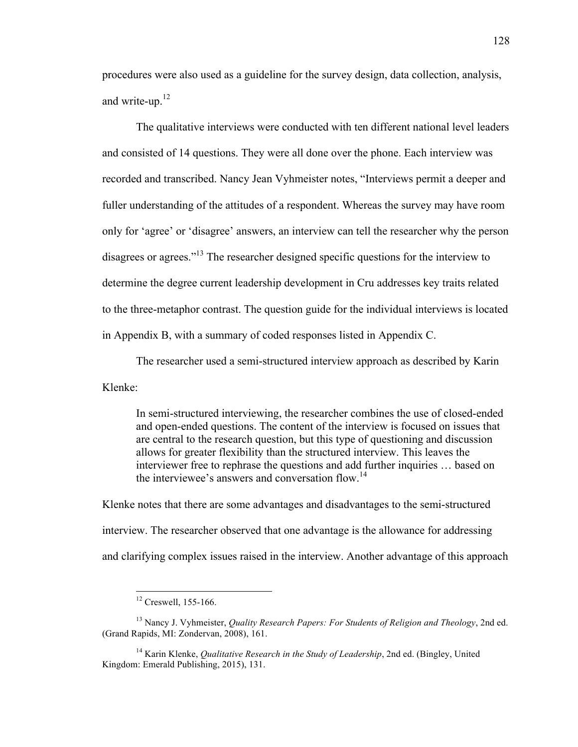procedures were also used as a guideline for the survey design, data collection, analysis, and write-up.[12]

The qualitative interviews were conducted with ten different national level leaders and consisted of 14 questions. They were all done over the phone. Each interview was recorded and transcribed. Nancy Jean Vyhmeister notes, "Interviews permit a deeper and fuller understanding of the attitudes of a respondent. Whereas the survey may have room only for 'agree' or 'disagree' answers, an interview can tell the researcher why the person disagrees or agrees."[13] The researcher designed specific questions for the interview to determine the degree current leadership development in Cru addresses key traits related to the three-metaphor contrast. The question guide for the individual interviews is located in Appendix B, with a summary of coded responses listed in Appendix C.

The researcher used a semi-structured interview approach as described by Karin Klenke:

> In semi-structured interviewing, the researcher combines the use of closed-ended and open-ended questions. The content of the interview is focused on issues that are central to the research question, but this type of questioning and discussion allows for greater flexibility than the structured interview. This leaves the interviewer free to rephrase the questions and add further inquiries … based on the interviewee's answers and conversation flow.[14]

Klenke notes that there are some advantages and disadvantages to the semi-structured interview. The researcher observed that one advantage is the allowance for addressing and clarifying complex issues raised in the interview. Another advantage of this approach

---

[12] Creswell, 155-166.

[13] Nancy J. Vyhmeister, *Quality Research Papers: For Students of Religion and Theology*, 2nd ed. (Grand Rapids, MI: Zondervan, 2008), 161.

[14] Karin Klenke, *Qualitative Research in the Study of Leadership*, 2nd ed. (Bingley, United Kingdom: Emerald Publishing, 2015), 131.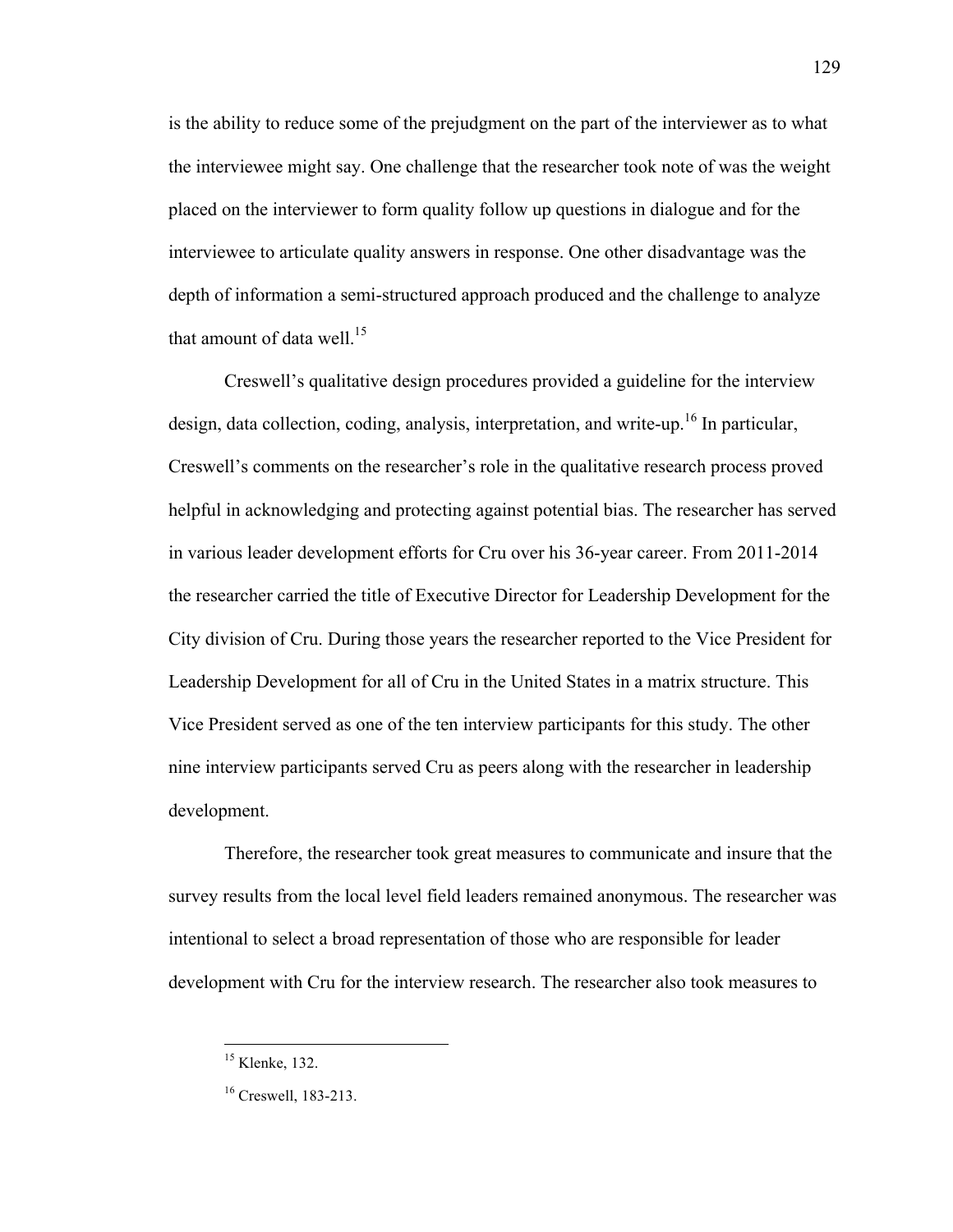is the ability to reduce some of the prejudgment on the part of the interviewer as to what the interviewee might say. One challenge that the researcher took note of was the weight placed on the interviewer to form quality follow up questions in dialogue and for the interviewee to articulate quality answers in response. One other disadvantage was the depth of information a semi-structured approach produced and the challenge to analyze that amount of data well.[15]

Creswell's qualitative design procedures provided a guideline for the interview design, data collection, coding, analysis, interpretation, and write-up.[16] In particular, Creswell's comments on the researcher's role in the qualitative research process proved helpful in acknowledging and protecting against potential bias. The researcher has served in various leader development efforts for Cru over his 36-year career. From 2011-2014 the researcher carried the title of Executive Director for Leadership Development for the City division of Cru. During those years the researcher reported to the Vice President for Leadership Development for all of Cru in the United States in a matrix structure. This Vice President served as one of the ten interview participants for this study. The other nine interview participants served Cru as peers along with the researcher in leadership development.

Therefore, the researcher took great measures to communicate and insure that the survey results from the local level field leaders remained anonymous. The researcher was intentional to select a broad representation of those who are responsible for leader development with Cru for the interview research. The researcher also took measures to

---

[15] Klenke, 132.

[16] Creswell, 183-213.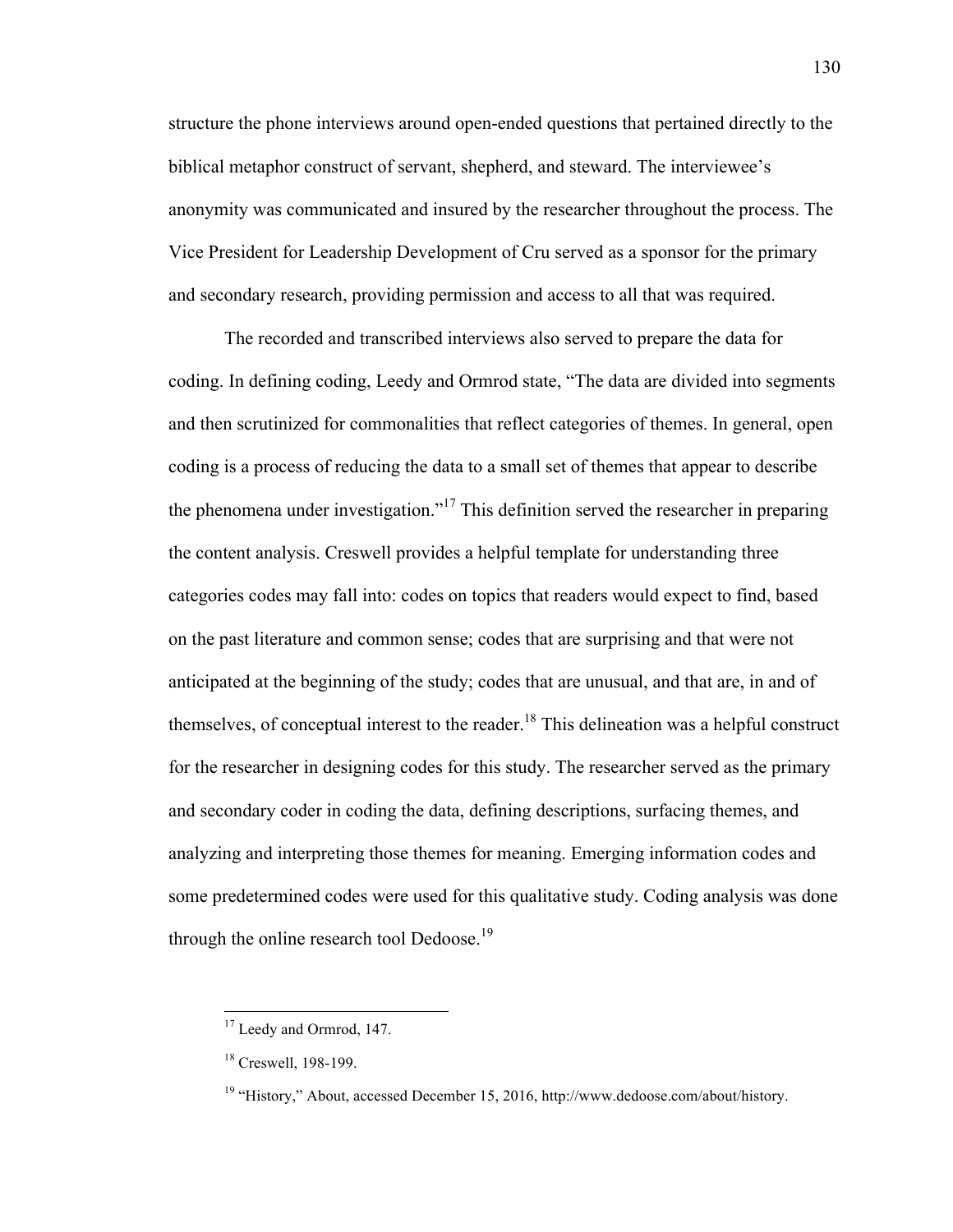structure the phone interviews around open-ended questions that pertained directly to the biblical metaphor construct of servant, shepherd, and steward. The interviewee's anonymity was communicated and insured by the researcher throughout the process. The Vice President for Leadership Development of Cru served as a sponsor for the primary and secondary research, providing permission and access to all that was required.

The recorded and transcribed interviews also served to prepare the data for coding. In defining coding, Leedy and Ormrod state, "The data are divided into segments and then scrutinized for commonalities that reflect categories of themes. In general, open coding is a process of reducing the data to a small set of themes that appear to describe the phenomena under investigation."[17] This definition served the researcher in preparing the content analysis. Creswell provides a helpful template for understanding three categories codes may fall into: codes on topics that readers would expect to find, based on the past literature and common sense; codes that are surprising and that were not anticipated at the beginning of the study; codes that are unusual, and that are, in and of themselves, of conceptual interest to the reader.[18] This delineation was a helpful construct for the researcher in designing codes for this study. The researcher served as the primary and secondary coder in coding the data, defining descriptions, surfacing themes, and analyzing and interpreting those themes for meaning. Emerging information codes and some predetermined codes were used for this qualitative study. Coding analysis was done through the online research tool Dedoose.[19]

---

[17] Leedy and Ormrod, 147.

[18] Creswell, 198-199.

[19] "History," About, accessed December 15, 2016, http://www.dedoose.com/about/history.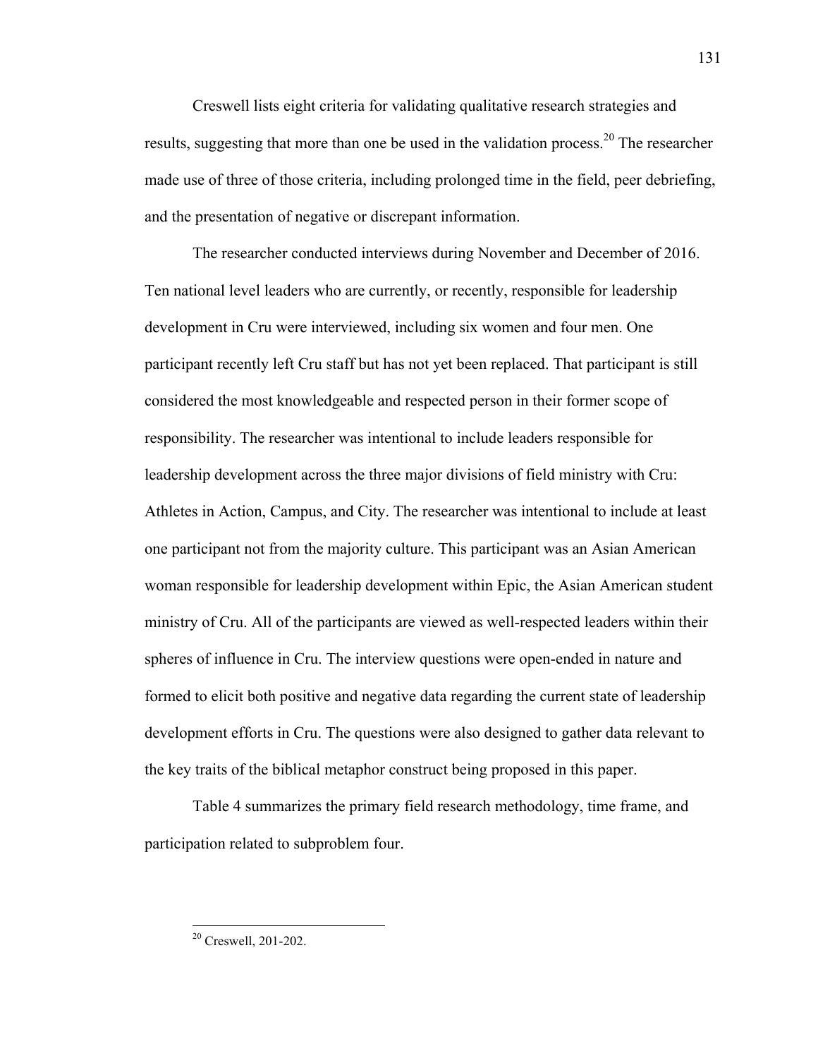Creswell lists eight criteria for validating qualitative research strategies and results, suggesting that more than one be used in the validation process.[20] The researcher made use of three of those criteria, including prolonged time in the field, peer debriefing, and the presentation of negative or discrepant information.

The researcher conducted interviews during November and December of 2016. Ten national level leaders who are currently, or recently, responsible for leadership development in Cru were interviewed, including six women and four men. One participant recently left Cru staff but has not yet been replaced. That participant is still considered the most knowledgeable and respected person in their former scope of responsibility. The researcher was intentional to include leaders responsible for leadership development across the three major divisions of field ministry with Cru: Athletes in Action, Campus, and City. The researcher was intentional to include at least one participant not from the majority culture. This participant was an Asian American woman responsible for leadership development within Epic, the Asian American student ministry of Cru. All of the participants are viewed as well-respected leaders within their spheres of influence in Cru. The interview questions were open-ended in nature and formed to elicit both positive and negative data regarding the current state of leadership development efforts in Cru. The questions were also designed to gather data relevant to the key traits of the biblical metaphor construct being proposed in this paper.

Table 4 summarizes the primary field research methodology, time frame, and participation related to subproblem four.

---

[20] Creswell, 201-202.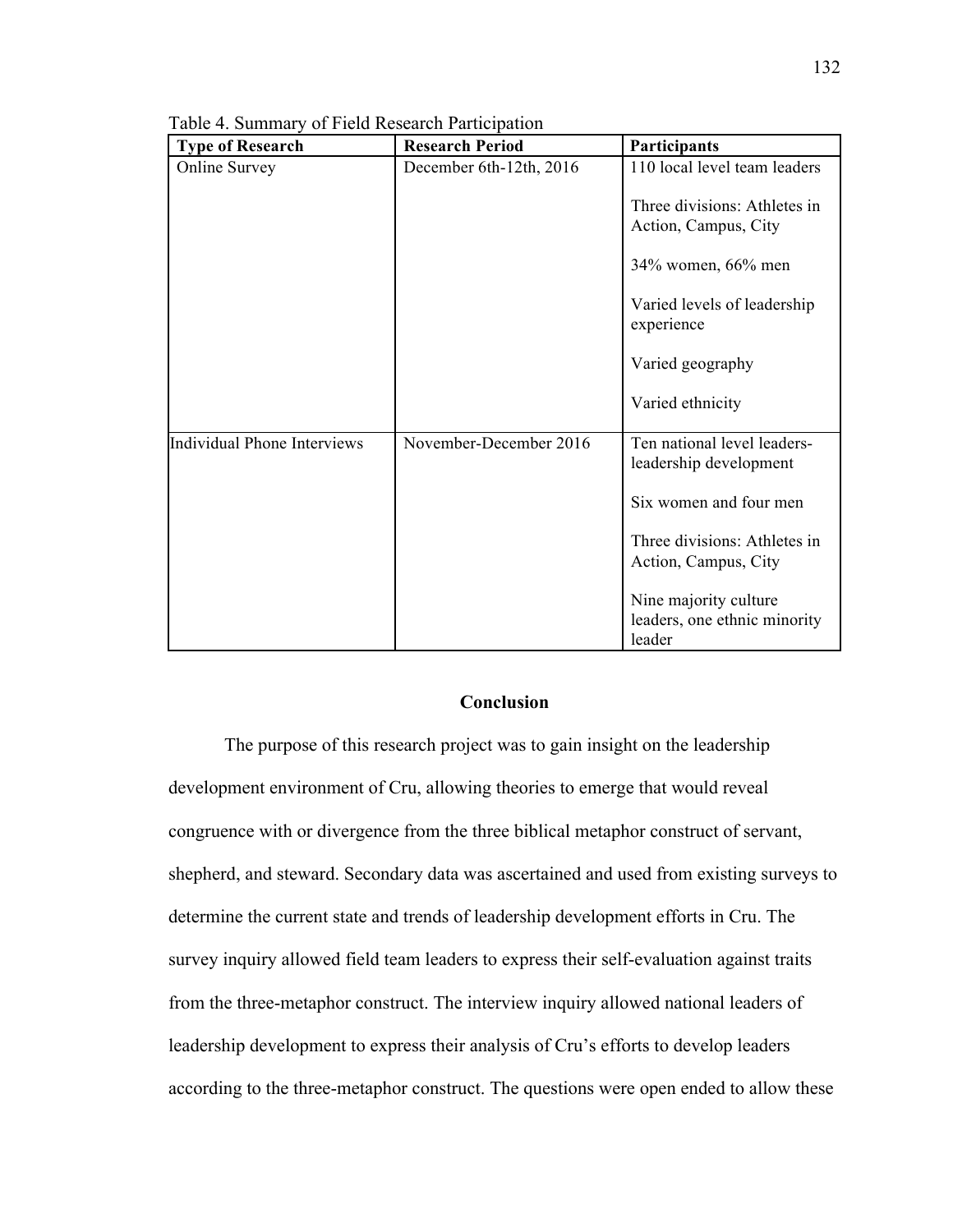Table 4. Summary of Field Research Participation

| Type of Research | Research Period | Participants |
|---|---|---|
| Online Survey | December 6th-12th, 2016 | 110 local level team leaders<br><br>Three divisions: Athletes in Action, Campus, City<br><br>34% women, 66% men<br><br>Varied levels of leadership experience<br><br>Varied geography<br><br>Varied ethnicity |
| Individual Phone Interviews | November-December 2016 | Ten national level leaders-leadership development<br><br>Six women and four men<br><br>Three divisions: Athletes in Action, Campus, City<br><br>Nine majority culture leaders, one ethnic minority leader |

## Conclusion

The purpose of this research project was to gain insight on the leadership development environment of Cru, allowing theories to emerge that would reveal congruence with or divergence from the three biblical metaphor construct of servant, shepherd, and steward. Secondary data was ascertained and used from existing surveys to determine the current state and trends of leadership development efforts in Cru. The survey inquiry allowed field team leaders to express their self-evaluation against traits from the three-metaphor construct. The interview inquiry allowed national leaders of leadership development to express their analysis of Cru's efforts to develop leaders according to the three-metaphor construct. The questions were open ended to allow these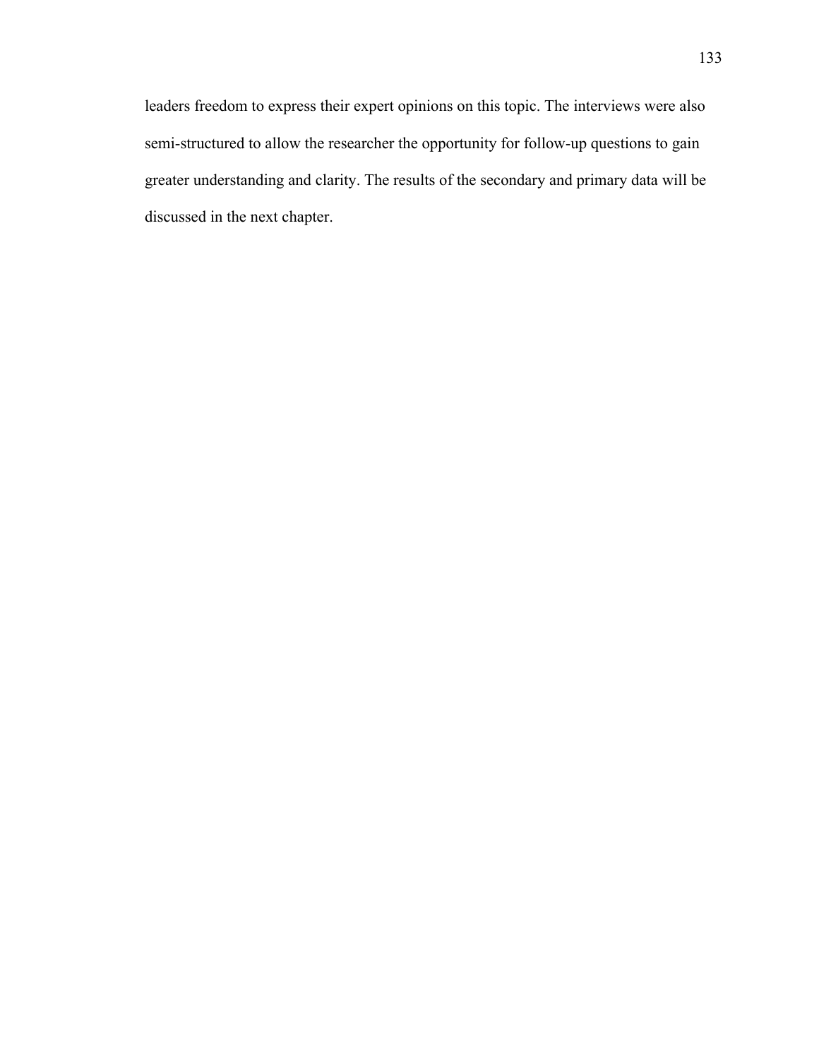leaders freedom to express their expert opinions on this topic. The interviews were also semi-structured to allow the researcher the opportunity for follow-up questions to gain greater understanding and clarity. The results of the secondary and primary data will be discussed in the next chapter.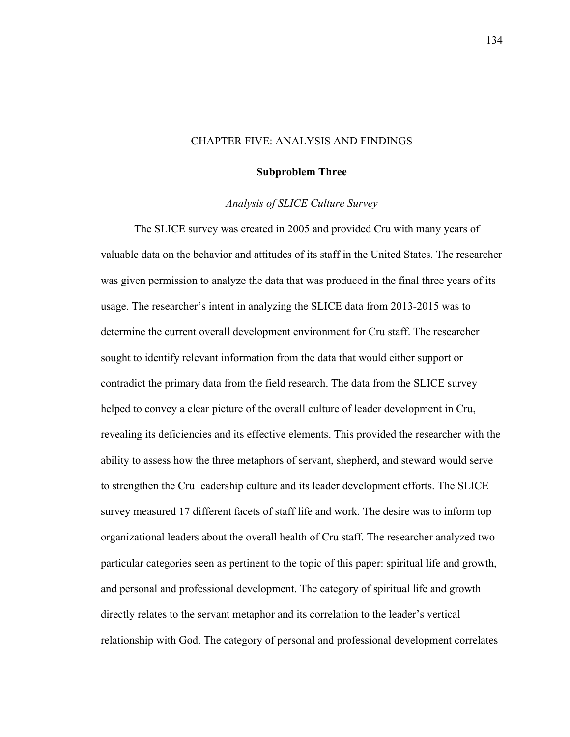# CHAPTER FIVE: ANALYSIS AND FINDINGS

## Subproblem Three

### *Analysis of SLICE Culture Survey*

The SLICE survey was created in 2005 and provided Cru with many years of valuable data on the behavior and attitudes of its staff in the United States. The researcher was given permission to analyze the data that was produced in the final three years of its usage. The researcher's intent in analyzing the SLICE data from 2013-2015 was to determine the current overall development environment for Cru staff. The researcher sought to identify relevant information from the data that would either support or contradict the primary data from the field research. The data from the SLICE survey helped to convey a clear picture of the overall culture of leader development in Cru, revealing its deficiencies and its effective elements. This provided the researcher with the ability to assess how the three metaphors of servant, shepherd, and steward would serve to strengthen the Cru leadership culture and its leader development efforts. The SLICE survey measured 17 different facets of staff life and work. The desire was to inform top organizational leaders about the overall health of Cru staff. The researcher analyzed two particular categories seen as pertinent to the topic of this paper: spiritual life and growth, and personal and professional development. The category of spiritual life and growth directly relates to the servant metaphor and its correlation to the leader's vertical relationship with God. The category of personal and professional development correlates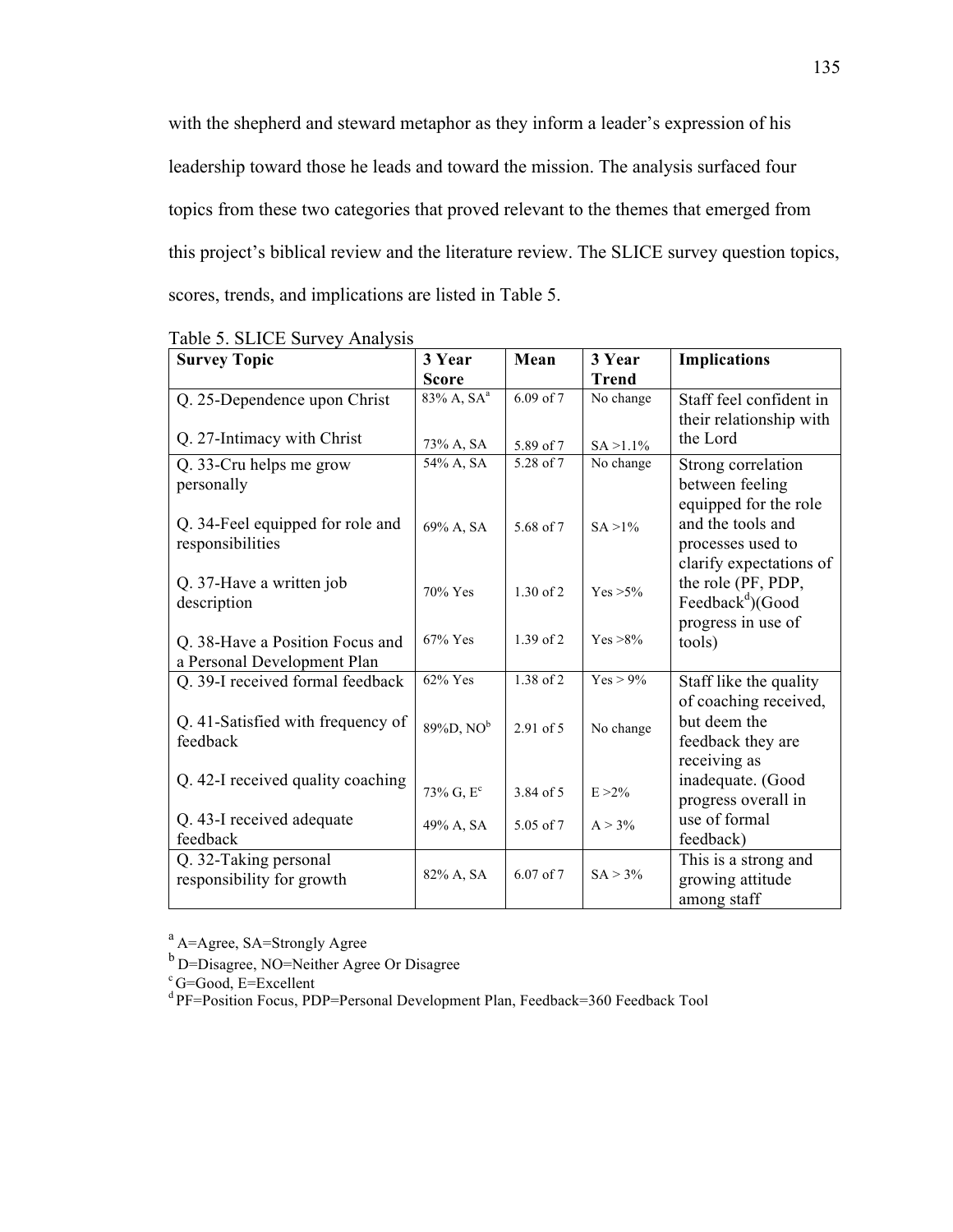with the shepherd and steward metaphor as they inform a leader's expression of his leadership toward those he leads and toward the mission. The analysis surfaced four topics from these two categories that proved relevant to the themes that emerged from this project's biblical review and the literature review. The SLICE survey question topics, scores, trends, and implications are listed in Table 5.

Table 5. SLICE Survey Analysis

| Survey Topic | 3 Year Score | Mean | 3 Year Trend | Implications |
|---|---|---|---|---|
| Q. 25-Dependence upon Christ<br><br>Q. 27-Intimacy with Christ | 83% A, SA[a]<br><br>73% A, SA | 6.09 of 7<br><br>5.89 of 7 | No change<br><br>SA >1.1% | Staff feel confident in their relationship with the Lord |
| Q. 33-Cru helps me grow personally<br><br>Q. 34-Feel equipped for role and responsibilities<br><br>Q. 37-Have a written job description<br><br>Q. 38-Have a Position Focus and a Personal Development Plan | 54% A, SA<br><br>69% A, SA<br><br>70% Yes<br><br>67% Yes | 5.28 of 7<br><br>5.68 of 7<br><br>1.30 of 2<br><br>1.39 of 2 | No change<br><br>SA >1%<br><br>Yes >5%<br><br>Yes >8% | Strong correlation between feeling equipped for the role and the tools and processes used to clarify expectations of the role (PF, PDP, Feedback[d])(Good progress in use of tools) |
| Q. 39-I received formal feedback<br><br>Q. 41-Satisfied with frequency of feedback<br><br>Q. 42-I received quality coaching<br><br>Q. 43-I received adequate feedback | 62% Yes<br><br>89%D, NO[b]<br><br>73% G, E[c]<br><br>49% A, SA | 1.38 of 2<br><br>2.91 of 5<br><br>3.84 of 5<br><br>5.05 of 7 | Yes > 9%<br><br>No change<br><br>E >2%<br><br>A > 3% | Staff like the quality of coaching received, but deem the feedback they are receiving as inadequate. (Good progress overall in use of formal feedback) |
| Q. 32-Taking personal responsibility for growth | 82% A, SA | 6.07 of 7 | SA > 3% | This is a strong and growing attitude among staff |

[a] A=Agree, SA=Strongly Agree

[b] D=Disagree, NO=Neither Agree Or Disagree

[c] G=Good, E=Excellent

[d] PF=Position Focus, PDP=Personal Development Plan, Feedback=360 Feedback Tool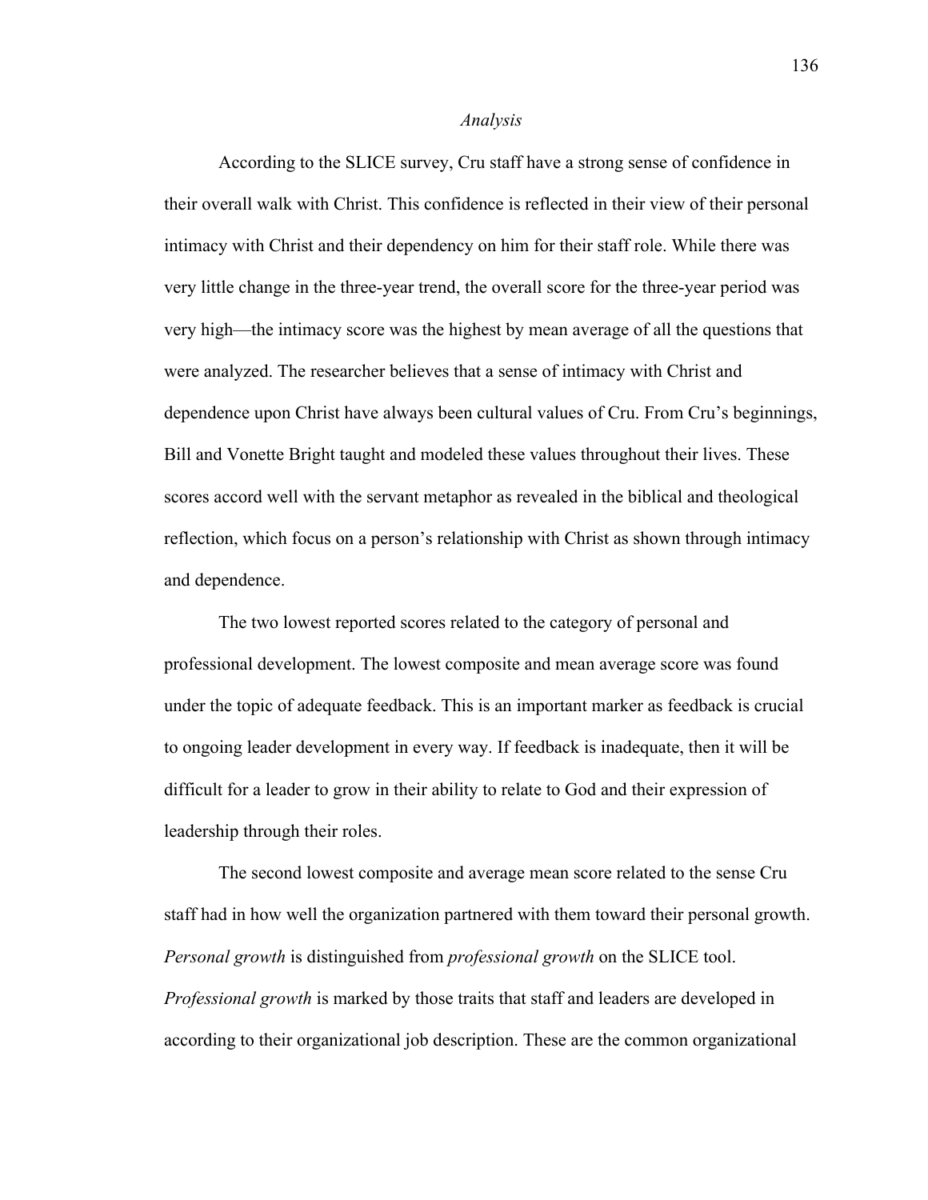*Analysis*

According to the SLICE survey, Cru staff have a strong sense of confidence in their overall walk with Christ. This confidence is reflected in their view of their personal intimacy with Christ and their dependency on him for their staff role. While there was very little change in the three-year trend, the overall score for the three-year period was very high—the intimacy score was the highest by mean average of all the questions that were analyzed. The researcher believes that a sense of intimacy with Christ and dependence upon Christ have always been cultural values of Cru. From Cru's beginnings, Bill and Vonette Bright taught and modeled these values throughout their lives. These scores accord well with the servant metaphor as revealed in the biblical and theological reflection, which focus on a person's relationship with Christ as shown through intimacy and dependence.

The two lowest reported scores related to the category of personal and professional development. The lowest composite and mean average score was found under the topic of adequate feedback. This is an important marker as feedback is crucial to ongoing leader development in every way. If feedback is inadequate, then it will be difficult for a leader to grow in their ability to relate to God and their expression of leadership through their roles.

The second lowest composite and average mean score related to the sense Cru staff had in how well the organization partnered with them toward their personal growth. *Personal growth* is distinguished from *professional growth* on the SLICE tool. *Professional growth* is marked by those traits that staff and leaders are developed in according to their organizational job description. These are the common organizational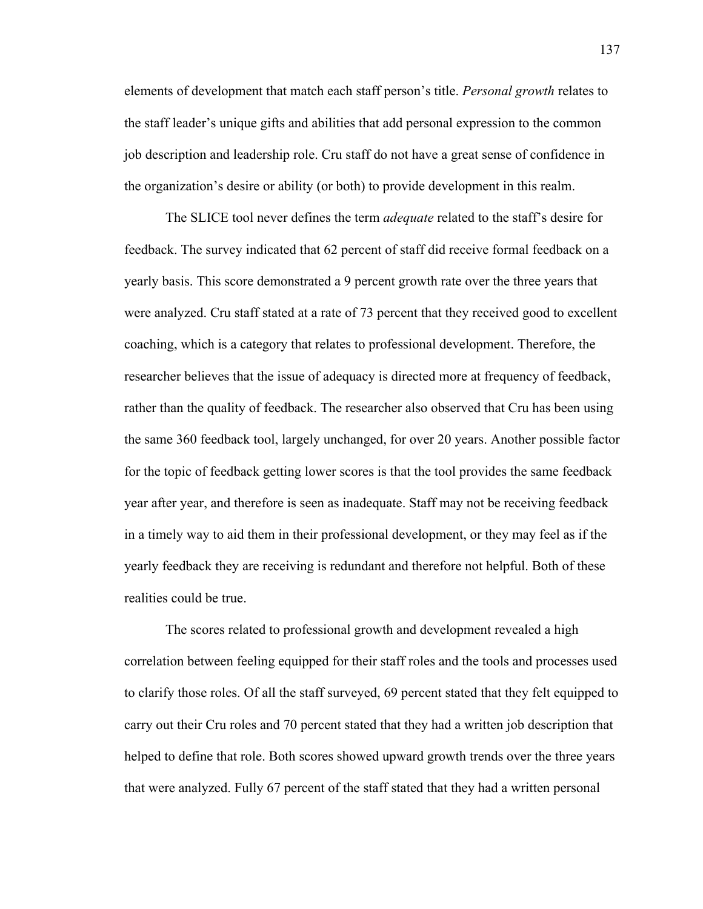elements of development that match each staff person's title. *Personal growth* relates to the staff leader's unique gifts and abilities that add personal expression to the common job description and leadership role. Cru staff do not have a great sense of confidence in the organization's desire or ability (or both) to provide development in this realm.

The SLICE tool never defines the term *adequate* related to the staff's desire for feedback. The survey indicated that 62 percent of staff did receive formal feedback on a yearly basis. This score demonstrated a 9 percent growth rate over the three years that were analyzed. Cru staff stated at a rate of 73 percent that they received good to excellent coaching, which is a category that relates to professional development. Therefore, the researcher believes that the issue of adequacy is directed more at frequency of feedback, rather than the quality of feedback. The researcher also observed that Cru has been using the same 360 feedback tool, largely unchanged, for over 20 years. Another possible factor for the topic of feedback getting lower scores is that the tool provides the same feedback year after year, and therefore is seen as inadequate. Staff may not be receiving feedback in a timely way to aid them in their professional development, or they may feel as if the yearly feedback they are receiving is redundant and therefore not helpful. Both of these realities could be true.

The scores related to professional growth and development revealed a high correlation between feeling equipped for their staff roles and the tools and processes used to clarify those roles. Of all the staff surveyed, 69 percent stated that they felt equipped to carry out their Cru roles and 70 percent stated that they had a written job description that helped to define that role. Both scores showed upward growth trends over the three years that were analyzed. Fully 67 percent of the staff stated that they had a written personal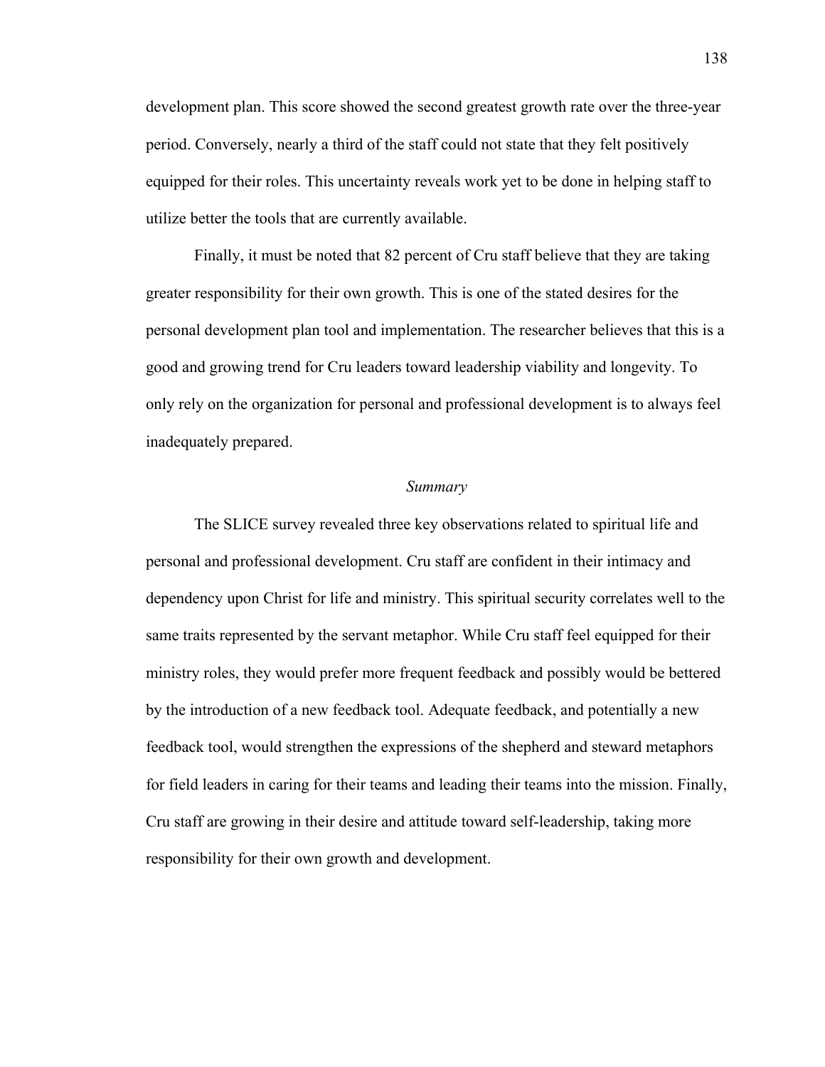development plan. This score showed the second greatest growth rate over the three-year period. Conversely, nearly a third of the staff could not state that they felt positively equipped for their roles. This uncertainty reveals work yet to be done in helping staff to utilize better the tools that are currently available.

Finally, it must be noted that 82 percent of Cru staff believe that they are taking greater responsibility for their own growth. This is one of the stated desires for the personal development plan tool and implementation. The researcher believes that this is a good and growing trend for Cru leaders toward leadership viability and longevity. To only rely on the organization for personal and professional development is to always feel inadequately prepared.

### *Summary*

The SLICE survey revealed three key observations related to spiritual life and personal and professional development. Cru staff are confident in their intimacy and dependency upon Christ for life and ministry. This spiritual security correlates well to the same traits represented by the servant metaphor. While Cru staff feel equipped for their ministry roles, they would prefer more frequent feedback and possibly would be bettered by the introduction of a new feedback tool. Adequate feedback, and potentially a new feedback tool, would strengthen the expressions of the shepherd and steward metaphors for field leaders in caring for their teams and leading their teams into the mission. Finally, Cru staff are growing in their desire and attitude toward self-leadership, taking more responsibility for their own growth and development.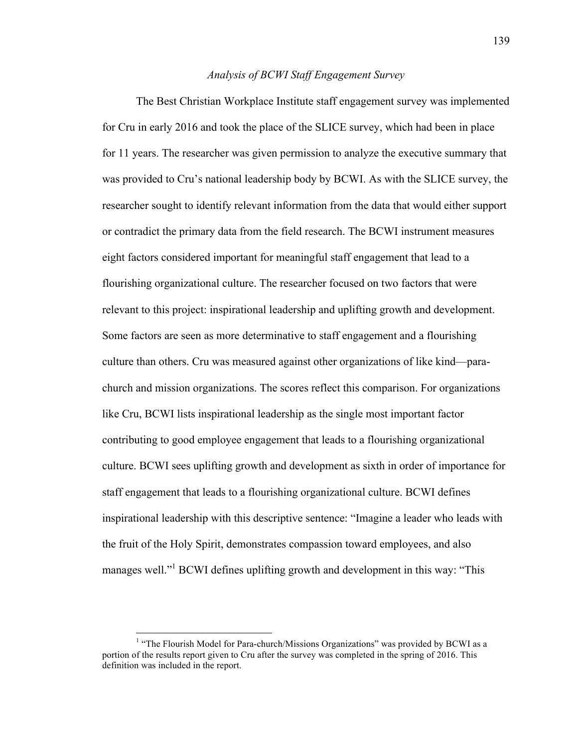*Analysis of BCWI Staff Engagement Survey*

The Best Christian Workplace Institute staff engagement survey was implemented for Cru in early 2016 and took the place of the SLICE survey, which had been in place for 11 years. The researcher was given permission to analyze the executive summary that was provided to Cru's national leadership body by BCWI. As with the SLICE survey, the researcher sought to identify relevant information from the data that would either support or contradict the primary data from the field research. The BCWI instrument measures eight factors considered important for meaningful staff engagement that lead to a flourishing organizational culture. The researcher focused on two factors that were relevant to this project: inspirational leadership and uplifting growth and development. Some factors are seen as more determinative to staff engagement and a flourishing culture than others. Cru was measured against other organizations of like kind—para-church and mission organizations. The scores reflect this comparison. For organizations like Cru, BCWI lists inspirational leadership as the single most important factor contributing to good employee engagement that leads to a flourishing organizational culture. BCWI sees uplifting growth and development as sixth in order of importance for staff engagement that leads to a flourishing organizational culture. BCWI defines inspirational leadership with this descriptive sentence: "Imagine a leader who leads with the fruit of the Holy Spirit, demonstrates compassion toward employees, and also manages well."[1] BCWI defines uplifting growth and development in this way: "This

[1] "The Flourish Model for Para-church/Missions Organizations" was provided by BCWI as a portion of the results report given to Cru after the survey was completed in the spring of 2016. This definition was included in the report.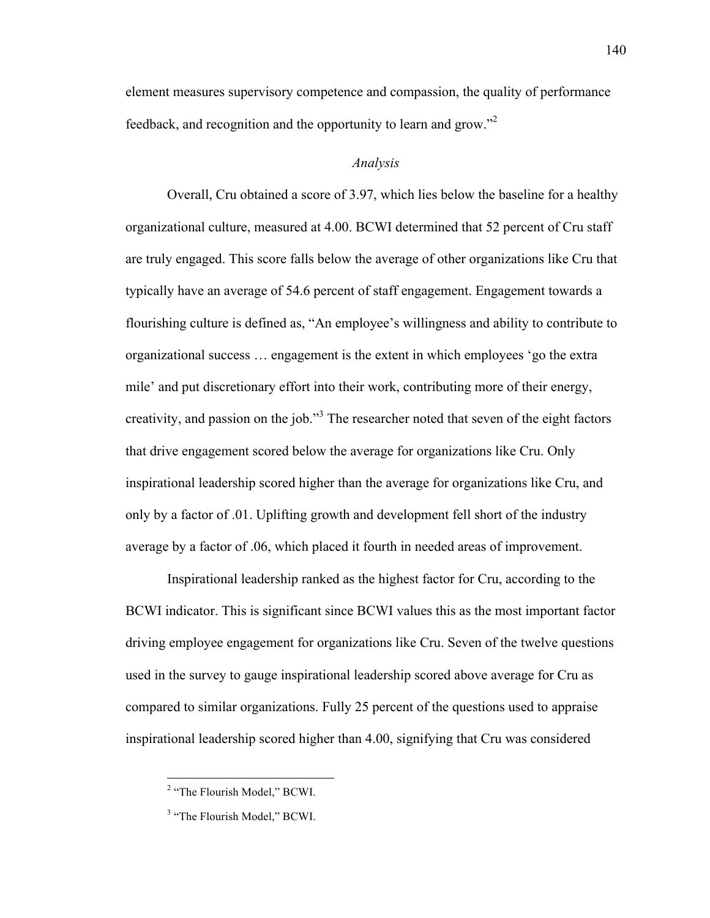element measures supervisory competence and compassion, the quality of performance feedback, and recognition and the opportunity to learn and grow."[2]

### *Analysis*

Overall, Cru obtained a score of 3.97, which lies below the baseline for a healthy organizational culture, measured at 4.00. BCWI determined that 52 percent of Cru staff are truly engaged. This score falls below the average of other organizations like Cru that typically have an average of 54.6 percent of staff engagement. Engagement towards a flourishing culture is defined as, "An employee's willingness and ability to contribute to organizational success … engagement is the extent in which employees 'go the extra mile' and put discretionary effort into their work, contributing more of their energy, creativity, and passion on the job."[3] The researcher noted that seven of the eight factors that drive engagement scored below the average for organizations like Cru. Only inspirational leadership scored higher than the average for organizations like Cru, and only by a factor of .01. Uplifting growth and development fell short of the industry average by a factor of .06, which placed it fourth in needed areas of improvement.

Inspirational leadership ranked as the highest factor for Cru, according to the BCWI indicator. This is significant since BCWI values this as the most important factor driving employee engagement for organizations like Cru. Seven of the twelve questions used in the survey to gauge inspirational leadership scored above average for Cru as compared to similar organizations. Fully 25 percent of the questions used to appraise inspirational leadership scored higher than 4.00, signifying that Cru was considered

[2] "The Flourish Model," BCWI.

[3] "The Flourish Model," BCWI.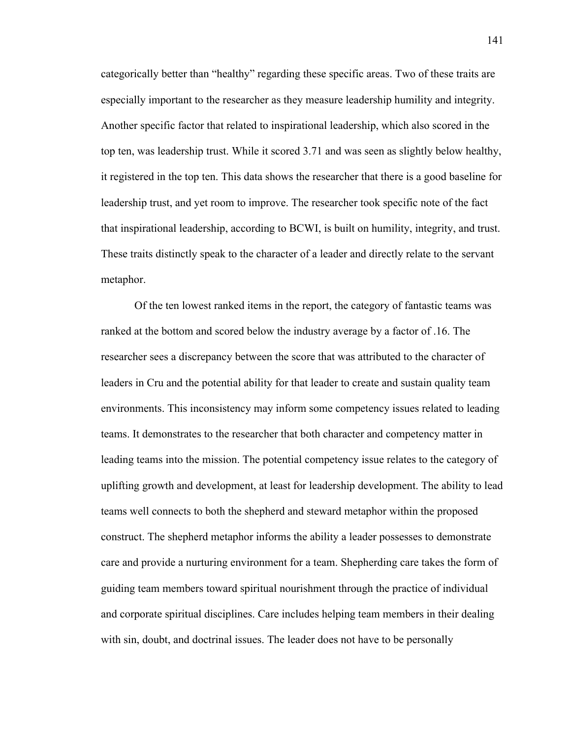categorically better than "healthy" regarding these specific areas. Two of these traits are especially important to the researcher as they measure leadership humility and integrity. Another specific factor that related to inspirational leadership, which also scored in the top ten, was leadership trust. While it scored 3.71 and was seen as slightly below healthy, it registered in the top ten. This data shows the researcher that there is a good baseline for leadership trust, and yet room to improve. The researcher took specific note of the fact that inspirational leadership, according to BCWI, is built on humility, integrity, and trust. These traits distinctly speak to the character of a leader and directly relate to the servant metaphor.

Of the ten lowest ranked items in the report, the category of fantastic teams was ranked at the bottom and scored below the industry average by a factor of .16. The researcher sees a discrepancy between the score that was attributed to the character of leaders in Cru and the potential ability for that leader to create and sustain quality team environments. This inconsistency may inform some competency issues related to leading teams. It demonstrates to the researcher that both character and competency matter in leading teams into the mission. The potential competency issue relates to the category of uplifting growth and development, at least for leadership development. The ability to lead teams well connects to both the shepherd and steward metaphor within the proposed construct. The shepherd metaphor informs the ability a leader possesses to demonstrate care and provide a nurturing environment for a team. Shepherding care takes the form of guiding team members toward spiritual nourishment through the practice of individual and corporate spiritual disciplines. Care includes helping team members in their dealing with sin, doubt, and doctrinal issues. The leader does not have to be personally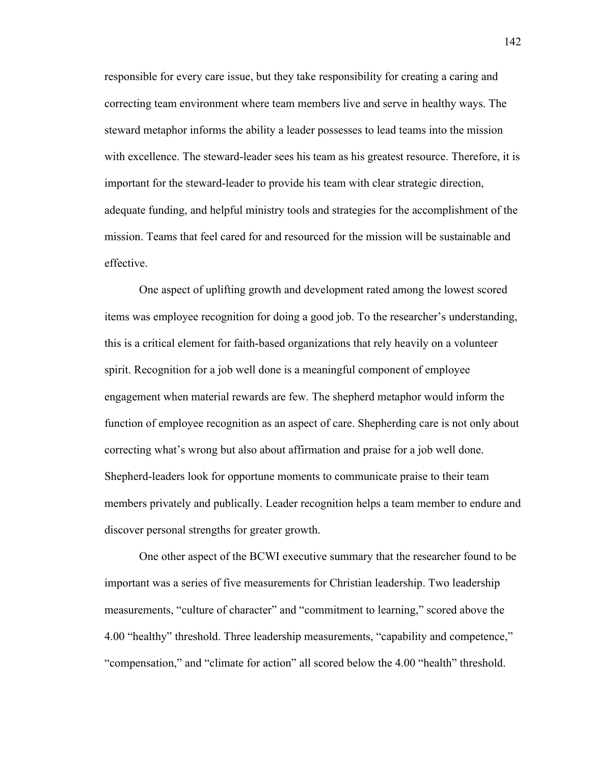responsible for every care issue, but they take responsibility for creating a caring and correcting team environment where team members live and serve in healthy ways. The steward metaphor informs the ability a leader possesses to lead teams into the mission with excellence. The steward-leader sees his team as his greatest resource. Therefore, it is important for the steward-leader to provide his team with clear strategic direction, adequate funding, and helpful ministry tools and strategies for the accomplishment of the mission. Teams that feel cared for and resourced for the mission will be sustainable and effective.

One aspect of uplifting growth and development rated among the lowest scored items was employee recognition for doing a good job. To the researcher's understanding, this is a critical element for faith-based organizations that rely heavily on a volunteer spirit. Recognition for a job well done is a meaningful component of employee engagement when material rewards are few. The shepherd metaphor would inform the function of employee recognition as an aspect of care. Shepherding care is not only about correcting what's wrong but also about affirmation and praise for a job well done. Shepherd-leaders look for opportune moments to communicate praise to their team members privately and publically. Leader recognition helps a team member to endure and discover personal strengths for greater growth.

One other aspect of the BCWI executive summary that the researcher found to be important was a series of five measurements for Christian leadership. Two leadership measurements, "culture of character" and "commitment to learning," scored above the 4.00 "healthy" threshold. Three leadership measurements, "capability and competence," "compensation," and "climate for action" all scored below the 4.00 "health" threshold.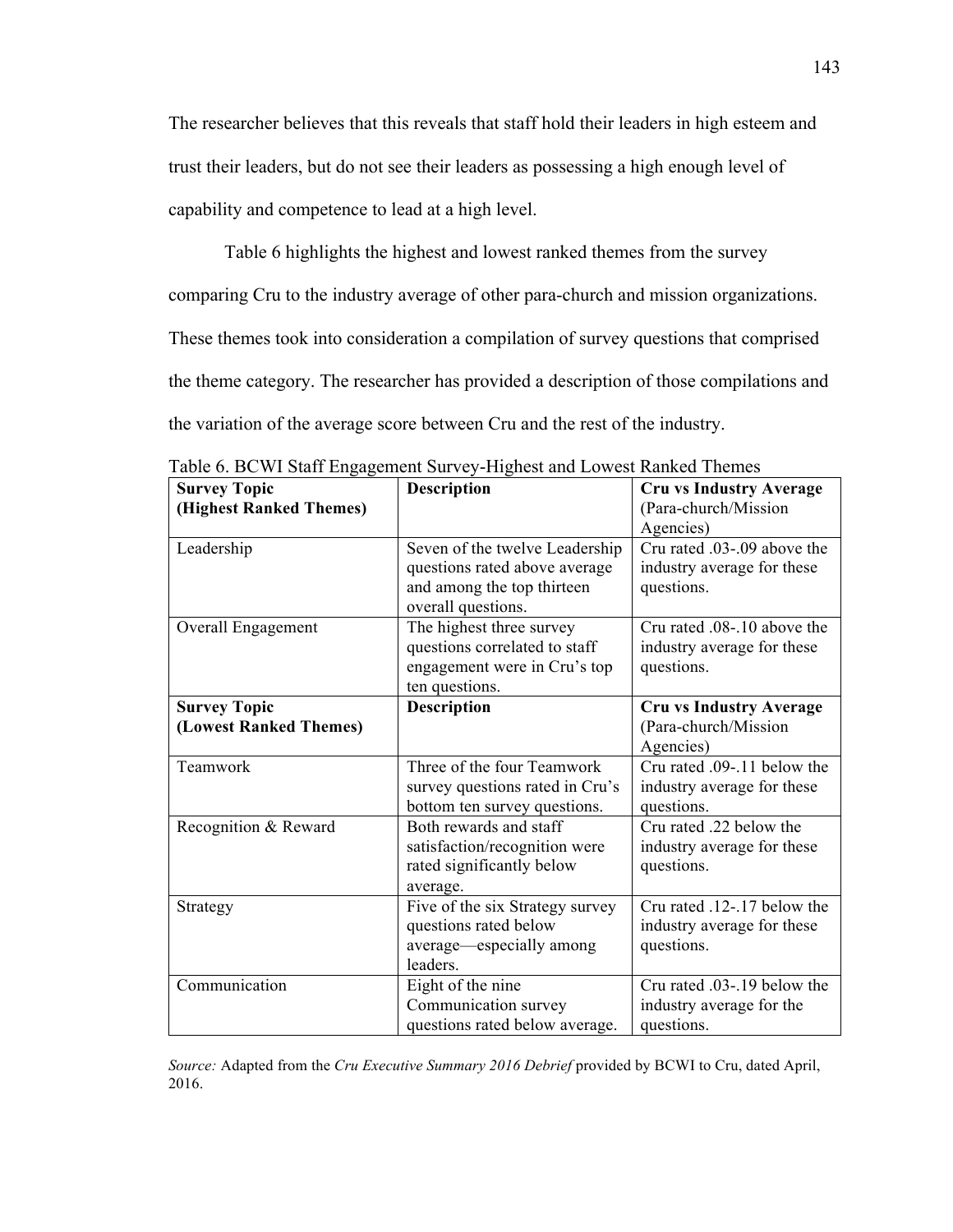The researcher believes that this reveals that staff hold their leaders in high esteem and trust their leaders, but do not see their leaders as possessing a high enough level of capability and competence to lead at a high level.

Table 6 highlights the highest and lowest ranked themes from the survey comparing Cru to the industry average of other para-church and mission organizations. These themes took into consideration a compilation of survey questions that comprised the theme category. The researcher has provided a description of those compilations and the variation of the average score between Cru and the rest of the industry.

Table 6. BCWI Staff Engagement Survey-Highest and Lowest Ranked Themes

| **Survey Topic (Highest Ranked Themes)** | **Description** | **Cru vs Industry Average** (Para-church/Mission Agencies) |
|---|---|---|
| Leadership | Seven of the twelve Leadership questions rated above average and among the top thirteen overall questions. | Cru rated .03-.09 above the industry average for these questions. |
| Overall Engagement | The highest three survey questions correlated to staff engagement were in Cru's top ten questions. | Cru rated .08-.10 above the industry average for these questions. |
| **Survey Topic (Lowest Ranked Themes)** | **Description** | **Cru vs Industry Average** (Para-church/Mission Agencies) |
| Teamwork | Three of the four Teamwork survey questions rated in Cru's bottom ten survey questions. | Cru rated .09-.11 below the industry average for these questions. |
| Recognition & Reward | Both rewards and staff satisfaction/recognition were rated significantly below average. | Cru rated .22 below the industry average for these questions. |
| Strategy | Five of the six Strategy survey questions rated below average—especially among leaders. | Cru rated .12-.17 below the industry average for these questions. |
| Communication | Eight of the nine Communication survey questions rated below average. | Cru rated .03-.19 below the industry average for the questions. |

*Source:* Adapted from the *Cru Executive Summary 2016 Debrief* provided by BCWI to Cru, dated April, 2016.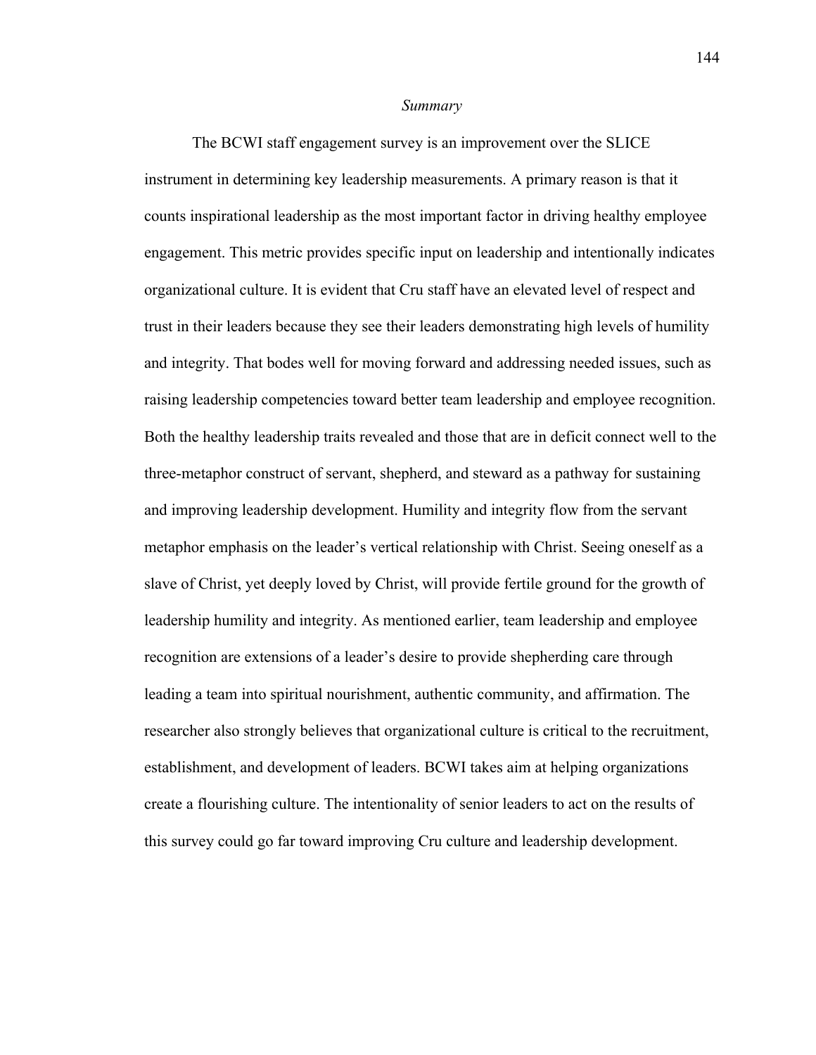### *Summary*

The BCWI staff engagement survey is an improvement over the SLICE instrument in determining key leadership measurements. A primary reason is that it counts inspirational leadership as the most important factor in driving healthy employee engagement. This metric provides specific input on leadership and intentionally indicates organizational culture. It is evident that Cru staff have an elevated level of respect and trust in their leaders because they see their leaders demonstrating high levels of humility and integrity. That bodes well for moving forward and addressing needed issues, such as raising leadership competencies toward better team leadership and employee recognition. Both the healthy leadership traits revealed and those that are in deficit connect well to the three-metaphor construct of servant, shepherd, and steward as a pathway for sustaining and improving leadership development. Humility and integrity flow from the servant metaphor emphasis on the leader's vertical relationship with Christ. Seeing oneself as a slave of Christ, yet deeply loved by Christ, will provide fertile ground for the growth of leadership humility and integrity. As mentioned earlier, team leadership and employee recognition are extensions of a leader's desire to provide shepherding care through leading a team into spiritual nourishment, authentic community, and affirmation. The researcher also strongly believes that organizational culture is critical to the recruitment, establishment, and development of leaders. BCWI takes aim at helping organizations create a flourishing culture. The intentionality of senior leaders to act on the results of this survey could go far toward improving Cru culture and leadership development.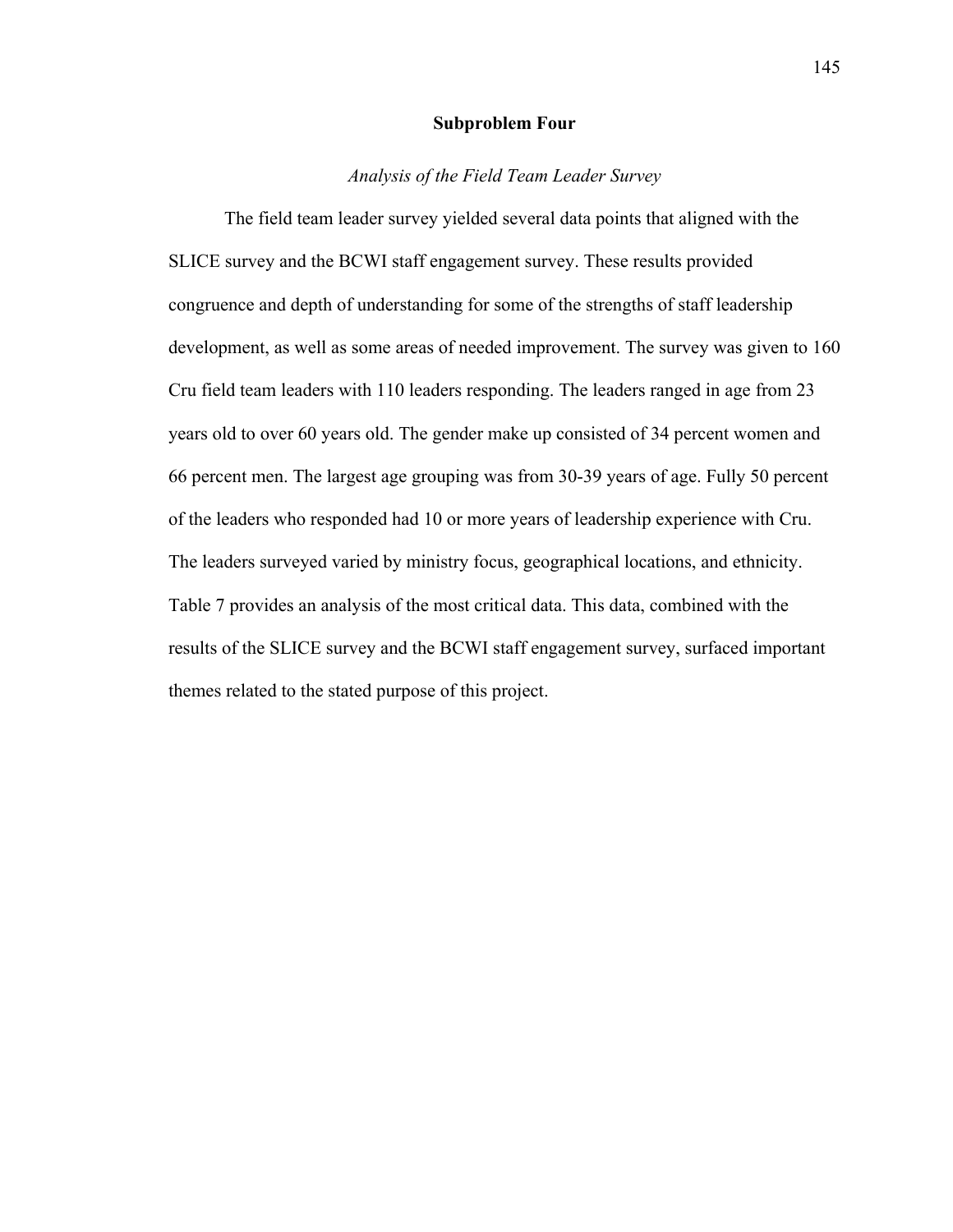## Subproblem Four

### *Analysis of the Field Team Leader Survey*

The field team leader survey yielded several data points that aligned with the SLICE survey and the BCWI staff engagement survey. These results provided congruence and depth of understanding for some of the strengths of staff leadership development, as well as some areas of needed improvement. The survey was given to 160 Cru field team leaders with 110 leaders responding. The leaders ranged in age from 23 years old to over 60 years old. The gender make up consisted of 34 percent women and 66 percent men. The largest age grouping was from 30-39 years of age. Fully 50 percent of the leaders who responded had 10 or more years of leadership experience with Cru. The leaders surveyed varied by ministry focus, geographical locations, and ethnicity. Table 7 provides an analysis of the most critical data. This data, combined with the results of the SLICE survey and the BCWI staff engagement survey, surfaced important themes related to the stated purpose of this project.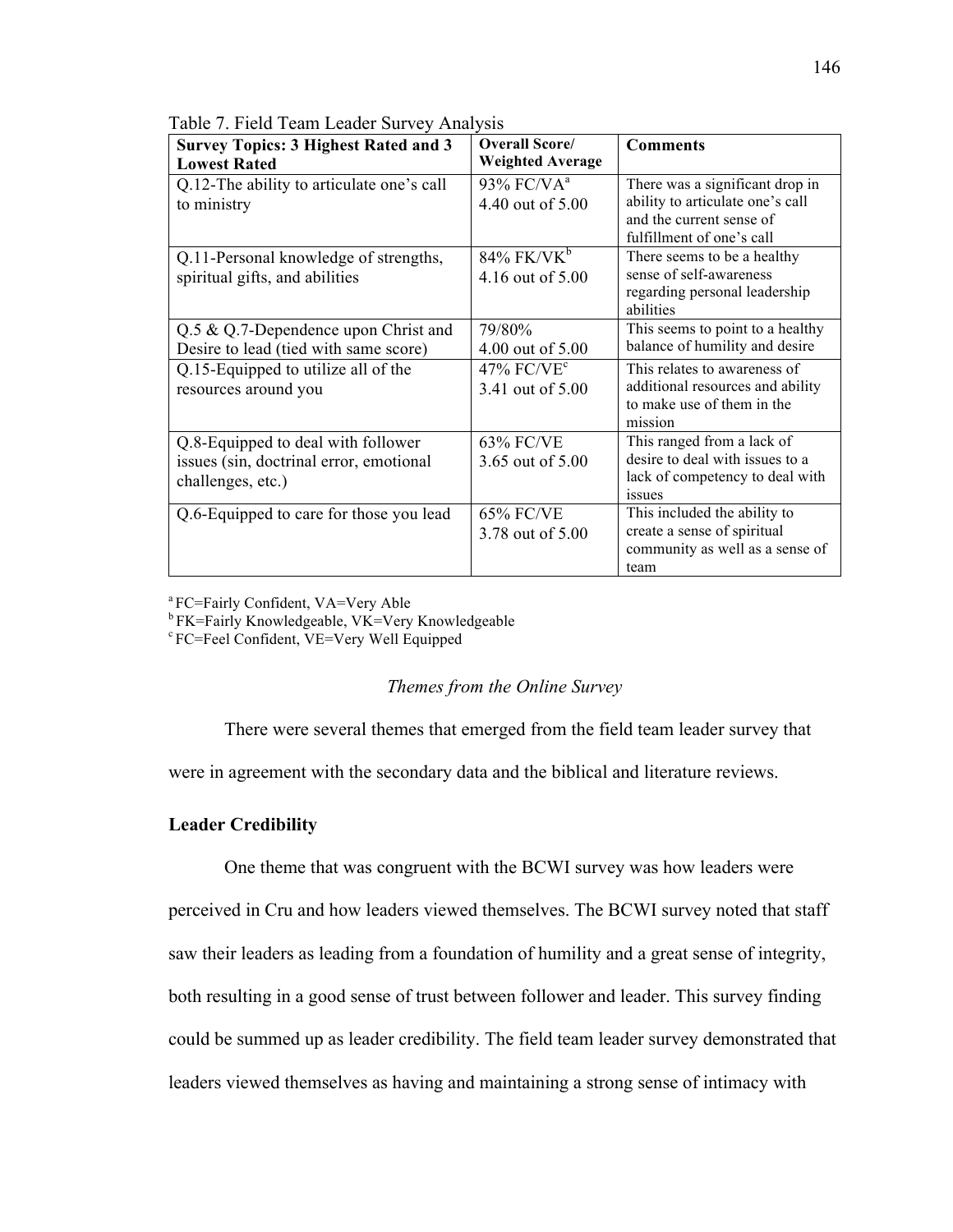Table 7. Field Team Leader Survey Analysis

| Survey Topics: 3 Highest Rated and 3 Lowest Rated | Overall Score/ Weighted Average | Comments |
|---|---|---|
| Q.12-The ability to articulate one's call to ministry | 93% FC/VA[a] 4.40 out of 5.00 | There was a significant drop in ability to articulate one's call and the current sense of fulfillment of one's call |
| Q.11-Personal knowledge of strengths, spiritual gifts, and abilities | 84% FK/VK[b] 4.16 out of 5.00 | There seems to be a healthy sense of self-awareness regarding personal leadership abilities |
| Q.5 & Q.7-Dependence upon Christ and Desire to lead (tied with same score) | 79/80% 4.00 out of 5.00 | This seems to point to a healthy balance of humility and desire |
| Q.15-Equipped to utilize all of the resources around you | 47% FC/VE[c] 3.41 out of 5.00 | This relates to awareness of additional resources and ability to make use of them in the mission |
| Q.8-Equipped to deal with follower issues (sin, doctrinal error, emotional challenges, etc.) | 63% FC/VE 3.65 out of 5.00 | This ranged from a lack of desire to deal with issues to a lack of competency to deal with issues |
| Q.6-Equipped to care for those you lead | 65% FC/VE 3.78 out of 5.00 | This included the ability to create a sense of spiritual community as well as a sense of team |

[a] FC=Fairly Confident, VA=Very Able
[b] FK=Fairly Knowledgeable, VK=Very Knowledgeable
[c] FC=Feel Confident, VE=Very Well Equipped

*Themes from the Online Survey*

There were several themes that emerged from the field team leader survey that were in agreement with the secondary data and the biblical and literature reviews.

**Leader Credibility**

One theme that was congruent with the BCWI survey was how leaders were perceived in Cru and how leaders viewed themselves. The BCWI survey noted that staff saw their leaders as leading from a foundation of humility and a great sense of integrity, both resulting in a good sense of trust between follower and leader. This survey finding could be summed up as leader credibility. The field team leader survey demonstrated that leaders viewed themselves as having and maintaining a strong sense of intimacy with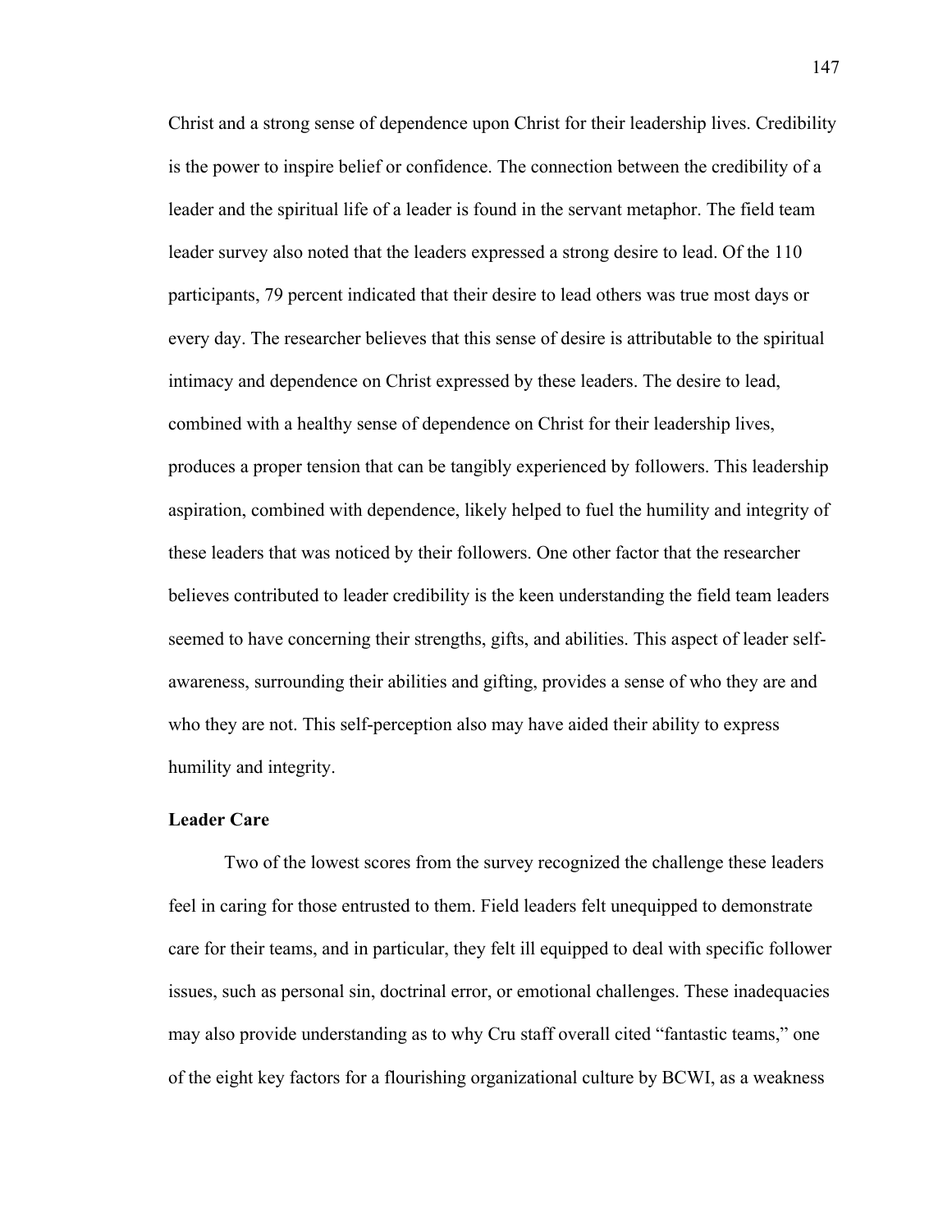Christ and a strong sense of dependence upon Christ for their leadership lives. Credibility is the power to inspire belief or confidence. The connection between the credibility of a leader and the spiritual life of a leader is found in the servant metaphor. The field team leader survey also noted that the leaders expressed a strong desire to lead. Of the 110 participants, 79 percent indicated that their desire to lead others was true most days or every day. The researcher believes that this sense of desire is attributable to the spiritual intimacy and dependence on Christ expressed by these leaders. The desire to lead, combined with a healthy sense of dependence on Christ for their leadership lives, produces a proper tension that can be tangibly experienced by followers. This leadership aspiration, combined with dependence, likely helped to fuel the humility and integrity of these leaders that was noticed by their followers. One other factor that the researcher believes contributed to leader credibility is the keen understanding the field team leaders seemed to have concerning their strengths, gifts, and abilities. This aspect of leader self-awareness, surrounding their abilities and gifting, provides a sense of who they are and who they are not. This self-perception also may have aided their ability to express humility and integrity.

**Leader Care**

Two of the lowest scores from the survey recognized the challenge these leaders feel in caring for those entrusted to them. Field leaders felt unequipped to demonstrate care for their teams, and in particular, they felt ill equipped to deal with specific follower issues, such as personal sin, doctrinal error, or emotional challenges. These inadequacies may also provide understanding as to why Cru staff overall cited "fantastic teams," one of the eight key factors for a flourishing organizational culture by BCWI, as a weakness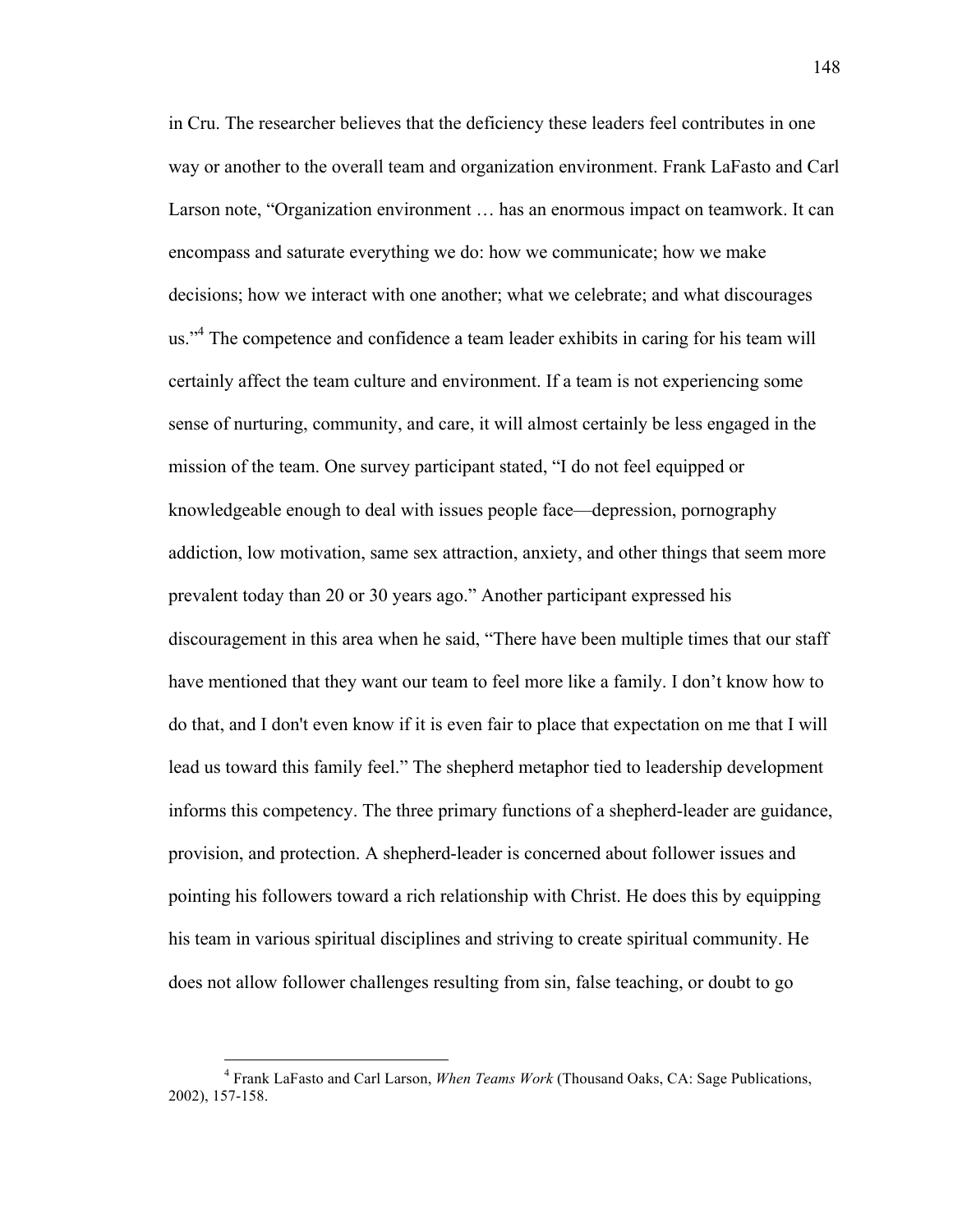in Cru. The researcher believes that the deficiency these leaders feel contributes in one way or another to the overall team and organization environment. Frank LaFasto and Carl Larson note, "Organization environment … has an enormous impact on teamwork. It can encompass and saturate everything we do: how we communicate; how we make decisions; how we interact with one another; what we celebrate; and what discourages us."[4] The competence and confidence a team leader exhibits in caring for his team will certainly affect the team culture and environment. If a team is not experiencing some sense of nurturing, community, and care, it will almost certainly be less engaged in the mission of the team. One survey participant stated, "I do not feel equipped or knowledgeable enough to deal with issues people face—depression, pornography addiction, low motivation, same sex attraction, anxiety, and other things that seem more prevalent today than 20 or 30 years ago." Another participant expressed his discouragement in this area when he said, "There have been multiple times that our staff have mentioned that they want our team to feel more like a family. I don't know how to do that, and I don't even know if it is even fair to place that expectation on me that I will lead us toward this family feel." The shepherd metaphor tied to leadership development informs this competency. The three primary functions of a shepherd-leader are guidance, provision, and protection. A shepherd-leader is concerned about follower issues and pointing his followers toward a rich relationship with Christ. He does this by equipping his team in various spiritual disciplines and striving to create spiritual community. He does not allow follower challenges resulting from sin, false teaching, or doubt to go

---

[4] Frank LaFasto and Carl Larson, *When Teams Work* (Thousand Oaks, CA: Sage Publications, 2002), 157-158.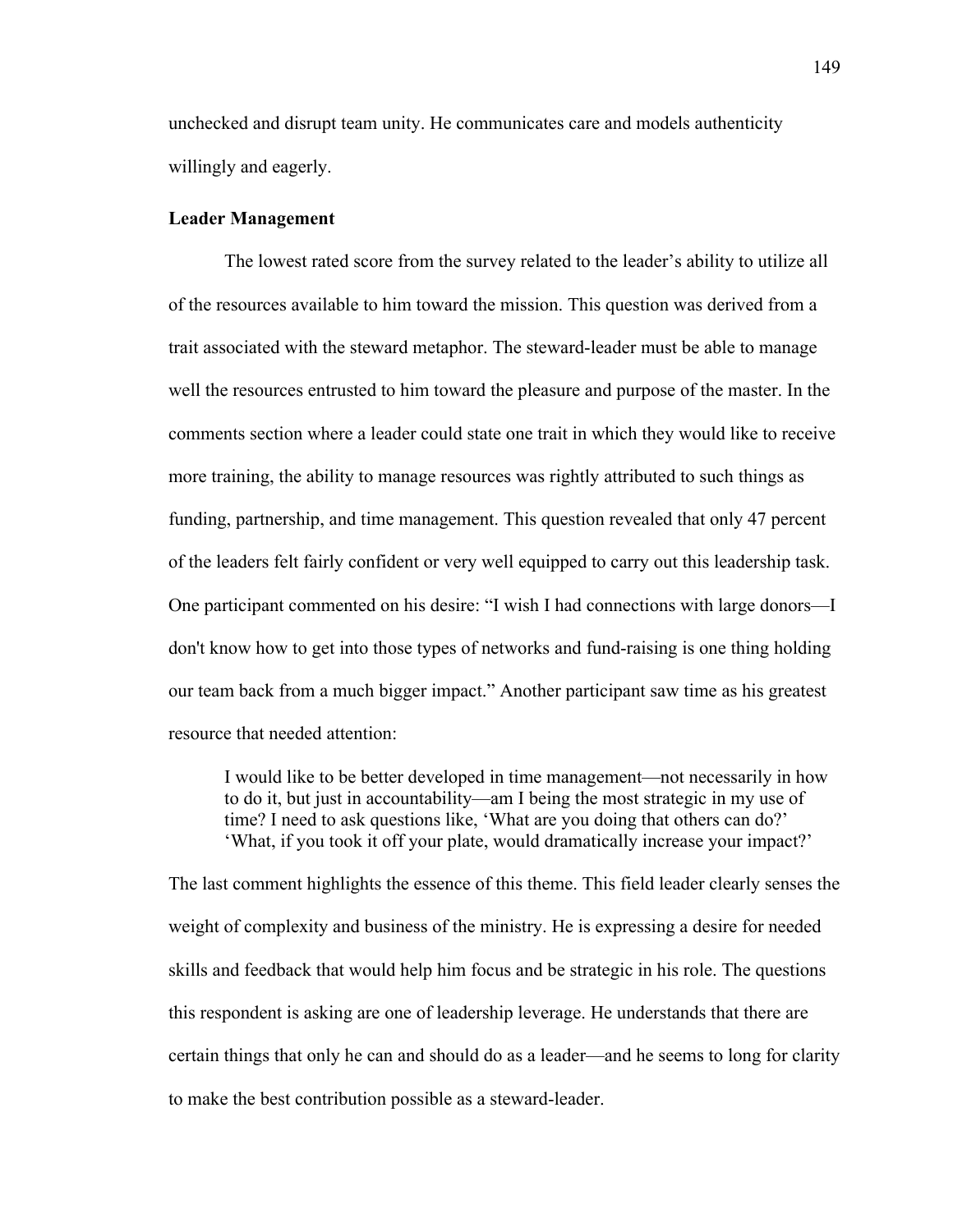unchecked and disrupt team unity. He communicates care and models authenticity willingly and eagerly.

### Leader Management

The lowest rated score from the survey related to the leader's ability to utilize all of the resources available to him toward the mission. This question was derived from a trait associated with the steward metaphor. The steward-leader must be able to manage well the resources entrusted to him toward the pleasure and purpose of the master. In the comments section where a leader could state one trait in which they would like to receive more training, the ability to manage resources was rightly attributed to such things as funding, partnership, and time management. This question revealed that only 47 percent of the leaders felt fairly confident or very well equipped to carry out this leadership task. One participant commented on his desire: "I wish I had connections with large donors—I don't know how to get into those types of networks and fund-raising is one thing holding our team back from a much bigger impact." Another participant saw time as his greatest resource that needed attention:

> I would like to be better developed in time management—not necessarily in how to do it, but just in accountability—am I being the most strategic in my use of time? I need to ask questions like, 'What are you doing that others can do?' 'What, if you took it off your plate, would dramatically increase your impact?'

The last comment highlights the essence of this theme. This field leader clearly senses the weight of complexity and business of the ministry. He is expressing a desire for needed skills and feedback that would help him focus and be strategic in his role. The questions this respondent is asking are one of leadership leverage. He understands that there are certain things that only he can and should do as a leader—and he seems to long for clarity to make the best contribution possible as a steward-leader.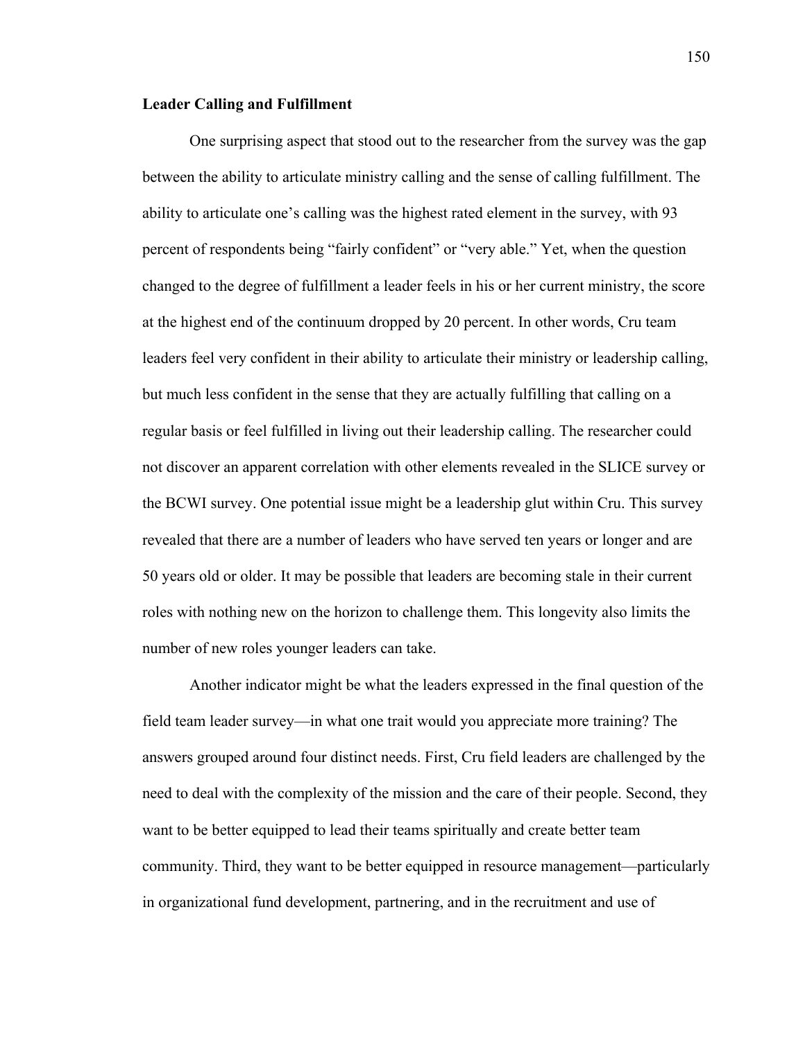**Leader Calling and Fulfillment**

One surprising aspect that stood out to the researcher from the survey was the gap between the ability to articulate ministry calling and the sense of calling fulfillment. The ability to articulate one's calling was the highest rated element in the survey, with 93 percent of respondents being "fairly confident" or "very able." Yet, when the question changed to the degree of fulfillment a leader feels in his or her current ministry, the score at the highest end of the continuum dropped by 20 percent. In other words, Cru team leaders feel very confident in their ability to articulate their ministry or leadership calling, but much less confident in the sense that they are actually fulfilling that calling on a regular basis or feel fulfilled in living out their leadership calling. The researcher could not discover an apparent correlation with other elements revealed in the SLICE survey or the BCWI survey. One potential issue might be a leadership glut within Cru. This survey revealed that there are a number of leaders who have served ten years or longer and are 50 years old or older. It may be possible that leaders are becoming stale in their current roles with nothing new on the horizon to challenge them. This longevity also limits the number of new roles younger leaders can take.

Another indicator might be what the leaders expressed in the final question of the field team leader survey—in what one trait would you appreciate more training? The answers grouped around four distinct needs. First, Cru field leaders are challenged by the need to deal with the complexity of the mission and the care of their people. Second, they want to be better equipped to lead their teams spiritually and create better team community. Third, they want to be better equipped in resource management—particularly in organizational fund development, partnering, and in the recruitment and use of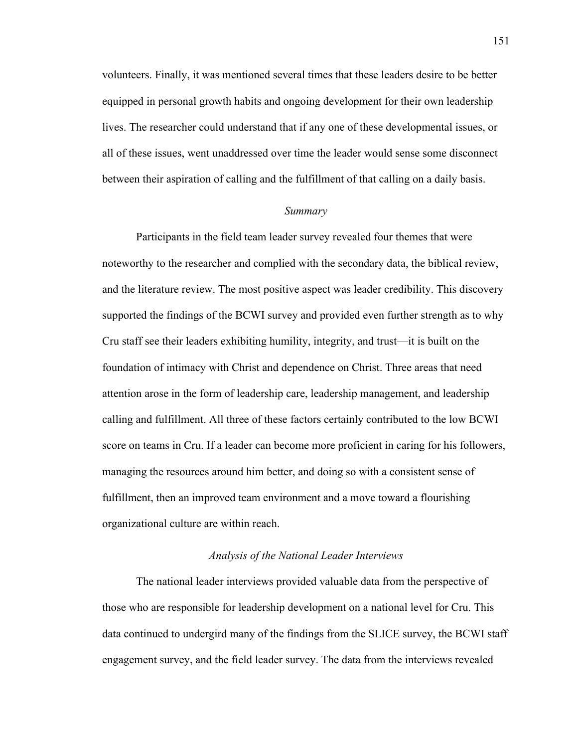volunteers. Finally, it was mentioned several times that these leaders desire to be better equipped in personal growth habits and ongoing development for their own leadership lives. The researcher could understand that if any one of these developmental issues, or all of these issues, went unaddressed over time the leader would sense some disconnect between their aspiration of calling and the fulfillment of that calling on a daily basis.

### *Summary*

Participants in the field team leader survey revealed four themes that were noteworthy to the researcher and complied with the secondary data, the biblical review, and the literature review. The most positive aspect was leader credibility. This discovery supported the findings of the BCWI survey and provided even further strength as to why Cru staff see their leaders exhibiting humility, integrity, and trust—it is built on the foundation of intimacy with Christ and dependence on Christ. Three areas that need attention arose in the form of leadership care, leadership management, and leadership calling and fulfillment. All three of these factors certainly contributed to the low BCWI score on teams in Cru. If a leader can become more proficient in caring for his followers, managing the resources around him better, and doing so with a consistent sense of fulfillment, then an improved team environment and a move toward a flourishing organizational culture are within reach.

### *Analysis of the National Leader Interviews*

The national leader interviews provided valuable data from the perspective of those who are responsible for leadership development on a national level for Cru. This data continued to undergird many of the findings from the SLICE survey, the BCWI staff engagement survey, and the field leader survey. The data from the interviews revealed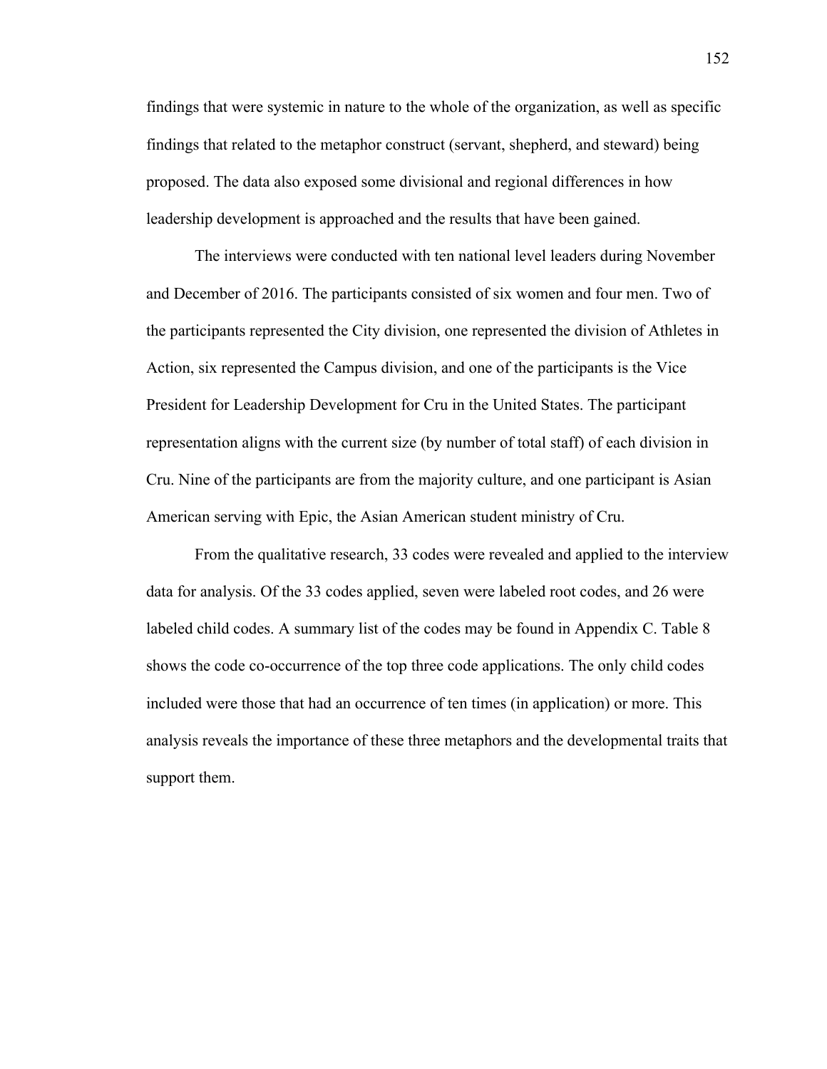findings that were systemic in nature to the whole of the organization, as well as specific findings that related to the metaphor construct (servant, shepherd, and steward) being proposed. The data also exposed some divisional and regional differences in how leadership development is approached and the results that have been gained.

The interviews were conducted with ten national level leaders during November and December of 2016. The participants consisted of six women and four men. Two of the participants represented the City division, one represented the division of Athletes in Action, six represented the Campus division, and one of the participants is the Vice President for Leadership Development for Cru in the United States. The participant representation aligns with the current size (by number of total staff) of each division in Cru. Nine of the participants are from the majority culture, and one participant is Asian American serving with Epic, the Asian American student ministry of Cru.

From the qualitative research, 33 codes were revealed and applied to the interview data for analysis. Of the 33 codes applied, seven were labeled root codes, and 26 were labeled child codes. A summary list of the codes may be found in Appendix C. Table 8 shows the code co-occurrence of the top three code applications. The only child codes included were those that had an occurrence of ten times (in application) or more. This analysis reveals the importance of these three metaphors and the developmental traits that support them.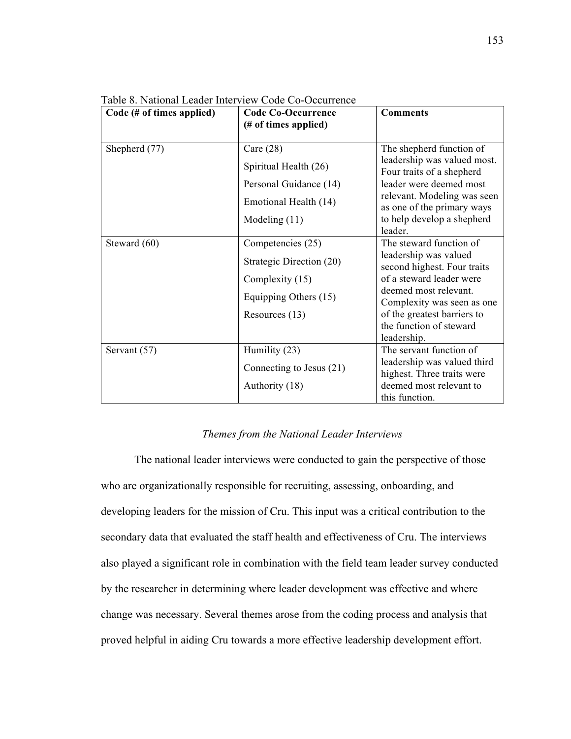Table 8. National Leader Interview Code Co-Occurrence

| Code (# of times applied) | Code Co-Occurrence (# of times applied) | Comments |
|---|---|---|
| Shepherd (77) | Care (28)<br>Spiritual Health (26)<br>Personal Guidance (14)<br>Emotional Health (14)<br>Modeling (11) | The shepherd function of leadership was valued most. Four traits of a shepherd leader were deemed most relevant. Modeling was seen as one of the primary ways to help develop a shepherd leader. |
| Steward (60) | Competencies (25)<br>Strategic Direction (20)<br>Complexity (15)<br>Equipping Others (15)<br>Resources (13) | The steward function of leadership was valued second highest. Four traits of a steward leader were deemed most relevant. Complexity was seen as one of the greatest barriers to the function of steward leadership. |
| Servant (57) | Humility (23)<br>Connecting to Jesus (21)<br>Authority (18) | The servant function of leadership was valued third highest. Three traits were deemed most relevant to this function. |

*Themes from the National Leader Interviews*

The national leader interviews were conducted to gain the perspective of those who are organizationally responsible for recruiting, assessing, onboarding, and developing leaders for the mission of Cru. This input was a critical contribution to the secondary data that evaluated the staff health and effectiveness of Cru. The interviews also played a significant role in combination with the field team leader survey conducted by the researcher in determining where leader development was effective and where change was necessary. Several themes arose from the coding process and analysis that proved helpful in aiding Cru towards a more effective leadership development effort.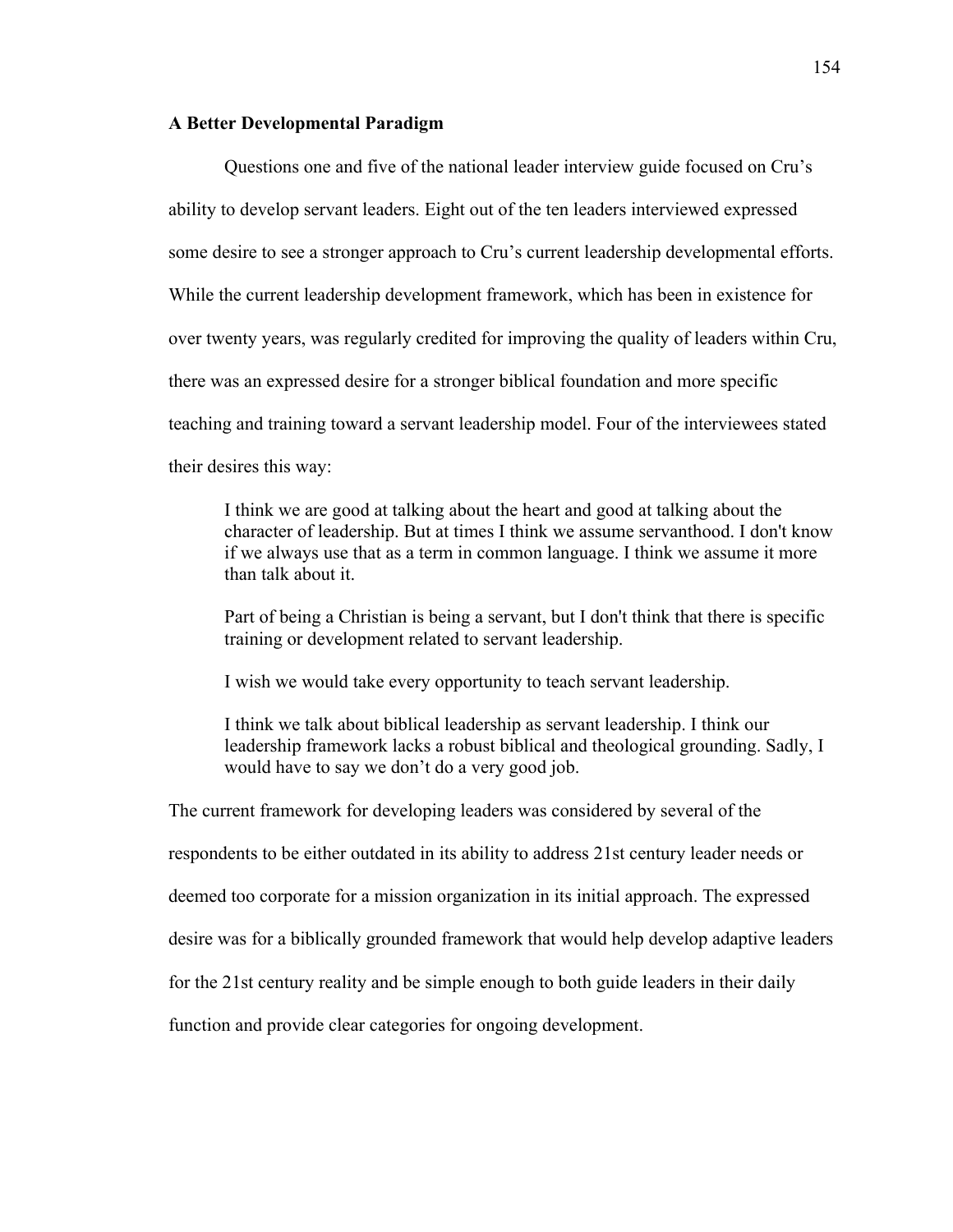**A Better Developmental Paradigm**

Questions one and five of the national leader interview guide focused on Cru's ability to develop servant leaders. Eight out of the ten leaders interviewed expressed some desire to see a stronger approach to Cru's current leadership developmental efforts. While the current leadership development framework, which has been in existence for over twenty years, was regularly credited for improving the quality of leaders within Cru, there was an expressed desire for a stronger biblical foundation and more specific teaching and training toward a servant leadership model. Four of the interviewees stated their desires this way:

> I think we are good at talking about the heart and good at talking about the character of leadership. But at times I think we assume servanthood. I don't know if we always use that as a term in common language. I think we assume it more than talk about it.
>
> Part of being a Christian is being a servant, but I don't think that there is specific training or development related to servant leadership.
>
> I wish we would take every opportunity to teach servant leadership.
>
> I think we talk about biblical leadership as servant leadership. I think our leadership framework lacks a robust biblical and theological grounding. Sadly, I would have to say we don't do a very good job.

The current framework for developing leaders was considered by several of the respondents to be either outdated in its ability to address 21st century leader needs or deemed too corporate for a mission organization in its initial approach. The expressed desire was for a biblically grounded framework that would help develop adaptive leaders for the 21st century reality and be simple enough to both guide leaders in their daily function and provide clear categories for ongoing development.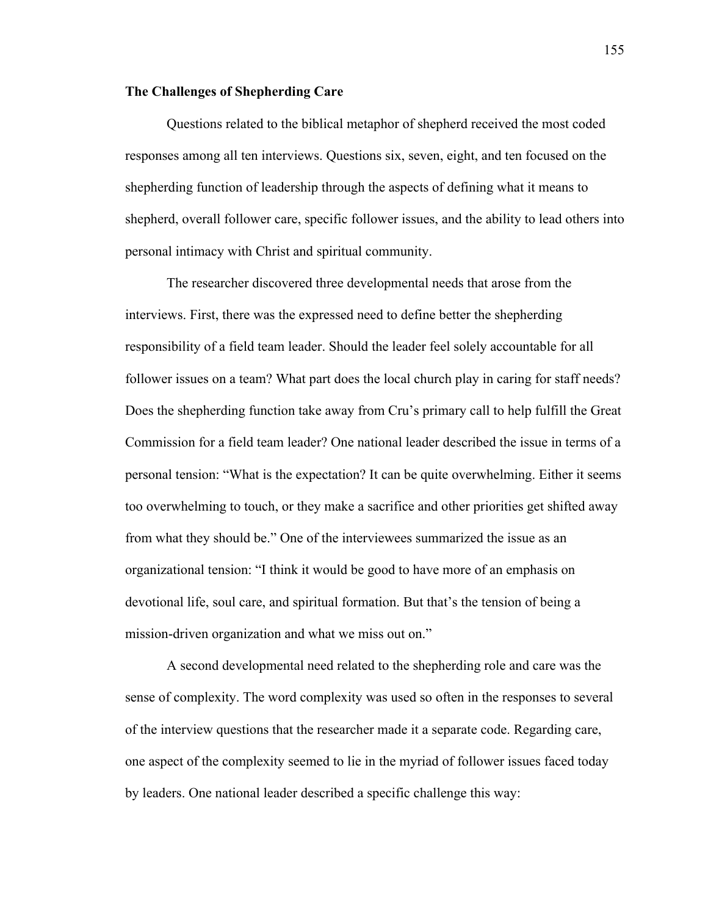**The Challenges of Shepherding Care**

Questions related to the biblical metaphor of shepherd received the most coded responses among all ten interviews. Questions six, seven, eight, and ten focused on the shepherding function of leadership through the aspects of defining what it means to shepherd, overall follower care, specific follower issues, and the ability to lead others into personal intimacy with Christ and spiritual community.

The researcher discovered three developmental needs that arose from the interviews. First, there was the expressed need to define better the shepherding responsibility of a field team leader. Should the leader feel solely accountable for all follower issues on a team? What part does the local church play in caring for staff needs? Does the shepherding function take away from Cru's primary call to help fulfill the Great Commission for a field team leader? One national leader described the issue in terms of a personal tension: "What is the expectation? It can be quite overwhelming. Either it seems too overwhelming to touch, or they make a sacrifice and other priorities get shifted away from what they should be." One of the interviewees summarized the issue as an organizational tension: "I think it would be good to have more of an emphasis on devotional life, soul care, and spiritual formation. But that's the tension of being a mission-driven organization and what we miss out on."

A second developmental need related to the shepherding role and care was the sense of complexity. The word complexity was used so often in the responses to several of the interview questions that the researcher made it a separate code. Regarding care, one aspect of the complexity seemed to lie in the myriad of follower issues faced today by leaders. One national leader described a specific challenge this way: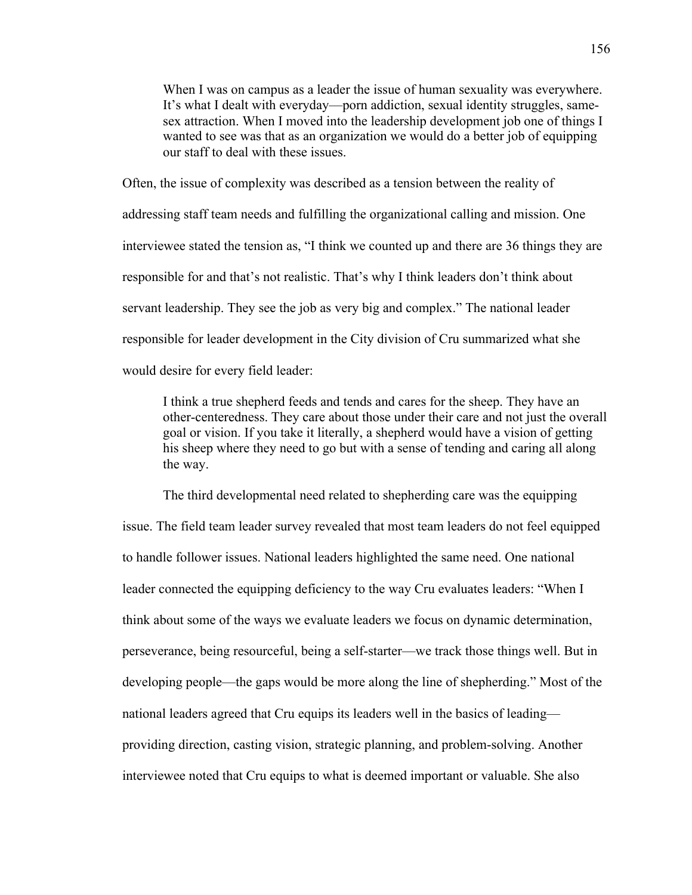> When I was on campus as a leader the issue of human sexuality was everywhere. It's what I dealt with everyday—porn addiction, sexual identity struggles, same-sex attraction. When I moved into the leadership development job one of things I wanted to see was that as an organization we would do a better job of equipping our staff to deal with these issues.

Often, the issue of complexity was described as a tension between the reality of addressing staff team needs and fulfilling the organizational calling and mission. One interviewee stated the tension as, "I think we counted up and there are 36 things they are responsible for and that's not realistic. That's why I think leaders don't think about servant leadership. They see the job as very big and complex." The national leader responsible for leader development in the City division of Cru summarized what she would desire for every field leader:

> I think a true shepherd feeds and tends and cares for the sheep. They have an other-centeredness. They care about those under their care and not just the overall goal or vision. If you take it literally, a shepherd would have a vision of getting his sheep where they need to go but with a sense of tending and caring all along the way.

The third developmental need related to shepherding care was the equipping issue. The field team leader survey revealed that most team leaders do not feel equipped to handle follower issues. National leaders highlighted the same need. One national leader connected the equipping deficiency to the way Cru evaluates leaders: "When I think about some of the ways we evaluate leaders we focus on dynamic determination, perseverance, being resourceful, being a self-starter—we track those things well. But in developing people—the gaps would be more along the line of shepherding." Most of the national leaders agreed that Cru equips its leaders well in the basics of leading—providing direction, casting vision, strategic planning, and problem-solving. Another interviewee noted that Cru equips to what is deemed important or valuable. She also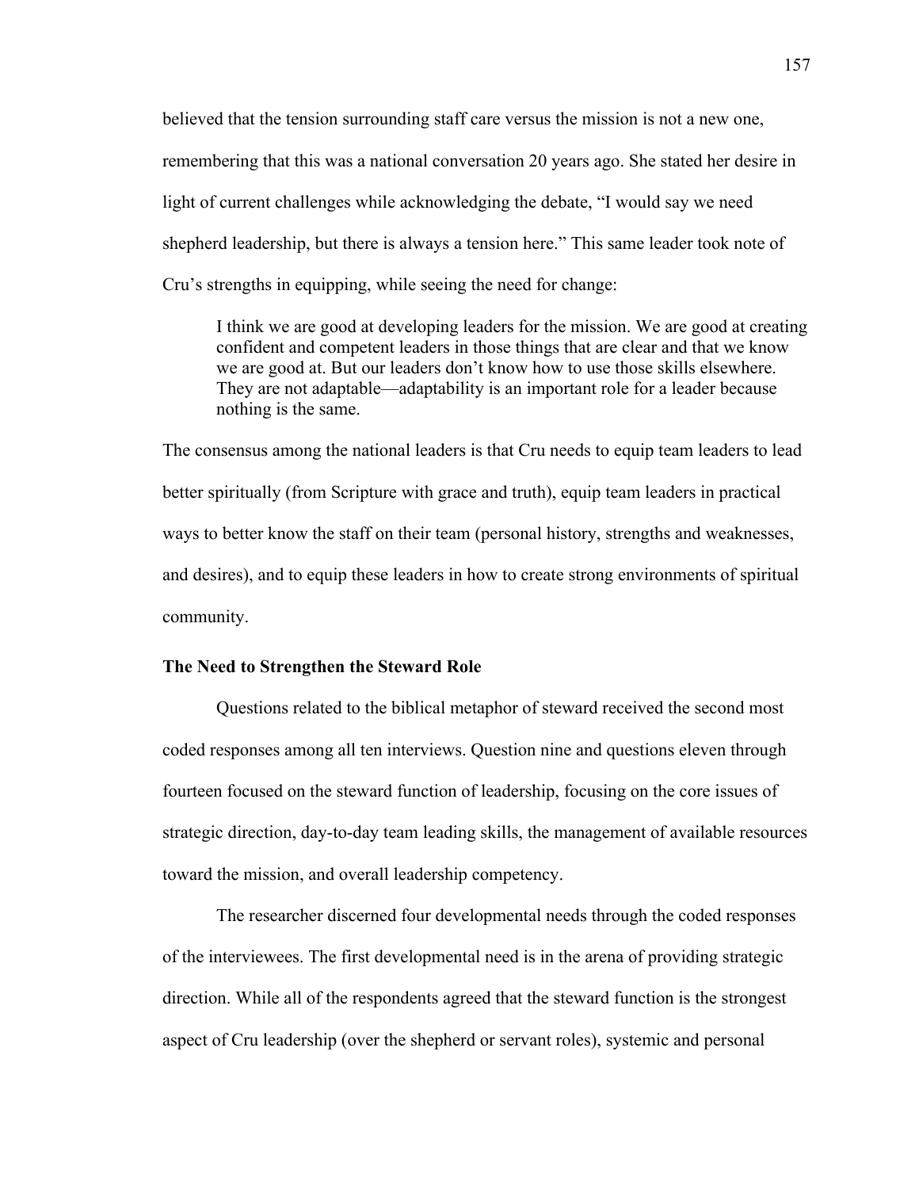believed that the tension surrounding staff care versus the mission is not a new one, remembering that this was a national conversation 20 years ago. She stated her desire in light of current challenges while acknowledging the debate, "I would say we need shepherd leadership, but there is always a tension here." This same leader took note of Cru's strengths in equipping, while seeing the need for change:

> I think we are good at developing leaders for the mission. We are good at creating confident and competent leaders in those things that are clear and that we know we are good at. But our leaders don't know how to use those skills elsewhere. They are not adaptable—adaptability is an important role for a leader because nothing is the same.

The consensus among the national leaders is that Cru needs to equip team leaders to lead better spiritually (from Scripture with grace and truth), equip team leaders in practical ways to better know the staff on their team (personal history, strengths and weaknesses, and desires), and to equip these leaders in how to create strong environments of spiritual community.

**The Need to Strengthen the Steward Role**

Questions related to the biblical metaphor of steward received the second most coded responses among all ten interviews. Question nine and questions eleven through fourteen focused on the steward function of leadership, focusing on the core issues of strategic direction, day-to-day team leading skills, the management of available resources toward the mission, and overall leadership competency.

The researcher discerned four developmental needs through the coded responses of the interviewees. The first developmental need is in the arena of providing strategic direction. While all of the respondents agreed that the steward function is the strongest aspect of Cru leadership (over the shepherd or servant roles), systemic and personal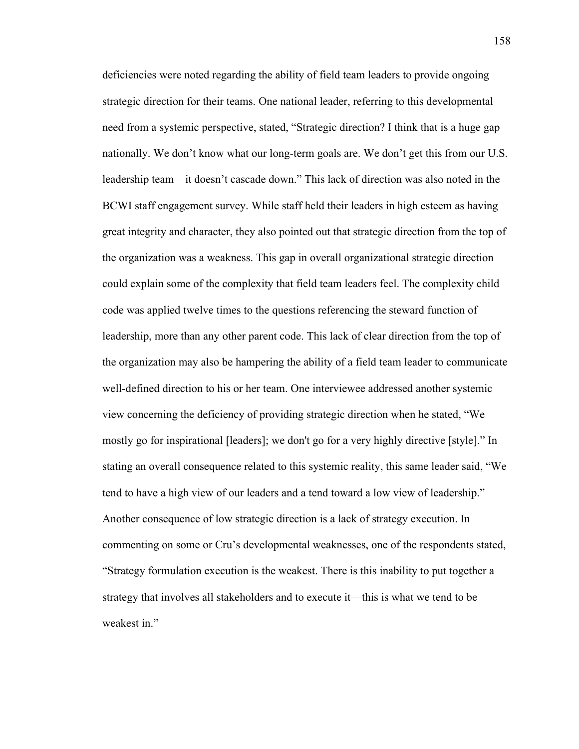deficiencies were noted regarding the ability of field team leaders to provide ongoing strategic direction for their teams. One national leader, referring to this developmental need from a systemic perspective, stated, "Strategic direction? I think that is a huge gap nationally. We don't know what our long-term goals are. We don't get this from our U.S. leadership team—it doesn't cascade down." This lack of direction was also noted in the BCWI staff engagement survey. While staff held their leaders in high esteem as having great integrity and character, they also pointed out that strategic direction from the top of the organization was a weakness. This gap in overall organizational strategic direction could explain some of the complexity that field team leaders feel. The complexity child code was applied twelve times to the questions referencing the steward function of leadership, more than any other parent code. This lack of clear direction from the top of the organization may also be hampering the ability of a field team leader to communicate well-defined direction to his or her team. One interviewee addressed another systemic view concerning the deficiency of providing strategic direction when he stated, "We mostly go for inspirational [leaders]; we don't go for a very highly directive [style]." In stating an overall consequence related to this systemic reality, this same leader said, "We tend to have a high view of our leaders and a tend toward a low view of leadership." Another consequence of low strategic direction is a lack of strategy execution. In commenting on some or Cru's developmental weaknesses, one of the respondents stated, "Strategy formulation execution is the weakest. There is this inability to put together a strategy that involves all stakeholders and to execute it—this is what we tend to be weakest in."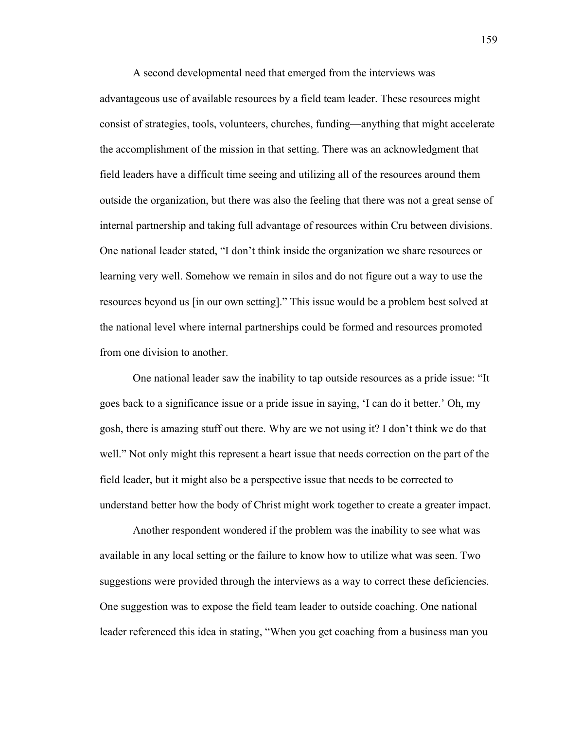A second developmental need that emerged from the interviews was advantageous use of available resources by a field team leader. These resources might consist of strategies, tools, volunteers, churches, funding—anything that might accelerate the accomplishment of the mission in that setting. There was an acknowledgment that field leaders have a difficult time seeing and utilizing all of the resources around them outside the organization, but there was also the feeling that there was not a great sense of internal partnership and taking full advantage of resources within Cru between divisions. One national leader stated, "I don't think inside the organization we share resources or learning very well. Somehow we remain in silos and do not figure out a way to use the resources beyond us [in our own setting]." This issue would be a problem best solved at the national level where internal partnerships could be formed and resources promoted from one division to another.

One national leader saw the inability to tap outside resources as a pride issue: "It goes back to a significance issue or a pride issue in saying, 'I can do it better.' Oh, my gosh, there is amazing stuff out there. Why are we not using it? I don't think we do that well." Not only might this represent a heart issue that needs correction on the part of the field leader, but it might also be a perspective issue that needs to be corrected to understand better how the body of Christ might work together to create a greater impact.

Another respondent wondered if the problem was the inability to see what was available in any local setting or the failure to know how to utilize what was seen. Two suggestions were provided through the interviews as a way to correct these deficiencies. One suggestion was to expose the field team leader to outside coaching. One national leader referenced this idea in stating, "When you get coaching from a business man you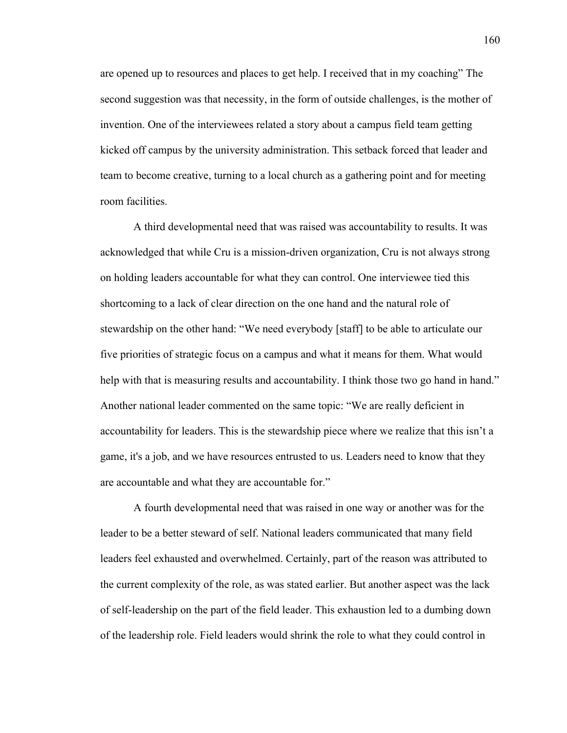are opened up to resources and places to get help. I received that in my coaching" The second suggestion was that necessity, in the form of outside challenges, is the mother of invention. One of the interviewees related a story about a campus field team getting kicked off campus by the university administration. This setback forced that leader and team to become creative, turning to a local church as a gathering point and for meeting room facilities.

A third developmental need that was raised was accountability to results. It was acknowledged that while Cru is a mission-driven organization, Cru is not always strong on holding leaders accountable for what they can control. One interviewee tied this shortcoming to a lack of clear direction on the one hand and the natural role of stewardship on the other hand: "We need everybody [staff] to be able to articulate our five priorities of strategic focus on a campus and what it means for them. What would help with that is measuring results and accountability. I think those two go hand in hand." Another national leader commented on the same topic: "We are really deficient in accountability for leaders. This is the stewardship piece where we realize that this isn't a game, it's a job, and we have resources entrusted to us. Leaders need to know that they are accountable and what they are accountable for."

A fourth developmental need that was raised in one way or another was for the leader to be a better steward of self. National leaders communicated that many field leaders feel exhausted and overwhelmed. Certainly, part of the reason was attributed to the current complexity of the role, as was stated earlier. But another aspect was the lack of self-leadership on the part of the field leader. This exhaustion led to a dumbing down of the leadership role. Field leaders would shrink the role to what they could control in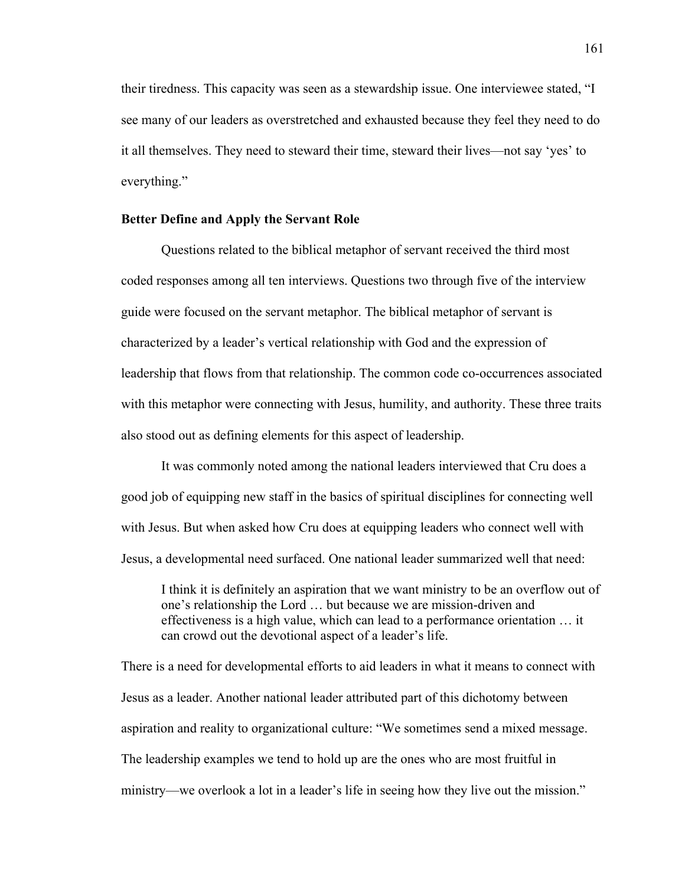their tiredness. This capacity was seen as a stewardship issue. One interviewee stated, "I see many of our leaders as overstretched and exhausted because they feel they need to do it all themselves. They need to steward their time, steward their lives—not say 'yes' to everything."

### Better Define and Apply the Servant Role

Questions related to the biblical metaphor of servant received the third most coded responses among all ten interviews. Questions two through five of the interview guide were focused on the servant metaphor. The biblical metaphor of servant is characterized by a leader's vertical relationship with God and the expression of leadership that flows from that relationship. The common code co-occurrences associated with this metaphor were connecting with Jesus, humility, and authority. These three traits also stood out as defining elements for this aspect of leadership.

It was commonly noted among the national leaders interviewed that Cru does a good job of equipping new staff in the basics of spiritual disciplines for connecting well with Jesus. But when asked how Cru does at equipping leaders who connect well with Jesus, a developmental need surfaced. One national leader summarized well that need:

> I think it is definitely an aspiration that we want ministry to be an overflow out of one's relationship the Lord … but because we are mission-driven and effectiveness is a high value, which can lead to a performance orientation … it can crowd out the devotional aspect of a leader's life.

There is a need for developmental efforts to aid leaders in what it means to connect with Jesus as a leader. Another national leader attributed part of this dichotomy between aspiration and reality to organizational culture: "We sometimes send a mixed message. The leadership examples we tend to hold up are the ones who are most fruitful in ministry—we overlook a lot in a leader's life in seeing how they live out the mission."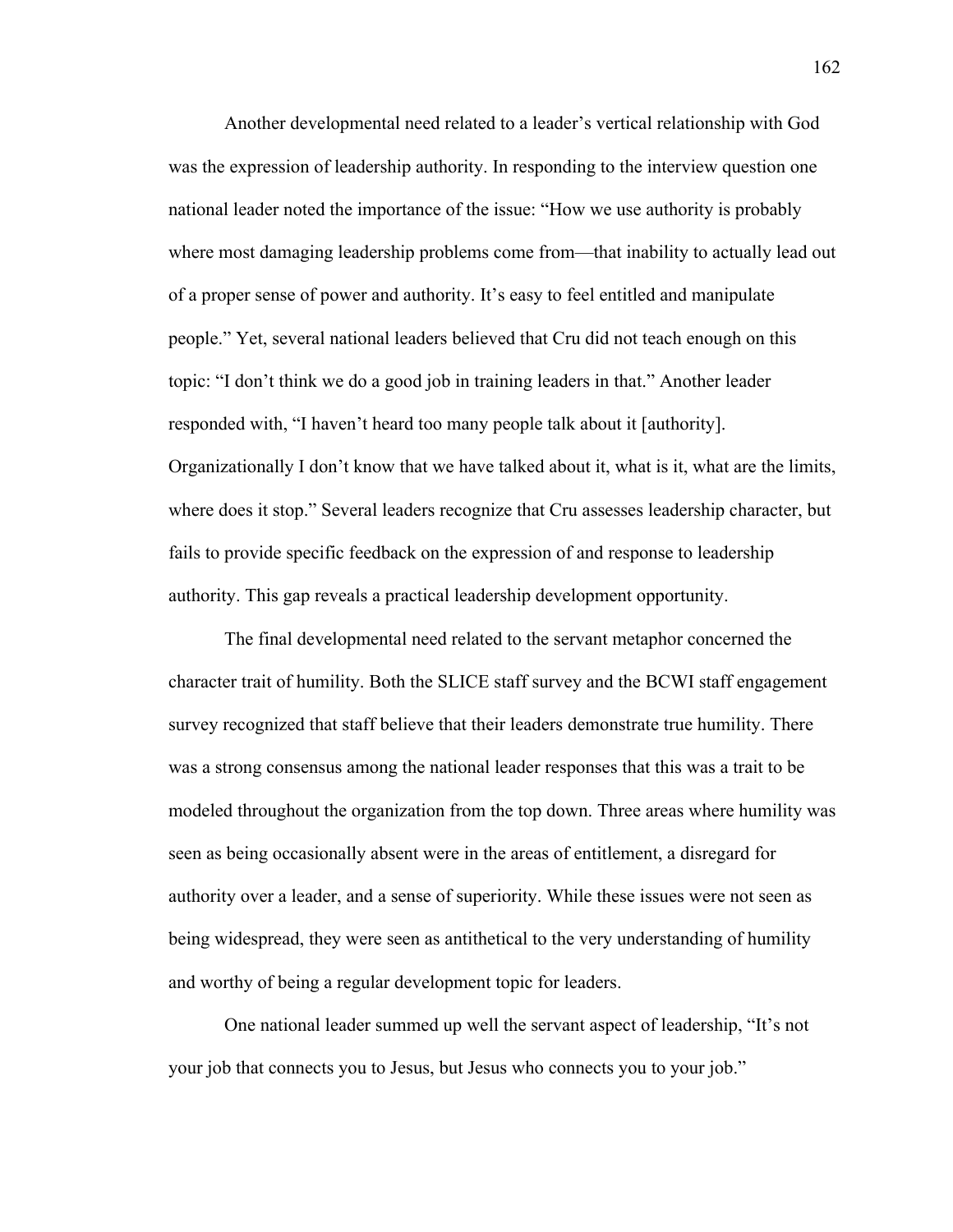Another developmental need related to a leader's vertical relationship with God was the expression of leadership authority. In responding to the interview question one national leader noted the importance of the issue: "How we use authority is probably where most damaging leadership problems come from—that inability to actually lead out of a proper sense of power and authority. It's easy to feel entitled and manipulate people." Yet, several national leaders believed that Cru did not teach enough on this topic: "I don't think we do a good job in training leaders in that." Another leader responded with, "I haven't heard too many people talk about it [authority]. Organizationally I don't know that we have talked about it, what is it, what are the limits, where does it stop." Several leaders recognize that Cru assesses leadership character, but fails to provide specific feedback on the expression of and response to leadership authority. This gap reveals a practical leadership development opportunity.

The final developmental need related to the servant metaphor concerned the character trait of humility. Both the SLICE staff survey and the BCWI staff engagement survey recognized that staff believe that their leaders demonstrate true humility. There was a strong consensus among the national leader responses that this was a trait to be modeled throughout the organization from the top down. Three areas where humility was seen as being occasionally absent were in the areas of entitlement, a disregard for authority over a leader, and a sense of superiority. While these issues were not seen as being widespread, they were seen as antithetical to the very understanding of humility and worthy of being a regular development topic for leaders.

One national leader summed up well the servant aspect of leadership, "It's not your job that connects you to Jesus, but Jesus who connects you to your job."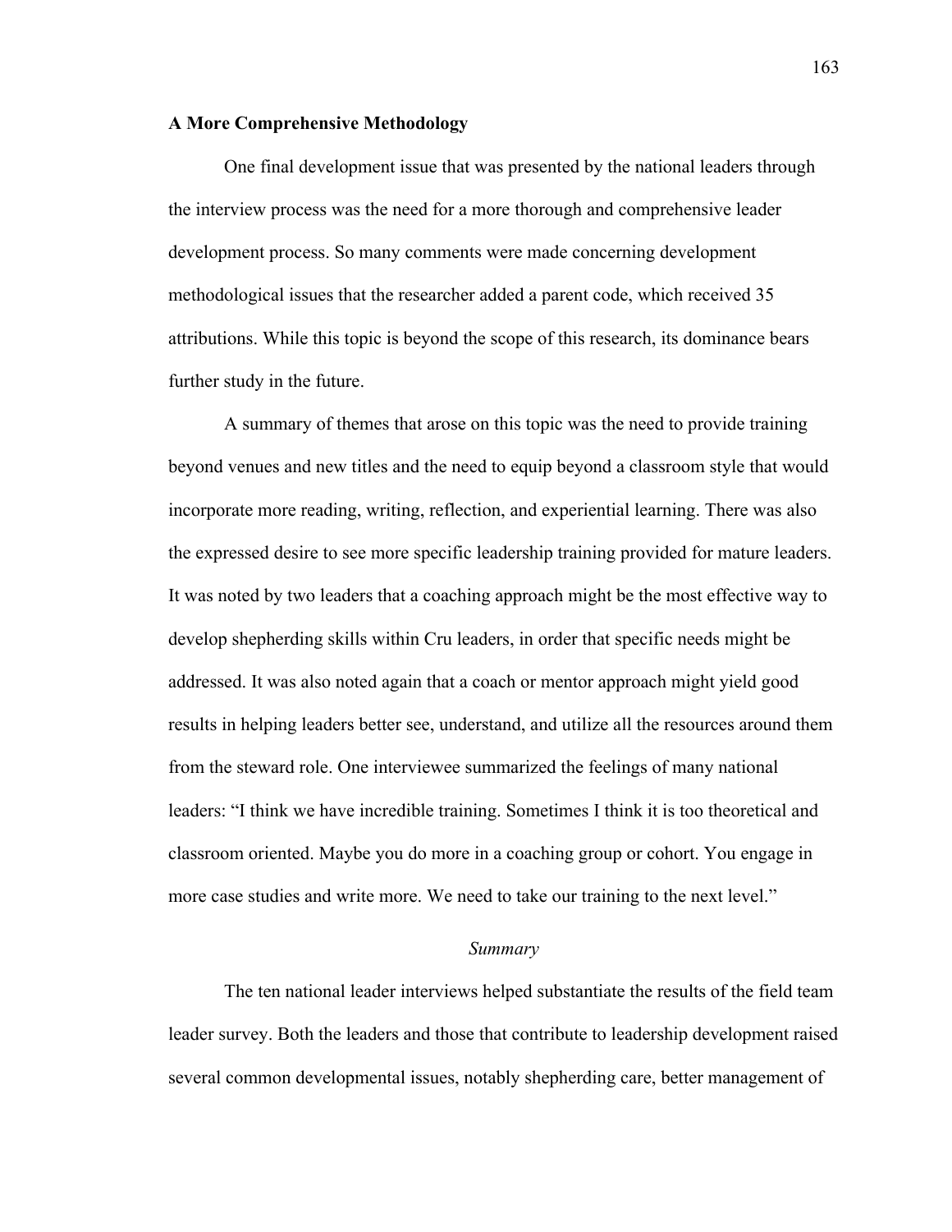**A More Comprehensive Methodology**

One final development issue that was presented by the national leaders through the interview process was the need for a more thorough and comprehensive leader development process. So many comments were made concerning development methodological issues that the researcher added a parent code, which received 35 attributions. While this topic is beyond the scope of this research, its dominance bears further study in the future.

A summary of themes that arose on this topic was the need to provide training beyond venues and new titles and the need to equip beyond a classroom style that would incorporate more reading, writing, reflection, and experiential learning. There was also the expressed desire to see more specific leadership training provided for mature leaders. It was noted by two leaders that a coaching approach might be the most effective way to develop shepherding skills within Cru leaders, in order that specific needs might be addressed. It was also noted again that a coach or mentor approach might yield good results in helping leaders better see, understand, and utilize all the resources around them from the steward role. One interviewee summarized the feelings of many national leaders: "I think we have incredible training. Sometimes I think it is too theoretical and classroom oriented. Maybe you do more in a coaching group or cohort. You engage in more case studies and write more. We need to take our training to the next level."

*Summary*

The ten national leader interviews helped substantiate the results of the field team leader survey. Both the leaders and those that contribute to leadership development raised several common developmental issues, notably shepherding care, better management of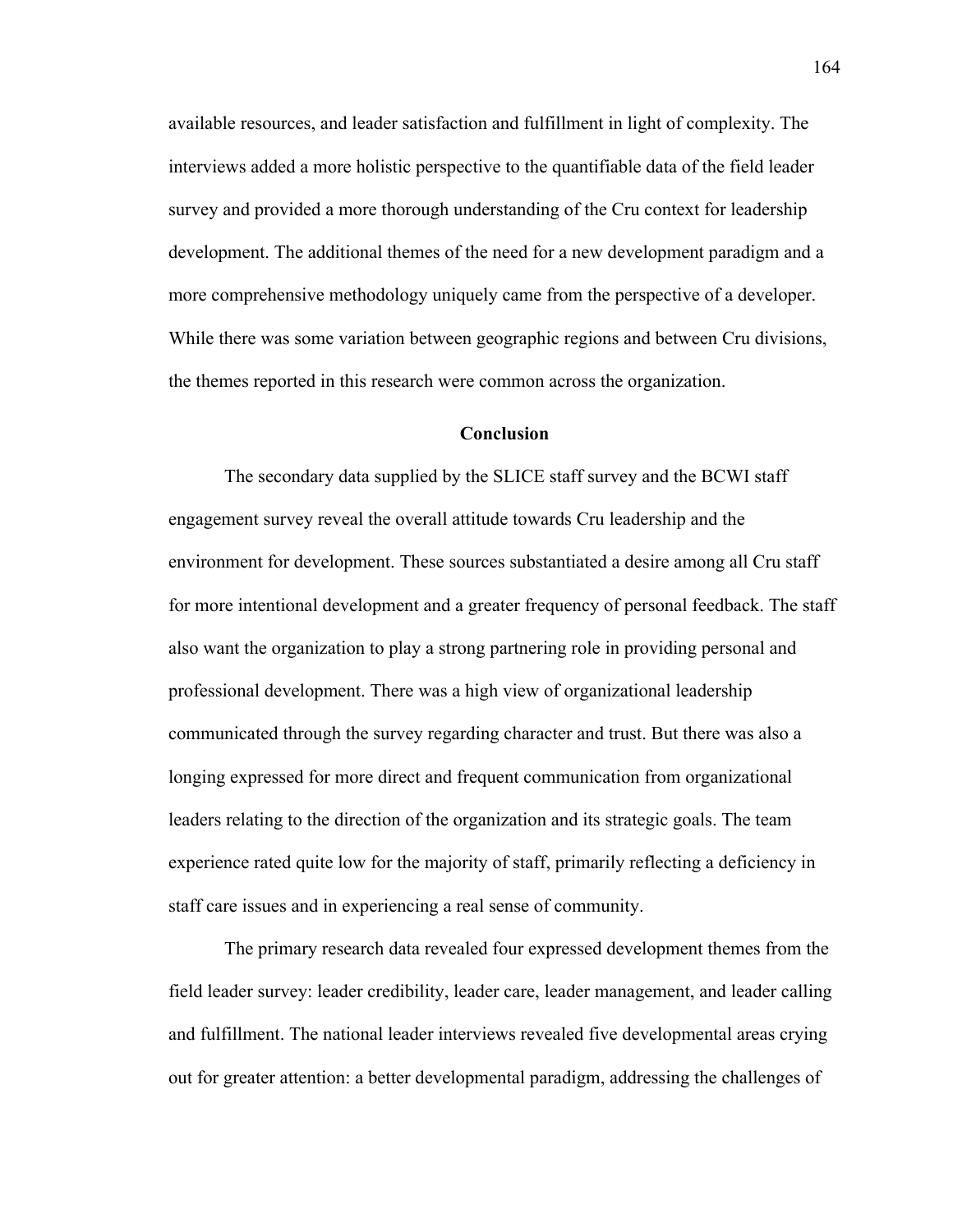available resources, and leader satisfaction and fulfillment in light of complexity. The interviews added a more holistic perspective to the quantifiable data of the field leader survey and provided a more thorough understanding of the Cru context for leadership development. The additional themes of the need for a new development paradigm and a more comprehensive methodology uniquely came from the perspective of a developer. While there was some variation between geographic regions and between Cru divisions, the themes reported in this research were common across the organization.

## Conclusion

The secondary data supplied by the SLICE staff survey and the BCWI staff engagement survey reveal the overall attitude towards Cru leadership and the environment for development. These sources substantiated a desire among all Cru staff for more intentional development and a greater frequency of personal feedback. The staff also want the organization to play a strong partnering role in providing personal and professional development. There was a high view of organizational leadership communicated through the survey regarding character and trust. But there was also a longing expressed for more direct and frequent communication from organizational leaders relating to the direction of the organization and its strategic goals. The team experience rated quite low for the majority of staff, primarily reflecting a deficiency in staff care issues and in experiencing a real sense of community.

The primary research data revealed four expressed development themes from the field leader survey: leader credibility, leader care, leader management, and leader calling and fulfillment. The national leader interviews revealed five developmental areas crying out for greater attention: a better developmental paradigm, addressing the challenges of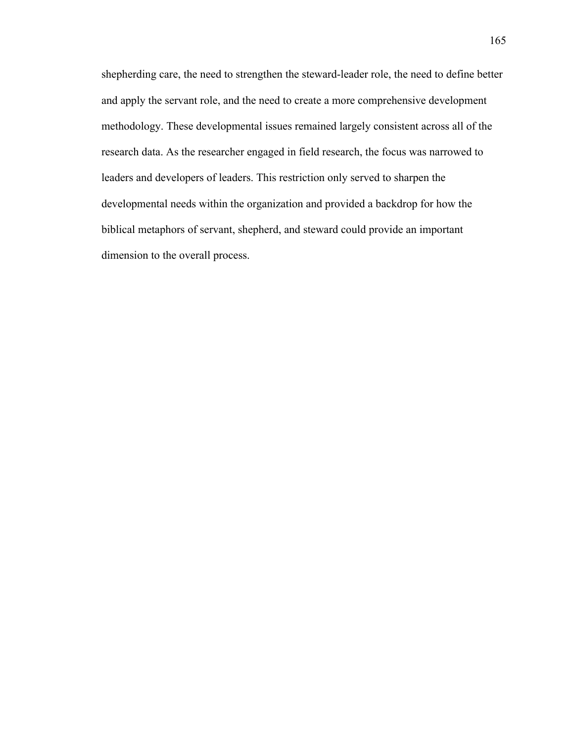shepherding care, the need to strengthen the steward-leader role, the need to define better and apply the servant role, and the need to create a more comprehensive development methodology. These developmental issues remained largely consistent across all of the research data. As the researcher engaged in field research, the focus was narrowed to leaders and developers of leaders. This restriction only served to sharpen the developmental needs within the organization and provided a backdrop for how the biblical metaphors of servant, shepherd, and steward could provide an important dimension to the overall process.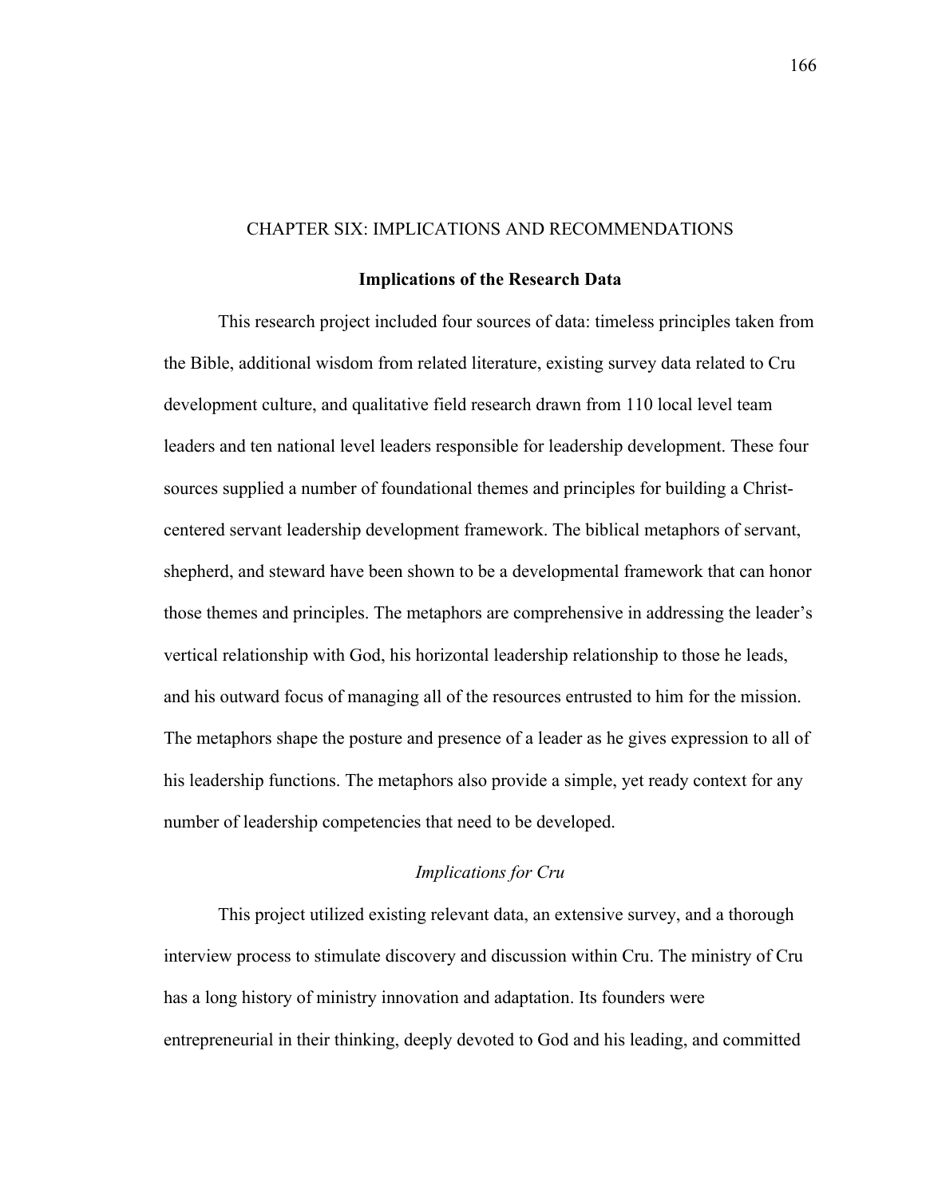# CHAPTER SIX: IMPLICATIONS AND RECOMMENDATIONS

## Implications of the Research Data

This research project included four sources of data: timeless principles taken from the Bible, additional wisdom from related literature, existing survey data related to Cru development culture, and qualitative field research drawn from 110 local level team leaders and ten national level leaders responsible for leadership development. These four sources supplied a number of foundational themes and principles for building a Christ-centered servant leadership development framework. The biblical metaphors of servant, shepherd, and steward have been shown to be a developmental framework that can honor those themes and principles. The metaphors are comprehensive in addressing the leader's vertical relationship with God, his horizontal leadership relationship to those he leads, and his outward focus of managing all of the resources entrusted to him for the mission. The metaphors shape the posture and presence of a leader as he gives expression to all of his leadership functions. The metaphors also provide a simple, yet ready context for any number of leadership competencies that need to be developed.

### *Implications for Cru*

This project utilized existing relevant data, an extensive survey, and a thorough interview process to stimulate discovery and discussion within Cru. The ministry of Cru has a long history of ministry innovation and adaptation. Its founders were entrepreneurial in their thinking, deeply devoted to God and his leading, and committed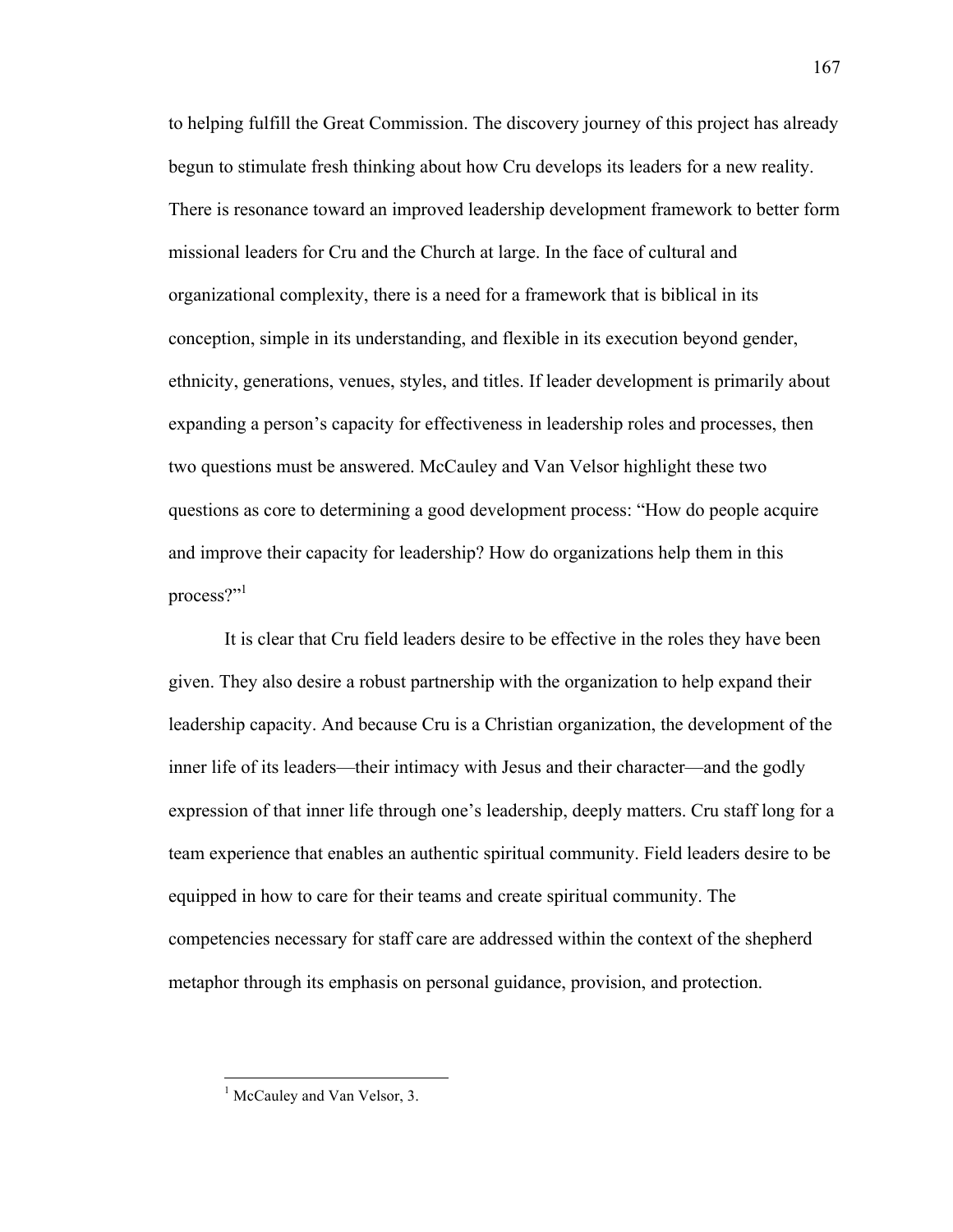to helping fulfill the Great Commission. The discovery journey of this project has already begun to stimulate fresh thinking about how Cru develops its leaders for a new reality. There is resonance toward an improved leadership development framework to better form missional leaders for Cru and the Church at large. In the face of cultural and organizational complexity, there is a need for a framework that is biblical in its conception, simple in its understanding, and flexible in its execution beyond gender, ethnicity, generations, venues, styles, and titles. If leader development is primarily about expanding a person's capacity for effectiveness in leadership roles and processes, then two questions must be answered. McCauley and Van Velsor highlight these two questions as core to determining a good development process: "How do people acquire and improve their capacity for leadership? How do organizations help them in this process?"[1]

It is clear that Cru field leaders desire to be effective in the roles they have been given. They also desire a robust partnership with the organization to help expand their leadership capacity. And because Cru is a Christian organization, the development of the inner life of its leaders—their intimacy with Jesus and their character—and the godly expression of that inner life through one's leadership, deeply matters. Cru staff long for a team experience that enables an authentic spiritual community. Field leaders desire to be equipped in how to care for their teams and create spiritual community. The competencies necessary for staff care are addressed within the context of the shepherd metaphor through its emphasis on personal guidance, provision, and protection.

---

[1] McCauley and Van Velsor, 3.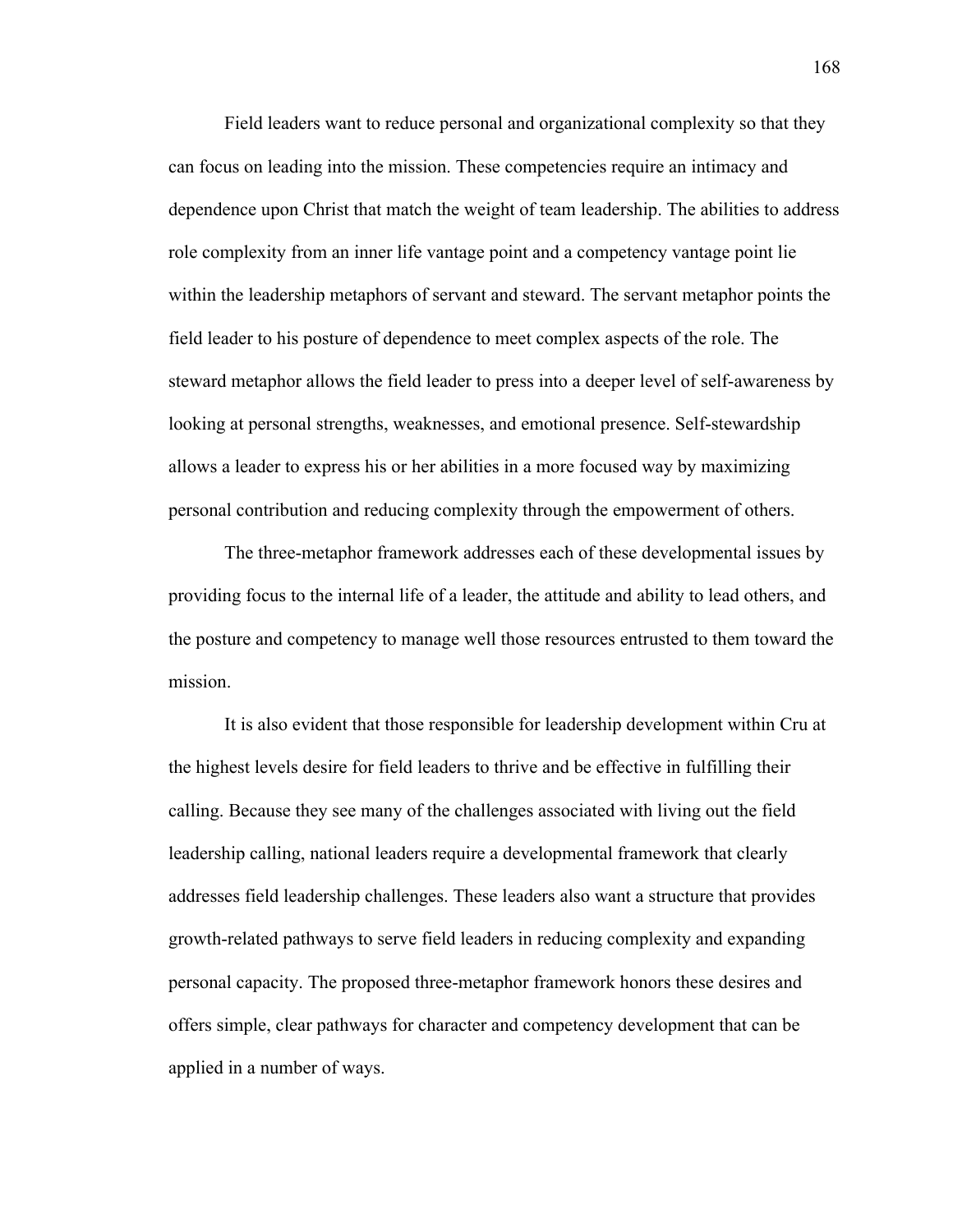Field leaders want to reduce personal and organizational complexity so that they can focus on leading into the mission. These competencies require an intimacy and dependence upon Christ that match the weight of team leadership. The abilities to address role complexity from an inner life vantage point and a competency vantage point lie within the leadership metaphors of servant and steward. The servant metaphor points the field leader to his posture of dependence to meet complex aspects of the role. The steward metaphor allows the field leader to press into a deeper level of self-awareness by looking at personal strengths, weaknesses, and emotional presence. Self-stewardship allows a leader to express his or her abilities in a more focused way by maximizing personal contribution and reducing complexity through the empowerment of others.

The three-metaphor framework addresses each of these developmental issues by providing focus to the internal life of a leader, the attitude and ability to lead others, and the posture and competency to manage well those resources entrusted to them toward the mission.

It is also evident that those responsible for leadership development within Cru at the highest levels desire for field leaders to thrive and be effective in fulfilling their calling. Because they see many of the challenges associated with living out the field leadership calling, national leaders require a developmental framework that clearly addresses field leadership challenges. These leaders also want a structure that provides growth-related pathways to serve field leaders in reducing complexity and expanding personal capacity. The proposed three-metaphor framework honors these desires and offers simple, clear pathways for character and competency development that can be applied in a number of ways.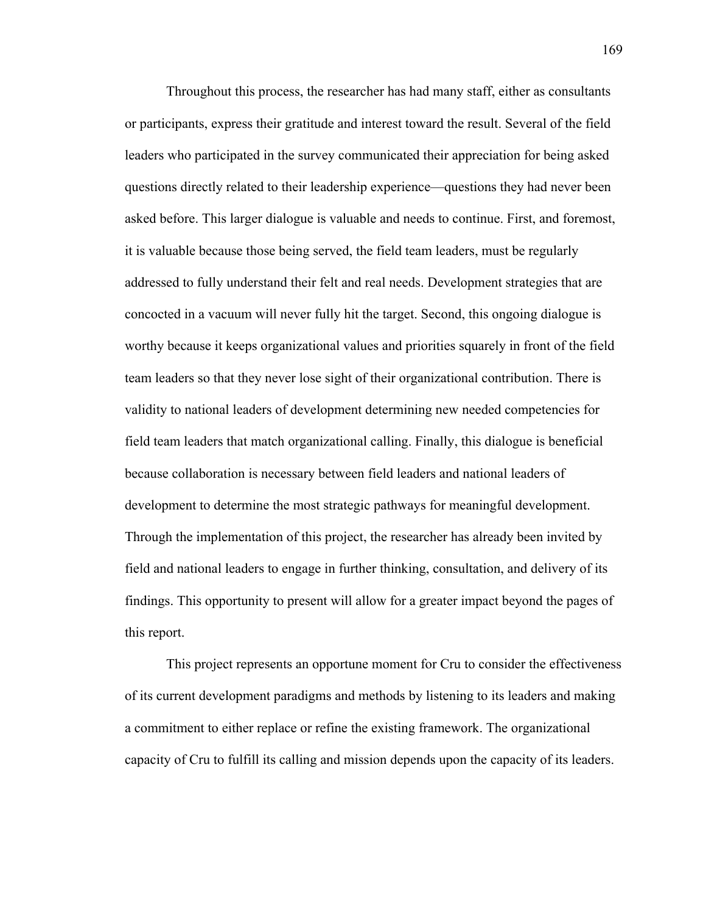Throughout this process, the researcher has had many staff, either as consultants or participants, express their gratitude and interest toward the result. Several of the field leaders who participated in the survey communicated their appreciation for being asked questions directly related to their leadership experience—questions they had never been asked before. This larger dialogue is valuable and needs to continue. First, and foremost, it is valuable because those being served, the field team leaders, must be regularly addressed to fully understand their felt and real needs. Development strategies that are concocted in a vacuum will never fully hit the target. Second, this ongoing dialogue is worthy because it keeps organizational values and priorities squarely in front of the field team leaders so that they never lose sight of their organizational contribution. There is validity to national leaders of development determining new needed competencies for field team leaders that match organizational calling. Finally, this dialogue is beneficial because collaboration is necessary between field leaders and national leaders of development to determine the most strategic pathways for meaningful development. Through the implementation of this project, the researcher has already been invited by field and national leaders to engage in further thinking, consultation, and delivery of its findings. This opportunity to present will allow for a greater impact beyond the pages of this report.

This project represents an opportune moment for Cru to consider the effectiveness of its current development paradigms and methods by listening to its leaders and making a commitment to either replace or refine the existing framework. The organizational capacity of Cru to fulfill its calling and mission depends upon the capacity of its leaders.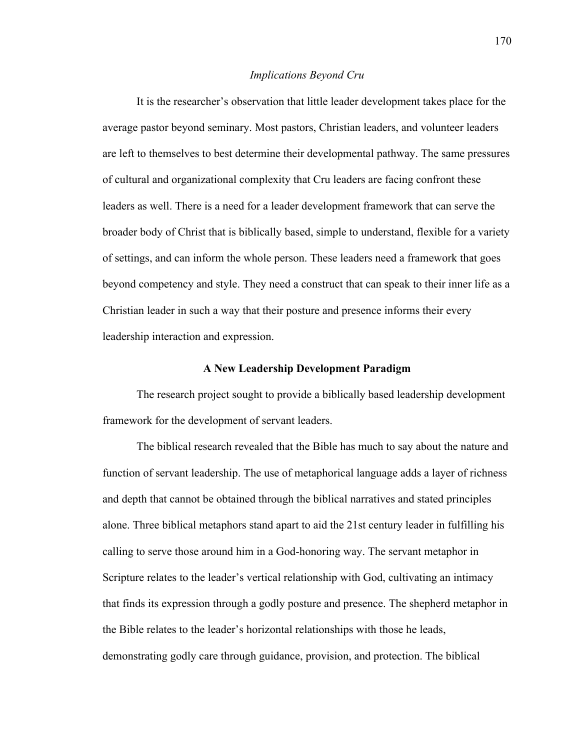*Implications Beyond Cru*

It is the researcher's observation that little leader development takes place for the average pastor beyond seminary. Most pastors, Christian leaders, and volunteer leaders are left to themselves to best determine their developmental pathway. The same pressures of cultural and organizational complexity that Cru leaders are facing confront these leaders as well. There is a need for a leader development framework that can serve the broader body of Christ that is biblically based, simple to understand, flexible for a variety of settings, and can inform the whole person. These leaders need a framework that goes beyond competency and style. They need a construct that can speak to their inner life as a Christian leader in such a way that their posture and presence informs their every leadership interaction and expression.

## A New Leadership Development Paradigm

The research project sought to provide a biblically based leadership development framework for the development of servant leaders.

The biblical research revealed that the Bible has much to say about the nature and function of servant leadership. The use of metaphorical language adds a layer of richness and depth that cannot be obtained through the biblical narratives and stated principles alone. Three biblical metaphors stand apart to aid the 21st century leader in fulfilling his calling to serve those around him in a God-honoring way. The servant metaphor in Scripture relates to the leader's vertical relationship with God, cultivating an intimacy that finds its expression through a godly posture and presence. The shepherd metaphor in the Bible relates to the leader's horizontal relationships with those he leads, demonstrating godly care through guidance, provision, and protection. The biblical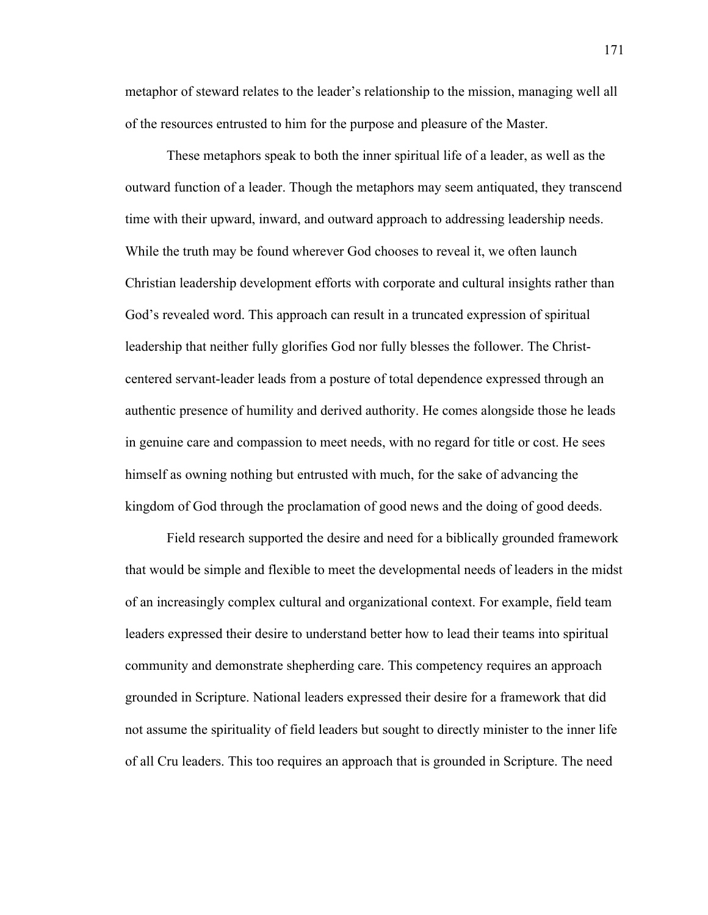metaphor of steward relates to the leader's relationship to the mission, managing well all of the resources entrusted to him for the purpose and pleasure of the Master.

These metaphors speak to both the inner spiritual life of a leader, as well as the outward function of a leader. Though the metaphors may seem antiquated, they transcend time with their upward, inward, and outward approach to addressing leadership needs. While the truth may be found wherever God chooses to reveal it, we often launch Christian leadership development efforts with corporate and cultural insights rather than God's revealed word. This approach can result in a truncated expression of spiritual leadership that neither fully glorifies God nor fully blesses the follower. The Christ-centered servant-leader leads from a posture of total dependence expressed through an authentic presence of humility and derived authority. He comes alongside those he leads in genuine care and compassion to meet needs, with no regard for title or cost. He sees himself as owning nothing but entrusted with much, for the sake of advancing the kingdom of God through the proclamation of good news and the doing of good deeds.

Field research supported the desire and need for a biblically grounded framework that would be simple and flexible to meet the developmental needs of leaders in the midst of an increasingly complex cultural and organizational context. For example, field team leaders expressed their desire to understand better how to lead their teams into spiritual community and demonstrate shepherding care. This competency requires an approach grounded in Scripture. National leaders expressed their desire for a framework that did not assume the spirituality of field leaders but sought to directly minister to the inner life of all Cru leaders. This too requires an approach that is grounded in Scripture. The need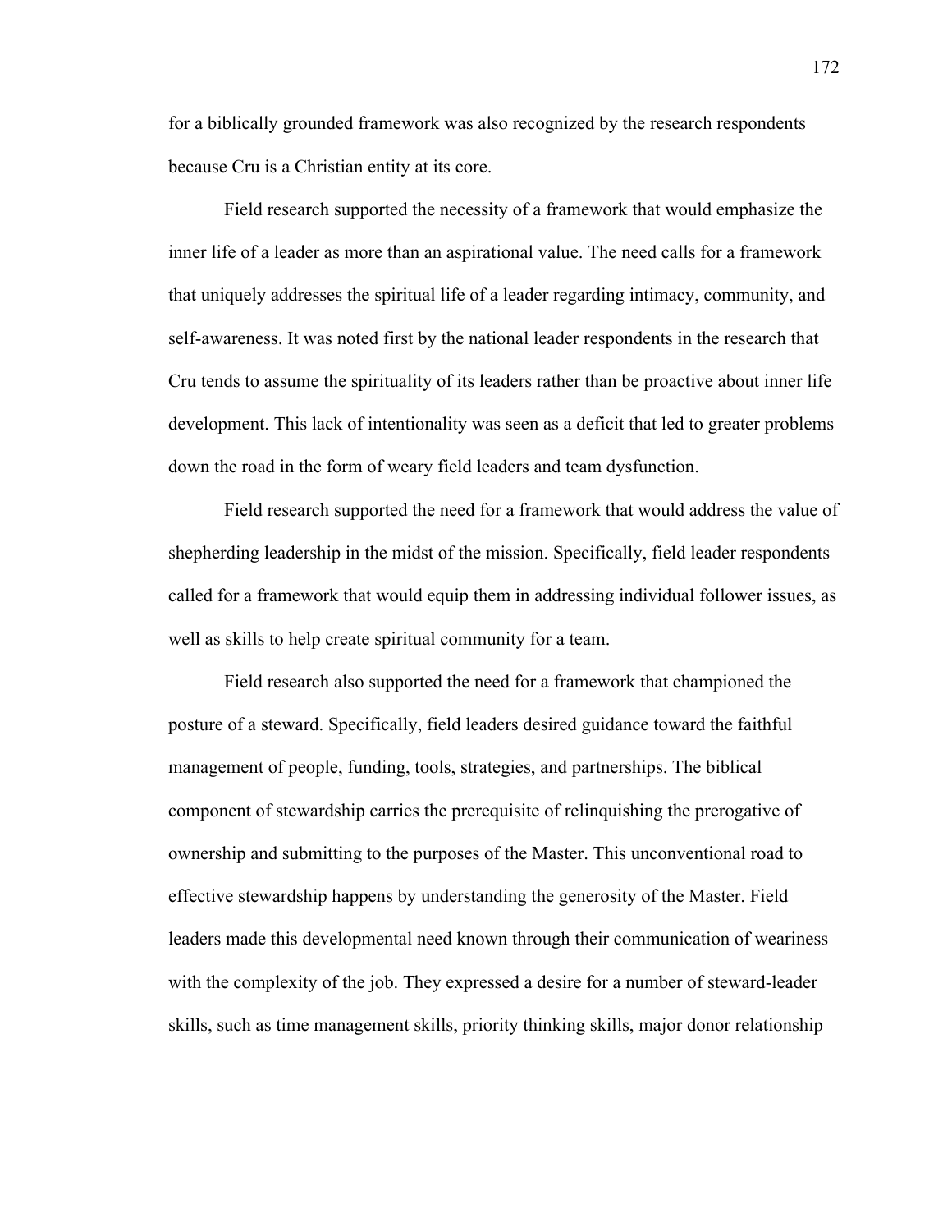for a biblically grounded framework was also recognized by the research respondents because Cru is a Christian entity at its core.

Field research supported the necessity of a framework that would emphasize the inner life of a leader as more than an aspirational value. The need calls for a framework that uniquely addresses the spiritual life of a leader regarding intimacy, community, and self-awareness. It was noted first by the national leader respondents in the research that Cru tends to assume the spirituality of its leaders rather than be proactive about inner life development. This lack of intentionality was seen as a deficit that led to greater problems down the road in the form of weary field leaders and team dysfunction.

Field research supported the need for a framework that would address the value of shepherding leadership in the midst of the mission. Specifically, field leader respondents called for a framework that would equip them in addressing individual follower issues, as well as skills to help create spiritual community for a team.

Field research also supported the need for a framework that championed the posture of a steward. Specifically, field leaders desired guidance toward the faithful management of people, funding, tools, strategies, and partnerships. The biblical component of stewardship carries the prerequisite of relinquishing the prerogative of ownership and submitting to the purposes of the Master. This unconventional road to effective stewardship happens by understanding the generosity of the Master. Field leaders made this developmental need known through their communication of weariness with the complexity of the job. They expressed a desire for a number of steward-leader skills, such as time management skills, priority thinking skills, major donor relationship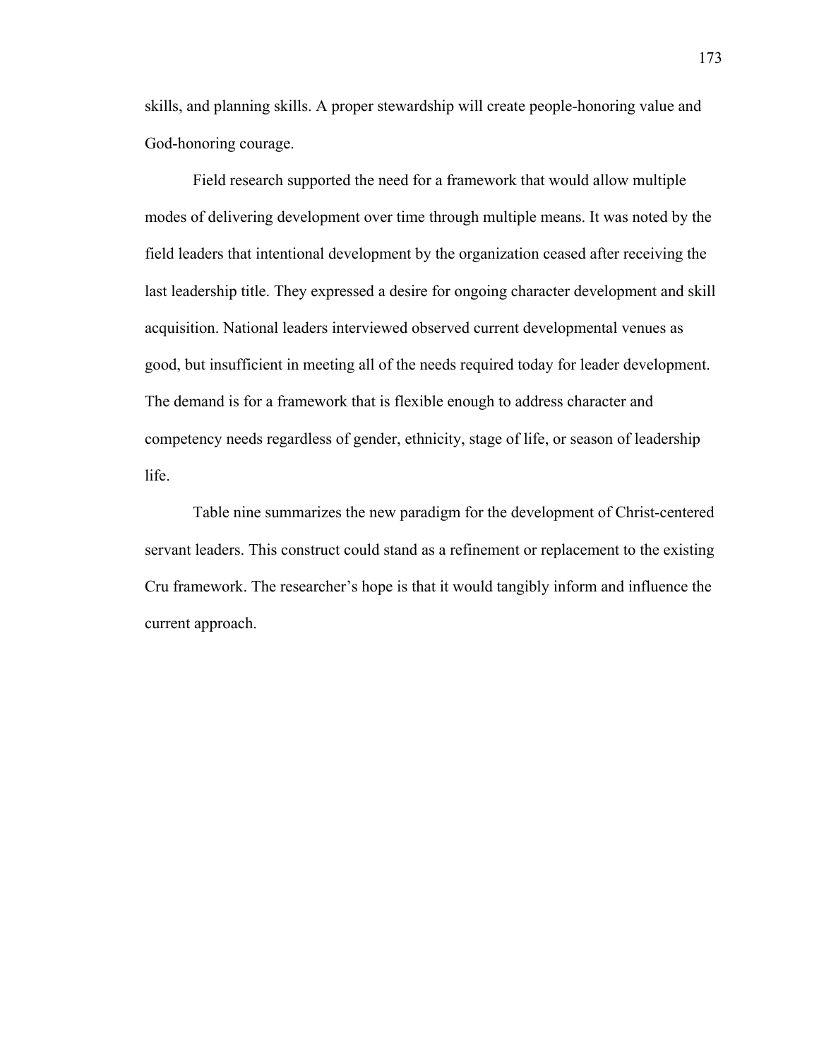skills, and planning skills. A proper stewardship will create people-honoring value and God-honoring courage.

Field research supported the need for a framework that would allow multiple modes of delivering development over time through multiple means. It was noted by the field leaders that intentional development by the organization ceased after receiving the last leadership title. They expressed a desire for ongoing character development and skill acquisition. National leaders interviewed observed current developmental venues as good, but insufficient in meeting all of the needs required today for leader development. The demand is for a framework that is flexible enough to address character and competency needs regardless of gender, ethnicity, stage of life, or season of leadership life.

Table nine summarizes the new paradigm for the development of Christ-centered servant leaders. This construct could stand as a refinement or replacement to the existing Cru framework. The researcher's hope is that it would tangibly inform and influence the current approach.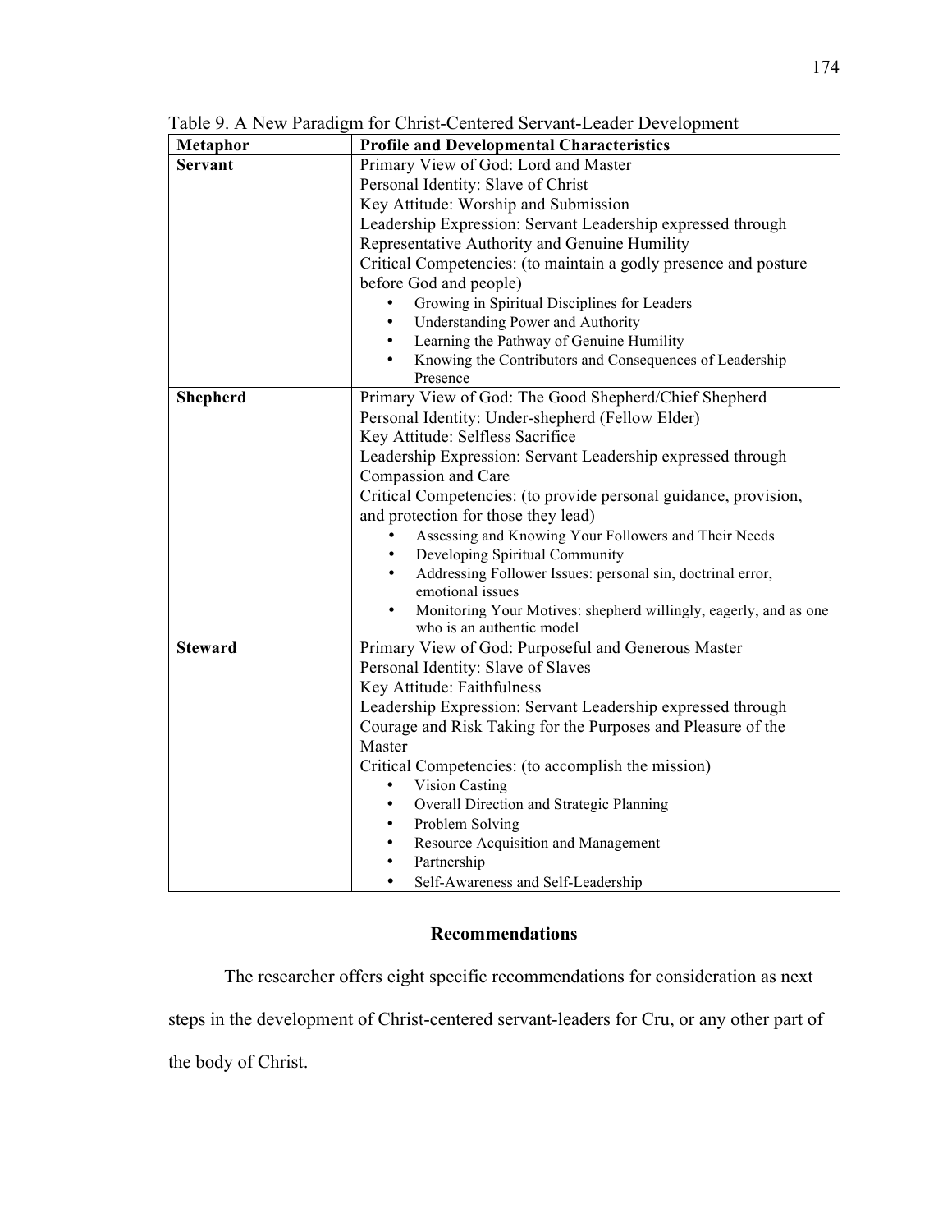Table 9. A New Paradigm for Christ-Centered Servant-Leader Development

| Metaphor | Profile and Developmental Characteristics |
|---|---|
| **Servant** | Primary View of God: Lord and Master<br>Personal Identity: Slave of Christ<br>Key Attitude: Worship and Submission<br>Leadership Expression: Servant Leadership expressed through Representative Authority and Genuine Humility<br>Critical Competencies: (to maintain a godly presence and posture before God and people)<br>• Growing in Spiritual Disciplines for Leaders<br>• Understanding Power and Authority<br>• Learning the Pathway of Genuine Humility<br>• Knowing the Contributors and Consequences of Leadership Presence |
| **Shepherd** | Primary View of God: The Good Shepherd/Chief Shepherd<br>Personal Identity: Under-shepherd (Fellow Elder)<br>Key Attitude: Selfless Sacrifice<br>Leadership Expression: Servant Leadership expressed through Compassion and Care<br>Critical Competencies: (to provide personal guidance, provision, and protection for those they lead)<br>• Assessing and Knowing Your Followers and Their Needs<br>• Developing Spiritual Community<br>• Addressing Follower Issues: personal sin, doctrinal error, emotional issues<br>• Monitoring Your Motives: shepherd willingly, eagerly, and as one who is an authentic model |
| **Steward** | Primary View of God: Purposeful and Generous Master<br>Personal Identity: Slave of Slaves<br>Key Attitude: Faithfulness<br>Leadership Expression: Servant Leadership expressed through Courage and Risk Taking for the Purposes and Pleasure of the Master<br>Critical Competencies: (to accomplish the mission)<br>• Vision Casting<br>• Overall Direction and Strategic Planning<br>• Problem Solving<br>• Resource Acquisition and Management<br>• Partnership<br>• Self-Awareness and Self-Leadership |

## Recommendations

The researcher offers eight specific recommendations for consideration as next steps in the development of Christ-centered servant-leaders for Cru, or any other part of the body of Christ.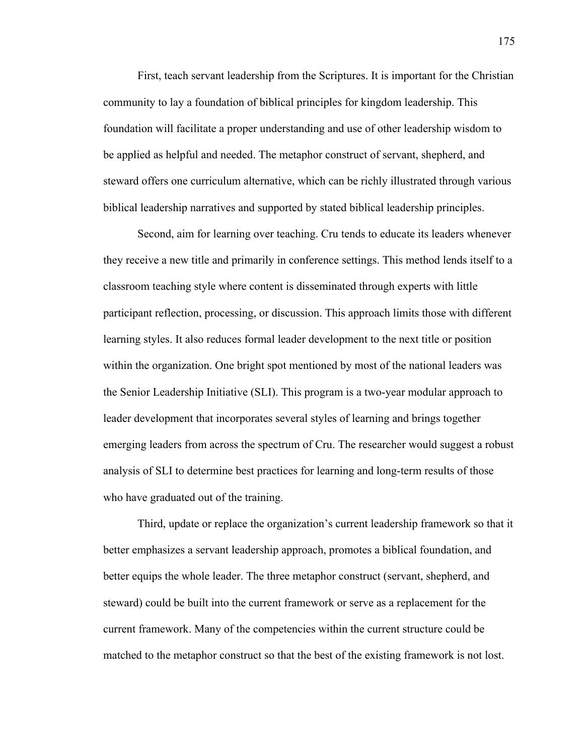First, teach servant leadership from the Scriptures. It is important for the Christian community to lay a foundation of biblical principles for kingdom leadership. This foundation will facilitate a proper understanding and use of other leadership wisdom to be applied as helpful and needed. The metaphor construct of servant, shepherd, and steward offers one curriculum alternative, which can be richly illustrated through various biblical leadership narratives and supported by stated biblical leadership principles.

Second, aim for learning over teaching. Cru tends to educate its leaders whenever they receive a new title and primarily in conference settings. This method lends itself to a classroom teaching style where content is disseminated through experts with little participant reflection, processing, or discussion. This approach limits those with different learning styles. It also reduces formal leader development to the next title or position within the organization. One bright spot mentioned by most of the national leaders was the Senior Leadership Initiative (SLI). This program is a two-year modular approach to leader development that incorporates several styles of learning and brings together emerging leaders from across the spectrum of Cru. The researcher would suggest a robust analysis of SLI to determine best practices for learning and long-term results of those who have graduated out of the training.

Third, update or replace the organization's current leadership framework so that it better emphasizes a servant leadership approach, promotes a biblical foundation, and better equips the whole leader. The three metaphor construct (servant, shepherd, and steward) could be built into the current framework or serve as a replacement for the current framework. Many of the competencies within the current structure could be matched to the metaphor construct so that the best of the existing framework is not lost.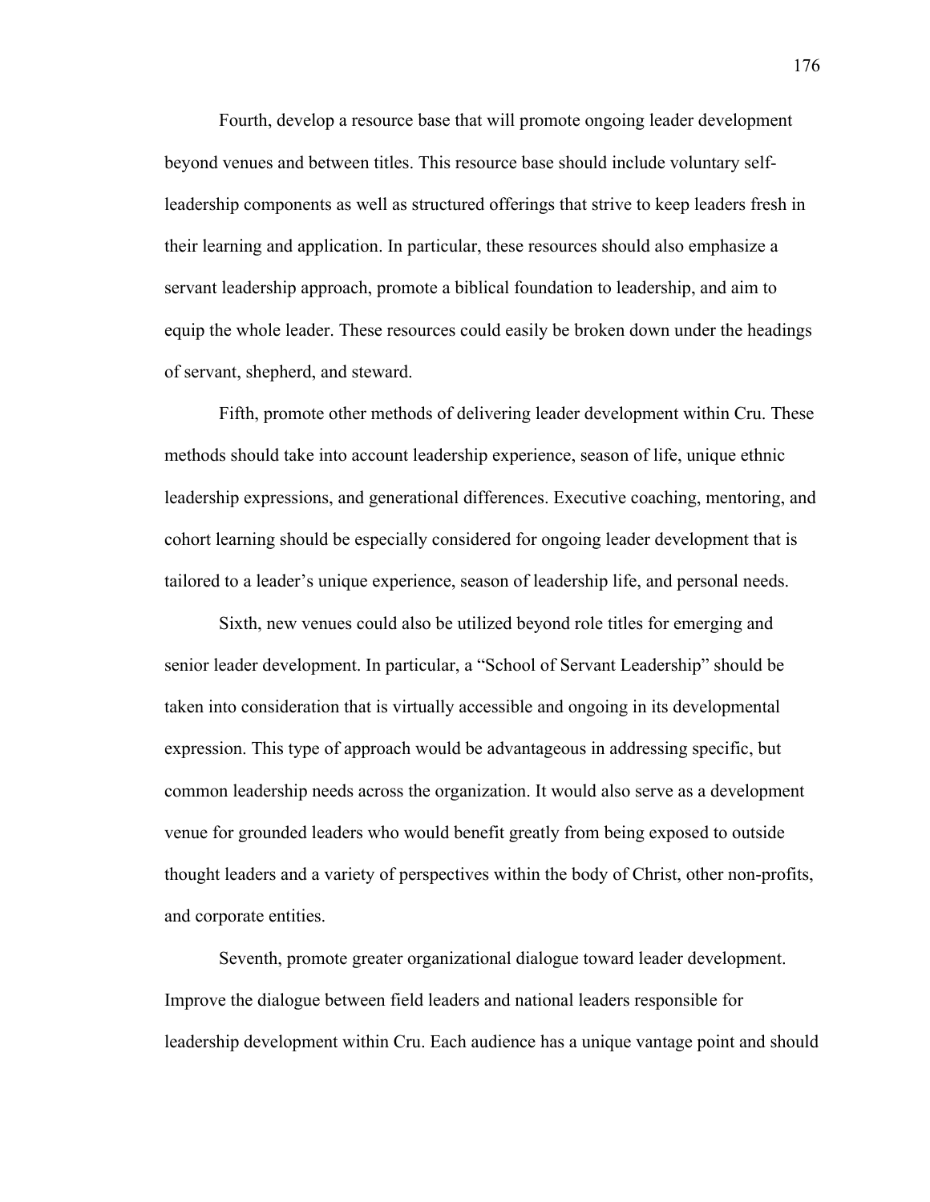Fourth, develop a resource base that will promote ongoing leader development beyond venues and between titles. This resource base should include voluntary self-leadership components as well as structured offerings that strive to keep leaders fresh in their learning and application. In particular, these resources should also emphasize a servant leadership approach, promote a biblical foundation to leadership, and aim to equip the whole leader. These resources could easily be broken down under the headings of servant, shepherd, and steward.

Fifth, promote other methods of delivering leader development within Cru. These methods should take into account leadership experience, season of life, unique ethnic leadership expressions, and generational differences. Executive coaching, mentoring, and cohort learning should be especially considered for ongoing leader development that is tailored to a leader's unique experience, season of leadership life, and personal needs.

Sixth, new venues could also be utilized beyond role titles for emerging and senior leader development. In particular, a "School of Servant Leadership" should be taken into consideration that is virtually accessible and ongoing in its developmental expression. This type of approach would be advantageous in addressing specific, but common leadership needs across the organization. It would also serve as a development venue for grounded leaders who would benefit greatly from being exposed to outside thought leaders and a variety of perspectives within the body of Christ, other non-profits, and corporate entities.

Seventh, promote greater organizational dialogue toward leader development. Improve the dialogue between field leaders and national leaders responsible for leadership development within Cru. Each audience has a unique vantage point and should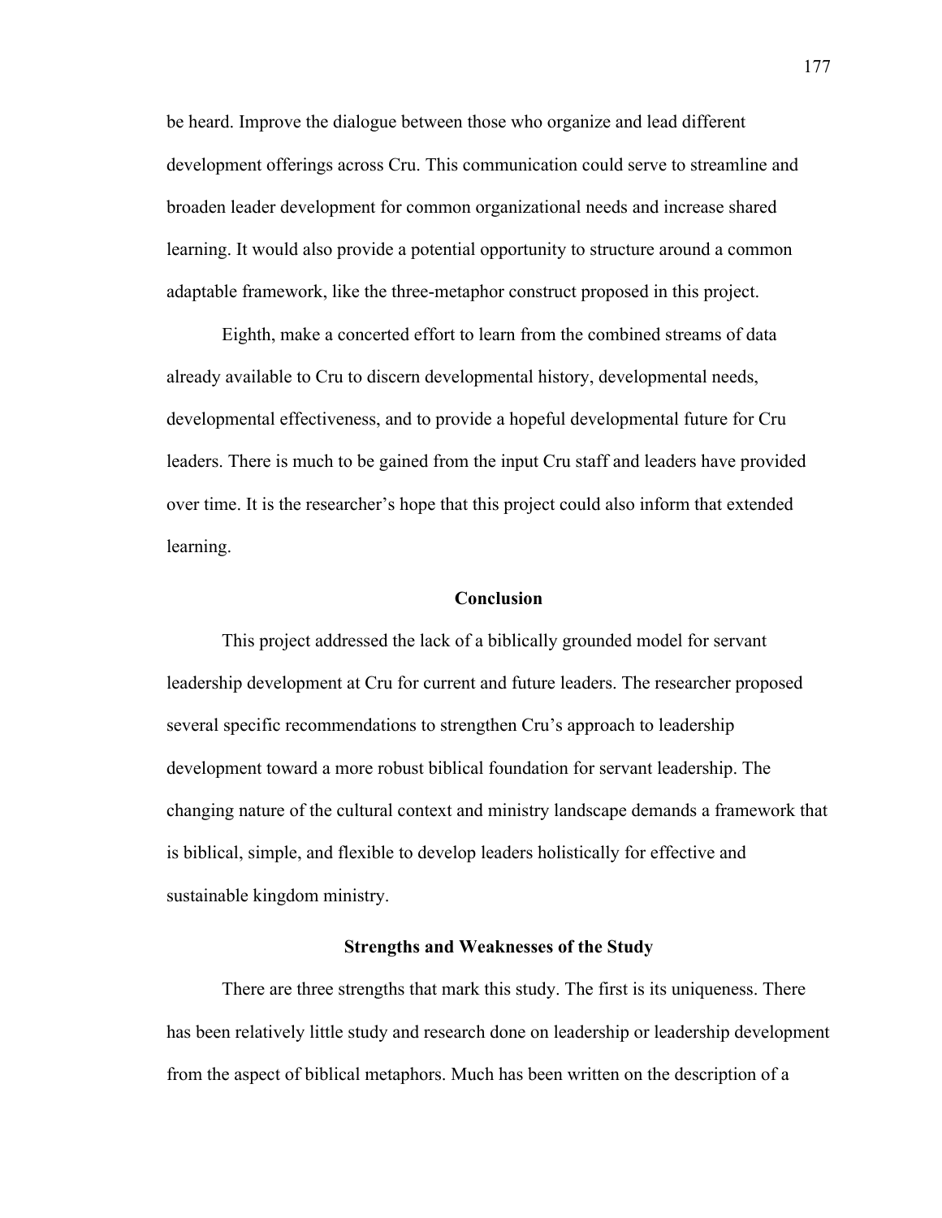be heard. Improve the dialogue between those who organize and lead different development offerings across Cru. This communication could serve to streamline and broaden leader development for common organizational needs and increase shared learning. It would also provide a potential opportunity to structure around a common adaptable framework, like the three-metaphor construct proposed in this project.

Eighth, make a concerted effort to learn from the combined streams of data already available to Cru to discern developmental history, developmental needs, developmental effectiveness, and to provide a hopeful developmental future for Cru leaders. There is much to be gained from the input Cru staff and leaders have provided over time. It is the researcher's hope that this project could also inform that extended learning.

## Conclusion

This project addressed the lack of a biblically grounded model for servant leadership development at Cru for current and future leaders. The researcher proposed several specific recommendations to strengthen Cru's approach to leadership development toward a more robust biblical foundation for servant leadership. The changing nature of the cultural context and ministry landscape demands a framework that is biblical, simple, and flexible to develop leaders holistically for effective and sustainable kingdom ministry.

## Strengths and Weaknesses of the Study

There are three strengths that mark this study. The first is its uniqueness. There has been relatively little study and research done on leadership or leadership development from the aspect of biblical metaphors. Much has been written on the description of a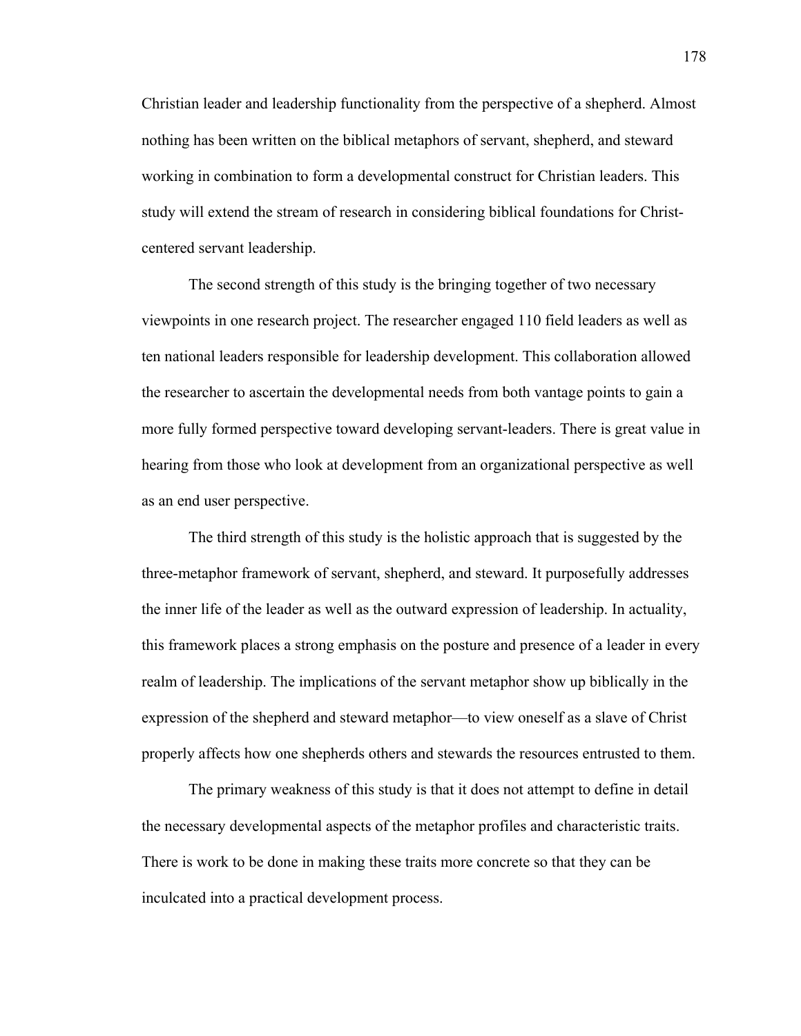Christian leader and leadership functionality from the perspective of a shepherd. Almost nothing has been written on the biblical metaphors of servant, shepherd, and steward working in combination to form a developmental construct for Christian leaders. This study will extend the stream of research in considering biblical foundations for Christ-centered servant leadership.

The second strength of this study is the bringing together of two necessary viewpoints in one research project. The researcher engaged 110 field leaders as well as ten national leaders responsible for leadership development. This collaboration allowed the researcher to ascertain the developmental needs from both vantage points to gain a more fully formed perspective toward developing servant-leaders. There is great value in hearing from those who look at development from an organizational perspective as well as an end user perspective.

The third strength of this study is the holistic approach that is suggested by the three-metaphor framework of servant, shepherd, and steward. It purposefully addresses the inner life of the leader as well as the outward expression of leadership. In actuality, this framework places a strong emphasis on the posture and presence of a leader in every realm of leadership. The implications of the servant metaphor show up biblically in the expression of the shepherd and steward metaphor—to view oneself as a slave of Christ properly affects how one shepherds others and stewards the resources entrusted to them.

The primary weakness of this study is that it does not attempt to define in detail the necessary developmental aspects of the metaphor profiles and characteristic traits. There is work to be done in making these traits more concrete so that they can be inculcated into a practical development process.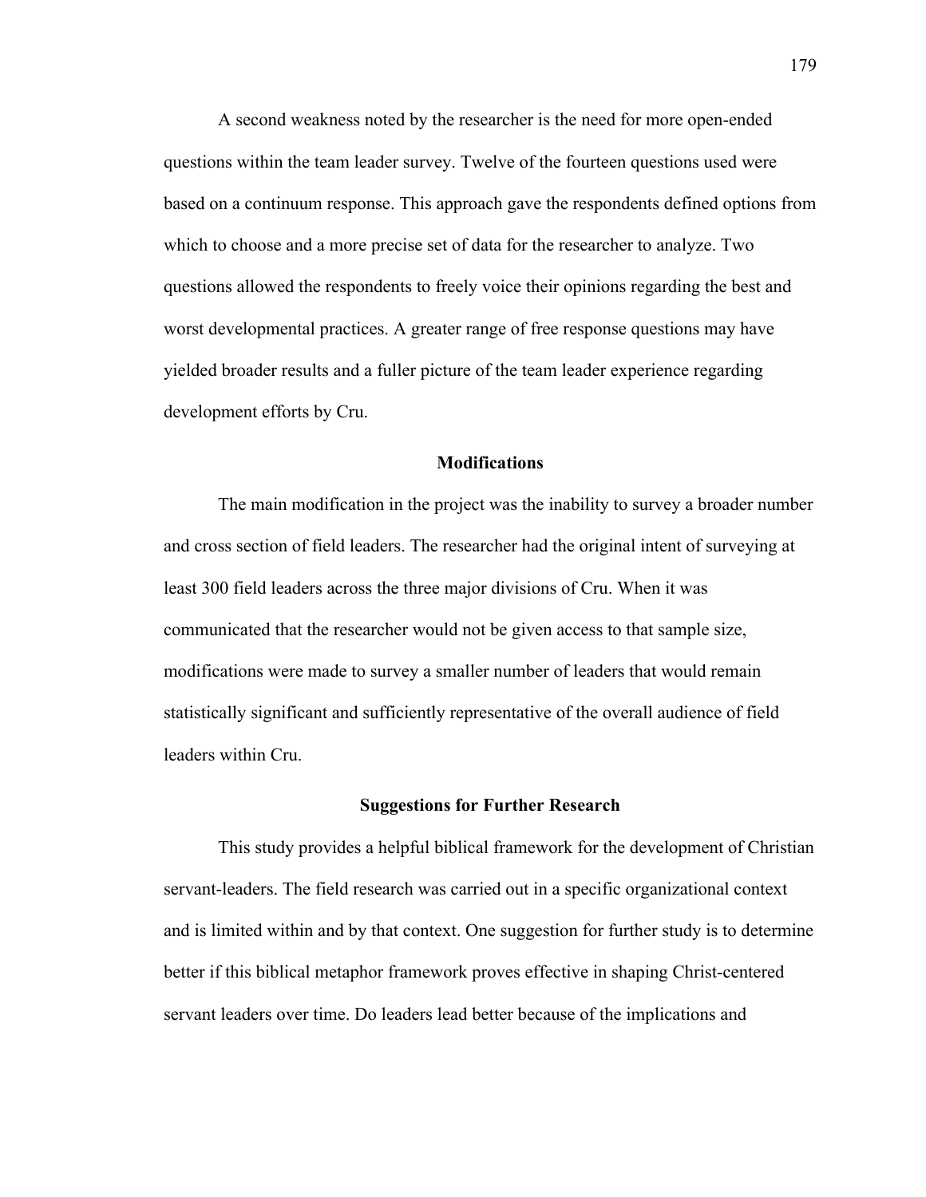A second weakness noted by the researcher is the need for more open-ended questions within the team leader survey. Twelve of the fourteen questions used were based on a continuum response. This approach gave the respondents defined options from which to choose and a more precise set of data for the researcher to analyze. Two questions allowed the respondents to freely voice their opinions regarding the best and worst developmental practices. A greater range of free response questions may have yielded broader results and a fuller picture of the team leader experience regarding development efforts by Cru.

## Modifications

The main modification in the project was the inability to survey a broader number and cross section of field leaders. The researcher had the original intent of surveying at least 300 field leaders across the three major divisions of Cru. When it was communicated that the researcher would not be given access to that sample size, modifications were made to survey a smaller number of leaders that would remain statistically significant and sufficiently representative of the overall audience of field leaders within Cru.

## Suggestions for Further Research

This study provides a helpful biblical framework for the development of Christian servant-leaders. The field research was carried out in a specific organizational context and is limited within and by that context. One suggestion for further study is to determine better if this biblical metaphor framework proves effective in shaping Christ-centered servant leaders over time. Do leaders lead better because of the implications and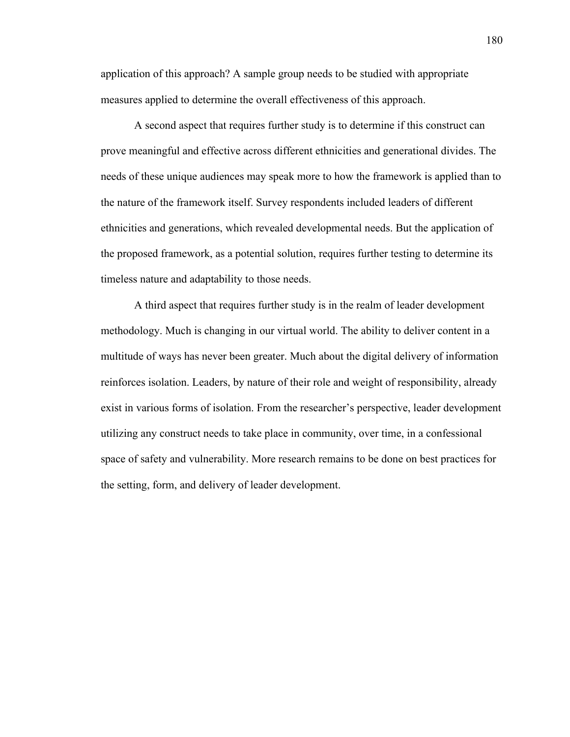application of this approach? A sample group needs to be studied with appropriate measures applied to determine the overall effectiveness of this approach.

A second aspect that requires further study is to determine if this construct can prove meaningful and effective across different ethnicities and generational divides. The needs of these unique audiences may speak more to how the framework is applied than to the nature of the framework itself. Survey respondents included leaders of different ethnicities and generations, which revealed developmental needs. But the application of the proposed framework, as a potential solution, requires further testing to determine its timeless nature and adaptability to those needs.

A third aspect that requires further study is in the realm of leader development methodology. Much is changing in our virtual world. The ability to deliver content in a multitude of ways has never been greater. Much about the digital delivery of information reinforces isolation. Leaders, by nature of their role and weight of responsibility, already exist in various forms of isolation. From the researcher's perspective, leader development utilizing any construct needs to take place in community, over time, in a confessional space of safety and vulnerability. More research remains to be done on best practices for the setting, form, and delivery of leader development.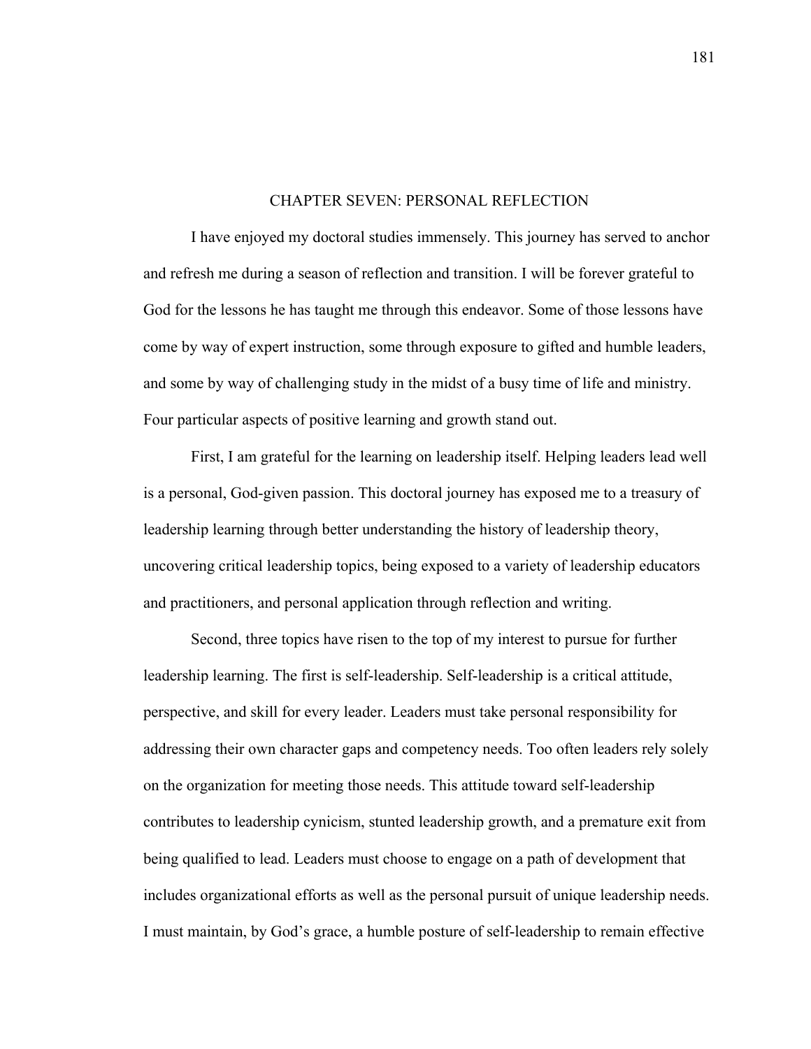# CHAPTER SEVEN: PERSONAL REFLECTION

I have enjoyed my doctoral studies immensely. This journey has served to anchor and refresh me during a season of reflection and transition. I will be forever grateful to God for the lessons he has taught me through this endeavor. Some of those lessons have come by way of expert instruction, some through exposure to gifted and humble leaders, and some by way of challenging study in the midst of a busy time of life and ministry. Four particular aspects of positive learning and growth stand out.

First, I am grateful for the learning on leadership itself. Helping leaders lead well is a personal, God-given passion. This doctoral journey has exposed me to a treasury of leadership learning through better understanding the history of leadership theory, uncovering critical leadership topics, being exposed to a variety of leadership educators and practitioners, and personal application through reflection and writing.

Second, three topics have risen to the top of my interest to pursue for further leadership learning. The first is self-leadership. Self-leadership is a critical attitude, perspective, and skill for every leader. Leaders must take personal responsibility for addressing their own character gaps and competency needs. Too often leaders rely solely on the organization for meeting those needs. This attitude toward self-leadership contributes to leadership cynicism, stunted leadership growth, and a premature exit from being qualified to lead. Leaders must choose to engage on a path of development that includes organizational efforts as well as the personal pursuit of unique leadership needs. I must maintain, by God's grace, a humble posture of self-leadership to remain effective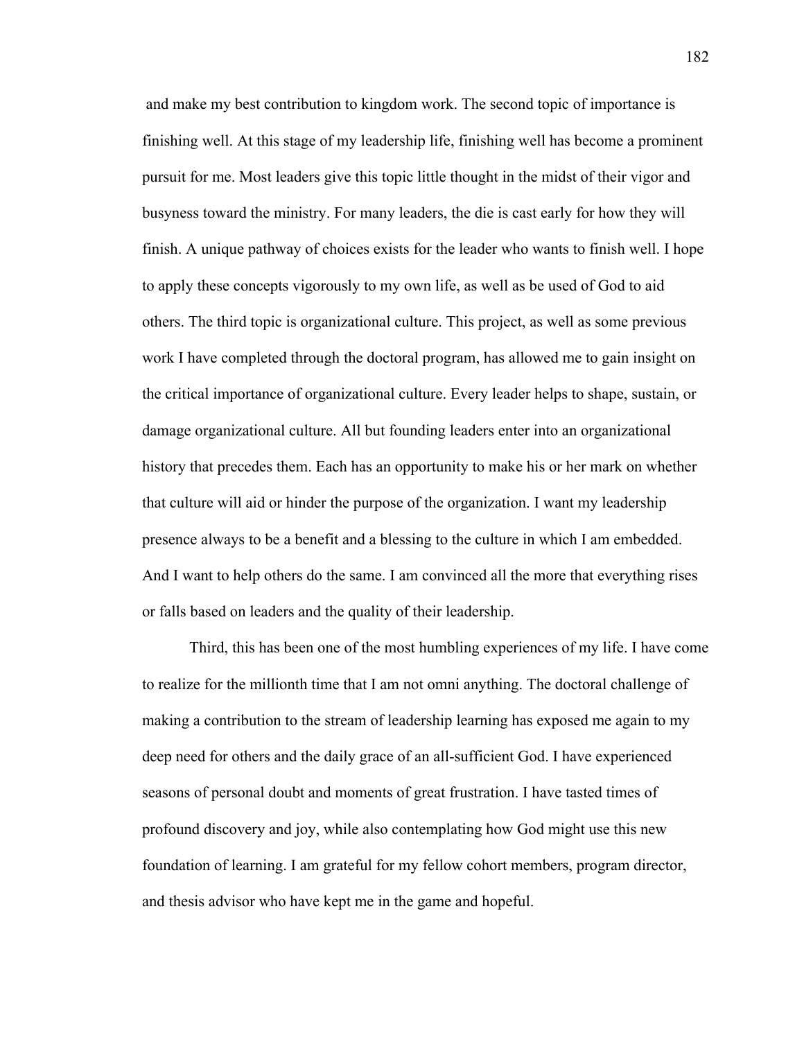and make my best contribution to kingdom work. The second topic of importance is finishing well. At this stage of my leadership life, finishing well has become a prominent pursuit for me. Most leaders give this topic little thought in the midst of their vigor and busyness toward the ministry. For many leaders, the die is cast early for how they will finish. A unique pathway of choices exists for the leader who wants to finish well. I hope to apply these concepts vigorously to my own life, as well as be used of God to aid others. The third topic is organizational culture. This project, as well as some previous work I have completed through the doctoral program, has allowed me to gain insight on the critical importance of organizational culture. Every leader helps to shape, sustain, or damage organizational culture. All but founding leaders enter into an organizational history that precedes them. Each has an opportunity to make his or her mark on whether that culture will aid or hinder the purpose of the organization. I want my leadership presence always to be a benefit and a blessing to the culture in which I am embedded. And I want to help others do the same. I am convinced all the more that everything rises or falls based on leaders and the quality of their leadership.

Third, this has been one of the most humbling experiences of my life. I have come to realize for the millionth time that I am not omni anything. The doctoral challenge of making a contribution to the stream of leadership learning has exposed me again to my deep need for others and the daily grace of an all-sufficient God. I have experienced seasons of personal doubt and moments of great frustration. I have tasted times of profound discovery and joy, while also contemplating how God might use this new foundation of learning. I am grateful for my fellow cohort members, program director, and thesis advisor who have kept me in the game and hopeful.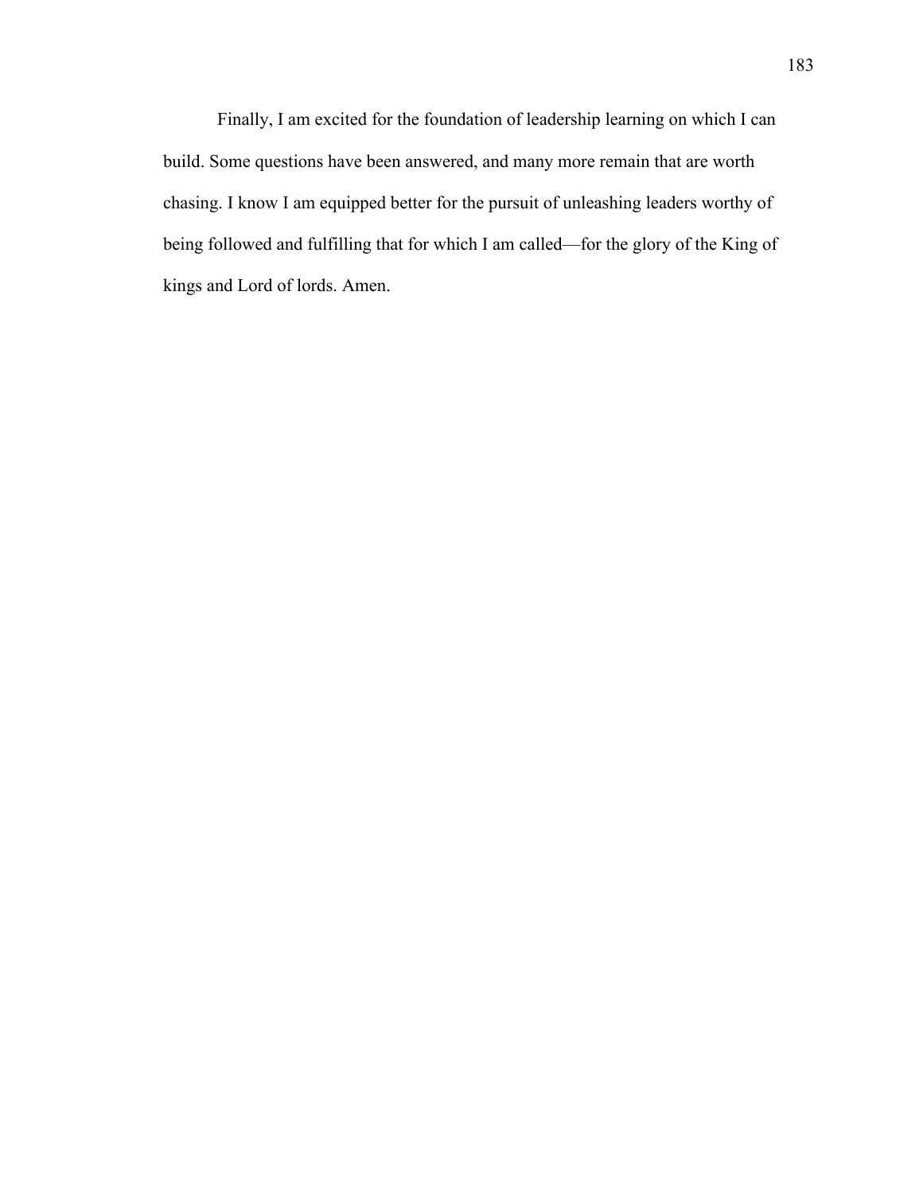Finally, I am excited for the foundation of leadership learning on which I can build. Some questions have been answered, and many more remain that are worth chasing. I know I am equipped better for the pursuit of unleashing leaders worthy of being followed and fulfilling that for which I am called—for the glory of the King of kings and Lord of lords. Amen.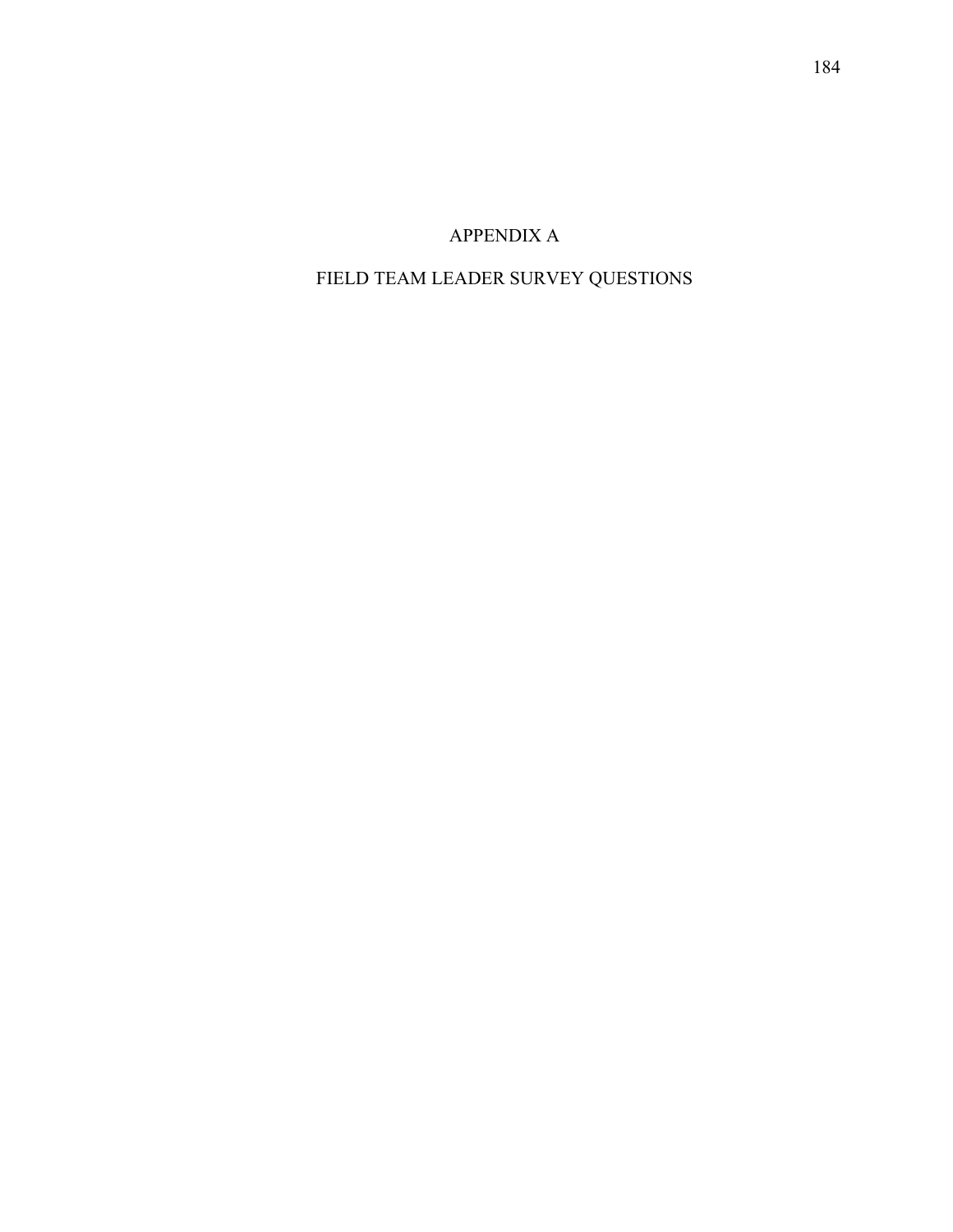# APPENDIX A

# FIELD TEAM LEADER SURVEY QUESTIONS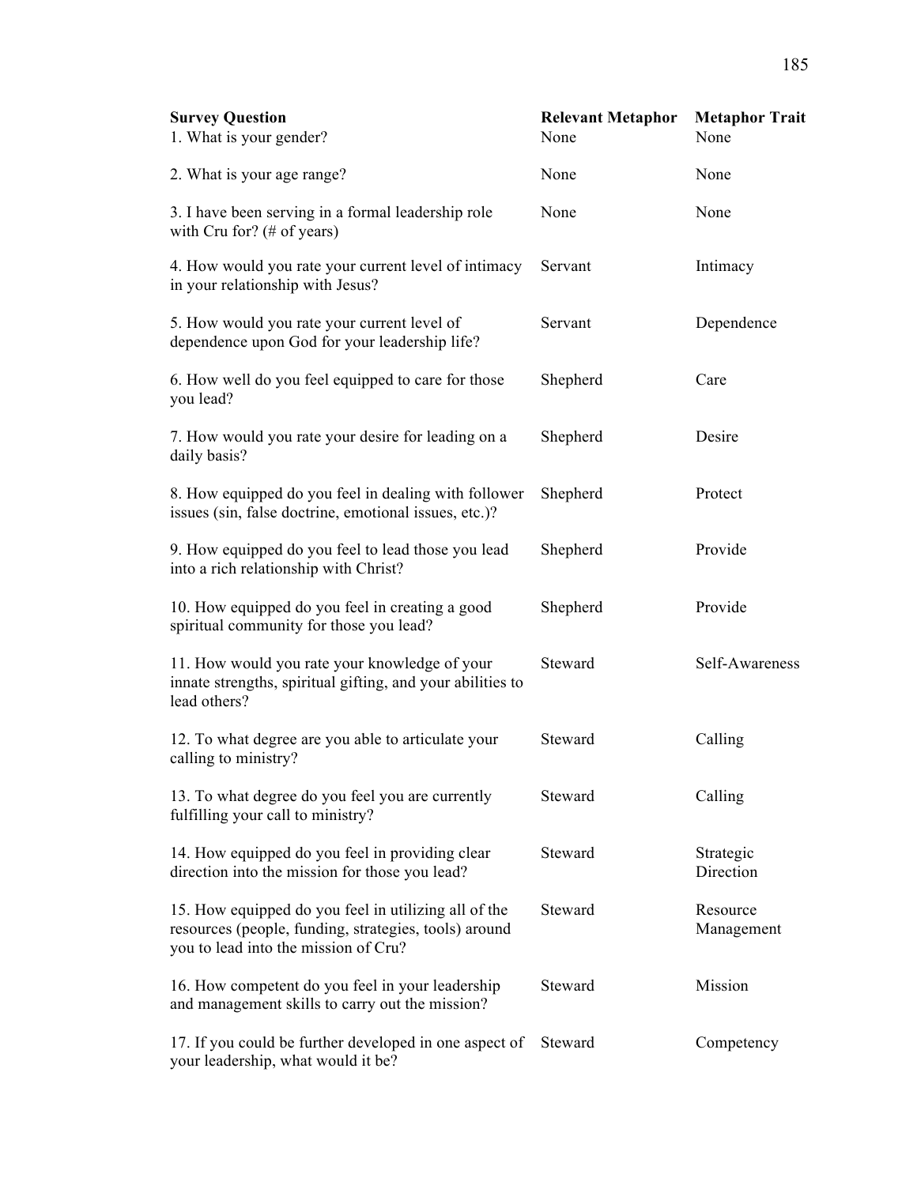| Survey Question | Relevant Metaphor | Metaphor Trait |
|---|---|---|
| 1. What is your gender? | None | None |
| 2. What is your age range? | None | None |
| 3. I have been serving in a formal leadership role with Cru for? (# of years) | None | None |
| 4. How would you rate your current level of intimacy in your relationship with Jesus? | Servant | Intimacy |
| 5. How would you rate your current level of dependence upon God for your leadership life? | Servant | Dependence |
| 6. How well do you feel equipped to care for those you lead? | Shepherd | Care |
| 7. How would you rate your desire for leading on a daily basis? | Shepherd | Desire |
| 8. How equipped do you feel in dealing with follower issues (sin, false doctrine, emotional issues, etc.)? | Shepherd | Protect |
| 9. How equipped do you feel to lead those you lead into a rich relationship with Christ? | Shepherd | Provide |
| 10. How equipped do you feel in creating a good spiritual community for those you lead? | Shepherd | Provide |
| 11. How would you rate your knowledge of your innate strengths, spiritual gifting, and your abilities to lead others? | Steward | Self-Awareness |
| 12. To what degree are you able to articulate your calling to ministry? | Steward | Calling |
| 13. To what degree do you feel you are currently fulfilling your call to ministry? | Steward | Calling |
| 14. How equipped do you feel in providing clear direction into the mission for those you lead? | Steward | Strategic Direction |
| 15. How equipped do you feel in utilizing all of the resources (people, funding, strategies, tools) around you to lead into the mission of Cru? | Steward | Resource Management |
| 16. How competent do you feel in your leadership and management skills to carry out the mission? | Steward | Mission |
| 17. If you could be further developed in one aspect of your leadership, what would it be? | Steward | Competency |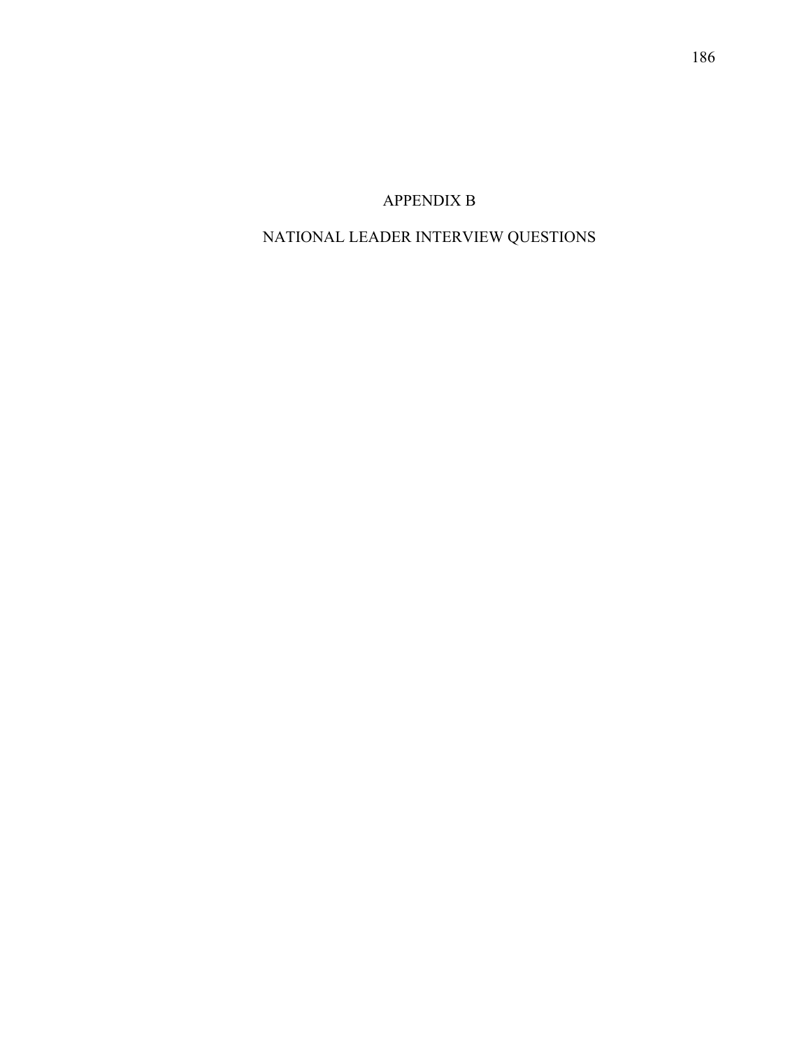# APPENDIX B

# NATIONAL LEADER INTERVIEW QUESTIONS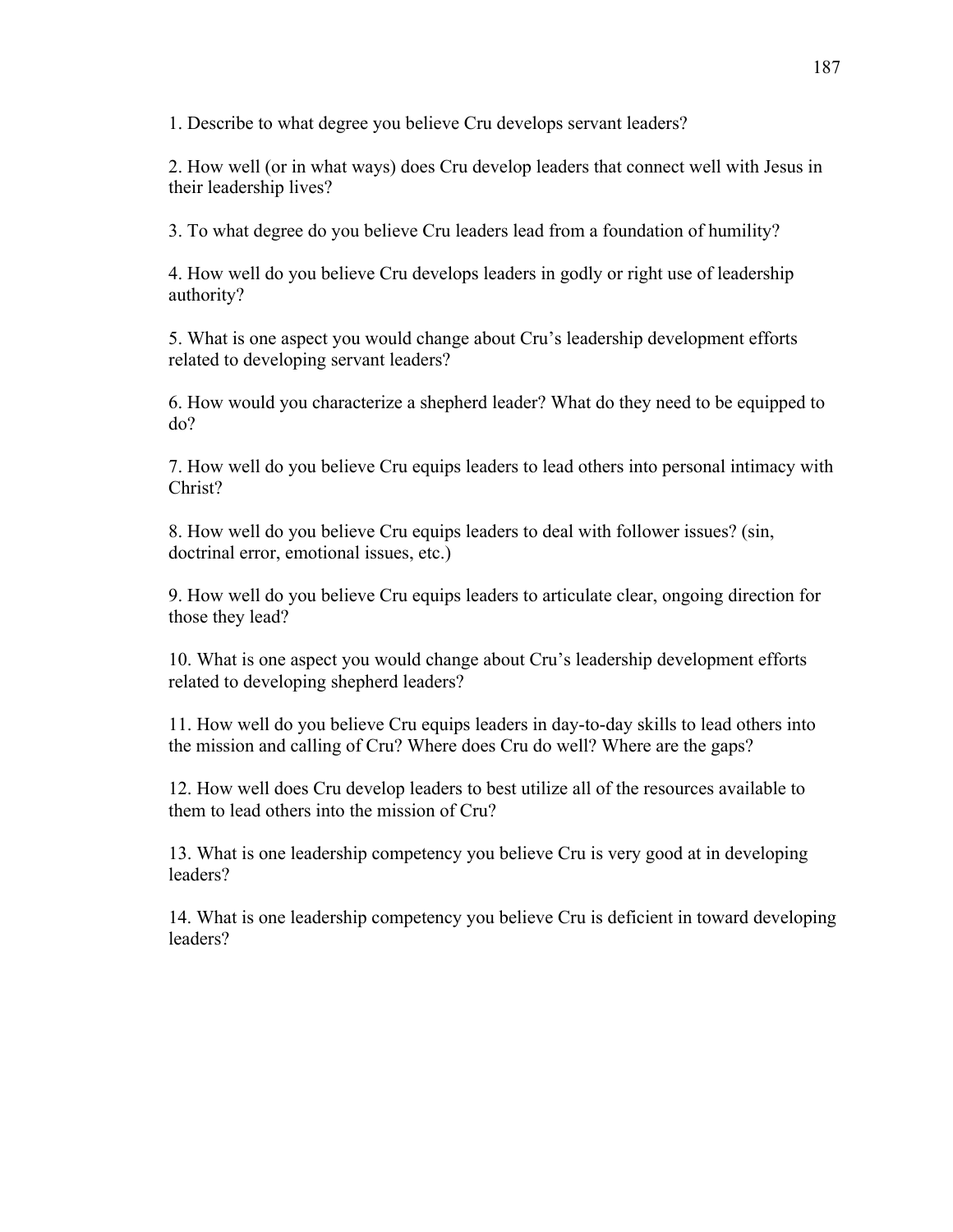1. Describe to what degree you believe Cru develops servant leaders?

2. How well (or in what ways) does Cru develop leaders that connect well with Jesus in their leadership lives?

3. To what degree do you believe Cru leaders lead from a foundation of humility?

4. How well do you believe Cru develops leaders in godly or right use of leadership authority?

5. What is one aspect you would change about Cru's leadership development efforts related to developing servant leaders?

6. How would you characterize a shepherd leader? What do they need to be equipped to do?

7. How well do you believe Cru equips leaders to lead others into personal intimacy with Christ?

8. How well do you believe Cru equips leaders to deal with follower issues? (sin, doctrinal error, emotional issues, etc.)

9. How well do you believe Cru equips leaders to articulate clear, ongoing direction for those they lead?

10. What is one aspect you would change about Cru's leadership development efforts related to developing shepherd leaders?

11. How well do you believe Cru equips leaders in day-to-day skills to lead others into the mission and calling of Cru? Where does Cru do well? Where are the gaps?

12. How well does Cru develop leaders to best utilize all of the resources available to them to lead others into the mission of Cru?

13. What is one leadership competency you believe Cru is very good at in developing leaders?

14. What is one leadership competency you believe Cru is deficient in toward developing leaders?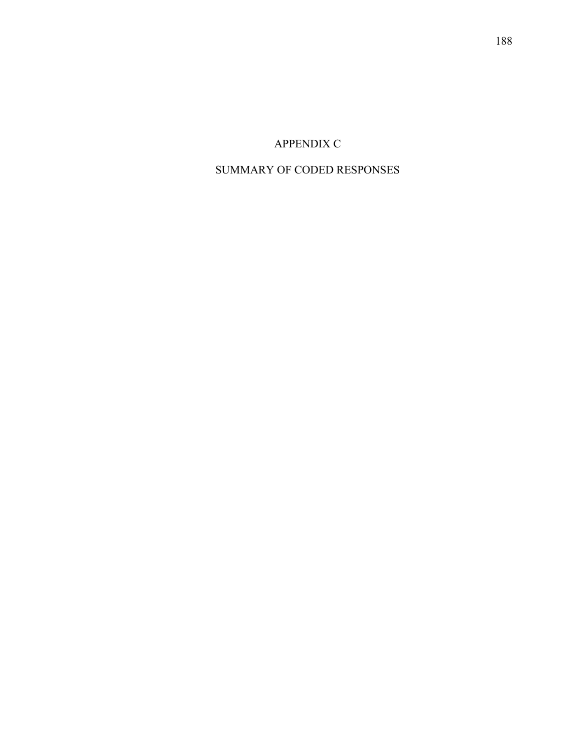# APPENDIX C

# SUMMARY OF CODED RESPONSES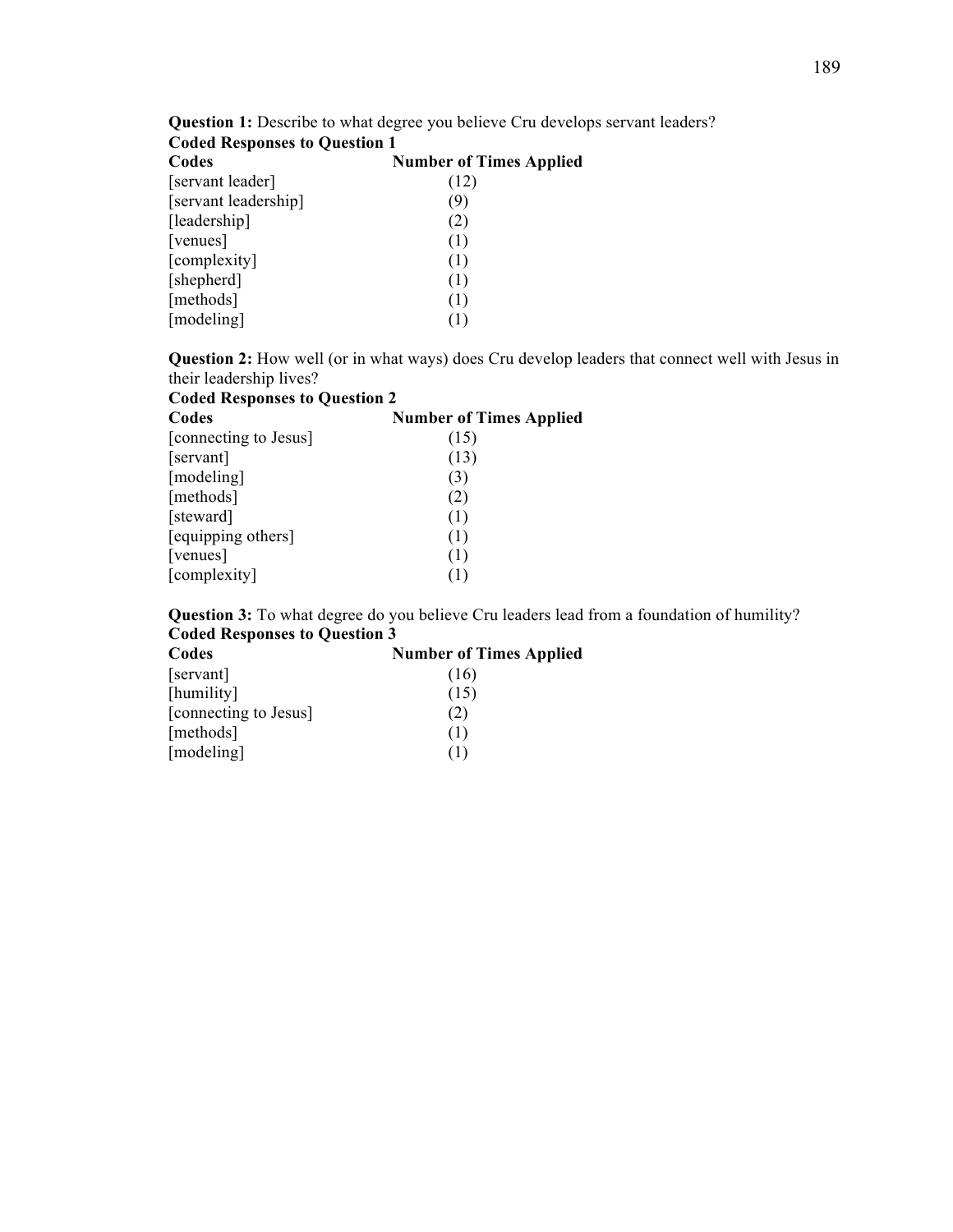**Question 1:** Describe to what degree you believe Cru develops servant leaders?

**Coded Responses to Question 1**

| Codes | Number of Times Applied |
|---|---|
| [servant leader] | (12) |
| [servant leadership] | (9) |
| [leadership] | (2) |
| [venues] | (1) |
| [complexity] | (1) |
| [shepherd] | (1) |
| [methods] | (1) |
| [modeling] | (1) |

**Question 2:** How well (or in what ways) does Cru develop leaders that connect well with Jesus in their leadership lives?

**Coded Responses to Question 2**

| Codes | Number of Times Applied |
|---|---|
| [connecting to Jesus] | (15) |
| [servant] | (13) |
| [modeling] | (3) |
| [methods] | (2) |
| [steward] | (1) |
| [equipping others] | (1) |
| [venues] | (1) |
| [complexity] | (1) |

**Question 3:** To what degree do you believe Cru leaders lead from a foundation of humility?

**Coded Responses to Question 3**

| Codes | Number of Times Applied |
|---|---|
| [servant] | (16) |
| [humility] | (15) |
| [connecting to Jesus] | (2) |
| [methods] | (1) |
| [modeling] | (1) |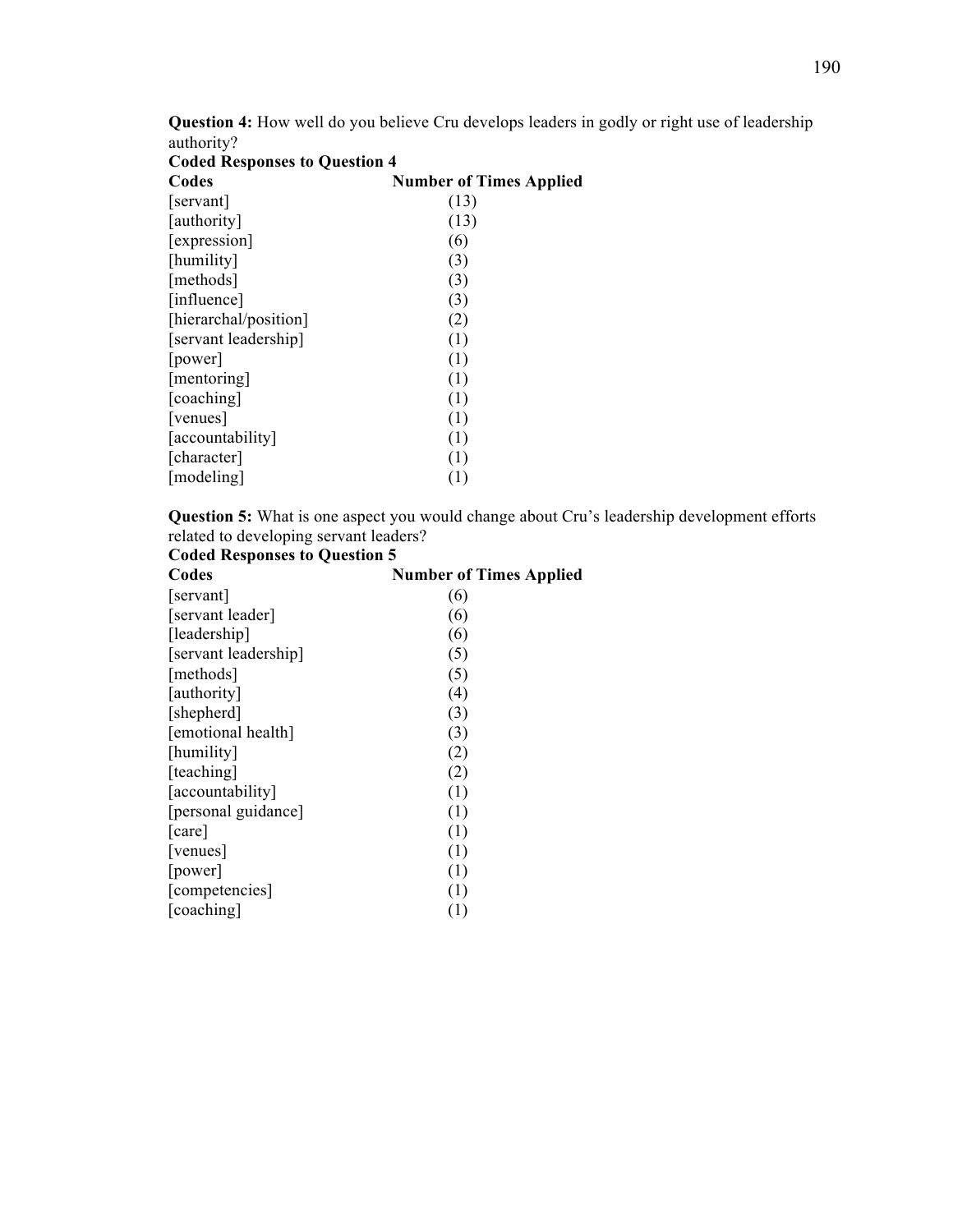**Question 4:** How well do you believe Cru develops leaders in godly or right use of leadership authority?

**Coded Responses to Question 4**

| Codes | Number of Times Applied |
|---|---|
| [servant] | (13) |
| [authority] | (13) |
| [expression] | (6) |
| [humility] | (3) |
| [methods] | (3) |
| [influence] | (3) |
| [hierarchal/position] | (2) |
| [servant leadership] | (1) |
| [power] | (1) |
| [mentoring] | (1) |
| [coaching] | (1) |
| [venues] | (1) |
| [accountability] | (1) |
| [character] | (1) |
| [modeling] | (1) |

**Question 5:** What is one aspect you would change about Cru's leadership development efforts related to developing servant leaders?

**Coded Responses to Question 5**

| Codes | Number of Times Applied |
|---|---|
| [servant] | (6) |
| [servant leader] | (6) |
| [leadership] | (6) |
| [servant leadership] | (5) |
| [methods] | (5) |
| [authority] | (4) |
| [shepherd] | (3) |
| [emotional health] | (3) |
| [humility] | (2) |
| [teaching] | (2) |
| [accountability] | (1) |
| [personal guidance] | (1) |
| [care] | (1) |
| [venues] | (1) |
| [power] | (1) |
| [competencies] | (1) |
| [coaching] | (1) |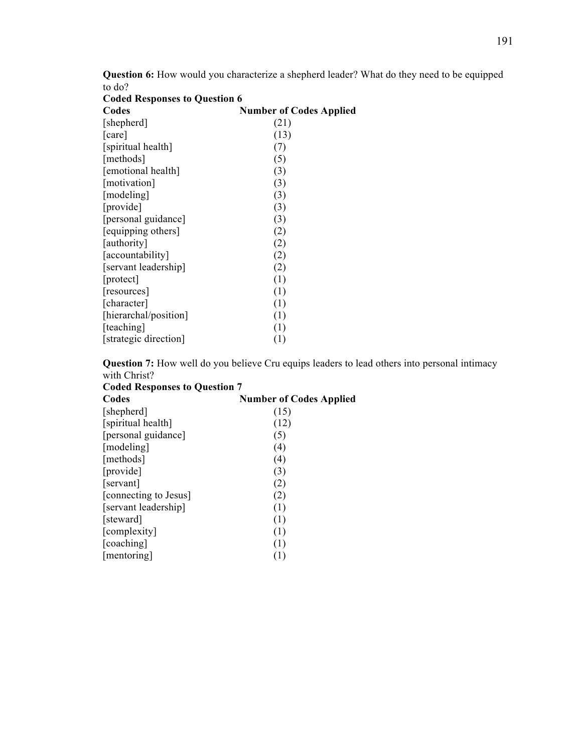**Question 6:** How would you characterize a shepherd leader? What do they need to be equipped to do?

**Coded Responses to Question 6**

| Codes | Number of Codes Applied |
|---|---|
| [shepherd] | (21) |
| [care] | (13) |
| [spiritual health] | (7) |
| [methods] | (5) |
| [emotional health] | (3) |
| [motivation] | (3) |
| [modeling] | (3) |
| [provide] | (3) |
| [personal guidance] | (3) |
| [equipping others] | (2) |
| [authority] | (2) |
| [accountability] | (2) |
| [servant leadership] | (2) |
| [protect] | (1) |
| [resources] | (1) |
| [character] | (1) |
| [hierarchal/position] | (1) |
| [teaching] | (1) |
| [strategic direction] | (1) |

**Question 7:** How well do you believe Cru equips leaders to lead others into personal intimacy with Christ?

**Coded Responses to Question 7**

| Codes | Number of Codes Applied |
|---|---|
| [shepherd] | (15) |
| [spiritual health] | (12) |
| [personal guidance] | (5) |
| [modeling] | (4) |
| [methods] | (4) |
| [provide] | (3) |
| [servant] | (2) |
| [connecting to Jesus] | (2) |
| [servant leadership] | (1) |
| [steward] | (1) |
| [complexity] | (1) |
| [coaching] | (1) |
| [mentoring] | (1) |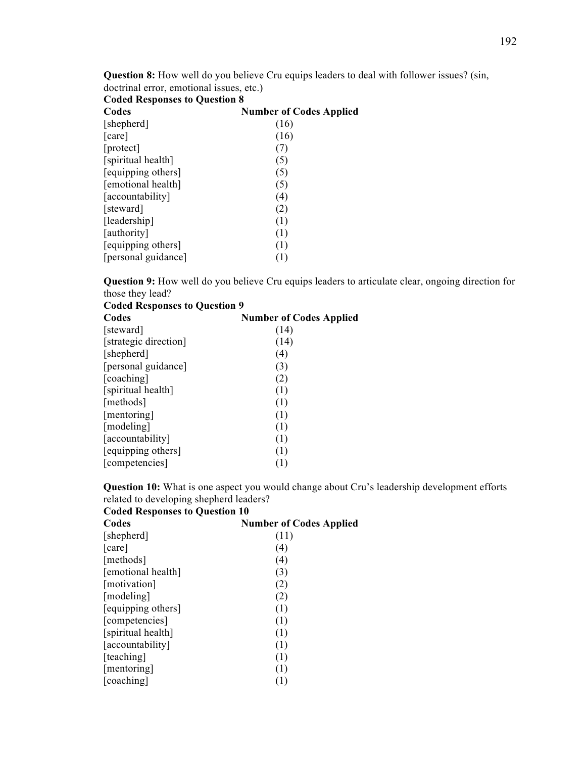**Question 8:** How well do you believe Cru equips leaders to deal with follower issues? (sin, doctrinal error, emotional issues, etc.)

**Coded Responses to Question 8**

| **Codes** | **Number of Codes Applied** |
|---|---|
| [shepherd] | (16) |
| [care] | (16) |
| [protect] | (7) |
| [spiritual health] | (5) |
| [equipping others] | (5) |
| [emotional health] | (5) |
| [accountability] | (4) |
| [steward] | (2) |
| [leadership] | (1) |
| [authority] | (1) |
| [equipping others] | (1) |
| [personal guidance] | (1) |

**Question 9:** How well do you believe Cru equips leaders to articulate clear, ongoing direction for those they lead?

**Coded Responses to Question 9**

| **Codes** | **Number of Codes Applied** |
|---|---|
| [steward] | (14) |
| [strategic direction] | (14) |
| [shepherd] | (4) |
| [personal guidance] | (3) |
| [coaching] | (2) |
| [spiritual health] | (1) |
| [methods] | (1) |
| [mentoring] | (1) |
| [modeling] | (1) |
| [accountability] | (1) |
| [equipping others] | (1) |
| [competencies] | (1) |

**Question 10:** What is one aspect you would change about Cru's leadership development efforts related to developing shepherd leaders?

**Coded Responses to Question 10**

| **Codes** | **Number of Codes Applied** |
|---|---|
| [shepherd] | (11) |
| [care] | (4) |
| [methods] | (4) |
| [emotional health] | (3) |
| [motivation] | (2) |
| [modeling] | (2) |
| [equipping others] | (1) |
| [competencies] | (1) |
| [spiritual health] | (1) |
| [accountability] | (1) |
| [teaching] | (1) |
| [mentoring] | (1) |
| [coaching] | (1) |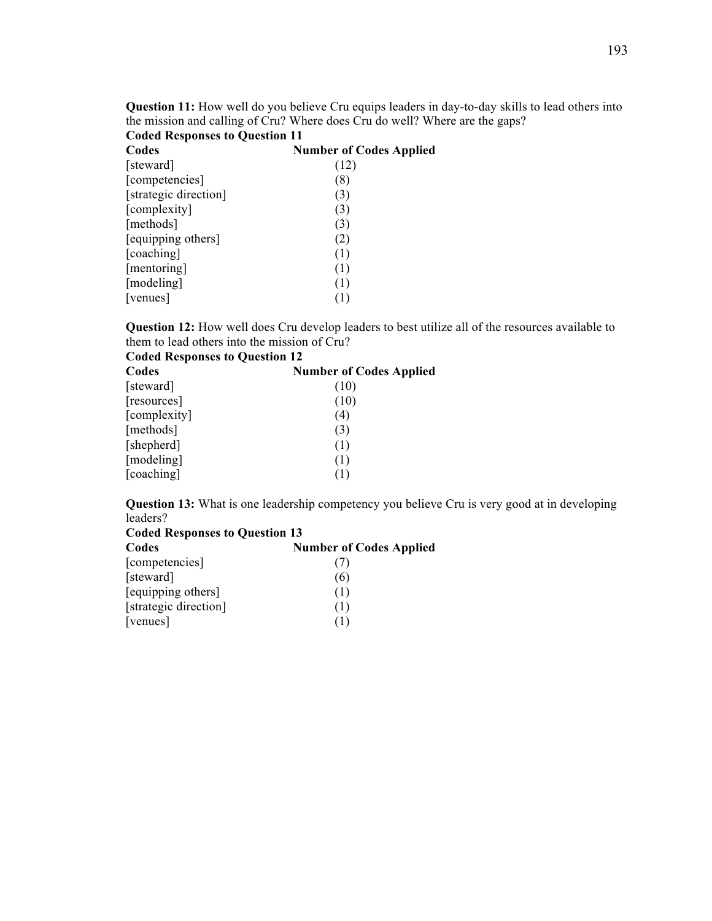**Question 11:** How well do you believe Cru equips leaders in day-to-day skills to lead others into the mission and calling of Cru? Where does Cru do well? Where are the gaps?

**Coded Responses to Question 11**

| Codes | Number of Codes Applied |
|---|---|
| [steward] | (12) |
| [competencies] | (8) |
| [strategic direction] | (3) |
| [complexity] | (3) |
| [methods] | (3) |
| [equipping others] | (2) |
| [coaching] | (1) |
| [mentoring] | (1) |
| [modeling] | (1) |
| [venues] | (1) |

**Question 12:** How well does Cru develop leaders to best utilize all of the resources available to them to lead others into the mission of Cru?

**Coded Responses to Question 12**

| Codes | Number of Codes Applied |
|---|---|
| [steward] | (10) |
| [resources] | (10) |
| [complexity] | (4) |
| [methods] | (3) |
| [shepherd] | (1) |
| [modeling] | (1) |
| [coaching] | (1) |

**Question 13:** What is one leadership competency you believe Cru is very good at in developing leaders?

**Coded Responses to Question 13**

| Codes | Number of Codes Applied |
|---|---|
| [competencies] | (7) |
| [steward] | (6) |
| [equipping others] | (1) |
| [strategic direction] | (1) |
| [venues] | (1) |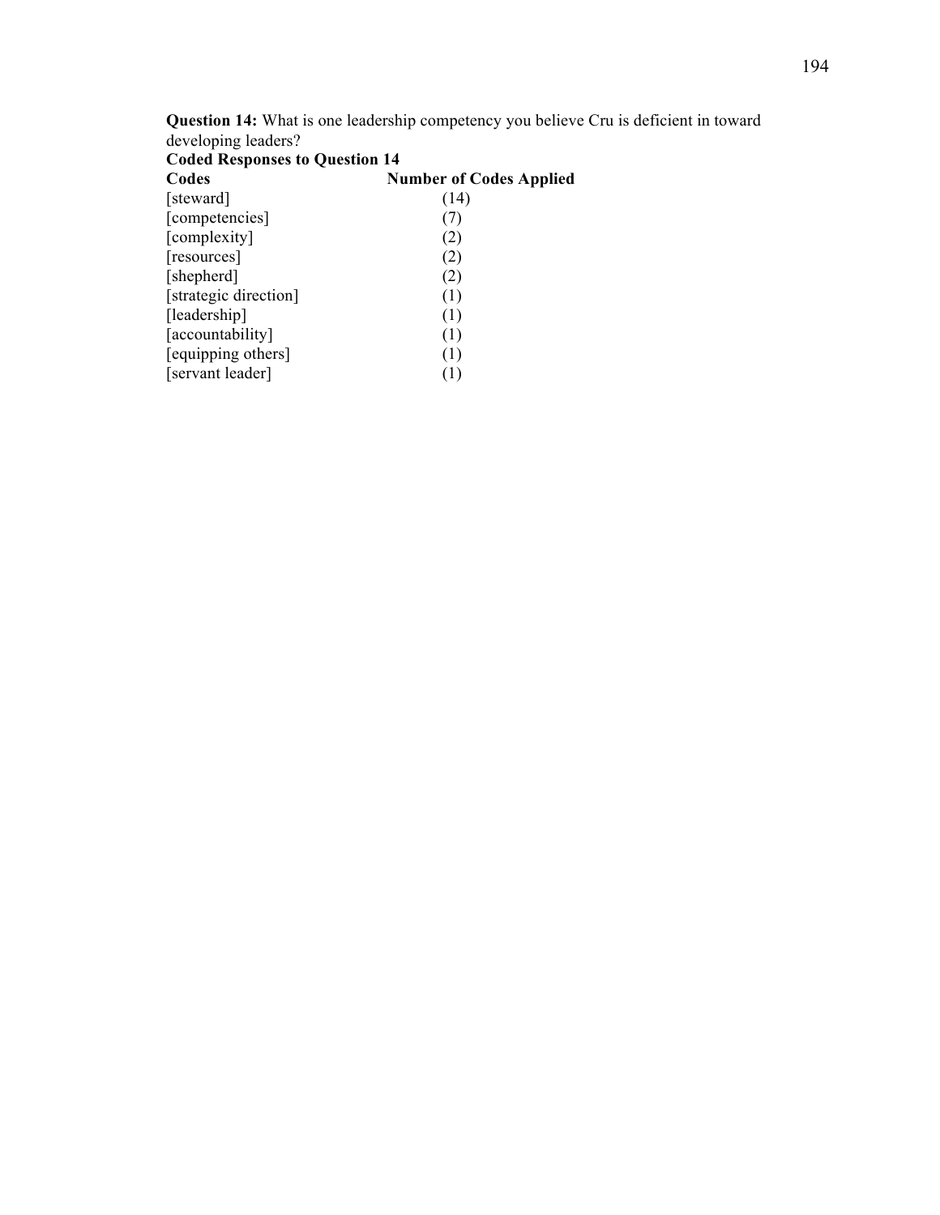**Question 14:** What is one leadership competency you believe Cru is deficient in toward developing leaders?

**Coded Responses to Question 14**

| Codes | Number of Codes Applied |
|---|---|
| [steward] | (14) |
| [competencies] | (7) |
| [complexity] | (2) |
| [resources] | (2) |
| [shepherd] | (2) |
| [strategic direction] | (1) |
| [leadership] | (1) |
| [accountability] | (1) |
| [equipping others] | (1) |
| [servant leader] | (1) |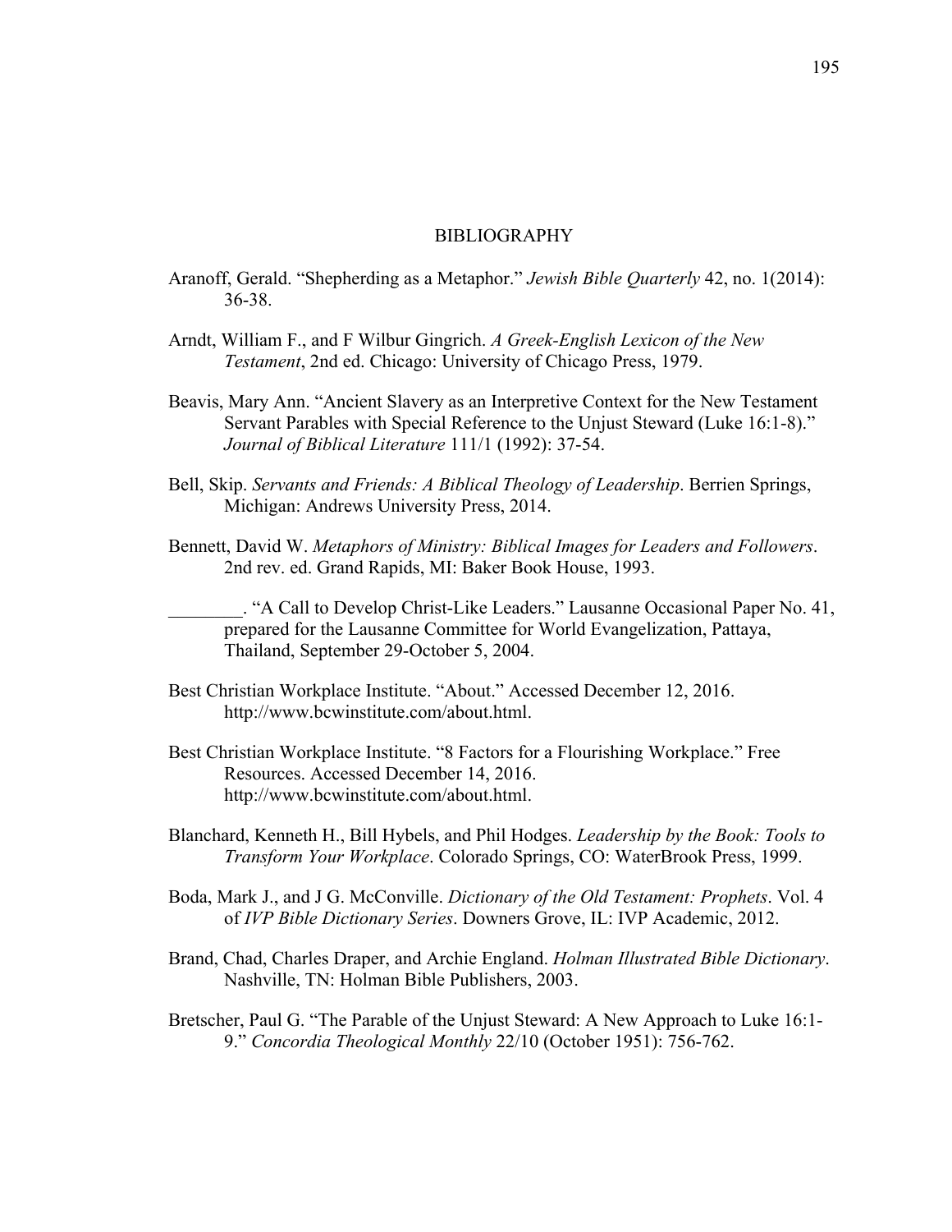# BIBLIOGRAPHY

Aranoff, Gerald. "Shepherding as a Metaphor." *Jewish Bible Quarterly* 42, no. 1(2014): 36-38.

Arndt, William F., and F Wilbur Gingrich. *A Greek-English Lexicon of the New Testament*, 2nd ed. Chicago: University of Chicago Press, 1979.

Beavis, Mary Ann. "Ancient Slavery as an Interpretive Context for the New Testament Servant Parables with Special Reference to the Unjust Steward (Luke 16:1-8)." *Journal of Biblical Literature* 111/1 (1992): 37-54.

Bell, Skip. *Servants and Friends: A Biblical Theology of Leadership*. Berrien Springs, Michigan: Andrews University Press, 2014.

Bennett, David W. *Metaphors of Ministry: Biblical Images for Leaders and Followers*. 2nd rev. ed. Grand Rapids, MI: Baker Book House, 1993.

________. "A Call to Develop Christ-Like Leaders." Lausanne Occasional Paper No. 41, prepared for the Lausanne Committee for World Evangelization, Pattaya, Thailand, September 29-October 5, 2004.

Best Christian Workplace Institute. "About." Accessed December 12, 2016. http://www.bcwinstitute.com/about.html.

Best Christian Workplace Institute. "8 Factors for a Flourishing Workplace." Free Resources. Accessed December 14, 2016. http://www.bcwinstitute.com/about.html.

Blanchard, Kenneth H., Bill Hybels, and Phil Hodges. *Leadership by the Book: Tools to Transform Your Workplace*. Colorado Springs, CO: WaterBrook Press, 1999.

Boda, Mark J., and J G. McConville. *Dictionary of the Old Testament: Prophets*. Vol. 4 of *IVP Bible Dictionary Series*. Downers Grove, IL: IVP Academic, 2012.

Brand, Chad, Charles Draper, and Archie England. *Holman Illustrated Bible Dictionary*. Nashville, TN: Holman Bible Publishers, 2003.

Bretscher, Paul G. "The Parable of the Unjust Steward: A New Approach to Luke 16:1-9." *Concordia Theological Monthly* 22/10 (October 1951): 756-762.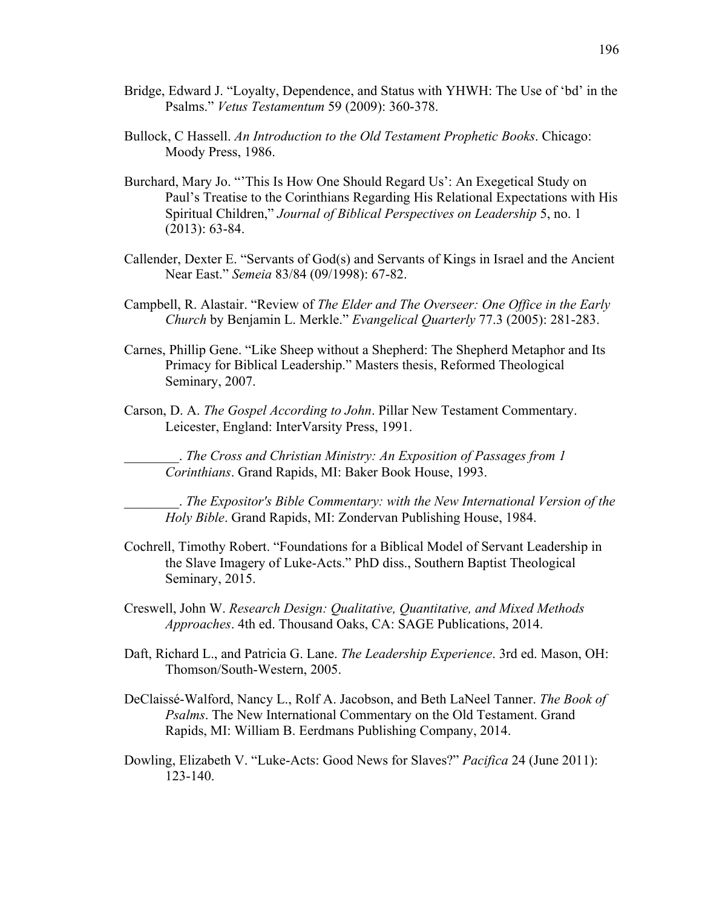Bridge, Edward J. "Loyalty, Dependence, and Status with YHWH: The Use of 'bd' in the Psalms." *Vetus Testamentum* 59 (2009): 360-378.

Bullock, C Hassell. *An Introduction to the Old Testament Prophetic Books*. Chicago: Moody Press, 1986.

Burchard, Mary Jo. "'This Is How One Should Regard Us': An Exegetical Study on Paul's Treatise to the Corinthians Regarding His Relational Expectations with His Spiritual Children," *Journal of Biblical Perspectives on Leadership* 5, no. 1 (2013): 63-84.

Callender, Dexter E. "Servants of God(s) and Servants of Kings in Israel and the Ancient Near East." *Semeia* 83/84 (09/1998): 67-82.

Campbell, R. Alastair. "Review of *The Elder and The Overseer: One Office in the Early Church* by Benjamin L. Merkle." *Evangelical Quarterly* 77.3 (2005): 281-283.

Carnes, Phillip Gene. "Like Sheep without a Shepherd: The Shepherd Metaphor and Its Primacy for Biblical Leadership." Masters thesis, Reformed Theological Seminary, 2007.

Carson, D. A. *The Gospel According to John*. Pillar New Testament Commentary. Leicester, England: InterVarsity Press, 1991.

________. *The Cross and Christian Ministry: An Exposition of Passages from 1 Corinthians*. Grand Rapids, MI: Baker Book House, 1993.

________. *The Expositor's Bible Commentary: with the New International Version of the Holy Bible*. Grand Rapids, MI: Zondervan Publishing House, 1984.

Cochrell, Timothy Robert. "Foundations for a Biblical Model of Servant Leadership in the Slave Imagery of Luke-Acts." PhD diss., Southern Baptist Theological Seminary, 2015.

Creswell, John W. *Research Design: Qualitative, Quantitative, and Mixed Methods Approaches*. 4th ed. Thousand Oaks, CA: SAGE Publications, 2014.

Daft, Richard L., and Patricia G. Lane. *The Leadership Experience*. 3rd ed. Mason, OH: Thomson/South-Western, 2005.

DeClaissé-Walford, Nancy L., Rolf A. Jacobson, and Beth LaNeel Tanner. *The Book of Psalms*. The New International Commentary on the Old Testament. Grand Rapids, MI: William B. Eerdmans Publishing Company, 2014.

Dowling, Elizabeth V. "Luke-Acts: Good News for Slaves?" *Pacifica* 24 (June 2011): 123-140.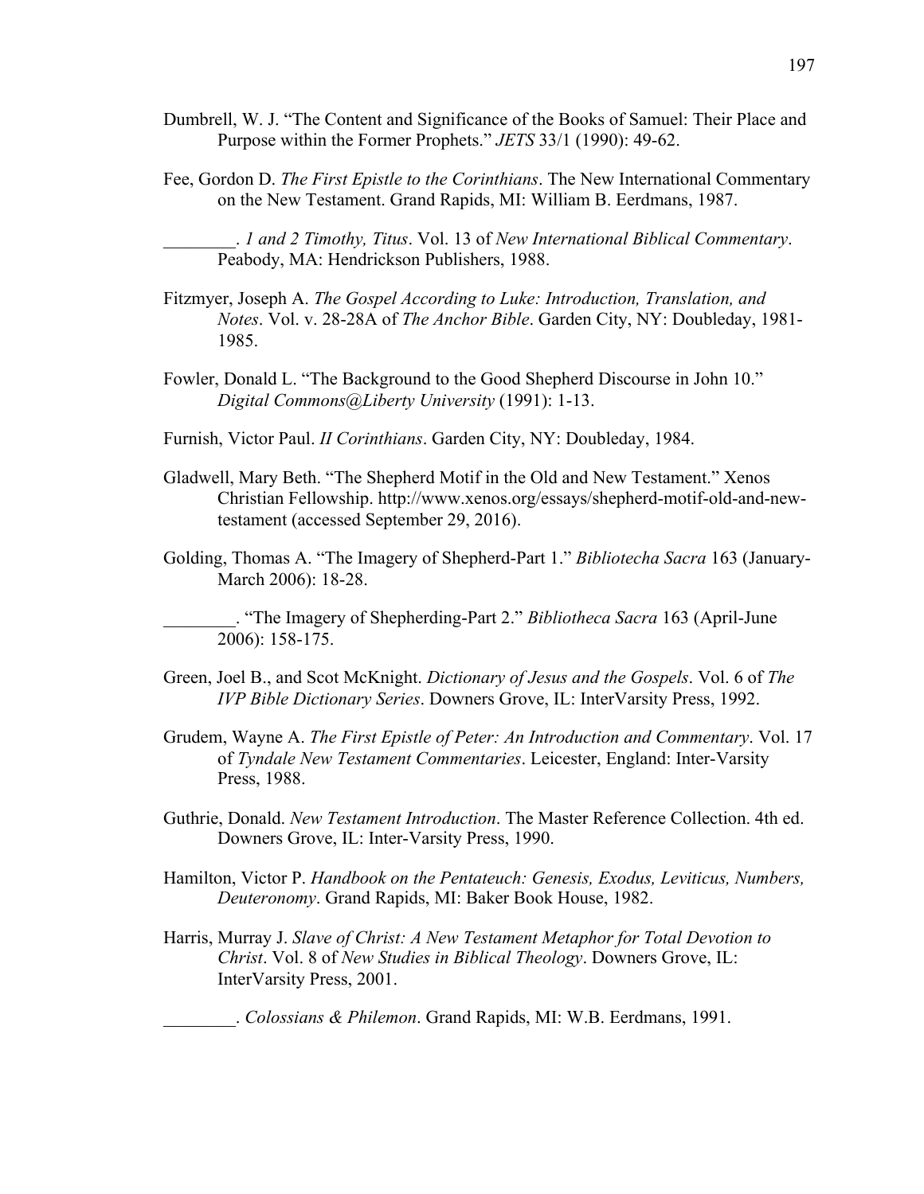Dumbrell, W. J. “The Content and Significance of the Books of Samuel: Their Place and Purpose within the Former Prophets.” *JETS* 33/1 (1990): 49-62.

Fee, Gordon D. *The First Epistle to the Corinthians*. The New International Commentary on the New Testament. Grand Rapids, MI: William B. Eerdmans, 1987.

________. *1 and 2 Timothy, Titus*. Vol. 13 of *New International Biblical Commentary*. Peabody, MA: Hendrickson Publishers, 1988.

Fitzmyer, Joseph A. *The Gospel According to Luke: Introduction, Translation, and Notes*. Vol. v. 28-28A of *The Anchor Bible*. Garden City, NY: Doubleday, 1981-1985.

Fowler, Donald L. “The Background to the Good Shepherd Discourse in John 10.” *Digital Commons@Liberty University* (1991): 1-13.

Furnish, Victor Paul. *II Corinthians*. Garden City, NY: Doubleday, 1984.

Gladwell, Mary Beth. “The Shepherd Motif in the Old and New Testament.” Xenos Christian Fellowship. http://www.xenos.org/essays/shepherd-motif-old-and-new-testament (accessed September 29, 2016).

Golding, Thomas A. “The Imagery of Shepherd-Part 1.” *Bibliotecha Sacra* 163 (January-March 2006): 18-28.

________. “The Imagery of Shepherding-Part 2.” *Bibliotheca Sacra* 163 (April-June 2006): 158-175.

Green, Joel B., and Scot McKnight. *Dictionary of Jesus and the Gospels*. Vol. 6 of *The IVP Bible Dictionary Series*. Downers Grove, IL: InterVarsity Press, 1992.

Grudem, Wayne A. *The First Epistle of Peter: An Introduction and Commentary*. Vol. 17 of *Tyndale New Testament Commentaries*. Leicester, England: Inter-Varsity Press, 1988.

Guthrie, Donald. *New Testament Introduction*. The Master Reference Collection. 4th ed. Downers Grove, IL: Inter-Varsity Press, 1990.

Hamilton, Victor P. *Handbook on the Pentateuch: Genesis, Exodus, Leviticus, Numbers, Deuteronomy*. Grand Rapids, MI: Baker Book House, 1982.

Harris, Murray J. *Slave of Christ: A New Testament Metaphor for Total Devotion to Christ*. Vol. 8 of *New Studies in Biblical Theology*. Downers Grove, IL: InterVarsity Press, 2001.

________. *Colossians & Philemon*. Grand Rapids, MI: W.B. Eerdmans, 1991.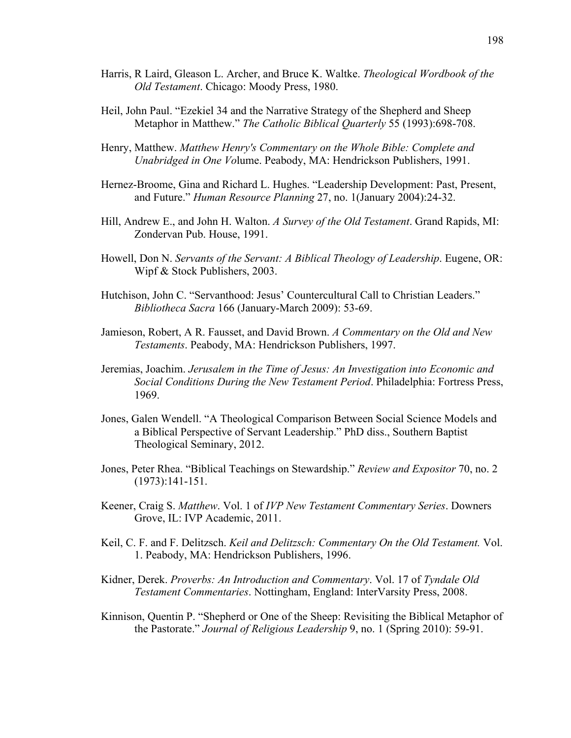Harris, R Laird, Gleason L. Archer, and Bruce K. Waltke. *Theological Wordbook of the Old Testament*. Chicago: Moody Press, 1980.

Heil, John Paul. "Ezekiel 34 and the Narrative Strategy of the Shepherd and Sheep Metaphor in Matthew." *The Catholic Biblical Quarterly* 55 (1993):698-708.

Henry, Matthew. *Matthew Henry's Commentary on the Whole Bible: Complete and Unabridged in One Vo*lume. Peabody, MA: Hendrickson Publishers, 1991.

Hernez-Broome, Gina and Richard L. Hughes. "Leadership Development: Past, Present, and Future." *Human Resource Planning* 27, no. 1(January 2004):24-32.

Hill, Andrew E., and John H. Walton. *A Survey of the Old Testament*. Grand Rapids, MI: Zondervan Pub. House, 1991.

Howell, Don N. *Servants of the Servant: A Biblical Theology of Leadership*. Eugene, OR: Wipf & Stock Publishers, 2003.

Hutchison, John C. "Servanthood: Jesus' Countercultural Call to Christian Leaders." *Bibliotheca Sacra* 166 (January-March 2009): 53-69.

Jamieson, Robert, A R. Fausset, and David Brown. *A Commentary on the Old and New Testaments*. Peabody, MA: Hendrickson Publishers, 1997.

Jeremias, Joachim. *Jerusalem in the Time of Jesus: An Investigation into Economic and Social Conditions During the New Testament Period*. Philadelphia: Fortress Press, 1969.

Jones, Galen Wendell. "A Theological Comparison Between Social Science Models and a Biblical Perspective of Servant Leadership." PhD diss., Southern Baptist Theological Seminary, 2012.

Jones, Peter Rhea. "Biblical Teachings on Stewardship." *Review and Expositor* 70, no. 2 (1973):141-151.

Keener, Craig S. *Matthew*. Vol. 1 of *IVP New Testament Commentary Series*. Downers Grove, IL: IVP Academic, 2011.

Keil, C. F. and F. Delitzsch. *Keil and Delitzsch: Commentary On the Old Testament.* Vol. 1. Peabody, MA: Hendrickson Publishers, 1996.

Kidner, Derek. *Proverbs: An Introduction and Commentary*. Vol. 17 of *Tyndale Old Testament Commentaries*. Nottingham, England: InterVarsity Press, 2008.

Kinnison, Quentin P. "Shepherd or One of the Sheep: Revisiting the Biblical Metaphor of the Pastorate." *Journal of Religious Leadership* 9, no. 1 (Spring 2010): 59-91.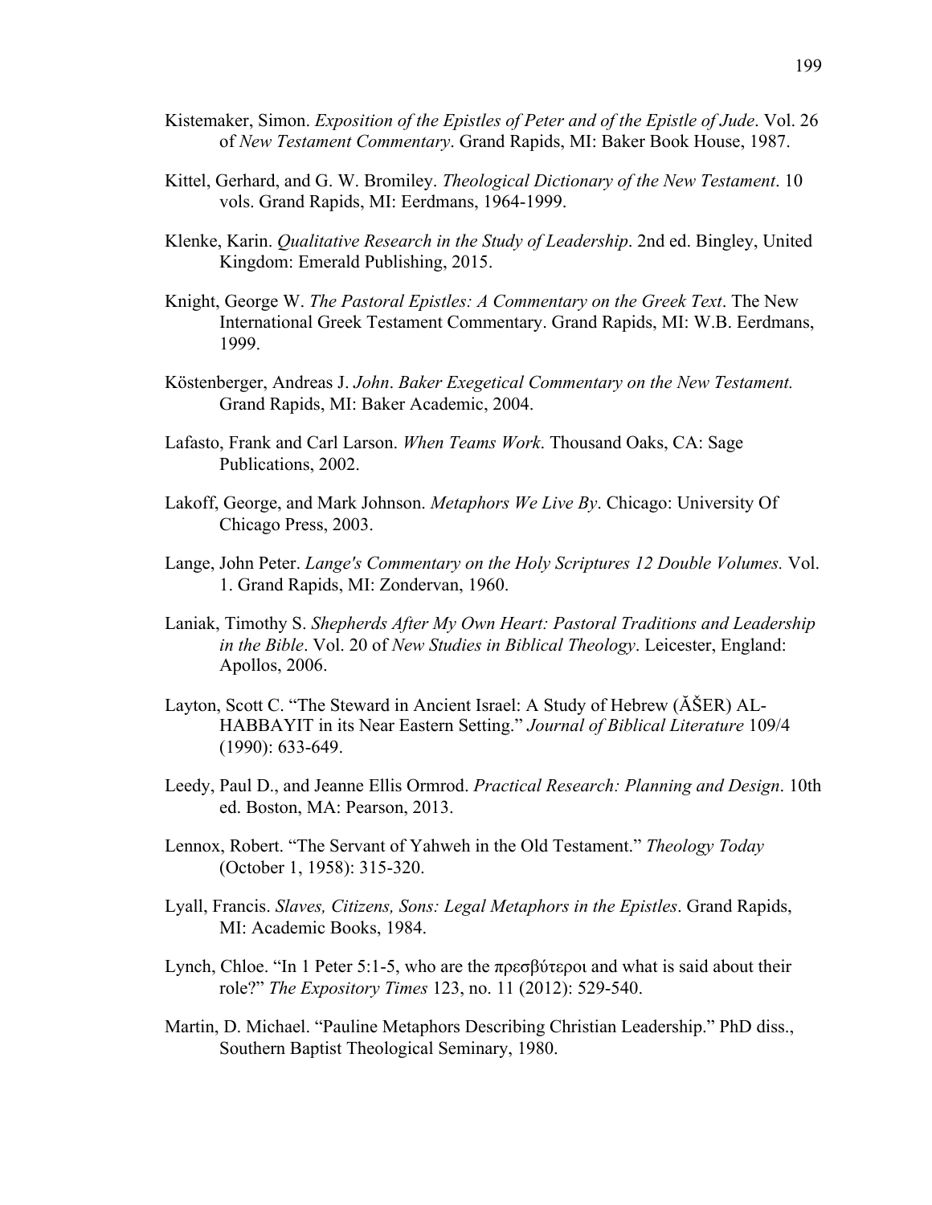Kistemaker, Simon. *Exposition of the Epistles of Peter and of the Epistle of Jude*. Vol. 26 of *New Testament Commentary*. Grand Rapids, MI: Baker Book House, 1987.

Kittel, Gerhard, and G. W. Bromiley. *Theological Dictionary of the New Testament*. 10 vols. Grand Rapids, MI: Eerdmans, 1964-1999.

Klenke, Karin. *Qualitative Research in the Study of Leadership*. 2nd ed. Bingley, United Kingdom: Emerald Publishing, 2015.

Knight, George W. *The Pastoral Epistles: A Commentary on the Greek Text*. The New International Greek Testament Commentary. Grand Rapids, MI: W.B. Eerdmans, 1999.

Köstenberger, Andreas J. *John*. *Baker Exegetical Commentary on the New Testament.* Grand Rapids, MI: Baker Academic, 2004.

Lafasto, Frank and Carl Larson. *When Teams Work*. Thousand Oaks, CA: Sage Publications, 2002.

Lakoff, George, and Mark Johnson. *Metaphors We Live By*. Chicago: University Of Chicago Press, 2003.

Lange, John Peter. *Lange's Commentary on the Holy Scriptures 12 Double Volumes.* Vol. 1. Grand Rapids, MI: Zondervan, 1960.

Laniak, Timothy S. *Shepherds After My Own Heart: Pastoral Traditions and Leadership in the Bible*. Vol. 20 of *New Studies in Biblical Theology*. Leicester, England: Apollos, 2006.

Layton, Scott C. "The Steward in Ancient Israel: A Study of Hebrew (ĂŠER) AL-HABBAYIT in its Near Eastern Setting." *Journal of Biblical Literature* 109/4 (1990): 633-649.

Leedy, Paul D., and Jeanne Ellis Ormrod. *Practical Research: Planning and Design*. 10th ed. Boston, MA: Pearson, 2013.

Lennox, Robert. "The Servant of Yahweh in the Old Testament." *Theology Today* (October 1, 1958): 315-320.

Lyall, Francis. *Slaves, Citizens, Sons: Legal Metaphors in the Epistles*. Grand Rapids, MI: Academic Books, 1984.

Lynch, Chloe. "In 1 Peter 5:1-5, who are the πρεσβύτεροι and what is said about their role?" *The Expository Times* 123, no. 11 (2012): 529-540.

Martin, D. Michael. "Pauline Metaphors Describing Christian Leadership." PhD diss., Southern Baptist Theological Seminary, 1980.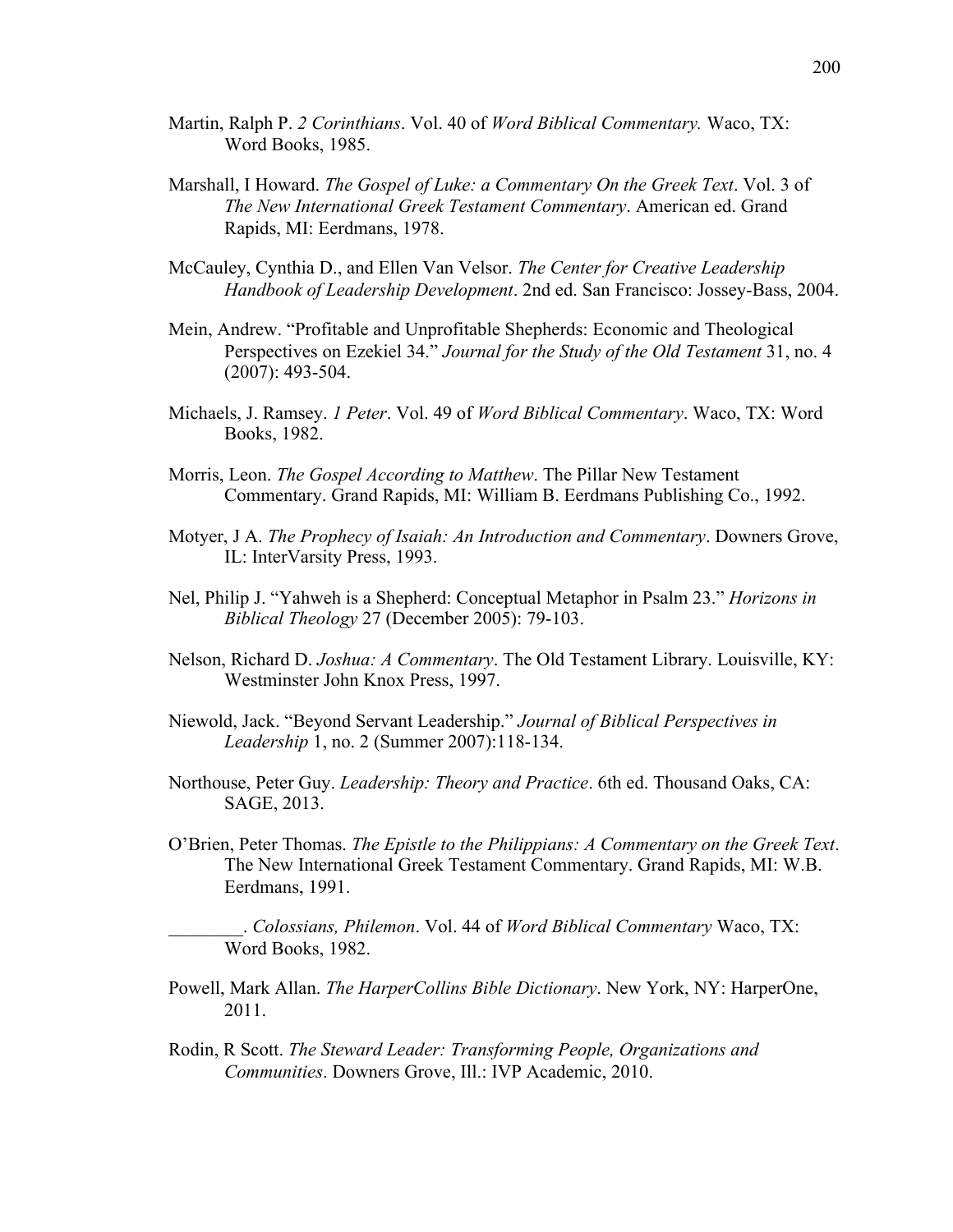Martin, Ralph P. *2 Corinthians*. Vol. 40 of *Word Biblical Commentary.* Waco, TX: Word Books, 1985.

Marshall, I Howard. *The Gospel of Luke: a Commentary On the Greek Text*. Vol. 3 of *The New International Greek Testament Commentary*. American ed. Grand Rapids, MI: Eerdmans, 1978.

McCauley, Cynthia D., and Ellen Van Velsor. *The Center for Creative Leadership Handbook of Leadership Development*. 2nd ed. San Francisco: Jossey-Bass, 2004.

Mein, Andrew. "Profitable and Unprofitable Shepherds: Economic and Theological Perspectives on Ezekiel 34." *Journal for the Study of the Old Testament* 31, no. 4 (2007): 493-504.

Michaels, J. Ramsey. *1 Peter*. Vol. 49 of *Word Biblical Commentary*. Waco, TX: Word Books, 1982.

Morris, Leon. *The Gospel According to Matthew*. The Pillar New Testament Commentary. Grand Rapids, MI: William B. Eerdmans Publishing Co., 1992.

Motyer, J A. *The Prophecy of Isaiah: An Introduction and Commentary*. Downers Grove, IL: InterVarsity Press, 1993.

Nel, Philip J. "Yahweh is a Shepherd: Conceptual Metaphor in Psalm 23." *Horizons in Biblical Theology* 27 (December 2005): 79-103.

Nelson, Richard D. *Joshua: A Commentary*. The Old Testament Library. Louisville, KY: Westminster John Knox Press, 1997.

Niewold, Jack. "Beyond Servant Leadership." *Journal of Biblical Perspectives in Leadership* 1, no. 2 (Summer 2007):118-134.

Northouse, Peter Guy. *Leadership: Theory and Practice*. 6th ed. Thousand Oaks, CA: SAGE, 2013.

O'Brien, Peter Thomas. *The Epistle to the Philippians: A Commentary on the Greek Text*. The New International Greek Testament Commentary. Grand Rapids, MI: W.B. Eerdmans, 1991.

________. *Colossians, Philemon*. Vol. 44 of *Word Biblical Commentary* Waco, TX: Word Books, 1982.

Powell, Mark Allan. *The HarperCollins Bible Dictionary*. New York, NY: HarperOne, 2011.

Rodin, R Scott. *The Steward Leader: Transforming People, Organizations and Communities*. Downers Grove, Ill.: IVP Academic, 2010.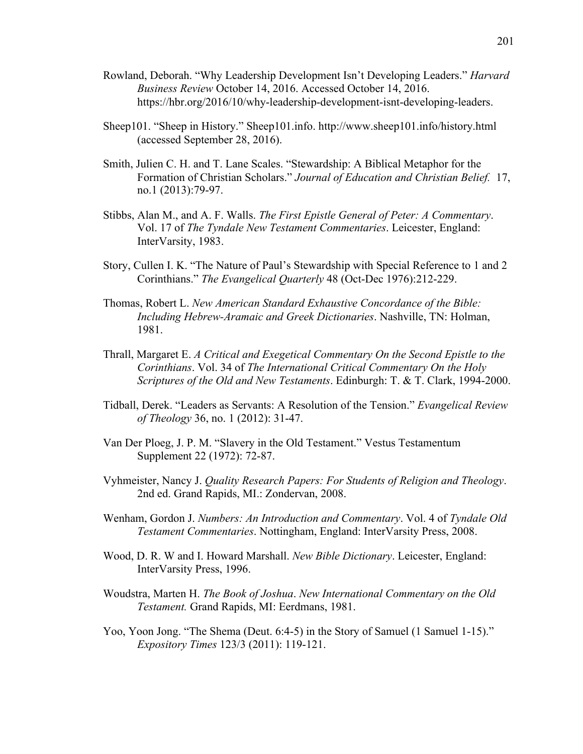Rowland, Deborah. "Why Leadership Development Isn't Developing Leaders." *Harvard Business Review* October 14, 2016. Accessed October 14, 2016. https://hbr.org/2016/10/why-leadership-development-isnt-developing-leaders.

Sheep101. "Sheep in History." Sheep101.info. http://www.sheep101.info/history.html (accessed September 28, 2016).

Smith, Julien C. H. and T. Lane Scales. "Stewardship: A Biblical Metaphor for the Formation of Christian Scholars." *Journal of Education and Christian Belief.* 17, no.1 (2013):79-97.

Stibbs, Alan M., and A. F. Walls. *The First Epistle General of Peter: A Commentary*. Vol. 17 of *The Tyndale New Testament Commentaries*. Leicester, England: InterVarsity, 1983.

Story, Cullen I. K. "The Nature of Paul's Stewardship with Special Reference to 1 and 2 Corinthians." *The Evangelical Quarterly* 48 (Oct-Dec 1976):212-229.

Thomas, Robert L. *New American Standard Exhaustive Concordance of the Bible: Including Hebrew-Aramaic and Greek Dictionaries*. Nashville, TN: Holman, 1981.

Thrall, Margaret E. *A Critical and Exegetical Commentary On the Second Epistle to the Corinthians*. Vol. 34 of *The International Critical Commentary On the Holy Scriptures of the Old and New Testaments*. Edinburgh: T. & T. Clark, 1994-2000.

Tidball, Derek. "Leaders as Servants: A Resolution of the Tension." *Evangelical Review of Theology* 36, no. 1 (2012): 31-47.

Van Der Ploeg, J. P. M. "Slavery in the Old Testament." Vestus Testamentum Supplement 22 (1972): 72-87.

Vyhmeister, Nancy J. *Quality Research Papers: For Students of Religion and Theology*. 2nd ed. Grand Rapids, MI.: Zondervan, 2008.

Wenham, Gordon J. *Numbers: An Introduction and Commentary*. Vol. 4 of *Tyndale Old Testament Commentaries*. Nottingham, England: InterVarsity Press, 2008.

Wood, D. R. W and I. Howard Marshall. *New Bible Dictionary*. Leicester, England: InterVarsity Press, 1996.

Woudstra, Marten H. *The Book of Joshua*. *New International Commentary on the Old Testament.* Grand Rapids, MI: Eerdmans, 1981.

Yoo, Yoon Jong. "The Shema (Deut. 6:4-5) in the Story of Samuel (1 Samuel 1-15)." *Expository Times* 123/3 (2011): 119-121.